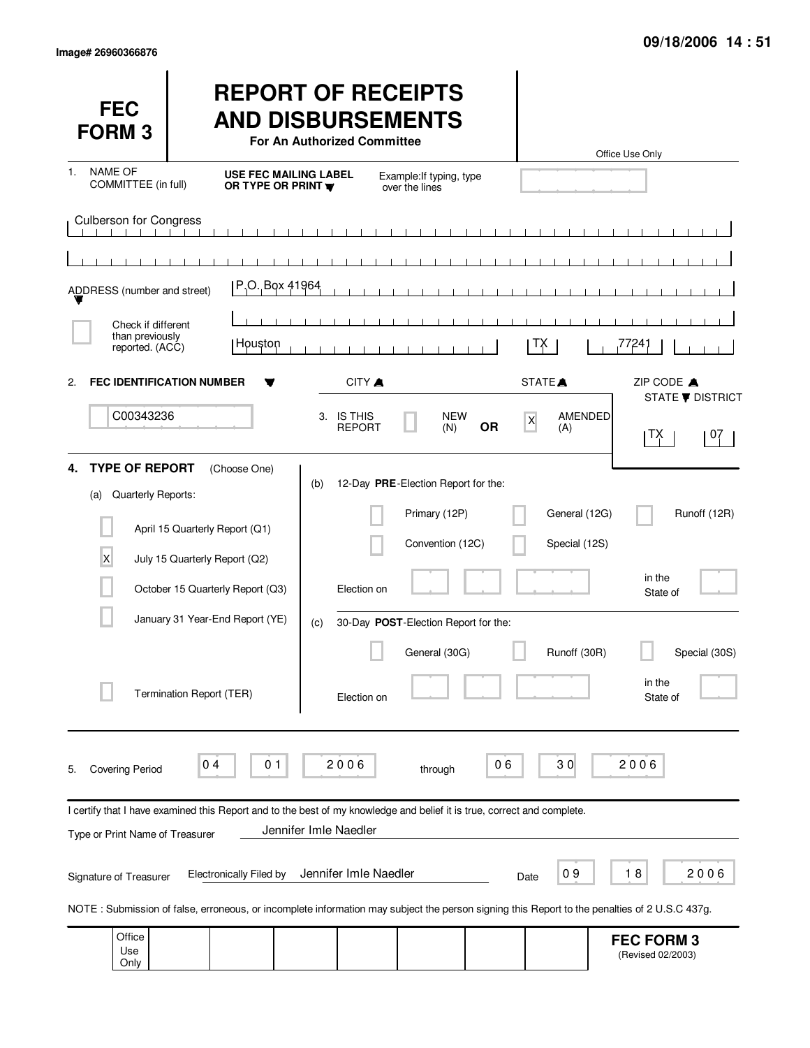Image# 26960366876

09/18/2006 14 : 51

# FEC FORM 3

# REPORT OF RECEIPTS AND DISBURSEMENTS

**For An Authorized Committee**

Office Use Only

1. NAME OF COMMITTEE (in full) — **USE FEC MAILING LABEL OR TYPE OR PRINT** — Example: If typing, type over the lines

Culberson for Congress

ADDRESS (number and street): P.O. Box 41964

[ ] Check if different than previously reported. (ACC)

Houston | TX | 77241

CITY | STATE | ZIP CODE

2. **FEC IDENTIFICATION NUMBER**: C00343236

3. IS THIS REPORT [ ] NEW (N) **OR** [X] AMENDED (A)

STATE / DISTRICT: TX 07

4. **TYPE OF REPORT** (Choose One)

(a) Quarterly Reports:

- [ ] April 15 Quarterly Report (Q1)
- [X] July 15 Quarterly Report (Q2)
- [ ] October 15 Quarterly Report (Q3)
- [ ] January 31 Year-End Report (YE)
- [ ] Termination Report (TER)

(b) 12-Day **PRE**-Election Report for the:

- [ ] Primary (12P)
- [ ] General (12G)
- [ ] Runoff (12R)
- [ ] Convention (12C)
- [ ] Special (12S)

Election on ______ in the State of ______

(c) 30-Day **POST**-Election Report for the:

- [ ] General (30G)
- [ ] Runoff (30R)
- [ ] Special (30S)

Election on ______ in the State of ______

5. Covering Period 04 01 2006 through 06 30 2006

I certify that I have examined this Report and to the best of my knowledge and belief it is true, correct and complete.

Type or Print Name of Treasurer: Jennifer Imle Naedler

Signature of Treasurer: Electronically Filed by Jennifer Imle Naedler — Date 09 18 2006

NOTE : Submission of false, erroneous, or incomplete information may subject the person signing this Report to the penalties of 2 U.S.C 437g.

Office Use Only

**FEC FORM 3** (Revised 02/2003)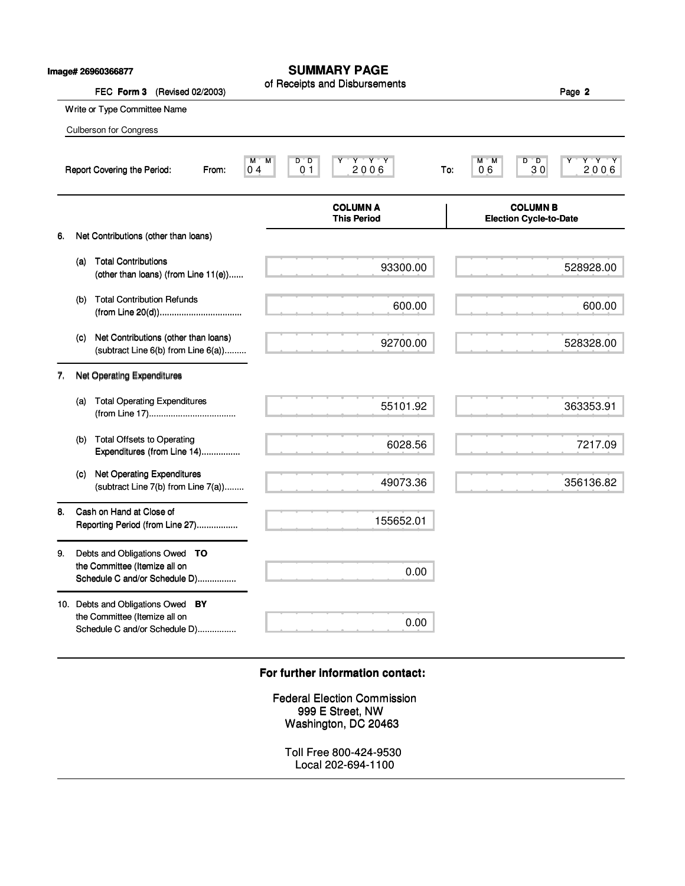Image# 26960366877

# SUMMARY PAGE
of Receipts and Disbursements

FEC **Form 3** (Revised 02/2003)

Page **2**

Write or Type Committee Name

Culberson for Congress

Report Covering the Period: From: 04 01 2006 To: 06 30 2006

| | COLUMN A This Period | COLUMN B Election Cycle-to-Date |
|---|---|---|
| 6. Net Contributions (other than loans) | | |
| (a) Total Contributions (other than loans) (from Line 11(e)) | 93300.00 | 528928.00 |
| (b) Total Contribution Refunds (from Line 20(d)) | 600.00 | 600.00 |
| (c) Net Contributions (other than loans) (subtract Line 6(b) from Line 6(a)) | 92700.00 | 528328.00 |
| 7. Net Operating Expenditures | | |
| (a) Total Operating Expenditures (from Line 17) | 55101.92 | 363353.91 |
| (b) Total Offsets to Operating Expenditures (from Line 14) | 6028.56 | 7217.09 |
| (c) Net Operating Expenditures (subtract Line 7(b) from Line 7(a)) | 49073.36 | 356136.82 |
| 8. Cash on Hand at Close of Reporting Period (from Line 27) | 155652.01 | |
| 9. Debts and Obligations Owed **TO** the Committee (Itemize all on Schedule C and/or Schedule D) | 0.00 | |
| 10. Debts and Obligations Owed **BY** the Committee (Itemize all on Schedule C and/or Schedule D) | 0.00 | |

**For further information contact:**

Federal Election Commission
999 E Street, NW
Washington, DC 20463

Toll Free 800-424-9530
Local 202-694-1100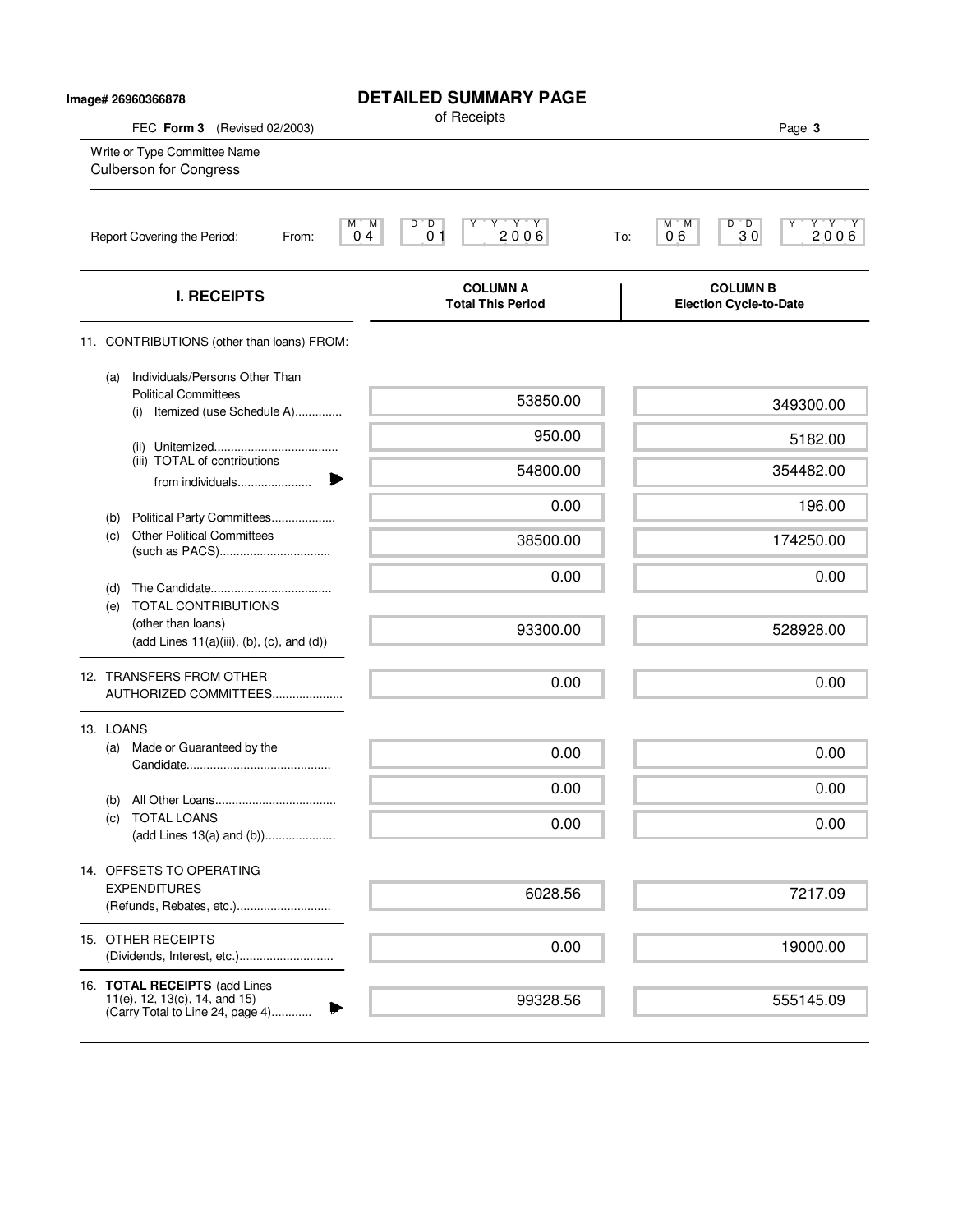Image# 26960366878

# DETAILED SUMMARY PAGE

of Receipts

FEC **Form 3** (Revised 02/2003)

Write or Type Committee Name
Culberson for Congress

Report Covering the Period: From: 04 01 2006 To: 06 30 2006

| I. RECEIPTS | COLUMN A Total This Period | COLUMN B Election Cycle-to-Date |
|---|---|---|
| 11. CONTRIBUTIONS (other than loans) FROM: | | |
| (a) Individuals/Persons Other Than Political Committees | | |
| (i) Itemized (use Schedule A)............. | 53850.00 | 349300.00 |
| (ii) Unitemized.................................... | 950.00 | 5182.00 |
| (iii) TOTAL of contributions from individuals...................... | 54800.00 | 354482.00 |
| (b) Political Party Committees.................. | 0.00 | 196.00 |
| (c) Other Political Committees (such as PACS)................................ | 38500.00 | 174250.00 |
| (d) The Candidate.................................... | 0.00 | 0.00 |
| (e) TOTAL CONTRIBUTIONS (other than loans) (add Lines 11(a)(iii), (b), (c), and (d)) | 93300.00 | 528928.00 |
| 12. TRANSFERS FROM OTHER AUTHORIZED COMMITTEES.................... | 0.00 | 0.00 |
| 13. LOANS | | |
| (a) Made or Guaranteed by the Candidate.......................................... | 0.00 | 0.00 |
| (b) All Other Loans.................................... | 0.00 | 0.00 |
| (c) TOTAL LOANS (add Lines 13(a) and (b))..................... | 0.00 | 0.00 |
| 14. OFFSETS TO OPERATING EXPENDITURES (Refunds, Rebates, etc.)............................ | 6028.56 | 7217.09 |
| 15. OTHER RECEIPTS (Dividends, Interest, etc.)............................ | 0.00 | 19000.00 |
| 16. **TOTAL RECEIPTS** (add Lines 11(e), 12, 13(c), 14, and 15) (Carry Total to Line 24, page 4)............ | 99328.56 | 555145.09 |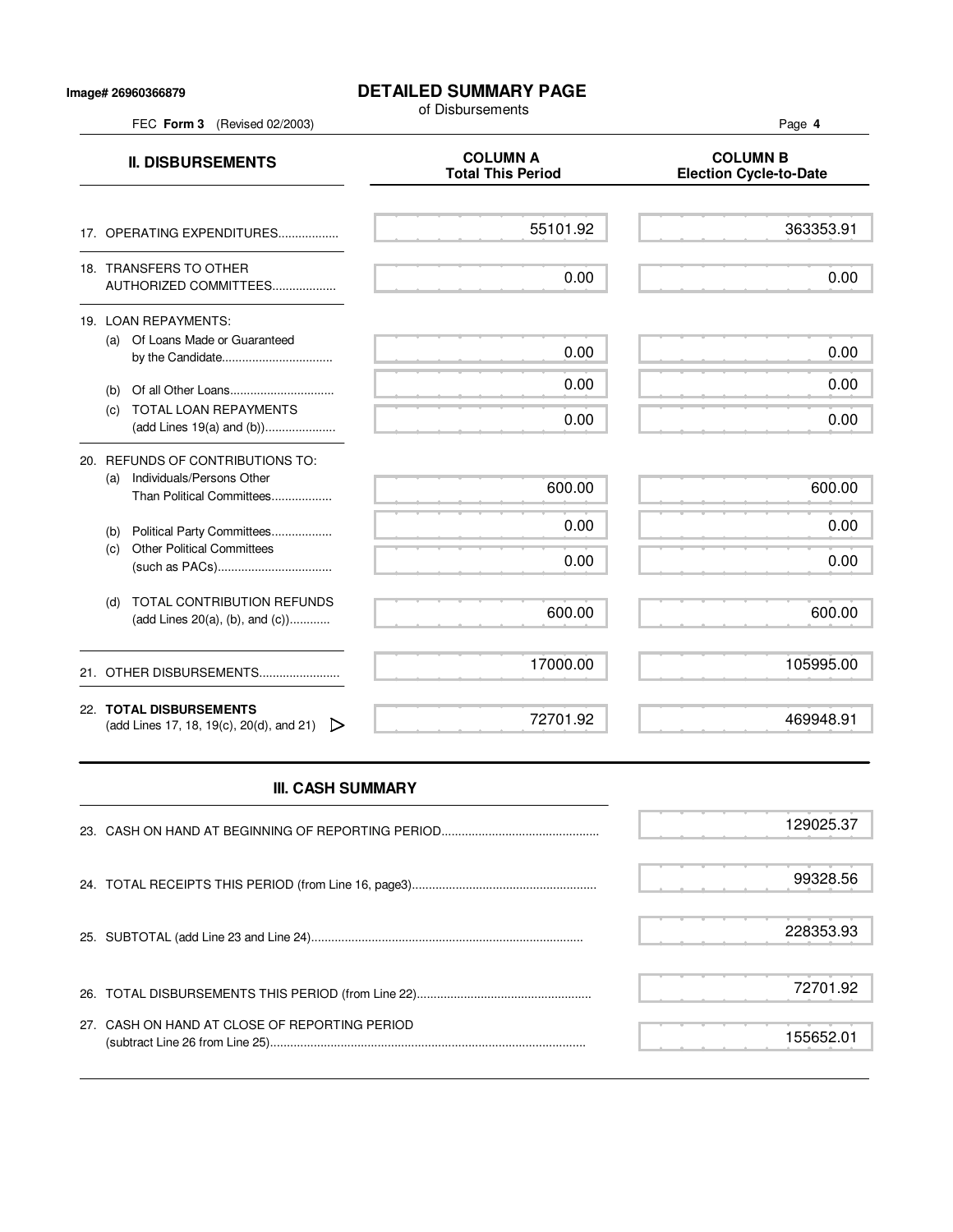Image# 26960366879

# DETAILED SUMMARY PAGE

of Disbursements

FEC **Form 3** (Revised 02/2003)

| **II. DISBURSEMENTS** | **COLUMN A Total This Period** | **COLUMN B Election Cycle-to-Date** |
|---|---|---|
| 17. OPERATING EXPENDITURES.................. | 55101.92 | 363353.91 |
| 18. TRANSFERS TO OTHER AUTHORIZED COMMITTEES................... | 0.00 | 0.00 |
| 19. LOAN REPAYMENTS: | | |
| (a) Of Loans Made or Guaranteed by the Candidate................................. | 0.00 | 0.00 |
| (b) Of all Other Loans............................... | 0.00 | 0.00 |
| (c) TOTAL LOAN REPAYMENTS (add Lines 19(a) and (b))..................... | 0.00 | 0.00 |
| 20. REFUNDS OF CONTRIBUTIONS TO: | | |
| (a) Individuals/Persons Other Than Political Committees.................. | 600.00 | 600.00 |
| (b) Political Party Committees.................. | 0.00 | 0.00 |
| (c) Other Political Committees (such as PACs).................................. | 0.00 | 0.00 |
| (d) TOTAL CONTRIBUTION REFUNDS (add Lines 20(a), (b), and (c))............ | 600.00 | 600.00 |
| 21. OTHER DISBURSEMENTS........................ | 17000.00 | 105995.00 |
| 22. **TOTAL DISBURSEMENTS** (add Lines 17, 18, 19(c), 20(d), and 21) ▷ | 72701.92 | 469948.91 |

## III. CASH SUMMARY

| | |
|---|---|
| 23. CASH ON HAND AT BEGINNING OF REPORTING PERIOD............................................... | 129025.37 |
| 24. TOTAL RECEIPTS THIS PERIOD (from Line 16, page3)...................................................... | 99328.56 |
| 25. SUBTOTAL (add Line 23 and Line 24)................................................................................ | 228353.93 |
| 26. TOTAL DISBURSEMENTS THIS PERIOD (from Line 22)................................................... | 72701.92 |
| 27. CASH ON HAND AT CLOSE OF REPORTING PERIOD (subtract Line 26 from Line 25)............................................................................................. | 155652.01 |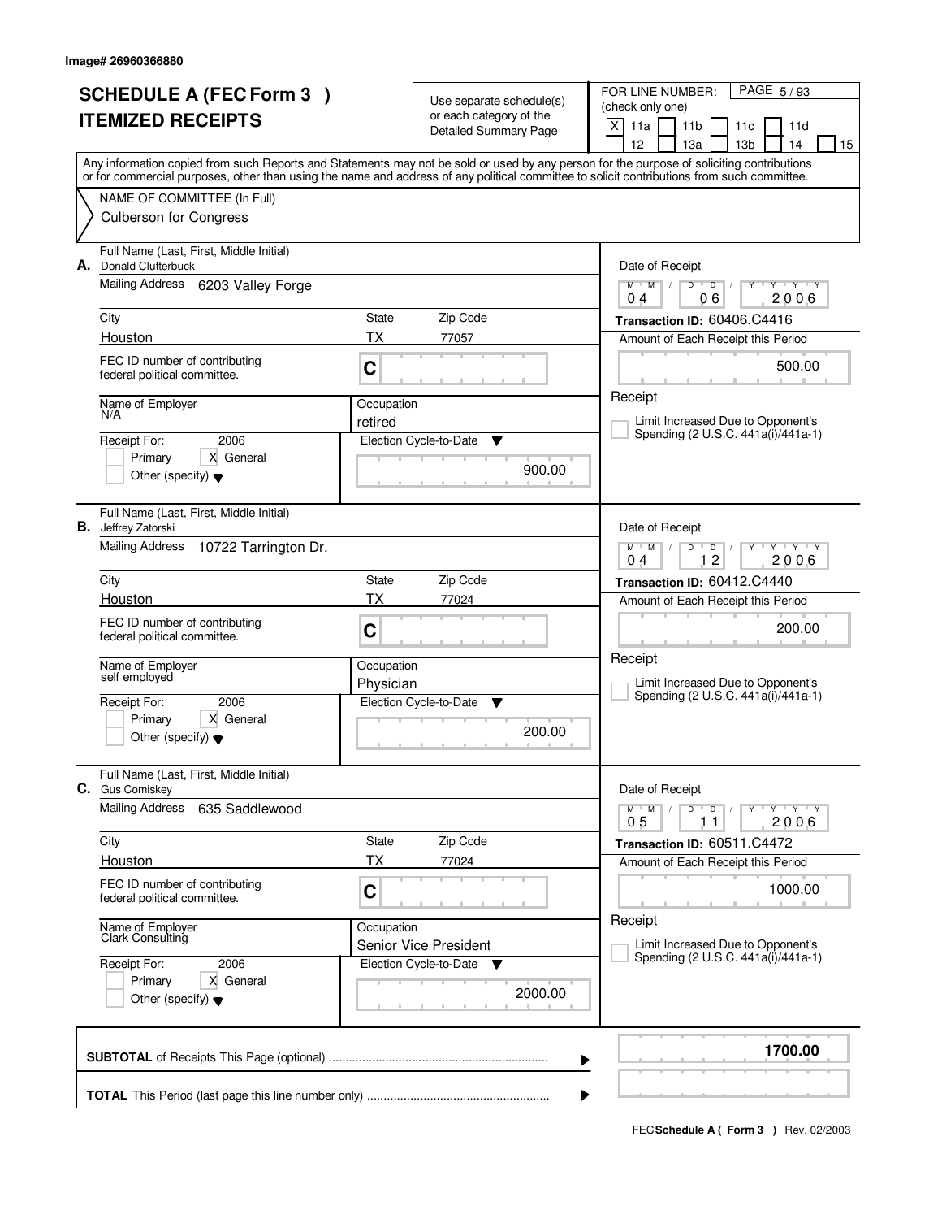Image# 26960366880

# SCHEDULE A (FEC Form 3 ) ITEMIZED RECEIPTS

Use separate schedule(s) or each category of the Detailed Summary Page

FOR LINE NUMBER: (check only one)

[X] 11a [ ] 11b [ ] 11c [ ] 11d [ ] 12 [ ] 13a [ ] 13b [ ] 14 [ ] 15

Any information copied from such Reports and Statements may not be sold or used by any person for the purpose of soliciting contributions or for commercial purposes, other than using the name and address of any political committee to solicit contributions from such committee.

NAME OF COMMITTEE (In Full): Culberson for Congress

---

**A.** Full Name (Last, First, Middle Initial): Donald Clutterbuck

Mailing Address: 6203 Valley Forge

City: Houston | State: TX | Zip Code: 77057

FEC ID number of contributing federal political committee: C

Name of Employer: N/A

Occupation: retired

Receipt For: 2006 — [ ] Primary [X] General [ ] Other (specify)

Election Cycle-to-Date: 900.00

Date of Receipt: 04/06/2006

Transaction ID: 60406.C4416

Amount of Each Receipt this Period: 500.00

[ ] Limit Increased Due to Opponent's Spending (2 U.S.C. 441a(i)/441a-1)

---

**B.** Full Name (Last, First, Middle Initial): Jeffrey Zatorski

Mailing Address: 10722 Tarrington Dr.

City: Houston | State: TX | Zip Code: 77024

FEC ID number of contributing federal political committee: C

Name of Employer: self employed

Occupation: Physician

Receipt For: 2006 — [ ] Primary [X] General [ ] Other (specify)

Election Cycle-to-Date: 200.00

Date of Receipt: 04/12/2006

Transaction ID: 60412.C4440

Amount of Each Receipt this Period: 200.00

[ ] Limit Increased Due to Opponent's Spending (2 U.S.C. 441a(i)/441a-1)

---

**C.** Full Name (Last, First, Middle Initial): Gus Comiskey

Mailing Address: 635 Saddlewood

City: Houston | State: TX | Zip Code: 77024

FEC ID number of contributing federal political committee: C

Name of Employer: Clark Consulting

Occupation: Senior Vice President

Receipt For: 2006 — [ ] Primary [X] General [ ] Other (specify)

Election Cycle-to-Date: 2000.00

Date of Receipt: 05/11/2006

Transaction ID: 60511.C4472

Amount of Each Receipt this Period: 1000.00

[ ] Limit Increased Due to Opponent's Spending (2 U.S.C. 441a(i)/441a-1)

---

**SUBTOTAL** of Receipts This Page (optional): **1700.00**

**TOTAL** This Period (last page this line number only):

FEC **Schedule A ( Form 3 )** Rev. 02/2003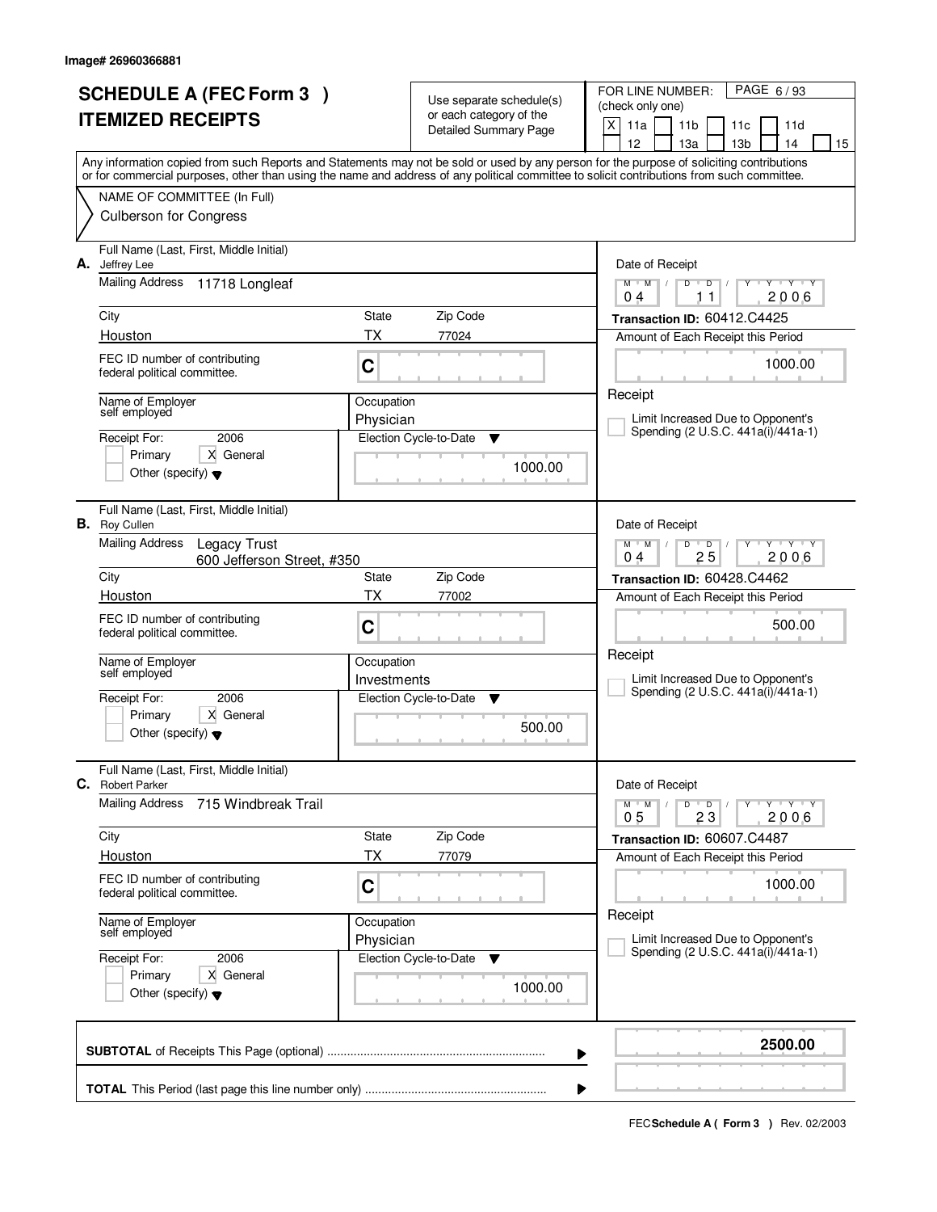Image# 26960366881

# SCHEDULE A (FEC Form 3 )
# ITEMIZED RECEIPTS

Use separate schedule(s) or each category of the Detailed Summary Page

FOR LINE NUMBER: (check only one)

- [X] 11a
- [ ] 11b
- [ ] 11c
- [ ] 11d
- [ ] 12
- [ ] 13a
- [ ] 13b
- [ ] 14
- [ ] 15

PAGE 6 / 93

Any information copied from such Reports and Statements may not be sold or used by any person for the purpose of soliciting contributions or for commercial purposes, other than using the name and address of any political committee to solicit contributions from such committee.

NAME OF COMMITTEE (In Full)
Culberson for Congress

---

**A.** Full Name (Last, First, Middle Initial): Jeffrey Lee

Mailing Address: 11718 Longleaf

| City | State | Zip Code |
|---|---|---|
| Houston | TX | 77024 |

FEC ID number of contributing federal political committee: C

Name of Employer: self employed
Occupation: Physician

Receipt For: 2006
- [ ] Primary
- [X] General
- [ ] Other (specify)

Election Cycle-to-Date: 1000.00

Date of Receipt: 04 / 11 / 2006
Transaction ID: 60412.C4425
Amount of Each Receipt this Period: 1000.00
Receipt
- [ ] Limit Increased Due to Opponent's Spending (2 U.S.C. 441a(i)/441a-1)

---

**B.** Full Name (Last, First, Middle Initial): Roy Cullen

Mailing Address: Legacy Trust
600 Jefferson Street, #350

| City | State | Zip Code |
|---|---|---|
| Houston | TX | 77002 |

FEC ID number of contributing federal political committee: C

Name of Employer: self employed
Occupation: Investments

Receipt For: 2006
- [ ] Primary
- [X] General
- [ ] Other (specify)

Election Cycle-to-Date: 500.00

Date of Receipt: 04 / 25 / 2006
Transaction ID: 60428.C4462
Amount of Each Receipt this Period: 500.00
Receipt
- [ ] Limit Increased Due to Opponent's Spending (2 U.S.C. 441a(i)/441a-1)

---

**C.** Full Name (Last, First, Middle Initial): Robert Parker

Mailing Address: 715 Windbreak Trail

| City | State | Zip Code |
|---|---|---|
| Houston | TX | 77079 |

FEC ID number of contributing federal political committee: C

Name of Employer: self employed
Occupation: Physician

Receipt For: 2006
- [ ] Primary
- [X] General
- [ ] Other (specify)

Election Cycle-to-Date: 1000.00

Date of Receipt: 05 / 23 / 2006
Transaction ID: 60607.C4487
Amount of Each Receipt this Period: 1000.00
Receipt
- [ ] Limit Increased Due to Opponent's Spending (2 U.S.C. 441a(i)/441a-1)

---

**SUBTOTAL** of Receipts This Page (optional): **2500.00**

**TOTAL** This Period (last page this line number only):

FEC **Schedule A ( Form 3 )** Rev. 02/2003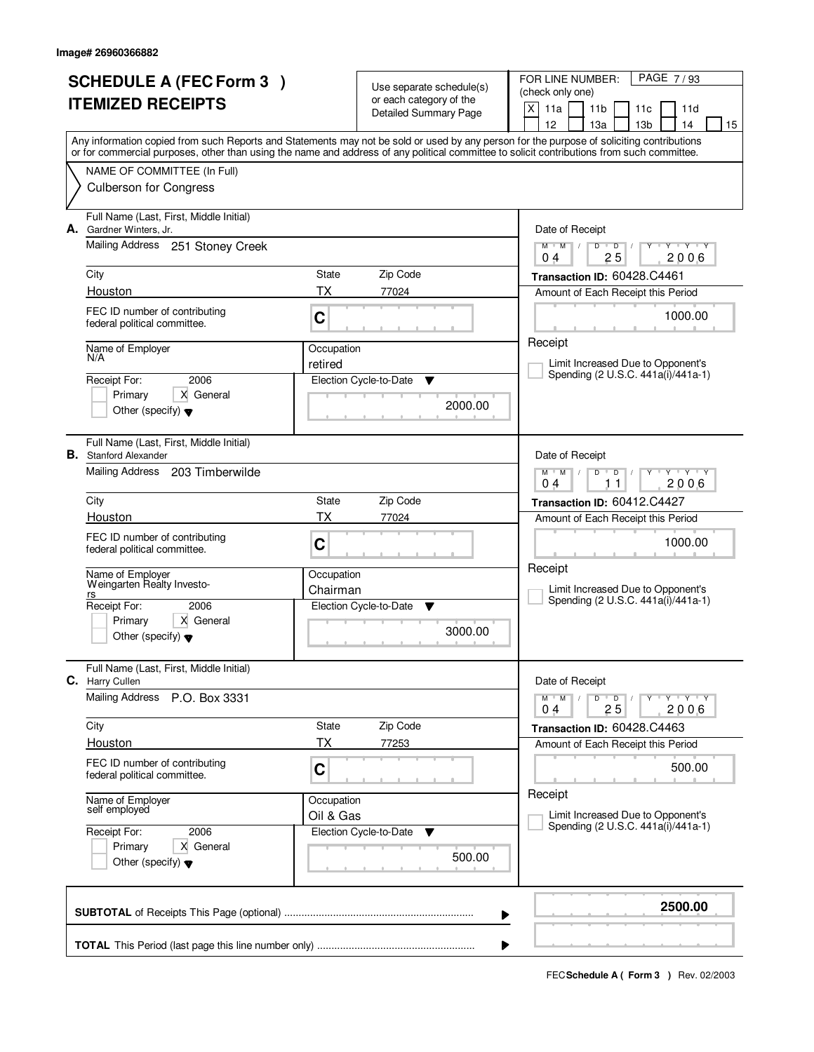Image# 26960366882

# SCHEDULE A (FEC Form 3 )
# ITEMIZED RECEIPTS

Use separate schedule(s) or each category of the Detailed Summary Page

FOR LINE NUMBER: (check only one)
[X] 11a [ ] 11b [ ] 11c [ ] 11d [ ] 12 [ ] 13a [ ] 13b [ ] 14 [ ] 15

PAGE 7 / 93

Any information copied from such Reports and Statements may not be sold or used by any person for the purpose of soliciting contributions or for commercial purposes, other than using the name and address of any political committee to solicit contributions from such committee.

NAME OF COMMITTEE (In Full)
Culberson for Congress

---

**A.** Full Name (Last, First, Middle Initial): Gardner Winters, Jr.

Mailing Address: 251 Stoney Creek

| City | State | Zip Code |
|---|---|---|
| Houston | TX | 77024 |

FEC ID number of contributing federal political committee: C

Name of Employer: N/A

Occupation: retired

Receipt For: 2006 — [ ] Primary [X] General [ ] Other (specify)

Election Cycle-to-Date: 2000.00

Date of Receipt: 04 / 25 / 2006

Transaction ID: 60428.C4461

Amount of Each Receipt this Period: 1000.00

Receipt

[ ] Limit Increased Due to Opponent's Spending (2 U.S.C. 441a(i)/441a-1)

---

**B.** Full Name (Last, First, Middle Initial): Stanford Alexander

Mailing Address: 203 Timberwilde

| City | State | Zip Code |
|---|---|---|
| Houston | TX | 77024 |

FEC ID number of contributing federal political committee: C

Name of Employer: Weingarten Realty Investors

Occupation: Chairman

Receipt For: 2006 — [ ] Primary [X] General [ ] Other (specify)

Election Cycle-to-Date: 3000.00

Date of Receipt: 04 / 11 / 2006

Transaction ID: 60412.C4427

Amount of Each Receipt this Period: 1000.00

Receipt

[ ] Limit Increased Due to Opponent's Spending (2 U.S.C. 441a(i)/441a-1)

---

**C.** Full Name (Last, First, Middle Initial): Harry Cullen

Mailing Address: P.O. Box 3331

| City | State | Zip Code |
|---|---|---|
| Houston | TX | 77253 |

FEC ID number of contributing federal political committee: C

Name of Employer: self employed

Occupation: Oil & Gas

Receipt For: 2006 — [ ] Primary [X] General [ ] Other (specify)

Election Cycle-to-Date: 500.00

Date of Receipt: 04 / 25 / 2006

Transaction ID: 60428.C4463

Amount of Each Receipt this Period: 500.00

Receipt

[ ] Limit Increased Due to Opponent's Spending (2 U.S.C. 441a(i)/441a-1)

---

**SUBTOTAL** of Receipts This Page (optional): **2500.00**

**TOTAL** This Period (last page this line number only):

FEC **Schedule A ( Form 3 )** Rev. 02/2003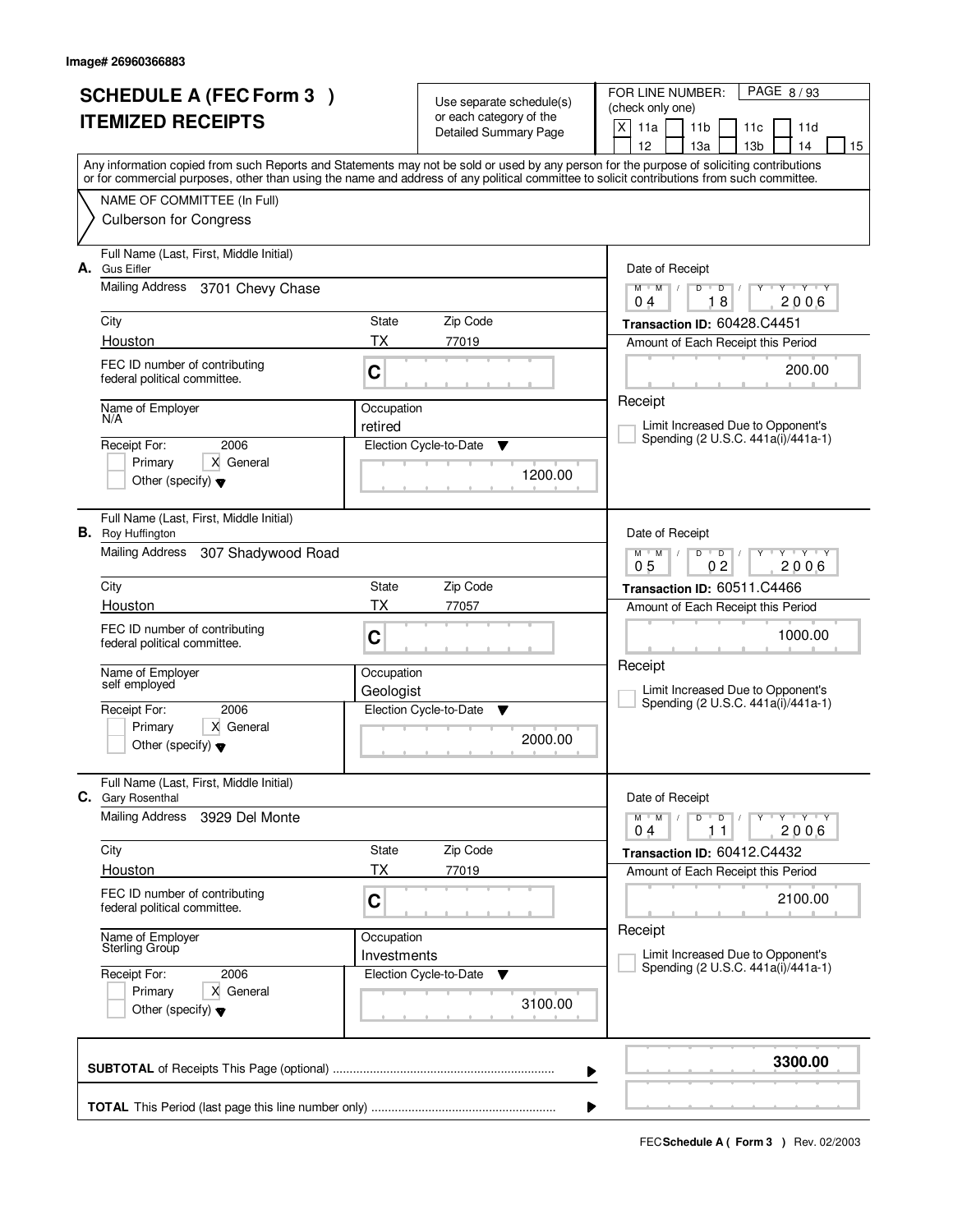Image# 26960366883

# SCHEDULE A (FEC Form 3 )
# ITEMIZED RECEIPTS

Use separate schedule(s) or each category of the Detailed Summary Page

FOR LINE NUMBER: (check only one) PAGE 8 / 93

[X] 11a [ ] 11b [ ] 11c [ ] 11d [ ] 12 [ ] 13a [ ] 13b [ ] 14 [ ] 15

Any information copied from such Reports and Statements may not be sold or used by any person for the purpose of soliciting contributions or for commercial purposes, other than using the name and address of any political committee to solicit contributions from such committee.

NAME OF COMMITTEE (In Full)
Culberson for Congress

---

**A.** Full Name (Last, First, Middle Initial): Gus Eifler

Mailing Address: 3701 Chevy Chase

City: Houston | State: TX | Zip Code: 77019

FEC ID number of contributing federal political committee: C

Name of Employer: N/A

Occupation: retired

Receipt For: 2006 [ ] Primary [X] General [ ] Other (specify)

Election Cycle-to-Date: 1200.00

Date of Receipt: 04 / 18 / 2006

Transaction ID: 60428.C4451

Amount of Each Receipt this Period: 200.00

Receipt

[ ] Limit Increased Due to Opponent's Spending (2 U.S.C. 441a(i)/441a-1)

---

**B.** Full Name (Last, First, Middle Initial): Roy Huffington

Mailing Address: 307 Shadywood Road

City: Houston | State: TX | Zip Code: 77057

FEC ID number of contributing federal political committee: C

Name of Employer: self employed

Occupation: Geologist

Receipt For: 2006 [ ] Primary [X] General [ ] Other (specify)

Election Cycle-to-Date: 2000.00

Date of Receipt: 05 / 02 / 2006

Transaction ID: 60511.C4466

Amount of Each Receipt this Period: 1000.00

Receipt

[ ] Limit Increased Due to Opponent's Spending (2 U.S.C. 441a(i)/441a-1)

---

**C.** Full Name (Last, First, Middle Initial): Gary Rosenthal

Mailing Address: 3929 Del Monte

City: Houston | State: TX | Zip Code: 77019

FEC ID number of contributing federal political committee: C

Name of Employer: Sterling Group

Occupation: Investments

Receipt For: 2006 [ ] Primary [X] General [ ] Other (specify)

Election Cycle-to-Date: 3100.00

Date of Receipt: 04 / 11 / 2006

Transaction ID: 60412.C4432

Amount of Each Receipt this Period: 2100.00

Receipt

[ ] Limit Increased Due to Opponent's Spending (2 U.S.C. 441a(i)/441a-1)

---

**SUBTOTAL** of Receipts This Page (optional): **3300.00**

**TOTAL** This Period (last page this line number only):

FEC **Schedule A ( Form 3 )** Rev. 02/2003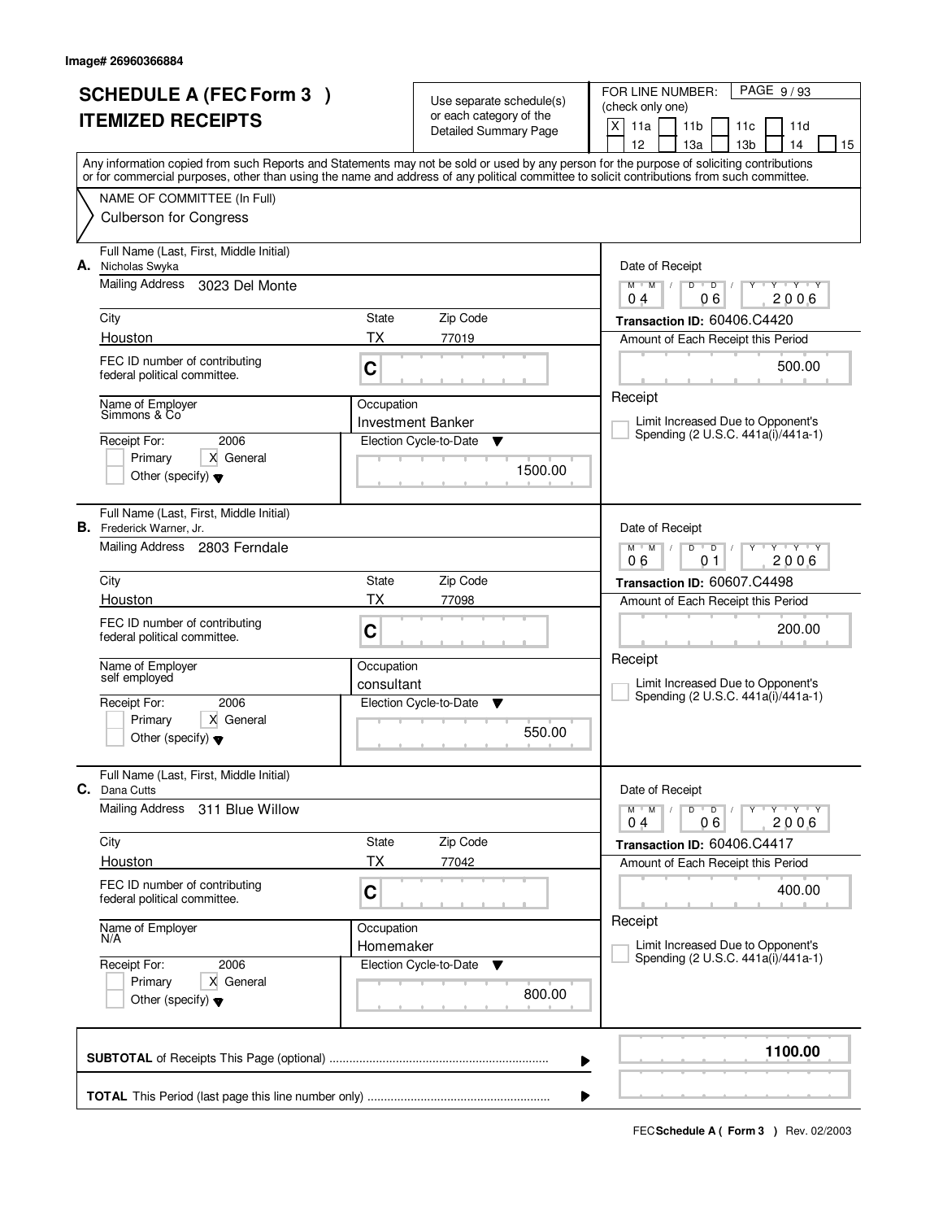Image# 26960366884

# SCHEDULE A (FEC Form 3 )
# ITEMIZED RECEIPTS

Use separate schedule(s) or each category of the Detailed Summary Page

FOR LINE NUMBER: (check only one)

[X] 11a [ ] 11b [ ] 11c [ ] 11d [ ] 12 [ ] 13a [ ] 13b [ ] 14 [ ] 15

Any information copied from such Reports and Statements may not be sold or used by any person for the purpose of soliciting contributions or for commercial purposes, other than using the name and address of any political committee to solicit contributions from such committee.

NAME OF COMMITTEE (In Full)

Culberson for Congress

---

**A.** Full Name (Last, First, Middle Initial): Nicholas Swyka

Mailing Address: 3023 Del Monte

City: Houston | State: TX | Zip Code: 77019

FEC ID number of contributing federal political committee: C

Name of Employer: Simmons & Co

Occupation: Investment Banker

Receipt For: 2006 [ ] Primary [X] General [ ] Other (specify)

Election Cycle-to-Date: 1500.00

Date of Receipt: 04/06/2006

Transaction ID: 60406.C4420

Amount of Each Receipt this Period: 500.00

Receipt [ ] Limit Increased Due to Opponent's Spending (2 U.S.C. 441a(i)/441a-1)

---

**B.** Full Name (Last, First, Middle Initial): Frederick Warner, Jr.

Mailing Address: 2803 Ferndale

City: Houston | State: TX | Zip Code: 77098

FEC ID number of contributing federal political committee: C

Name of Employer: self employed

Occupation: consultant

Receipt For: 2006 [ ] Primary [X] General [ ] Other (specify)

Election Cycle-to-Date: 550.00

Date of Receipt: 06/01/2006

Transaction ID: 60607.C4498

Amount of Each Receipt this Period: 200.00

Receipt [ ] Limit Increased Due to Opponent's Spending (2 U.S.C. 441a(i)/441a-1)

---

**C.** Full Name (Last, First, Middle Initial): Dana Cutts

Mailing Address: 311 Blue Willow

City: Houston | State: TX | Zip Code: 77042

FEC ID number of contributing federal political committee: C

Name of Employer: N/A

Occupation: Homemaker

Receipt For: 2006 [ ] Primary [X] General [ ] Other (specify)

Election Cycle-to-Date: 800.00

Date of Receipt: 04/06/2006

Transaction ID: 60406.C4417

Amount of Each Receipt this Period: 400.00

Receipt [ ] Limit Increased Due to Opponent's Spending (2 U.S.C. 441a(i)/441a-1)

---

**SUBTOTAL** of Receipts This Page (optional): **1100.00**

**TOTAL** This Period (last page this line number only):

FEC **Schedule A ( Form 3 )** Rev. 02/2003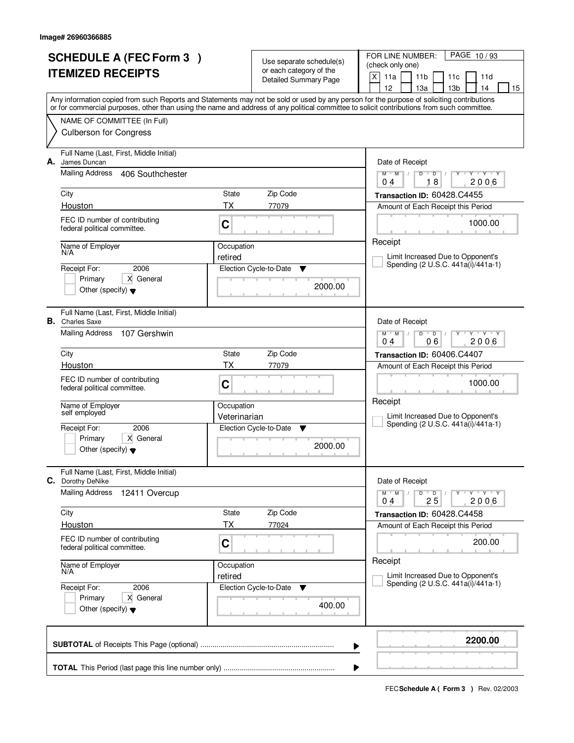Image# 26960366885

# SCHEDULE A (FEC Form 3 )
# ITEMIZED RECEIPTS

Use separate schedule(s) or each category of the Detailed Summary Page

FOR LINE NUMBER: (check only one)
[X] 11a [ ] 11b [ ] 11c [ ] 11d [ ] 12 [ ] 13a [ ] 13b [ ] 14 [ ] 15

PAGE 10 / 93

Any information copied from such Reports and Statements may not be sold or used by any person for the purpose of soliciting contributions or for commercial purposes, other than using the name and address of any political committee to solicit contributions from such committee.

NAME OF COMMITTEE (In Full)
Culberson for Congress

---

**A.** Full Name (Last, First, Middle Initial): James Duncan
Mailing Address: 406 Southchester
City: Houston | State: TX | Zip Code: 77079
FEC ID number of contributing federal political committee: C
Name of Employer: N/A
Occupation: retired
Receipt For: 2006 [ ] Primary [X] General [ ] Other (specify)
Election Cycle-to-Date: 2000.00
Date of Receipt: 04/18/2006
Transaction ID: 60428.C4455
Amount of Each Receipt this Period: 1000.00
Receipt [ ] Limit Increased Due to Opponent's Spending (2 U.S.C. 441a(i)/441a-1)

---

**B.** Full Name (Last, First, Middle Initial): Charles Saxe
Mailing Address: 107 Gershwin
City: Houston | State: TX | Zip Code: 77079
FEC ID number of contributing federal political committee: C
Name of Employer: self employed
Occupation: Veterinarian
Receipt For: 2006 [ ] Primary [X] General [ ] Other (specify)
Election Cycle-to-Date: 2000.00
Date of Receipt: 04/06/2006
Transaction ID: 60406.C4407
Amount of Each Receipt this Period: 1000.00
Receipt [ ] Limit Increased Due to Opponent's Spending (2 U.S.C. 441a(i)/441a-1)

---

**C.** Full Name (Last, First, Middle Initial): Dorothy DeNike
Mailing Address: 12411 Overcup
City: Houston | State: TX | Zip Code: 77024
FEC ID number of contributing federal political committee: C
Name of Employer: N/A
Occupation: retired
Receipt For: 2006 [ ] Primary [X] General [ ] Other (specify)
Election Cycle-to-Date: 400.00
Date of Receipt: 04/25/2006
Transaction ID: 60428.C4458
Amount of Each Receipt this Period: 200.00
Receipt [ ] Limit Increased Due to Opponent's Spending (2 U.S.C. 441a(i)/441a-1)

---

**SUBTOTAL** of Receipts This Page (optional): **2200.00**

**TOTAL** This Period (last page this line number only):

FEC **Schedule A ( Form 3 )** Rev. 02/2003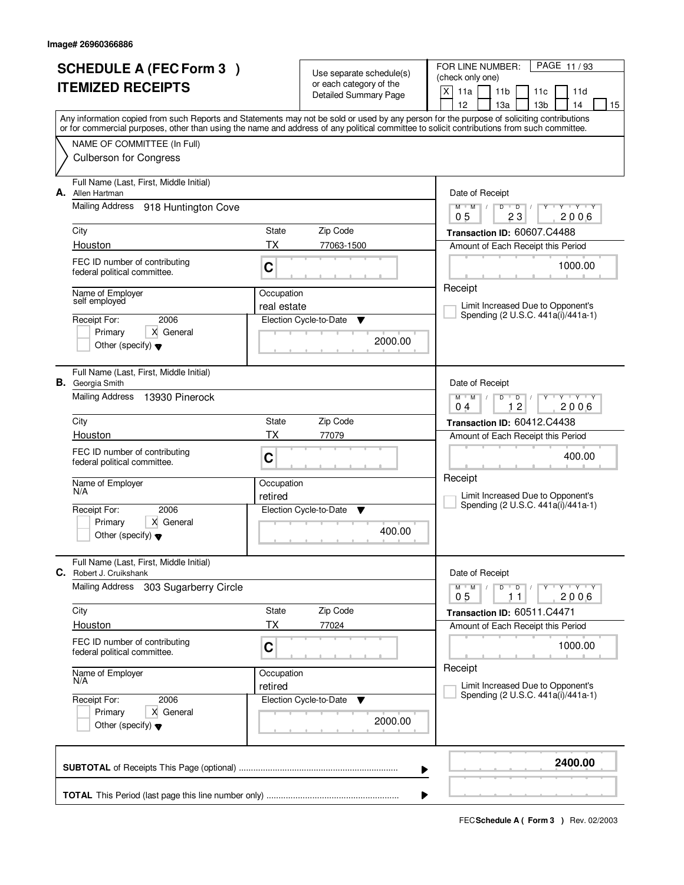Image# 26960366886

# SCHEDULE A (FEC Form 3 ) ITEMIZED RECEIPTS

Use separate schedule(s) or each category of the Detailed Summary Page

FOR LINE NUMBER: (check only one)

[X] 11a [ ] 11b [ ] 11c [ ] 11d [ ] 12 [ ] 13a [ ] 13b [ ] 14 [ ] 15

Any information copied from such Reports and Statements may not be sold or used by any person for the purpose of soliciting contributions or for commercial purposes, other than using the name and address of any political committee to solicit contributions from such committee.

NAME OF COMMITTEE (In Full)
Culberson for Congress

---

**A.** Full Name (Last, First, Middle Initial): Allen Hartman

Mailing Address: 918 Huntington Cove

City: Houston | State: TX | Zip Code: 77063-1500

FEC ID number of contributing federal political committee: C

Name of Employer: self employed

Occupation: real estate

Receipt For: 2006 — [ ] Primary [X] General [ ] Other (specify)

Election Cycle-to-Date: 2000.00

Date of Receipt: 05 / 23 / 2006

Transaction ID: 60607.C4488

Amount of Each Receipt this Period: 1000.00

[ ] Limit Increased Due to Opponent's Spending (2 U.S.C. 441a(i)/441a-1)

---

**B.** Full Name (Last, First, Middle Initial): Georgia Smith

Mailing Address: 13930 Pinerock

City: Houston | State: TX | Zip Code: 77079

FEC ID number of contributing federal political committee: C

Name of Employer: N/A

Occupation: retired

Receipt For: 2006 — [ ] Primary [X] General [ ] Other (specify)

Election Cycle-to-Date: 400.00

Date of Receipt: 04 / 12 / 2006

Transaction ID: 60412.C4438

Amount of Each Receipt this Period: 400.00

[ ] Limit Increased Due to Opponent's Spending (2 U.S.C. 441a(i)/441a-1)

---

**C.** Full Name (Last, First, Middle Initial): Robert J. Cruikshank

Mailing Address: 303 Sugarberry Circle

City: Houston | State: TX | Zip Code: 77024

FEC ID number of contributing federal political committee: C

Name of Employer: N/A

Occupation: retired

Receipt For: 2006 — [ ] Primary [X] General [ ] Other (specify)

Election Cycle-to-Date: 2000.00

Date of Receipt: 05 / 11 / 2006

Transaction ID: 60511.C4471

Amount of Each Receipt this Period: 1000.00

[ ] Limit Increased Due to Opponent's Spending (2 U.S.C. 441a(i)/441a-1)

---

**SUBTOTAL** of Receipts This Page (optional): **2400.00**

**TOTAL** This Period (last page this line number only):

FEC **Schedule A ( Form 3 )** Rev. 02/2003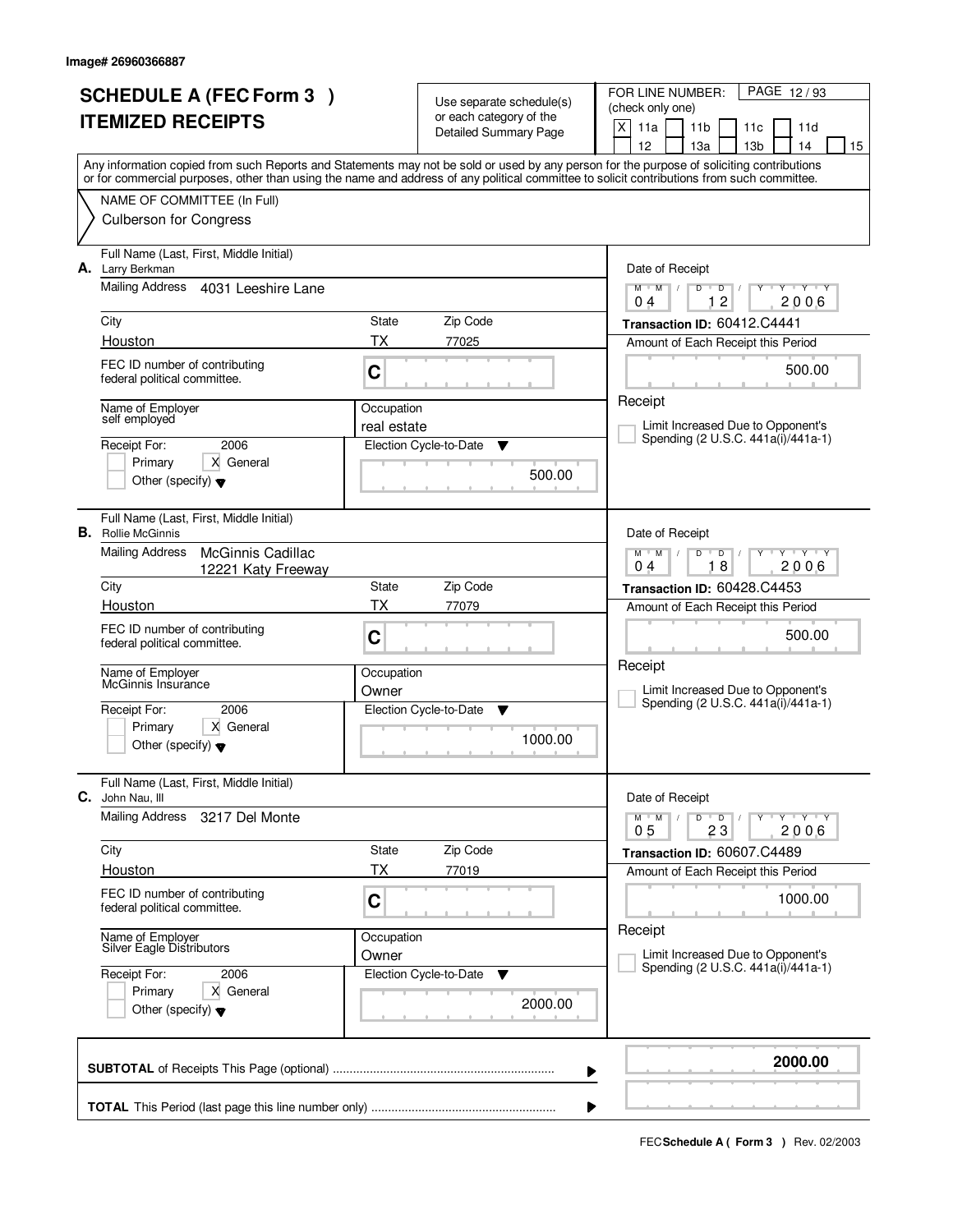Image# 26960366887

# SCHEDULE A (FEC Form 3 )
# ITEMIZED RECEIPTS

Use separate schedule(s) or each category of the Detailed Summary Page

FOR LINE NUMBER: (check only one)
[X] 11a [ ] 11b [ ] 11c [ ] 11d [ ] 12 [ ] 13a [ ] 13b [ ] 14 [ ] 15

PAGE 12 / 93

Any information copied from such Reports and Statements may not be sold or used by any person for the purpose of soliciting contributions or for commercial purposes, other than using the name and address of any political committee to solicit contributions from such committee.

NAME OF COMMITTEE (In Full)
Culberson for Congress

---

**A.** Full Name (Last, First, Middle Initial): Larry Berkman

Mailing Address: 4031 Leeshire Lane

City: Houston | State: TX | Zip Code: 77025

FEC ID number of contributing federal political committee: C

Name of Employer: self employed

Occupation: real estate

Receipt For: 2006 [ ] Primary [X] General [ ] Other (specify)

Election Cycle-to-Date: 500.00

Date of Receipt: 04 / 12 / 2006

Transaction ID: 60412.C4441

Amount of Each Receipt this Period: 500.00

Receipt

[ ] Limit Increased Due to Opponent's Spending (2 U.S.C. 441a(i)/441a-1)

---

**B.** Full Name (Last, First, Middle Initial): Rollie McGinnis

Mailing Address: McGinnis Cadillac, 12221 Katy Freeway

City: Houston | State: TX | Zip Code: 77079

FEC ID number of contributing federal political committee: C

Name of Employer: McGinnis Insurance

Occupation: Owner

Receipt For: 2006 [ ] Primary [X] General [ ] Other (specify)

Election Cycle-to-Date: 1000.00

Date of Receipt: 04 / 18 / 2006

Transaction ID: 60428.C4453

Amount of Each Receipt this Period: 500.00

Receipt

[ ] Limit Increased Due to Opponent's Spending (2 U.S.C. 441a(i)/441a-1)

---

**C.** Full Name (Last, First, Middle Initial): John Nau, III

Mailing Address: 3217 Del Monte

City: Houston | State: TX | Zip Code: 77019

FEC ID number of contributing federal political committee: C

Name of Employer: Silver Eagle Distributors

Occupation: Owner

Receipt For: 2006 [ ] Primary [X] General [ ] Other (specify)

Election Cycle-to-Date: 2000.00

Date of Receipt: 05 / 23 / 2006

Transaction ID: 60607.C4489

Amount of Each Receipt this Period: 1000.00

Receipt

[ ] Limit Increased Due to Opponent's Spending (2 U.S.C. 441a(i)/441a-1)

---

**SUBTOTAL** of Receipts This Page (optional): **2000.00**

**TOTAL** This Period (last page this line number only):

FEC **Schedule A ( Form 3 )** Rev. 02/2003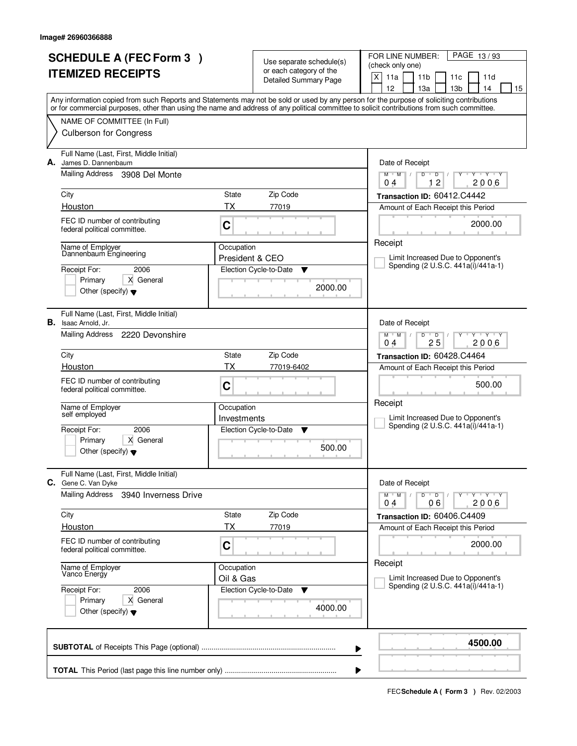Image# 26960366888

# SCHEDULE A (FEC Form 3 )
# ITEMIZED RECEIPTS

Use separate schedule(s) or each category of the Detailed Summary Page

FOR LINE NUMBER: (check only one)

[X] 11a [ ] 11b [ ] 11c [ ] 11d [ ] 12 [ ] 13a [ ] 13b [ ] 14 [ ] 15

Any information copied from such Reports and Statements may not be sold or used by any person for the purpose of soliciting contributions or for commercial purposes, other than using the name and address of any political committee to solicit contributions from such committee.

NAME OF COMMITTEE (In Full)
Culberson for Congress

---

**A.** Full Name (Last, First, Middle Initial): James D. Dannenbaum

Mailing Address: 3908 Del Monte

| City | State | Zip Code |
|---|---|---|
| Houston | TX | 77019 |

FEC ID number of contributing federal political committee: C

Name of Employer: Dannenbaum Engineering

Occupation: President & CEO

Receipt For: 2006 — [ ] Primary [X] General [ ] Other (specify)

Election Cycle-to-Date: 2000.00

Date of Receipt: 04/12/2006

Transaction ID: 60412.C4442

Amount of Each Receipt this Period: 2000.00

[ ] Receipt Limit Increased Due to Opponent's Spending (2 U.S.C. 441a(i)/441a-1)

---

**B.** Full Name (Last, First, Middle Initial): Isaac Arnold, Jr.

Mailing Address: 2220 Devonshire

| City | State | Zip Code |
|---|---|---|
| Houston | TX | 77019-6402 |

FEC ID number of contributing federal political committee: C

Name of Employer: self employed

Occupation: Investments

Receipt For: 2006 — [ ] Primary [X] General [ ] Other (specify)

Election Cycle-to-Date: 500.00

Date of Receipt: 04/25/2006

Transaction ID: 60428.C4464

Amount of Each Receipt this Period: 500.00

[ ] Receipt Limit Increased Due to Opponent's Spending (2 U.S.C. 441a(i)/441a-1)

---

**C.** Full Name (Last, First, Middle Initial): Gene C. Van Dyke

Mailing Address: 3940 Inverness Drive

| City | State | Zip Code |
|---|---|---|
| Houston | TX | 77019 |

FEC ID number of contributing federal political committee: C

Name of Employer: Vanco Energy

Occupation: Oil & Gas

Receipt For: 2006 — [ ] Primary [X] General [ ] Other (specify)

Election Cycle-to-Date: 4000.00

Date of Receipt: 04/06/2006

Transaction ID: 60406.C4409

Amount of Each Receipt this Period: 2000.00

[ ] Receipt Limit Increased Due to Opponent's Spending (2 U.S.C. 441a(i)/441a-1)

---

**SUBTOTAL** of Receipts This Page (optional): **4500.00**

**TOTAL** This Period (last page this line number only):

FEC **Schedule A ( Form 3 )** Rev. 02/2003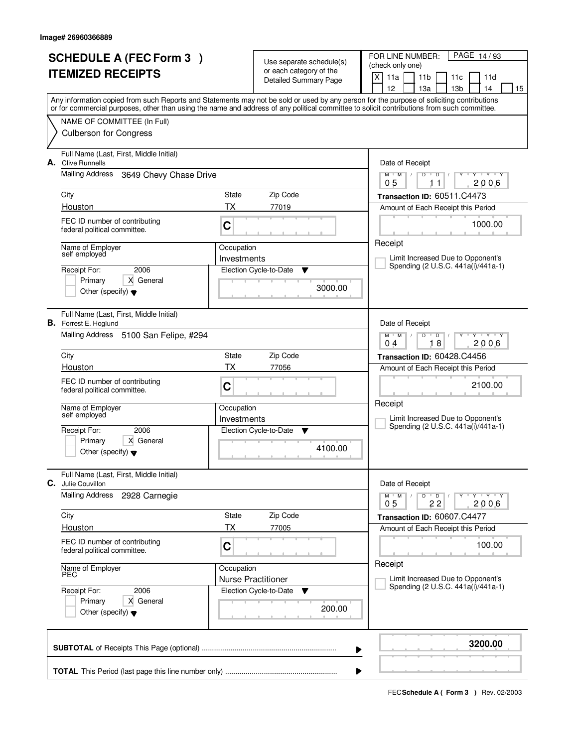Image# 26960366889

# SCHEDULE A (FEC Form 3 )
# ITEMIZED RECEIPTS

Use separate schedule(s) or each category of the Detailed Summary Page

FOR LINE NUMBER: (check only one)

[X] 11a [ ] 11b [ ] 11c [ ] 11d [ ] 12 [ ] 13a [ ] 13b [ ] 14 [ ] 15

Any information copied from such Reports and Statements may not be sold or used by any person for the purpose of soliciting contributions or for commercial purposes, other than using the name and address of any political committee to solicit contributions from such committee.

NAME OF COMMITTEE (In Full)
Culberson for Congress

---

**A.** Full Name (Last, First, Middle Initial): Clive Runnells

Mailing Address: 3649 Chevy Chase Drive

City: Houston | State: TX | Zip Code: 77019

FEC ID number of contributing federal political committee: C

Name of Employer: self employed

Occupation: Investments

Receipt For: 2006 [ ] Primary [X] General [ ] Other (specify)

Election Cycle-to-Date: 3000.00

Date of Receipt: 05 11 2006

Transaction ID: 60511.C4473

Amount of Each Receipt this Period: 1000.00

[ ] Limit Increased Due to Opponent's Spending (2 U.S.C. 441a(i)/441a-1)

---

**B.** Full Name (Last, First, Middle Initial): Forrest E. Hoglund

Mailing Address: 5100 San Felipe, #294

City: Houston | State: TX | Zip Code: 77056

FEC ID number of contributing federal political committee: C

Name of Employer: self employed

Occupation: Investments

Receipt For: 2006 [ ] Primary [X] General [ ] Other (specify)

Election Cycle-to-Date: 4100.00

Date of Receipt: 04 18 2006

Transaction ID: 60428.C4456

Amount of Each Receipt this Period: 2100.00

[ ] Limit Increased Due to Opponent's Spending (2 U.S.C. 441a(i)/441a-1)

---

**C.** Full Name (Last, First, Middle Initial): Julie Couvillon

Mailing Address: 2928 Carnegie

City: Houston | State: TX | Zip Code: 77005

FEC ID number of contributing federal political committee: C

Name of Employer: PEC

Occupation: Nurse Practitioner

Receipt For: 2006 [ ] Primary [X] General [ ] Other (specify)

Election Cycle-to-Date: 200.00

Date of Receipt: 05 22 2006

Transaction ID: 60607.C4477

Amount of Each Receipt this Period: 100.00

[ ] Limit Increased Due to Opponent's Spending (2 U.S.C. 441a(i)/441a-1)

---

**SUBTOTAL** of Receipts This Page (optional): **3200.00**

**TOTAL** This Period (last page this line number only):

FEC **Schedule A ( Form 3 )** Rev. 02/2003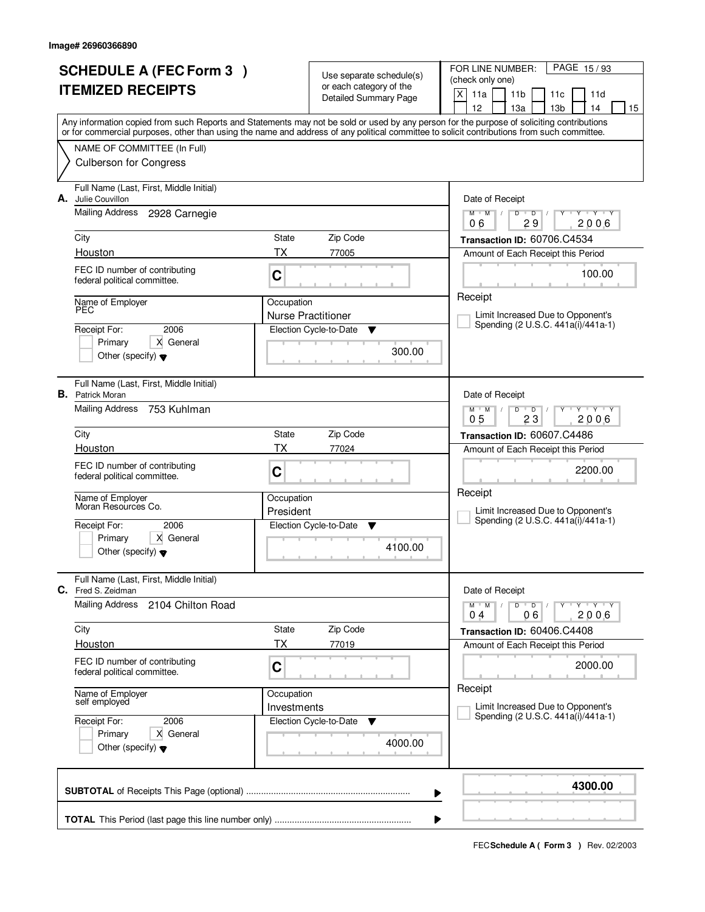Image# 26960366890

# SCHEDULE A (FEC Form 3 ) ITEMIZED RECEIPTS

Use separate schedule(s) or each category of the Detailed Summary Page

FOR LINE NUMBER: (check only one)

X 11a | 11b | 11c | 11d | 12 | 13a | 13b | 14 | 15

PAGE 15 / 93

Any information copied from such Reports and Statements may not be sold or used by any person for the purpose of soliciting contributions or for commercial purposes, other than using the name and address of any political committee to solicit contributions from such committee.

NAME OF COMMITTEE (In Full)
Culberson for Congress

---

**A.** Full Name (Last, First, Middle Initial): Julie Couvillon

Mailing Address: 2928 Carnegie

City: Houston | State: TX | Zip Code: 77005

FEC ID number of contributing federal political committee: C

Name of Employer: PEC

Occupation: Nurse Practitioner

Receipt For: 2006 — Primary | X General | Other (specify)

Election Cycle-to-Date: 300.00

Date of Receipt: 06 / 29 / 2006

Transaction ID: 60706.C4534

Amount of Each Receipt this Period: 100.00

Receipt — Limit Increased Due to Opponent's Spending (2 U.S.C. 441a(i)/441a-1)

---

**B.** Full Name (Last, First, Middle Initial): Patrick Moran

Mailing Address: 753 Kuhlman

City: Houston | State: TX | Zip Code: 77024

FEC ID number of contributing federal political committee: C

Name of Employer: Moran Resources Co.

Occupation: President

Receipt For: 2006 — Primary | X General | Other (specify)

Election Cycle-to-Date: 4100.00

Date of Receipt: 05 / 23 / 2006

Transaction ID: 60607.C4486

Amount of Each Receipt this Period: 2200.00

Receipt — Limit Increased Due to Opponent's Spending (2 U.S.C. 441a(i)/441a-1)

---

**C.** Full Name (Last, First, Middle Initial): Fred S. Zeidman

Mailing Address: 2104 Chilton Road

City: Houston | State: TX | Zip Code: 77019

FEC ID number of contributing federal political committee: C

Name of Employer: self employed

Occupation: Investments

Receipt For: 2006 — Primary | X General | Other (specify)

Election Cycle-to-Date: 4000.00

Date of Receipt: 04 / 06 / 2006

Transaction ID: 60406.C4408

Amount of Each Receipt this Period: 2000.00

Receipt — Limit Increased Due to Opponent's Spending (2 U.S.C. 441a(i)/441a-1)

---

**SUBTOTAL** of Receipts This Page (optional): **4300.00**

**TOTAL** This Period (last page this line number only):

FEC **Schedule A ( Form 3 )** Rev. 02/2003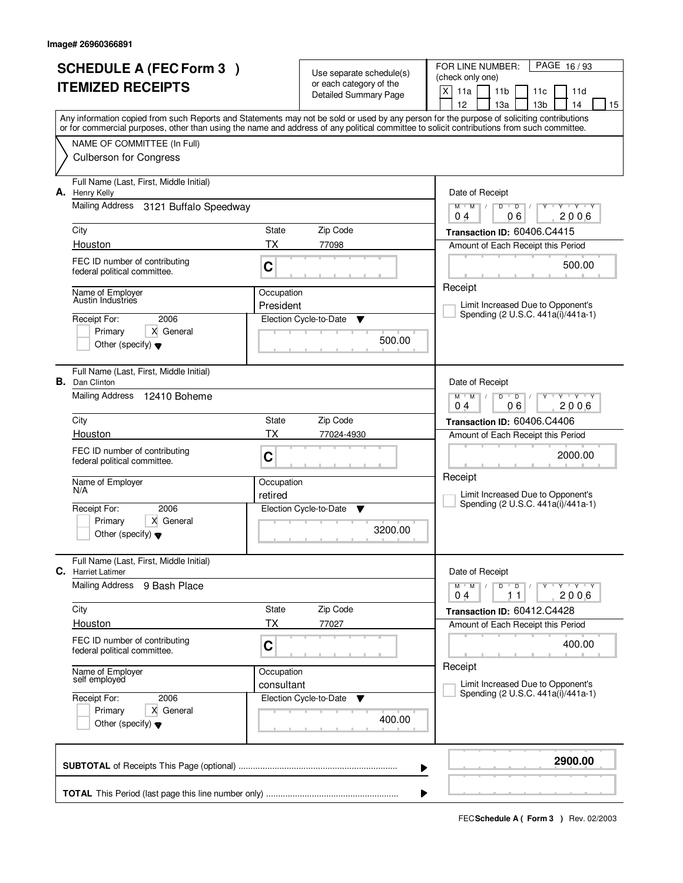Image# 26960366891

# SCHEDULE A (FEC Form 3 ) ITEMIZED RECEIPTS

Use separate schedule(s) or each category of the Detailed Summary Page

FOR LINE NUMBER: (check only one)

[X] 11a [ ] 11b [ ] 11c [ ] 11d [ ] 12 [ ] 13a [ ] 13b [ ] 14 [ ] 15

Any information copied from such Reports and Statements may not be sold or used by any person for the purpose of soliciting contributions or for commercial purposes, other than using the name and address of any political committee to solicit contributions from such committee.

NAME OF COMMITTEE (In Full)

Culberson for Congress

---

**A.** Full Name (Last, First, Middle Initial): Henry Kelly

Mailing Address: 3121 Buffalo Speedway

City: Houston | State: TX | Zip Code: 77098

FEC ID number of contributing federal political committee: C

Name of Employer: Austin Industries

Occupation: President

Receipt For: 2006 — [ ] Primary [X] General [ ] Other (specify)

Election Cycle-to-Date: 500.00

Date of Receipt: 04 / 06 / 2006

Transaction ID: 60406.C4415

Amount of Each Receipt this Period: 500.00

Receipt

[ ] Limit Increased Due to Opponent's Spending (2 U.S.C. 441a(i)/441a-1)

---

**B.** Full Name (Last, First, Middle Initial): Dan Clinton

Mailing Address: 12410 Boheme

City: Houston | State: TX | Zip Code: 77024-4930

FEC ID number of contributing federal political committee: C

Name of Employer: N/A

Occupation: retired

Receipt For: 2006 — [ ] Primary [X] General [ ] Other (specify)

Election Cycle-to-Date: 3200.00

Date of Receipt: 04 / 06 / 2006

Transaction ID: 60406.C4406

Amount of Each Receipt this Period: 2000.00

Receipt

[ ] Limit Increased Due to Opponent's Spending (2 U.S.C. 441a(i)/441a-1)

---

**C.** Full Name (Last, First, Middle Initial): Harriet Latimer

Mailing Address: 9 Bash Place

City: Houston | State: TX | Zip Code: 77027

FEC ID number of contributing federal political committee: C

Name of Employer: self employed

Occupation: consultant

Receipt For: 2006 — [ ] Primary [X] General [ ] Other (specify)

Election Cycle-to-Date: 400.00

Date of Receipt: 04 / 11 / 2006

Transaction ID: 60412.C4428

Amount of Each Receipt this Period: 400.00

Receipt

[ ] Limit Increased Due to Opponent's Spending (2 U.S.C. 441a(i)/441a-1)

---

**SUBTOTAL** of Receipts This Page (optional) ........ **2900.00**

**TOTAL** This Period (last page this line number only) ........

FEC **Schedule A ( Form 3 )** Rev. 02/2003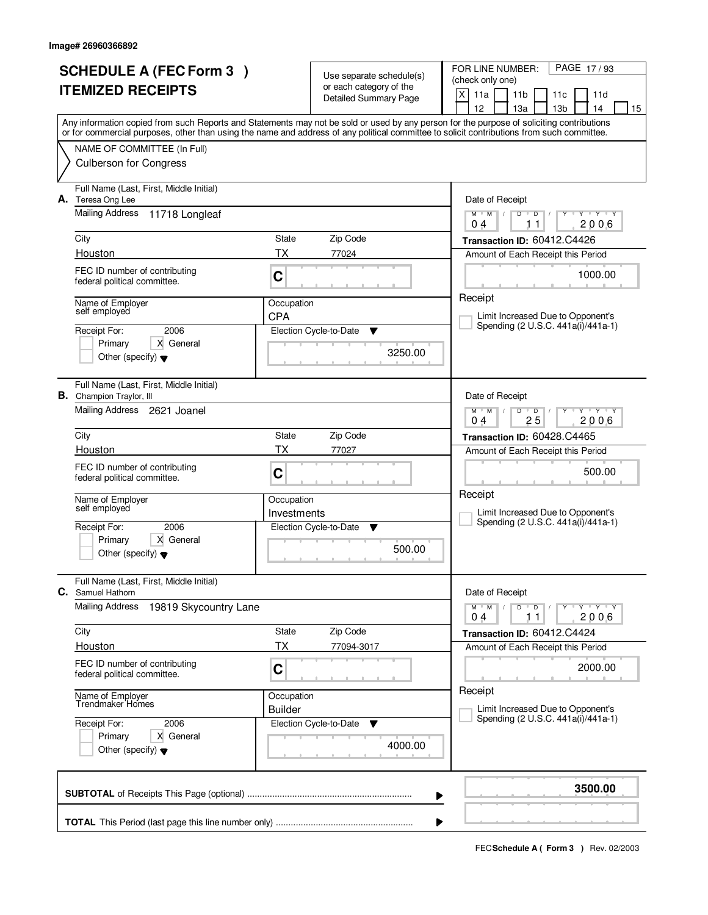Image# 26960366892

# SCHEDULE A (FEC Form 3 ) ITEMIZED RECEIPTS

Use separate schedule(s) or each category of the Detailed Summary Page

FOR LINE NUMBER: (check only one)
[X] 11a [ ] 11b [ ] 11c [ ] 11d [ ] 12 [ ] 13a [ ] 13b [ ] 14 [ ] 15

Any information copied from such Reports and Statements may not be sold or used by any person for the purpose of soliciting contributions or for commercial purposes, other than using the name and address of any political committee to solicit contributions from such committee.

NAME OF COMMITTEE (In Full)
Culberson for Congress

## A.

Full Name (Last, First, Middle Initial): Teresa Ong Lee
Mailing Address: 11718 Longleaf
City: Houston | State: TX | Zip Code: 77024
FEC ID number of contributing federal political committee: C
Name of Employer: self employed
Occupation: CPA
Receipt For: 2006 — [ ] Primary [X] General [ ] Other (specify)
Election Cycle-to-Date: 3250.00
Date of Receipt: 04/11/2006
Transaction ID: 60412.C4426
Amount of Each Receipt this Period: 1000.00
[ ] Limit Increased Due to Opponent's Spending (2 U.S.C. 441a(i)/441a-1)

## B.

Full Name (Last, First, Middle Initial): Champion Traylor, III
Mailing Address: 2621 Joanel
City: Houston | State: TX | Zip Code: 77027
FEC ID number of contributing federal political committee: C
Name of Employer: self employed
Occupation: Investments
Receipt For: 2006 — [ ] Primary [X] General [ ] Other (specify)
Election Cycle-to-Date: 500.00
Date of Receipt: 04/25/2006
Transaction ID: 60428.C4465
Amount of Each Receipt this Period: 500.00
[ ] Limit Increased Due to Opponent's Spending (2 U.S.C. 441a(i)/441a-1)

## C.

Full Name (Last, First, Middle Initial): Samuel Hathorn
Mailing Address: 19819 Skycountry Lane
City: Houston | State: TX | Zip Code: 77094-3017
FEC ID number of contributing federal political committee: C
Name of Employer: Trendmaker Homes
Occupation: Builder
Receipt For: 2006 — [ ] Primary [X] General [ ] Other (specify)
Election Cycle-to-Date: 4000.00
Date of Receipt: 04/11/2006
Transaction ID: 60412.C4424
Amount of Each Receipt this Period: 2000.00
[ ] Limit Increased Due to Opponent's Spending (2 U.S.C. 441a(i)/441a-1)

**SUBTOTAL** of Receipts This Page (optional): **3500.00**

**TOTAL** This Period (last page this line number only):

FEC **Schedule A ( Form 3 )** Rev. 02/2003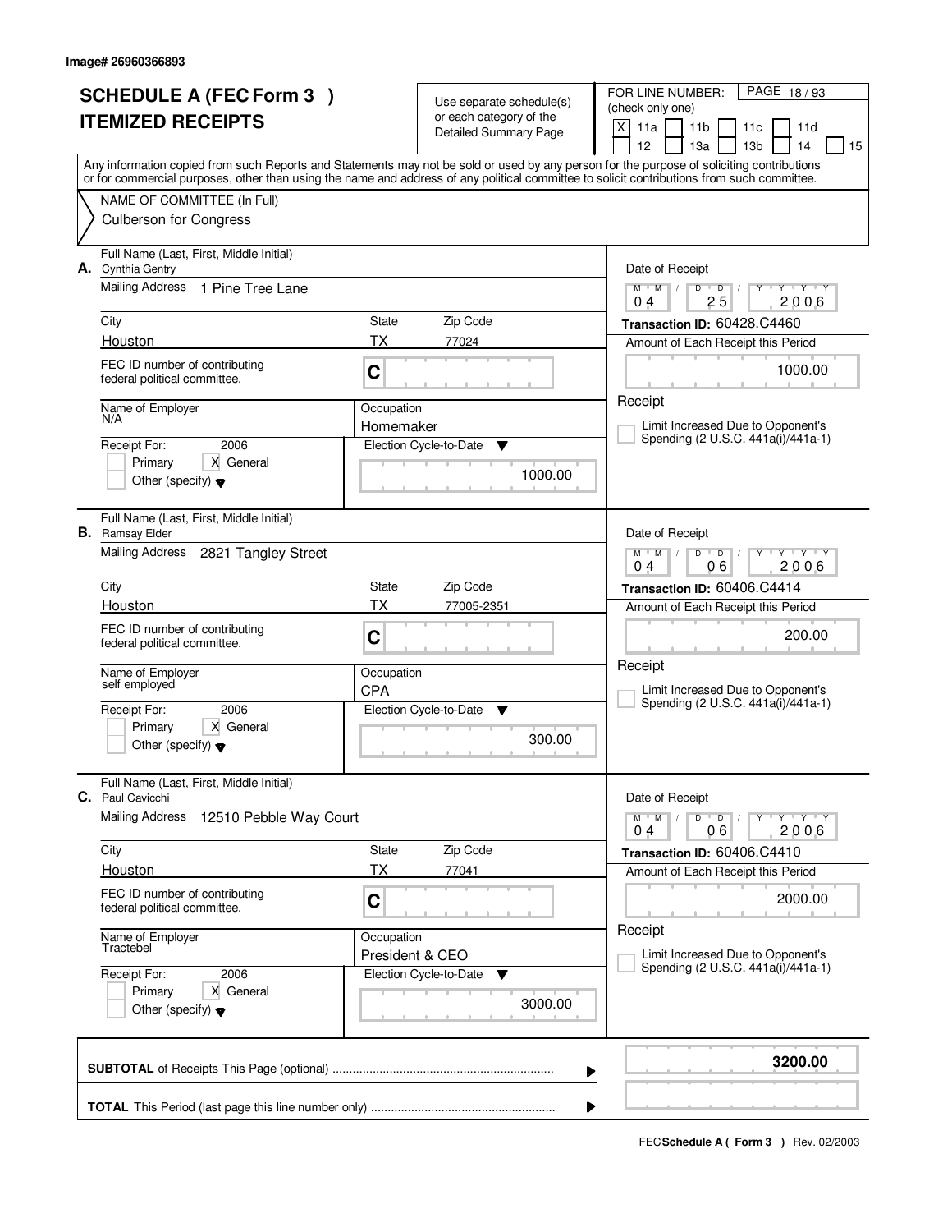Image# 26960366893

# SCHEDULE A (FEC Form 3 )
# ITEMIZED RECEIPTS

Use separate schedule(s) or each category of the Detailed Summary Page

FOR LINE NUMBER: (check only one)

[X] 11a [ ] 11b [ ] 11c [ ] 11d [ ] 12 [ ] 13a [ ] 13b [ ] 14 [ ] 15

PAGE 18 / 93

Any information copied from such Reports and Statements may not be sold or used by any person for the purpose of soliciting contributions or for commercial purposes, other than using the name and address of any political committee to solicit contributions from such committee.

NAME OF COMMITTEE (In Full)
Culberson for Congress

---

**A.** Full Name (Last, First, Middle Initial): Cynthia Gentry

Mailing Address: 1 Pine Tree Lane

City: Houston | State: TX | Zip Code: 77024

FEC ID number of contributing federal political committee: C

Name of Employer: N/A

Occupation: Homemaker

Receipt For: 2006 [ ] Primary [X] General [ ] Other (specify)

Election Cycle-to-Date: 1000.00

Date of Receipt: 04 / 25 / 2006

Transaction ID: 60428.C4460

Amount of Each Receipt this Period: 1000.00

Receipt

[ ] Limit Increased Due to Opponent's Spending (2 U.S.C. 441a(i)/441a-1)

---

**B.** Full Name (Last, First, Middle Initial): Ramsay Elder

Mailing Address: 2821 Tangley Street

City: Houston | State: TX | Zip Code: 77005-2351

FEC ID number of contributing federal political committee: C

Name of Employer: self employed

Occupation: CPA

Receipt For: 2006 [ ] Primary [X] General [ ] Other (specify)

Election Cycle-to-Date: 300.00

Date of Receipt: 04 / 06 / 2006

Transaction ID: 60406.C4414

Amount of Each Receipt this Period: 200.00

Receipt

[ ] Limit Increased Due to Opponent's Spending (2 U.S.C. 441a(i)/441a-1)

---

**C.** Full Name (Last, First, Middle Initial): Paul Cavicchi

Mailing Address: 12510 Pebble Way Court

City: Houston | State: TX | Zip Code: 77041

FEC ID number of contributing federal political committee: C

Name of Employer: Tractebel

Occupation: President & CEO

Receipt For: 2006 [ ] Primary [X] General [ ] Other (specify)

Election Cycle-to-Date: 3000.00

Date of Receipt: 04 / 06 / 2006

Transaction ID: 60406.C4410

Amount of Each Receipt this Period: 2000.00

Receipt

[ ] Limit Increased Due to Opponent's Spending (2 U.S.C. 441a(i)/441a-1)

---

**SUBTOTAL** of Receipts This Page (optional): **3200.00**

**TOTAL** This Period (last page this line number only):

FEC **Schedule A ( Form 3 )** Rev. 02/2003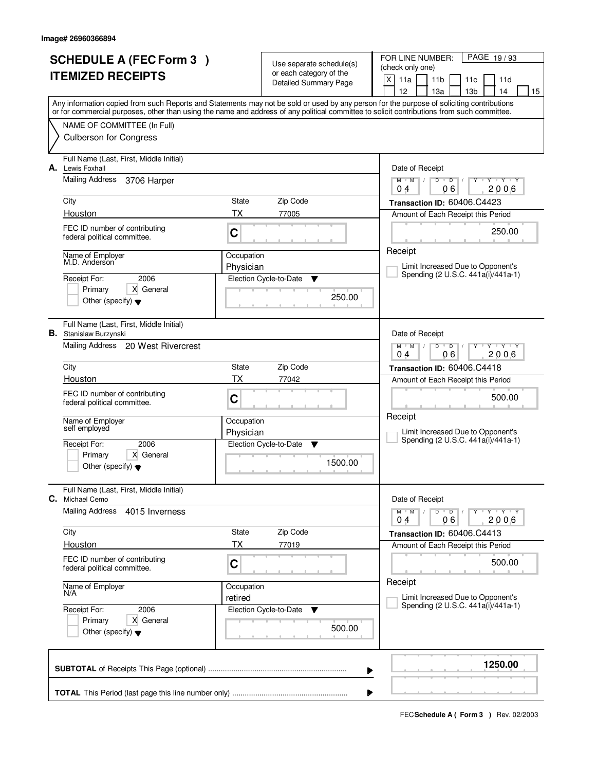Image# 26960366894

# SCHEDULE A (FEC Form 3 ) ITEMIZED RECEIPTS

Use separate schedule(s) or each category of the Detailed Summary Page

FOR LINE NUMBER: (check only one)

[X] 11a [ ] 11b [ ] 11c [ ] 11d [ ] 12 [ ] 13a [ ] 13b [ ] 14 [ ] 15

PAGE 19 / 93

Any information copied from such Reports and Statements may not be sold or used by any person for the purpose of soliciting contributions or for commercial purposes, other than using the name and address of any political committee to solicit contributions from such committee.

NAME OF COMMITTEE (In Full)
Culberson for Congress

---

**A.** Full Name (Last, First, Middle Initial): Lewis Foxhall

Mailing Address: 3706 Harper

City: Houston | State: TX | Zip Code: 77005

FEC ID number of contributing federal political committee: C

Name of Employer: M.D. Anderson

Occupation: Physician

Receipt For: 2006 [ ] Primary [X] General [ ] Other (specify)

Election Cycle-to-Date: 250.00

Date of Receipt: 04 / 06 / 2006

Transaction ID: 60406.C4423

Amount of Each Receipt this Period: 250.00

Receipt

[ ] Limit Increased Due to Opponent's Spending (2 U.S.C. 441a(i)/441a-1)

---

**B.** Full Name (Last, First, Middle Initial): Stanislaw Burzynski

Mailing Address: 20 West Rivercrest

City: Houston | State: TX | Zip Code: 77042

FEC ID number of contributing federal political committee: C

Name of Employer: self employed

Occupation: Physician

Receipt For: 2006 [ ] Primary [X] General [ ] Other (specify)

Election Cycle-to-Date: 1500.00

Date of Receipt: 04 / 06 / 2006

Transaction ID: 60406.C4418

Amount of Each Receipt this Period: 500.00

Receipt

[ ] Limit Increased Due to Opponent's Spending (2 U.S.C. 441a(i)/441a-1)

---

**C.** Full Name (Last, First, Middle Initial): Michael Cemo

Mailing Address: 4015 Inverness

City: Houston | State: TX | Zip Code: 77019

FEC ID number of contributing federal political committee: C

Name of Employer: N/A

Occupation: retired

Receipt For: 2006 [ ] Primary [X] General [ ] Other (specify)

Election Cycle-to-Date: 500.00

Date of Receipt: 04 / 06 / 2006

Transaction ID: 60406.C4413

Amount of Each Receipt this Period: 500.00

Receipt

[ ] Limit Increased Due to Opponent's Spending (2 U.S.C. 441a(i)/441a-1)

---

**SUBTOTAL** of Receipts This Page (optional): 1250.00

**TOTAL** This Period (last page this line number only):

FEC **Schedule A ( Form 3 )** Rev. 02/2003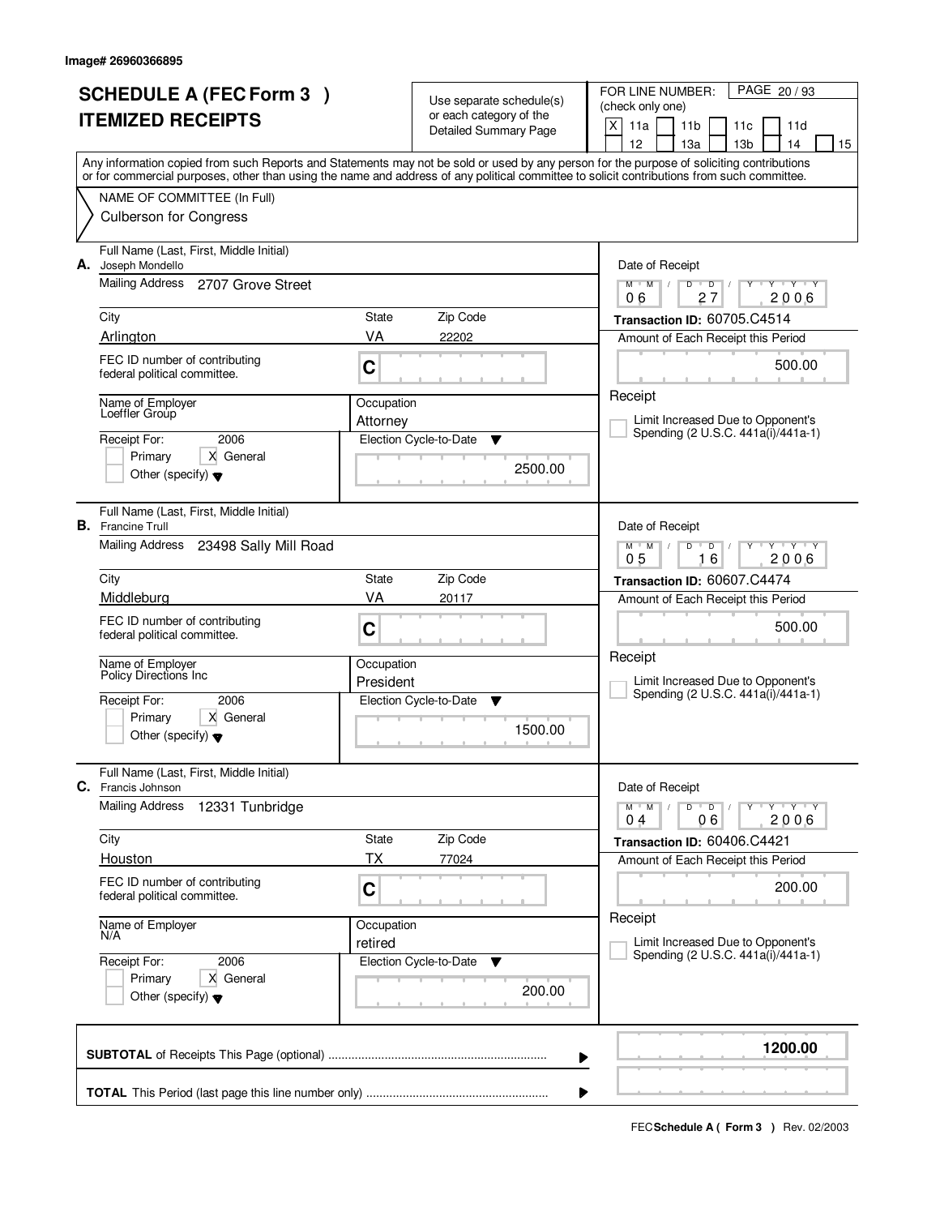Image# 26960366895

# SCHEDULE A (FEC Form 3 )
# ITEMIZED RECEIPTS

Use separate schedule(s) or each category of the Detailed Summary Page

FOR LINE NUMBER: (check only one)

[X] 11a [ ] 11b [ ] 11c [ ] 11d [ ] 12 [ ] 13a [ ] 13b [ ] 14 [ ] 15

PAGE 20 / 93

Any information copied from such Reports and Statements may not be sold or used by any person for the purpose of soliciting contributions or for commercial purposes, other than using the name and address of any political committee to solicit contributions from such committee.

NAME OF COMMITTEE (In Full)
Culberson for Congress

---

**A.** Full Name (Last, First, Middle Initial): Joseph Mondello

Mailing Address: 2707 Grove Street

City: Arlington | State: VA | Zip Code: 22202

FEC ID number of contributing federal political committee: C

Name of Employer: Loeffler Group

Occupation: Attorney

Receipt For: 2006 [ ] Primary [X] General [ ] Other (specify)

Election Cycle-to-Date: 2500.00

Date of Receipt: 06 / 27 / 2006

Transaction ID: 60705.C4514

Amount of Each Receipt this Period: 500.00

Receipt

[ ] Limit Increased Due to Opponent's Spending (2 U.S.C. 441a(i)/441a-1)

---

**B.** Full Name (Last, First, Middle Initial): Francine Trull

Mailing Address: 23498 Sally Mill Road

City: Middleburg | State: VA | Zip Code: 20117

FEC ID number of contributing federal political committee: C

Name of Employer: Policy Directions Inc

Occupation: President

Receipt For: 2006 [ ] Primary [X] General [ ] Other (specify)

Election Cycle-to-Date: 1500.00

Date of Receipt: 05 / 16 / 2006

Transaction ID: 60607.C4474

Amount of Each Receipt this Period: 500.00

Receipt

[ ] Limit Increased Due to Opponent's Spending (2 U.S.C. 441a(i)/441a-1)

---

**C.** Full Name (Last, First, Middle Initial): Francis Johnson

Mailing Address: 12331 Tunbridge

City: Houston | State: TX | Zip Code: 77024

FEC ID number of contributing federal political committee: C

Name of Employer: N/A

Occupation: retired

Receipt For: 2006 [ ] Primary [X] General [ ] Other (specify)

Election Cycle-to-Date: 200.00

Date of Receipt: 04 / 06 / 2006

Transaction ID: 60406.C4421

Amount of Each Receipt this Period: 200.00

Receipt

[ ] Limit Increased Due to Opponent's Spending (2 U.S.C. 441a(i)/441a-1)

---

**SUBTOTAL** of Receipts This Page (optional): 1200.00

**TOTAL** This Period (last page this line number only):

FEC **Schedule A ( Form 3 )** Rev. 02/2003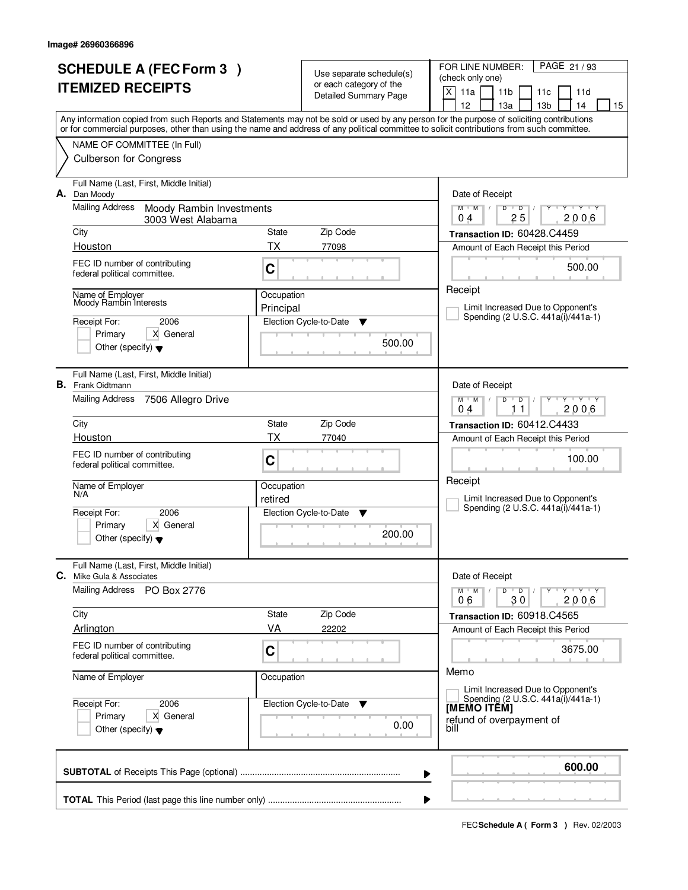Image# 26960366896

# SCHEDULE A (FEC Form 3 )
# ITEMIZED RECEIPTS

Use separate schedule(s) or each category of the Detailed Summary Page

FOR LINE NUMBER: (check only one)

[X] 11a [ ] 11b [ ] 11c [ ] 11d [ ] 12 [ ] 13a [ ] 13b [ ] 14 [ ] 15

Any information copied from such Reports and Statements may not be sold or used by any person for the purpose of soliciting contributions or for commercial purposes, other than using the name and address of any political committee to solicit contributions from such committee.

NAME OF COMMITTEE (In Full)
Culberson for Congress

---

**A.** Full Name (Last, First, Middle Initial): Dan Moody

Mailing Address: Moody Rambin Investments, 3003 West Alabama

City: Houston | State: TX | Zip Code: 77098

FEC ID number of contributing federal political committee: C

Name of Employer: Moody Rambin Interests | Occupation: Principal

Receipt For: 2006 [ ] Primary [X] General [ ] Other (specify)

Election Cycle-to-Date: 500.00

Date of Receipt: 04 / 25 / 2006

Transaction ID: 60428.C4459

Amount of Each Receipt this Period: 500.00

Receipt

[ ] Limit Increased Due to Opponent's Spending (2 U.S.C. 441a(i)/441a-1)

---

**B.** Full Name (Last, First, Middle Initial): Frank Oidtmann

Mailing Address: 7506 Allegro Drive

City: Houston | State: TX | Zip Code: 77040

FEC ID number of contributing federal political committee: C

Name of Employer: N/A | Occupation: retired

Receipt For: 2006 [ ] Primary [X] General [ ] Other (specify)

Election Cycle-to-Date: 200.00

Date of Receipt: 04 / 11 / 2006

Transaction ID: 60412.C4433

Amount of Each Receipt this Period: 100.00

Receipt

[ ] Limit Increased Due to Opponent's Spending (2 U.S.C. 441a(i)/441a-1)

---

**C.** Full Name (Last, First, Middle Initial): Mike Gula & Associates

Mailing Address: PO Box 2776

City: Arlington | State: VA | Zip Code: 22202

FEC ID number of contributing federal political committee: C

Name of Employer: | Occupation:

Receipt For: 2006 [ ] Primary [X] General [ ] Other (specify)

Election Cycle-to-Date: 0.00

Date of Receipt: 06 / 30 / 2006

Transaction ID: 60918.C4565

Amount of Each Receipt this Period: 3675.00

Memo

[ ] Limit Increased Due to Opponent's Spending (2 U.S.C. 441a(i)/441a-1)

[MEMO ITEM]
refund of overpayment of bill

---

**SUBTOTAL** of Receipts This Page (optional): **600.00**

**TOTAL** This Period (last page this line number only):

FEC **Schedule A ( Form 3 )** Rev. 02/2003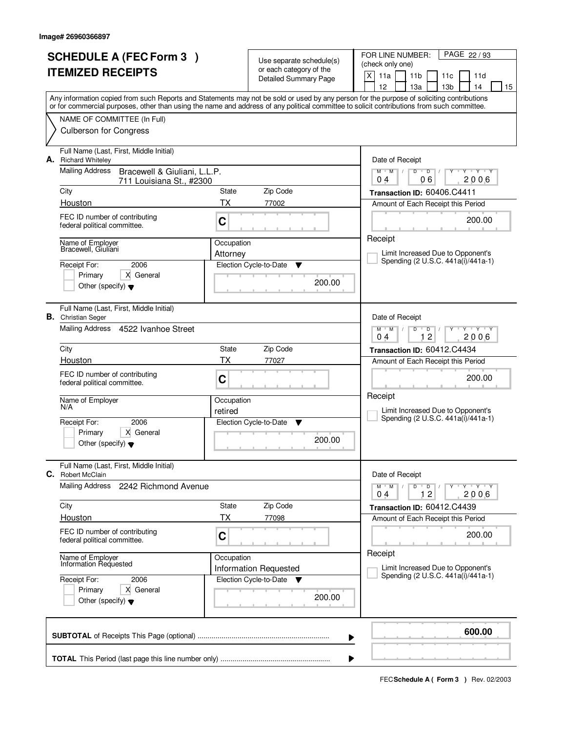Image# 26960366897

# SCHEDULE A (FEC Form 3 )
# ITEMIZED RECEIPTS

Use separate schedule(s) or each category of the Detailed Summary Page

FOR LINE NUMBER: (check only one)

[X] 11a [ ] 11b [ ] 11c [ ] 11d [ ] 12 [ ] 13a [ ] 13b [ ] 14 [ ] 15

Any information copied from such Reports and Statements may not be sold or used by any person for the purpose of soliciting contributions or for commercial purposes, other than using the name and address of any political committee to solicit contributions from such committee.

NAME OF COMMITTEE (In Full)
Culberson for Congress

---

**A.** Full Name (Last, First, Middle Initial): Richard Whiteley

Mailing Address: Bracewell & Giuliani, L.L.P., 711 Louisiana St., #2300

City: Houston | State: TX | Zip Code: 77002

FEC ID number of contributing federal political committee: C

Name of Employer: Bracewell, Giuliani

Occupation: Attorney

Receipt For: 2006 — [ ] Primary [X] General [ ] Other (specify)

Election Cycle-to-Date: 200.00

Date of Receipt: 04 06 2006

Transaction ID: 60406.C4411

Amount of Each Receipt this Period: 200.00

[ ] Limit Increased Due to Opponent's Spending (2 U.S.C. 441a(i)/441a-1)

---

**B.** Full Name (Last, First, Middle Initial): Christian Seger

Mailing Address: 4522 Ivanhoe Street

City: Houston | State: TX | Zip Code: 77027

FEC ID number of contributing federal political committee: C

Name of Employer: N/A

Occupation: retired

Receipt For: 2006 — [ ] Primary [X] General [ ] Other (specify)

Election Cycle-to-Date: 200.00

Date of Receipt: 04 12 2006

Transaction ID: 60412.C4434

Amount of Each Receipt this Period: 200.00

[ ] Limit Increased Due to Opponent's Spending (2 U.S.C. 441a(i)/441a-1)

---

**C.** Full Name (Last, First, Middle Initial): Robert McClain

Mailing Address: 2242 Richmond Avenue

City: Houston | State: TX | Zip Code: 77098

FEC ID number of contributing federal political committee: C

Name of Employer: Information Requested

Occupation: Information Requested

Receipt For: 2006 — [ ] Primary [X] General [ ] Other (specify)

Election Cycle-to-Date: 200.00

Date of Receipt: 04 12 2006

Transaction ID: 60412.C4439

Amount of Each Receipt this Period: 200.00

[ ] Limit Increased Due to Opponent's Spending (2 U.S.C. 441a(i)/441a-1)

---

**SUBTOTAL** of Receipts This Page (optional): **600.00**

**TOTAL** This Period (last page this line number only):

FEC **Schedule A ( Form 3 )** Rev. 02/2003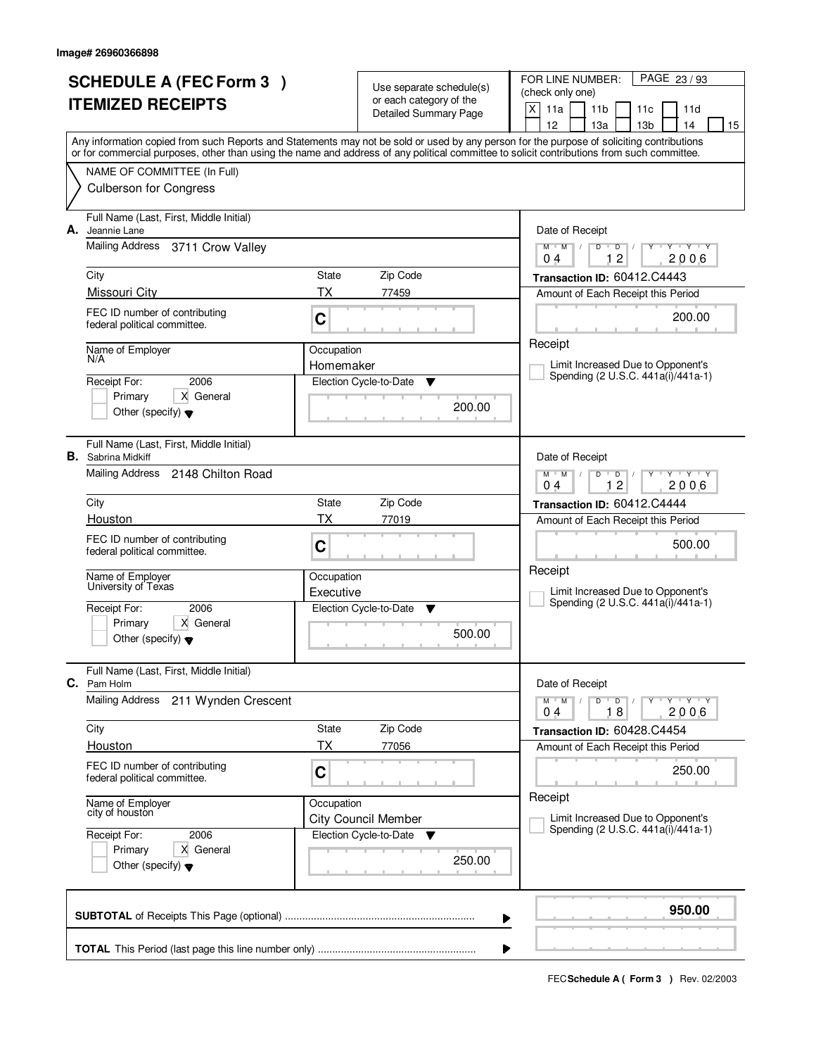Image# 26960366898

# SCHEDULE A (FEC Form 3 ) ITEMIZED RECEIPTS

Use separate schedule(s) or each category of the Detailed Summary Page

FOR LINE NUMBER: (check only one)

[X] 11a [ ] 11b [ ] 11c [ ] 11d [ ] 12 [ ] 13a [ ] 13b [ ] 14 [ ] 15

PAGE 23 / 93

Any information copied from such Reports and Statements may not be sold or used by any person for the purpose of soliciting contributions or for commercial purposes, other than using the name and address of any political committee to solicit contributions from such committee.

NAME OF COMMITTEE (In Full)
Culberson for Congress

---

**A.** Full Name (Last, First, Middle Initial): Jeannie Lane

Mailing Address: 3711 Crow Valley

City: Missouri City | State: TX | Zip Code: 77459

FEC ID number of contributing federal political committee: C

Name of Employer: N/A

Occupation: Homemaker

Receipt For: 2006 — [ ] Primary [X] General [ ] Other (specify)

Election Cycle-to-Date: 200.00

Date of Receipt: 04 / 12 / 2006

Transaction ID: 60412.C4443

Amount of Each Receipt this Period: 200.00

Receipt

[ ] Limit Increased Due to Opponent's Spending (2 U.S.C. 441a(i)/441a-1)

---

**B.** Full Name (Last, First, Middle Initial): Sabrina Midkiff

Mailing Address: 2148 Chilton Road

City: Houston | State: TX | Zip Code: 77019

FEC ID number of contributing federal political committee: C

Name of Employer: University of Texas

Occupation: Executive

Receipt For: 2006 — [ ] Primary [X] General [ ] Other (specify)

Election Cycle-to-Date: 500.00

Date of Receipt: 04 / 12 / 2006

Transaction ID: 60412.C4444

Amount of Each Receipt this Period: 500.00

Receipt

[ ] Limit Increased Due to Opponent's Spending (2 U.S.C. 441a(i)/441a-1)

---

**C.** Full Name (Last, First, Middle Initial): Pam Holm

Mailing Address: 211 Wynden Crescent

City: Houston | State: TX | Zip Code: 77056

FEC ID number of contributing federal political committee: C

Name of Employer: city of houston

Occupation: City Council Member

Receipt For: 2006 — [ ] Primary [X] General [ ] Other (specify)

Election Cycle-to-Date: 250.00

Date of Receipt: 04 / 18 / 2006

Transaction ID: 60428.C4454

Amount of Each Receipt this Period: 250.00

Receipt

[ ] Limit Increased Due to Opponent's Spending (2 U.S.C. 441a(i)/441a-1)

---

**SUBTOTAL** of Receipts This Page (optional): **950.00**

**TOTAL** This Period (last page this line number only):

FEC **Schedule A ( Form 3 )** Rev. 02/2003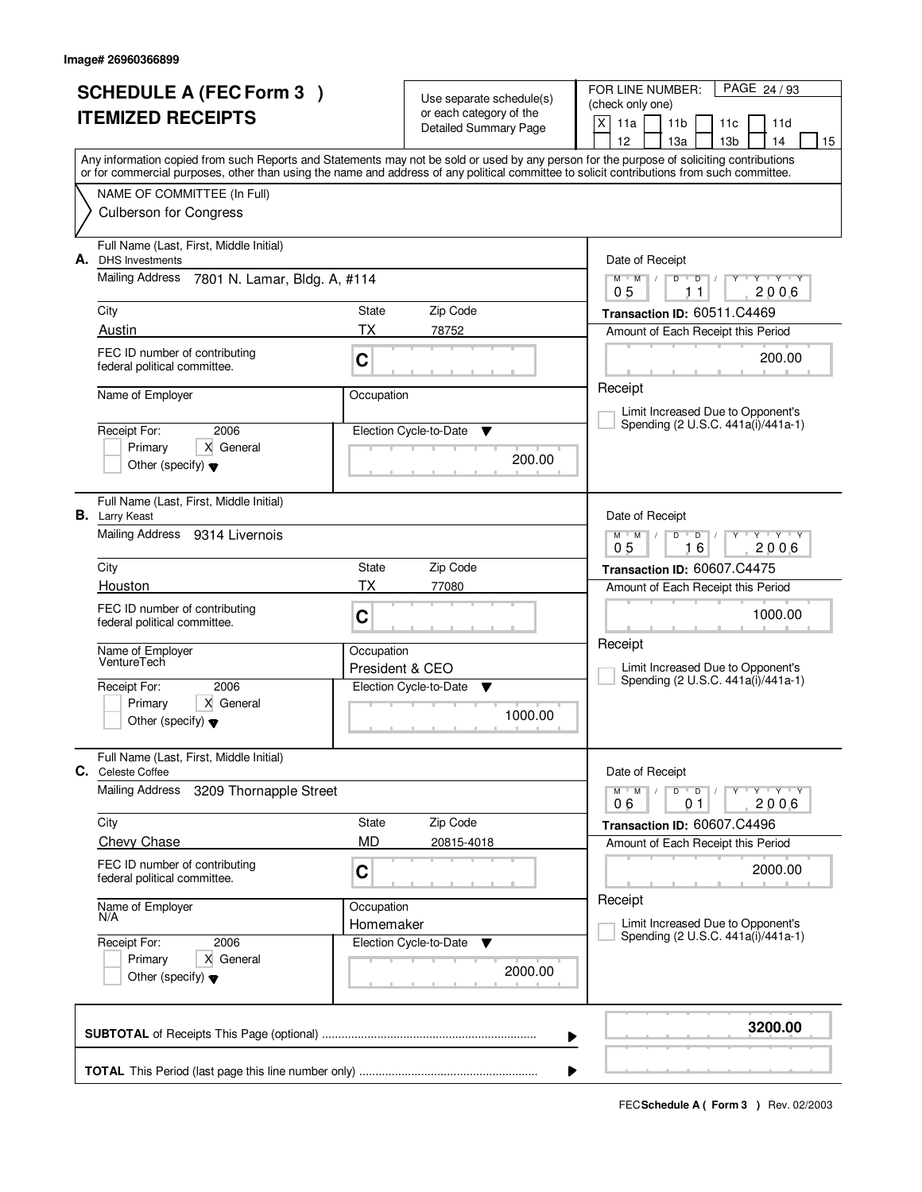Image# 26960366899

# SCHEDULE A (FEC Form 3 )
# ITEMIZED RECEIPTS

Use separate schedule(s) or each category of the Detailed Summary Page

FOR LINE NUMBER: (check only one)

X 11a | 11b | 11c | 11d | 12 | 13a | 13b | 14 | 15

Any information copied from such Reports and Statements may not be sold or used by any person for the purpose of soliciting contributions or for commercial purposes, other than using the name and address of any political committee to solicit contributions from such committee.

NAME OF COMMITTEE (In Full)
Culberson for Congress

---

**A.** Full Name (Last, First, Middle Initial): DHS Investments

Mailing Address: 7801 N. Lamar, Bldg. A, #114

City: Austin | State: TX | Zip Code: 78752

FEC ID number of contributing federal political committee: C

Name of Employer: | Occupation:

Receipt For: 2006 — Primary [ ] General [X] Other (specify)

Election Cycle-to-Date: 200.00

Date of Receipt: 05/11/2006

Transaction ID: 60511.C4469

Amount of Each Receipt this Period: 200.00

Receipt

[ ] Limit Increased Due to Opponent's Spending (2 U.S.C. 441a(i)/441a-1)

---

**B.** Full Name (Last, First, Middle Initial): Larry Keast

Mailing Address: 9314 Livernois

City: Houston | State: TX | Zip Code: 77080

FEC ID number of contributing federal political committee: C

Name of Employer: VentureTech | Occupation: President & CEO

Receipt For: 2006 — Primary [ ] General [X] Other (specify)

Election Cycle-to-Date: 1000.00

Date of Receipt: 05/16/2006

Transaction ID: 60607.C4475

Amount of Each Receipt this Period: 1000.00

Receipt

[ ] Limit Increased Due to Opponent's Spending (2 U.S.C. 441a(i)/441a-1)

---

**C.** Full Name (Last, First, Middle Initial): Celeste Coffee

Mailing Address: 3209 Thornapple Street

City: Chevy Chase | State: MD | Zip Code: 20815-4018

FEC ID number of contributing federal political committee: C

Name of Employer: N/A | Occupation: Homemaker

Receipt For: 2006 — Primary [ ] General [X] Other (specify)

Election Cycle-to-Date: 2000.00

Date of Receipt: 06/01/2006

Transaction ID: 60607.C4496

Amount of Each Receipt this Period: 2000.00

Receipt

[ ] Limit Increased Due to Opponent's Spending (2 U.S.C. 441a(i)/441a-1)

---

**SUBTOTAL** of Receipts This Page (optional): **3200.00**

**TOTAL** This Period (last page this line number only):

FEC **Schedule A ( Form 3 )** Rev. 02/2003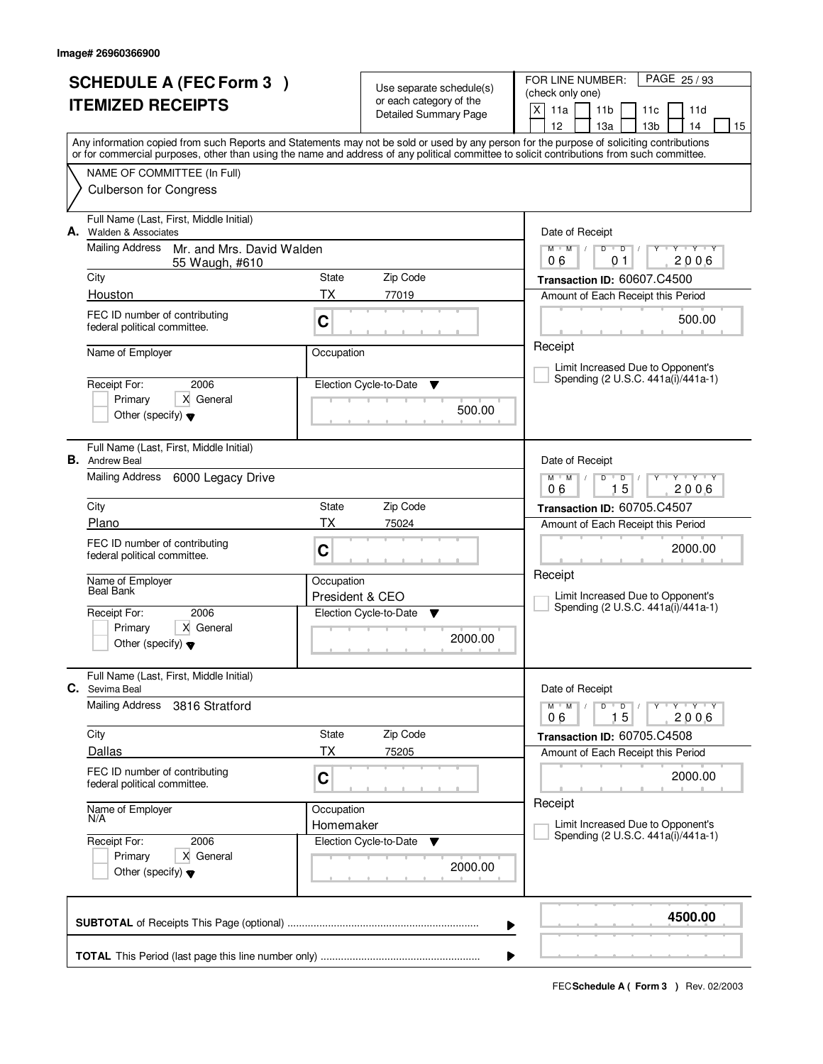Image# 26960366900

# SCHEDULE A (FEC Form 3 )
# ITEMIZED RECEIPTS

Use separate schedule(s) or each category of the Detailed Summary Page

FOR LINE NUMBER: (check only one)
[X] 11a [ ] 11b [ ] 11c [ ] 11d [ ] 12 [ ] 13a [ ] 13b [ ] 14 [ ] 15

PAGE 25 / 93

Any information copied from such Reports and Statements may not be sold or used by any person for the purpose of soliciting contributions or for commercial purposes, other than using the name and address of any political committee to solicit contributions from such committee.

NAME OF COMMITTEE (In Full)
Culberson for Congress

---

**A.** Full Name (Last, First, Middle Initial): Walden & Associates

Mailing Address: Mr. and Mrs. David Walden, 55 Waugh, #610

City: Houston | State: TX | Zip Code: 77019

FEC ID number of contributing federal political committee: C

Name of Employer:
Occupation:

Receipt For: 2006 — [ ] Primary [X] General [ ] Other (specify)

Election Cycle-to-Date: 500.00

Date of Receipt: 06/01/2006

Transaction ID: 60607.C4500

Amount of Each Receipt this Period: 500.00

Receipt

[ ] Limit Increased Due to Opponent's Spending (2 U.S.C. 441a(i)/441a-1)

---

**B.** Full Name (Last, First, Middle Initial): Andrew Beal

Mailing Address: 6000 Legacy Drive

City: Plano | State: TX | Zip Code: 75024

FEC ID number of contributing federal political committee: C

Name of Employer: Beal Bank
Occupation: President & CEO

Receipt For: 2006 — [ ] Primary [X] General [ ] Other (specify)

Election Cycle-to-Date: 2000.00

Date of Receipt: 06/15/2006

Transaction ID: 60705.C4507

Amount of Each Receipt this Period: 2000.00

Receipt

[ ] Limit Increased Due to Opponent's Spending (2 U.S.C. 441a(i)/441a-1)

---

**C.** Full Name (Last, First, Middle Initial): Sevima Beal

Mailing Address: 3816 Stratford

City: Dallas | State: TX | Zip Code: 75205

FEC ID number of contributing federal political committee: C

Name of Employer: N/A
Occupation: Homemaker

Receipt For: 2006 — [ ] Primary [X] General [ ] Other (specify)

Election Cycle-to-Date: 2000.00

Date of Receipt: 06/15/2006

Transaction ID: 60705.C4508

Amount of Each Receipt this Period: 2000.00

Receipt

[ ] Limit Increased Due to Opponent's Spending (2 U.S.C. 441a(i)/441a-1)

---

**SUBTOTAL** of Receipts This Page (optional): **4500.00**

**TOTAL** This Period (last page this line number only):

FEC **Schedule A ( Form 3 )** Rev. 02/2003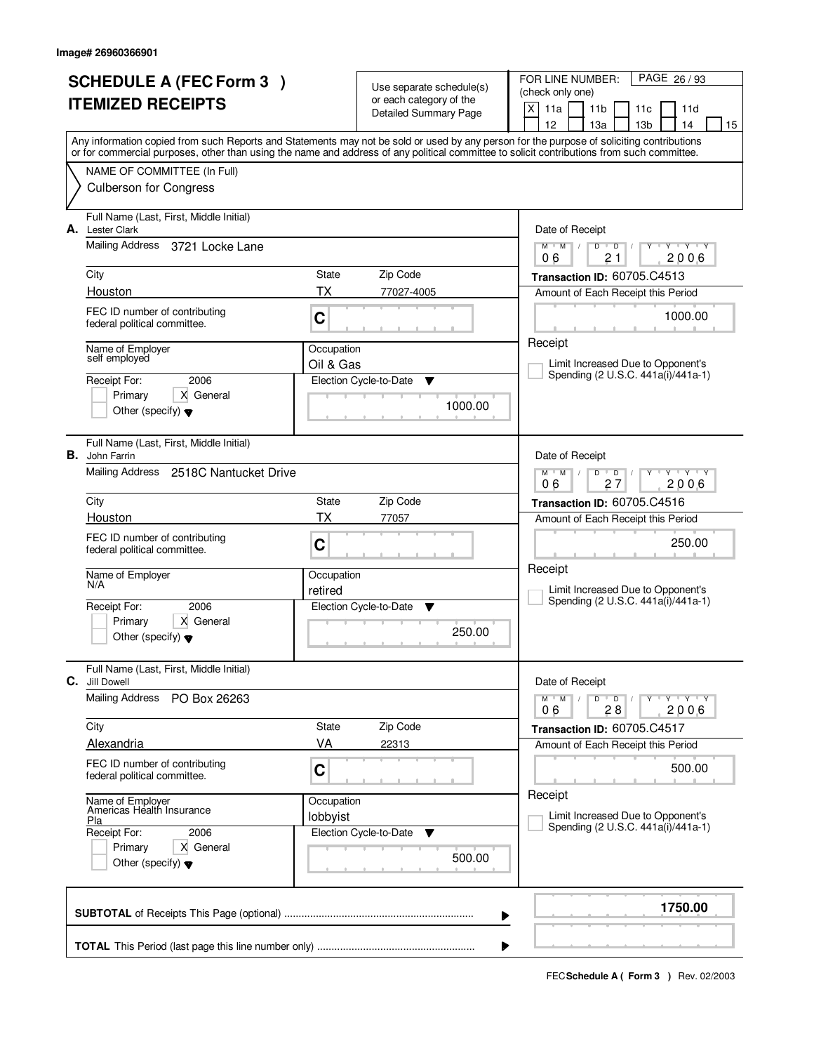Image# 26960366901

# SCHEDULE A (FEC Form 3 )
# ITEMIZED RECEIPTS

Use separate schedule(s) or each category of the Detailed Summary Page

FOR LINE NUMBER: (check only one)

PAGE 26 / 93

[X] 11a [ ] 11b [ ] 11c [ ] 11d [ ] 12 [ ] 13a [ ] 13b [ ] 14 [ ] 15

Any information copied from such Reports and Statements may not be sold or used by any person for the purpose of soliciting contributions or for commercial purposes, other than using the name and address of any political committee to solicit contributions from such committee.

NAME OF COMMITTEE (In Full)
Culberson for Congress

---

**A.** Full Name (Last, First, Middle Initial): Lester Clark

Mailing Address: 3721 Locke Lane

City: Houston | State: TX | Zip Code: 77027-4005

FEC ID number of contributing federal political committee: C

Name of Employer: self employed

Occupation: Oil & Gas

Receipt For: 2006 — [ ] Primary [X] General [ ] Other (specify)

Election Cycle-to-Date: 1000.00

Date of Receipt: 06 / 21 / 2006

Transaction ID: 60705.C4513

Amount of Each Receipt this Period: 1000.00

Receipt

[ ] Limit Increased Due to Opponent's Spending (2 U.S.C. 441a(i)/441a-1)

---

**B.** Full Name (Last, First, Middle Initial): John Farrin

Mailing Address: 2518C Nantucket Drive

City: Houston | State: TX | Zip Code: 77057

FEC ID number of contributing federal political committee: C

Name of Employer: N/A

Occupation: retired

Receipt For: 2006 — [ ] Primary [X] General [ ] Other (specify)

Election Cycle-to-Date: 250.00

Date of Receipt: 06 / 27 / 2006

Transaction ID: 60705.C4516

Amount of Each Receipt this Period: 250.00

Receipt

[ ] Limit Increased Due to Opponent's Spending (2 U.S.C. 441a(i)/441a-1)

---

**C.** Full Name (Last, First, Middle Initial): Jill Dowell

Mailing Address: PO Box 26263

City: Alexandria | State: VA | Zip Code: 22313

FEC ID number of contributing federal political committee: C

Name of Employer: Americas Health Insurance Pla

Occupation: lobbyist

Receipt For: 2006 — [ ] Primary [X] General [ ] Other (specify)

Election Cycle-to-Date: 500.00

Date of Receipt: 06 / 28 / 2006

Transaction ID: 60705.C4517

Amount of Each Receipt this Period: 500.00

Receipt

[ ] Limit Increased Due to Opponent's Spending (2 U.S.C. 441a(i)/441a-1)

---

**SUBTOTAL** of Receipts This Page (optional): **1750.00**

**TOTAL** This Period (last page this line number only):

FEC **Schedule A ( Form 3 )** Rev. 02/2003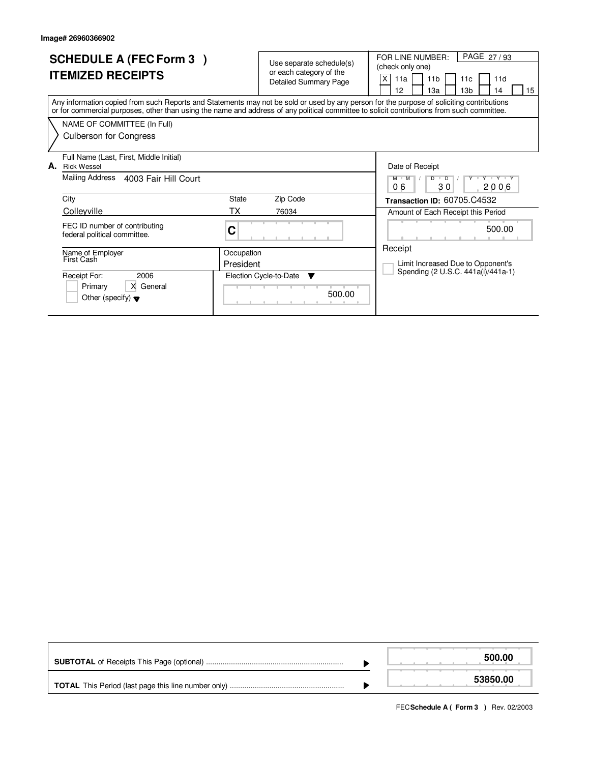Image# 26960366902

# SCHEDULE A (FEC Form 3 )
## ITEMIZED RECEIPTS

Use separate schedule(s) or each category of the Detailed Summary Page

FOR LINE NUMBER: (check only one)

[X] 11a [ ] 11b [ ] 11c [ ] 11d [ ] 12 [ ] 13a [ ] 13b [ ] 14 [ ] 15

Any information copied from such Reports and Statements may not be sold or used by any person for the purpose of soliciting contributions or for commercial purposes, other than using the name and address of any political committee to solicit contributions from such committee.

NAME OF COMMITTEE (In Full)

Culberson for Congress

**A.** Full Name (Last, First, Middle Initial)
Rick Wessel

Mailing Address 4003 Fair Hill Court

| City | State | Zip Code |
|---|---|---|
| Colleyville | TX | 76034 |

FEC ID number of contributing federal political committee. C

Name of Employer: First Cash

Occupation: President

Receipt For: 2006

[ ] Primary [X] General

[ ] Other (specify)

Election Cycle-to-Date: 500.00

Date of Receipt: 06 / 30 / 2006

**Transaction ID:** 60705.C4532

Amount of Each Receipt this Period: 500.00

Receipt

[ ] Limit Increased Due to Opponent's Spending (2 U.S.C. 441a(i)/441a-1)

| | |
|---|---|
| **SUBTOTAL** of Receipts This Page (optional) | **500.00** |
| **TOTAL** This Period (last page this line number only) | **53850.00** |

FEC **Schedule A ( Form 3 )** Rev. 02/2003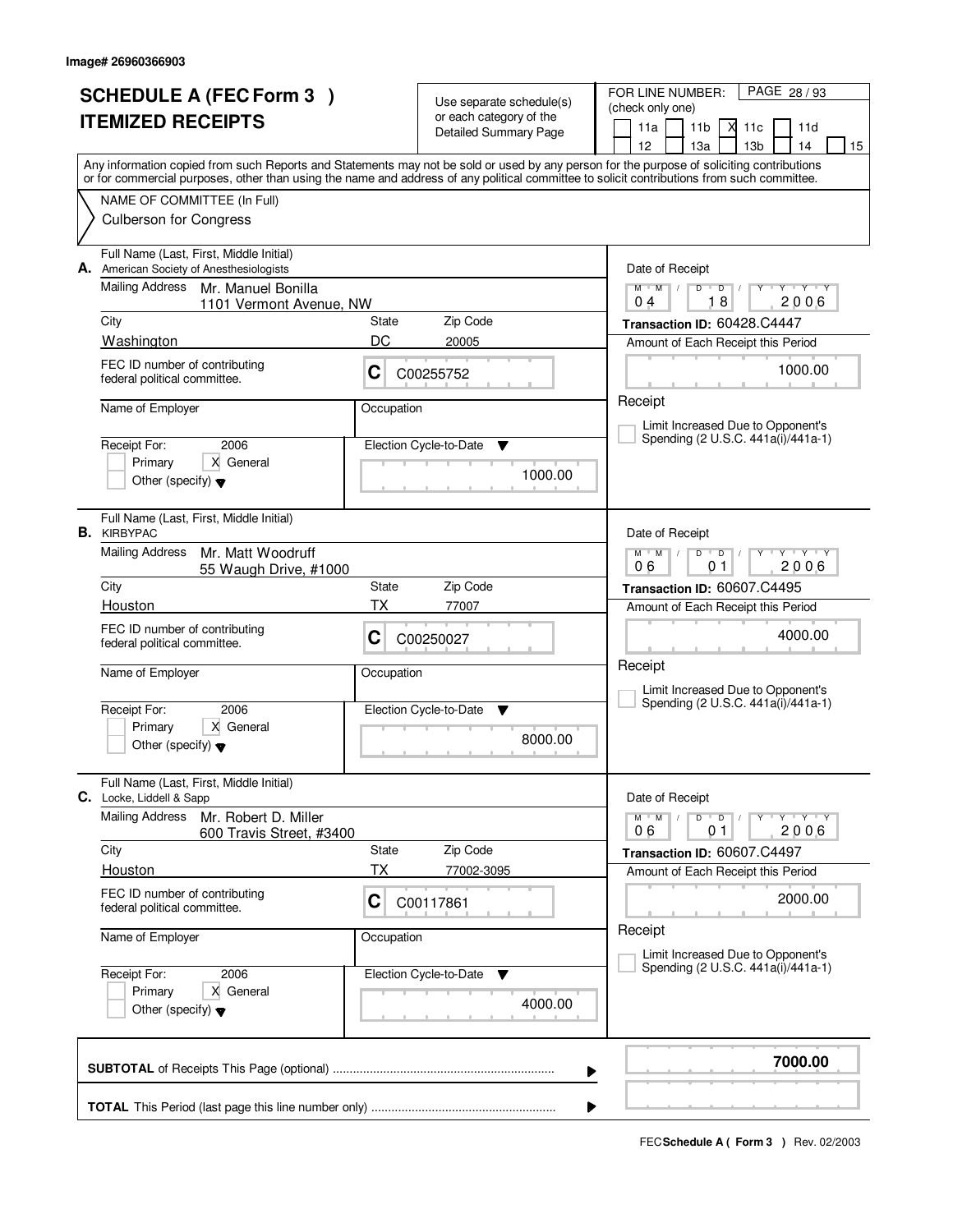Image# 26960366903

# SCHEDULE A (FEC Form 3 ) ITEMIZED RECEIPTS

Use separate schedule(s) or each category of the Detailed Summary Page

FOR LINE NUMBER: (check only one)

11a | 11b | X 11c | 11d | 12 | 13a | 13b | 14 | 15

PAGE 28 / 93

Any information copied from such Reports and Statements may not be sold or used by any person for the purpose of soliciting contributions or for commercial purposes, other than using the name and address of any political committee to solicit contributions from such committee.

NAME OF COMMITTEE (In Full)

Culberson for Congress

---

**A.** Full Name (Last, First, Middle Initial)
American Society of Anesthesiologists

Mailing Address: Mr. Manuel Bonilla
1101 Vermont Avenue, NW

City: Washington | State: DC | Zip Code: 20005

FEC ID number of contributing federal political committee: C C00255752

Name of Employer: | Occupation:

Receipt For: 2006 | Primary | X General | Other (specify)

Election Cycle-to-Date: 1000.00

Date of Receipt: 04 / 18 / 2006

Transaction ID: 60428.C4447

Amount of Each Receipt this Period: 1000.00

Receipt

Limit Increased Due to Opponent's Spending (2 U.S.C. 441a(i)/441a-1)

---

**B.** Full Name (Last, First, Middle Initial)
KIRBYPAC

Mailing Address: Mr. Matt Woodruff
55 Waugh Drive, #1000

City: Houston | State: TX | Zip Code: 77007

FEC ID number of contributing federal political committee: C C00250027

Name of Employer: | Occupation:

Receipt For: 2006 | Primary | X General | Other (specify)

Election Cycle-to-Date: 8000.00

Date of Receipt: 06 / 01 / 2006

Transaction ID: 60607.C4495

Amount of Each Receipt this Period: 4000.00

Receipt

Limit Increased Due to Opponent's Spending (2 U.S.C. 441a(i)/441a-1)

---

**C.** Full Name (Last, First, Middle Initial)
Locke, Liddell & Sapp

Mailing Address: Mr. Robert D. Miller
600 Travis Street, #3400

City: Houston | State: TX | Zip Code: 77002-3095

FEC ID number of contributing federal political committee: C C00117861

Name of Employer: | Occupation:

Receipt For: 2006 | Primary | X General | Other (specify)

Election Cycle-to-Date: 4000.00

Date of Receipt: 06 / 01 / 2006

Transaction ID: 60607.C4497

Amount of Each Receipt this Period: 2000.00

Receipt

Limit Increased Due to Opponent's Spending (2 U.S.C. 441a(i)/441a-1)

---

**SUBTOTAL** of Receipts This Page (optional): **7000.00**

**TOTAL** This Period (last page this line number only):

FEC **Schedule A ( Form 3 )** Rev. 02/2003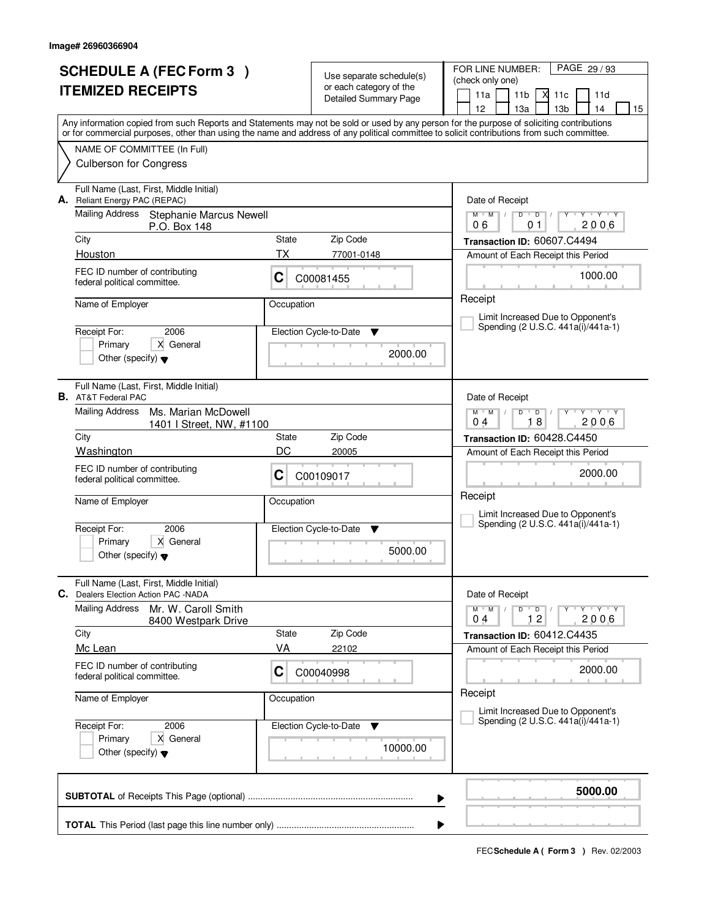Image# 26960366904

# SCHEDULE A (FEC Form 3 )
# ITEMIZED RECEIPTS

Use separate schedule(s) or each category of the Detailed Summary Page

FOR LINE NUMBER: (check only one)

PAGE 29 / 93

11a | 11b | X 11c | 11d | 12 | 13a | 13b | 14 | 15

Any information copied from such Reports and Statements may not be sold or used by any person for the purpose of soliciting contributions or for commercial purposes, other than using the name and address of any political committee to solicit contributions from such committee.

NAME OF COMMITTEE (In Full)
Culberson for Congress

---

**A.** Full Name (Last, First, Middle Initial)
Reliant Energy PAC (REPAC)

Mailing Address: Stephanie Marcus Newell
P.O. Box 148

City: Houston | State: TX | Zip Code: 77001-0148

FEC ID number of contributing federal political committee: C C00081455

Name of Employer: | Occupation:

Receipt For: 2006 — Primary / X General / Other (specify)

Election Cycle-to-Date: 2000.00

Date of Receipt: 06 / 01 / 2006

Transaction ID: 60607.C4494

Amount of Each Receipt this Period: 1000.00

Receipt

Limit Increased Due to Opponent's Spending (2 U.S.C. 441a(i)/441a-1)

---

**B.** Full Name (Last, First, Middle Initial)
AT&T Federal PAC

Mailing Address: Ms. Marian McDowell
1401 I Street, NW, #1100

City: Washington | State: DC | Zip Code: 20005

FEC ID number of contributing federal political committee: C C00109017

Name of Employer: | Occupation:

Receipt For: 2006 — Primary / X General / Other (specify)

Election Cycle-to-Date: 5000.00

Date of Receipt: 04 / 18 / 2006

Transaction ID: 60428.C4450

Amount of Each Receipt this Period: 2000.00

Receipt

Limit Increased Due to Opponent's Spending (2 U.S.C. 441a(i)/441a-1)

---

**C.** Full Name (Last, First, Middle Initial)
Dealers Election Action PAC -NADA

Mailing Address: Mr. W. Caroll Smith
8400 Westpark Drive

City: Mc Lean | State: VA | Zip Code: 22102

FEC ID number of contributing federal political committee: C C00040998

Name of Employer: | Occupation:

Receipt For: 2006 — Primary / X General / Other (specify)

Election Cycle-to-Date: 10000.00

Date of Receipt: 04 / 12 / 2006

Transaction ID: 60412.C4435

Amount of Each Receipt this Period: 2000.00

Receipt

Limit Increased Due to Opponent's Spending (2 U.S.C. 441a(i)/441a-1)

---

**SUBTOTAL** of Receipts This Page (optional) .......... **5000.00**

**TOTAL** This Period (last page this line number only) ..........

FEC **Schedule A ( Form 3 )** Rev. 02/2003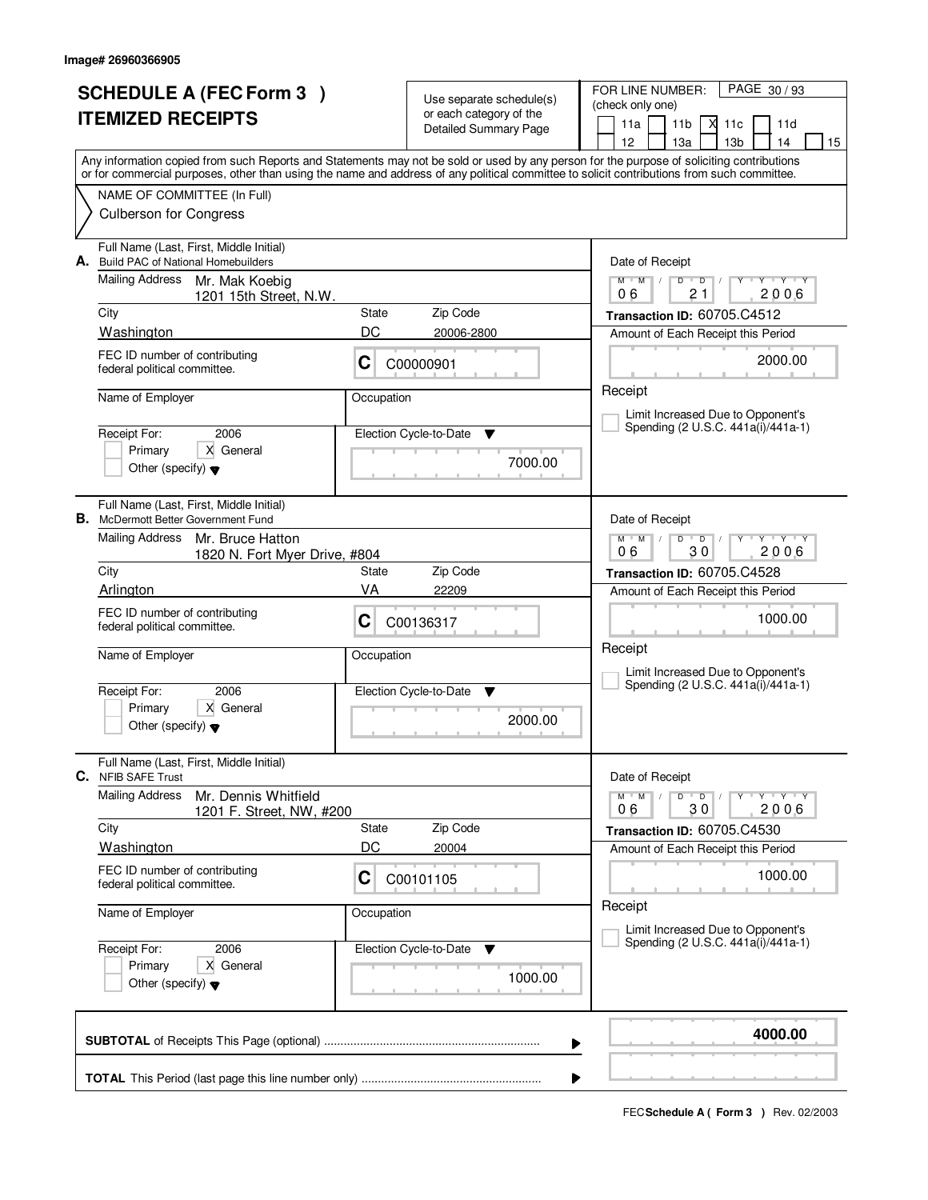Image# 26960366905

# SCHEDULE A (FEC Form 3 )
# ITEMIZED RECEIPTS

Use separate schedule(s) or each category of the Detailed Summary Page

FOR LINE NUMBER: (check only one)

PAGE 30 / 93

11a | 11b | X 11c | 11d | 12 | 13a | 13b | 14 | 15

Any information copied from such Reports and Statements may not be sold or used by any person for the purpose of soliciting contributions or for commercial purposes, other than using the name and address of any political committee to solicit contributions from such committee.

NAME OF COMMITTEE (In Full)

Culberson for Congress

---

**A.** Full Name (Last, First, Middle Initial)
Build PAC of National Homebuilders

Mailing Address: Mr. Mak Koebig
1201 15th Street, N.W.

City: Washington | State: DC | Zip Code: 20006-2800

FEC ID number of contributing federal political committee: C C00000901

Name of Employer: | Occupation:

Receipt For: 2006 — Primary [ ] General [X] Other (specify)

Election Cycle-to-Date: 7000.00

Date of Receipt: 06 / 21 / 2006

Transaction ID: 60705.C4512

Amount of Each Receipt this Period: 2000.00

Receipt

[ ] Limit Increased Due to Opponent's Spending (2 U.S.C. 441a(i)/441a-1)

---

**B.** Full Name (Last, First, Middle Initial)
McDermott Better Government Fund

Mailing Address: Mr. Bruce Hatton
1820 N. Fort Myer Drive, #804

City: Arlington | State: VA | Zip Code: 22209

FEC ID number of contributing federal political committee: C C00136317

Name of Employer: | Occupation:

Receipt For: 2006 — Primary [ ] General [X] Other (specify)

Election Cycle-to-Date: 2000.00

Date of Receipt: 06 / 30 / 2006

Transaction ID: 60705.C4528

Amount of Each Receipt this Period: 1000.00

Receipt

[ ] Limit Increased Due to Opponent's Spending (2 U.S.C. 441a(i)/441a-1)

---

**C.** Full Name (Last, First, Middle Initial)
NFIB SAFE Trust

Mailing Address: Mr. Dennis Whitfield
1201 F. Street, NW, #200

City: Washington | State: DC | Zip Code: 20004

FEC ID number of contributing federal political committee: C C00101105

Name of Employer: | Occupation:

Receipt For: 2006 — Primary [ ] General [X] Other (specify)

Election Cycle-to-Date: 1000.00

Date of Receipt: 06 / 30 / 2006

Transaction ID: 60705.C4530

Amount of Each Receipt this Period: 1000.00

Receipt

[ ] Limit Increased Due to Opponent's Spending (2 U.S.C. 441a(i)/441a-1)

---

**SUBTOTAL** of Receipts This Page (optional) ........ **4000.00**

**TOTAL** This Period (last page this line number only) ........

FEC **Schedule A ( Form 3 )** Rev. 02/2003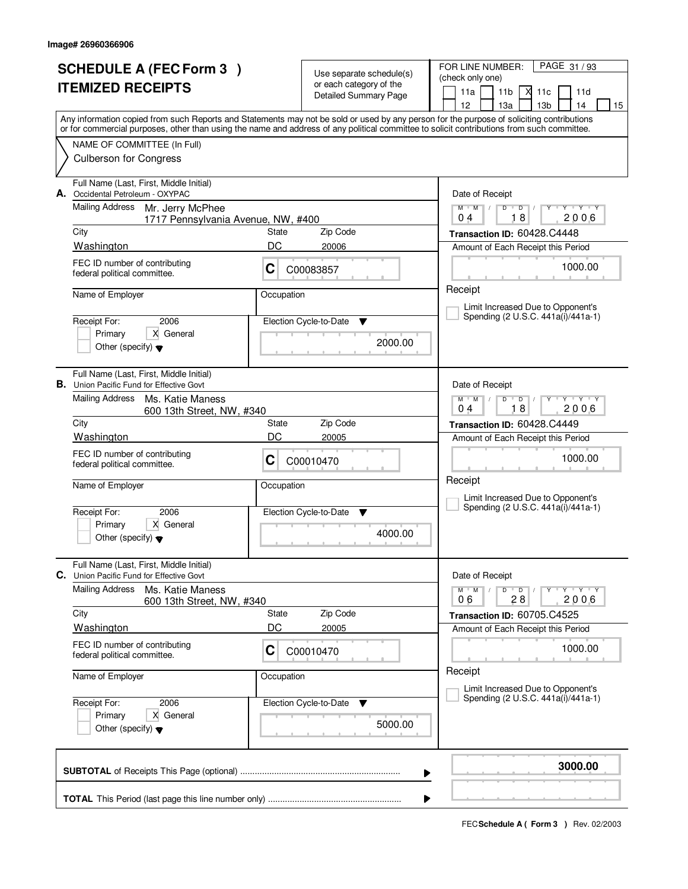Image# 26960366906

# SCHEDULE A (FEC Form 3 )
# ITEMIZED RECEIPTS

Use separate schedule(s) or each category of the Detailed Summary Page

FOR LINE NUMBER: (check only one)

11a [ ] 11b [ ] 11c [X] 11d [ ] 12 [ ] 13a [ ] 13b [ ] 14 [ ] 15 [ ]

Any information copied from such Reports and Statements may not be sold or used by any person for the purpose of soliciting contributions or for commercial purposes, other than using the name and address of any political committee to solicit contributions from such committee.

NAME OF COMMITTEE (In Full)

Culberson for Congress

---

**A.** Full Name (Last, First, Middle Initial): Occidental Petroleum - OXYPAC

Mailing Address: Mr. Jerry McPhee, 1717 Pennsylvania Avenue, NW, #400

City: Washington | State: DC | Zip Code: 20006

FEC ID number of contributing federal political committee: C C00083857

Name of Employer: | Occupation:

Receipt For: 2006 [ ] Primary [X] General [ ] Other (specify)

Election Cycle-to-Date: 2000.00

Date of Receipt: 04 18 2006

Transaction ID: 60428.C4448

Amount of Each Receipt this Period: 1000.00

Receipt

[ ] Limit Increased Due to Opponent's Spending (2 U.S.C. 441a(i)/441a-1)

---

**B.** Full Name (Last, First, Middle Initial): Union Pacific Fund for Effective Govt

Mailing Address: Ms. Katie Maness, 600 13th Street, NW, #340

City: Washington | State: DC | Zip Code: 20005

FEC ID number of contributing federal political committee: C C00010470

Name of Employer: | Occupation:

Receipt For: 2006 [ ] Primary [X] General [ ] Other (specify)

Election Cycle-to-Date: 4000.00

Date of Receipt: 04 18 2006

Transaction ID: 60428.C4449

Amount of Each Receipt this Period: 1000.00

Receipt

[ ] Limit Increased Due to Opponent's Spending (2 U.S.C. 441a(i)/441a-1)

---

**C.** Full Name (Last, First, Middle Initial): Union Pacific Fund for Effective Govt

Mailing Address: Ms. Katie Maness, 600 13th Street, NW, #340

City: Washington | State: DC | Zip Code: 20005

FEC ID number of contributing federal political committee: C C00010470

Name of Employer: | Occupation:

Receipt For: 2006 [ ] Primary [X] General [ ] Other (specify)

Election Cycle-to-Date: 5000.00

Date of Receipt: 06 28 2006

Transaction ID: 60705.C4525

Amount of Each Receipt this Period: 1000.00

Receipt

[ ] Limit Increased Due to Opponent's Spending (2 U.S.C. 441a(i)/441a-1)

---

**SUBTOTAL** of Receipts This Page (optional): **3000.00**

**TOTAL** This Period (last page this line number only):

FEC **Schedule A ( Form 3 )** Rev. 02/2003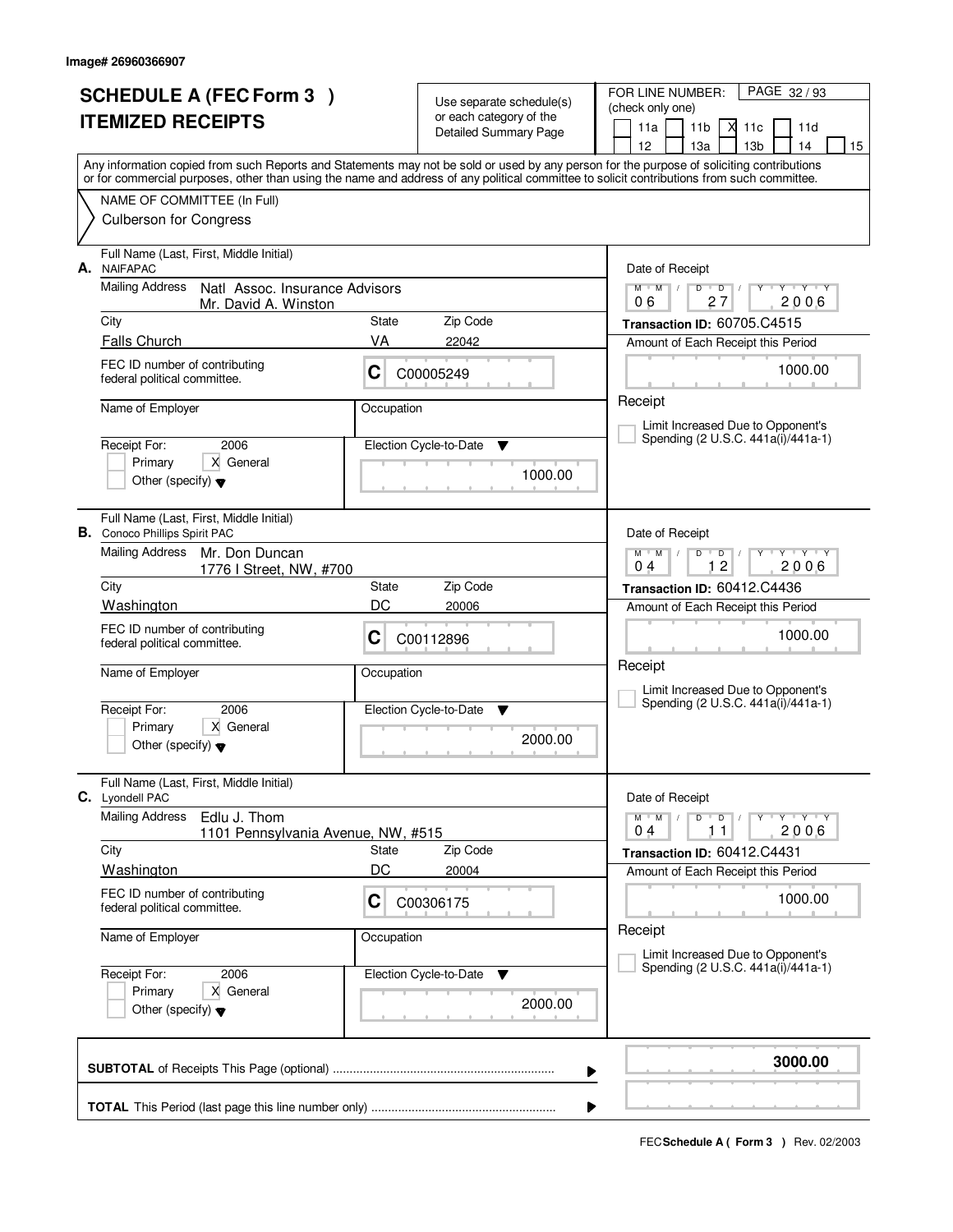Image# 26960366907

# SCHEDULE A (FEC Form 3 )
# ITEMIZED RECEIPTS

Use separate schedule(s) or each category of the Detailed Summary Page

FOR LINE NUMBER: (check only one)

11a | 11b | X 11c | 11d | 12 | 13a | 13b | 14 | 15

Any information copied from such Reports and Statements may not be sold or used by any person for the purpose of soliciting contributions or for commercial purposes, other than using the name and address of any political committee to solicit contributions from such committee.

NAME OF COMMITTEE (In Full)
Culberson for Congress

---

**A.** Full Name (Last, First, Middle Initial): NAIFAPAC

Mailing Address: Natl Assoc. Insurance Advisors
Mr. David A. Winston

City: Falls Church | State: VA | Zip Code: 22042

FEC ID number of contributing federal political committee: C C00005249

Name of Employer: | Occupation:

Receipt For: 2006 | Primary | X General | Other (specify)

Election Cycle-to-Date: 1000.00

Date of Receipt: 06 27 2006

Transaction ID: 60705.C4515

Amount of Each Receipt this Period: 1000.00

Receipt

Limit Increased Due to Opponent's Spending (2 U.S.C. 441a(i)/441a-1)

---

**B.** Full Name (Last, First, Middle Initial): Conoco Phillips Spirit PAC

Mailing Address: Mr. Don Duncan
1776 I Street, NW, #700

City: Washington | State: DC | Zip Code: 20006

FEC ID number of contributing federal political committee: C C00112896

Name of Employer: | Occupation:

Receipt For: 2006 | Primary | X General | Other (specify)

Election Cycle-to-Date: 2000.00

Date of Receipt: 04 12 2006

Transaction ID: 60412.C4436

Amount of Each Receipt this Period: 1000.00

Receipt

Limit Increased Due to Opponent's Spending (2 U.S.C. 441a(i)/441a-1)

---

**C.** Full Name (Last, First, Middle Initial): Lyondell PAC

Mailing Address: Edlu J. Thom
1101 Pennsylvania Avenue, NW, #515

City: Washington | State: DC | Zip Code: 20004

FEC ID number of contributing federal political committee: C C00306175

Name of Employer: | Occupation:

Receipt For: 2006 | Primary | X General | Other (specify)

Election Cycle-to-Date: 2000.00

Date of Receipt: 04 11 2006

Transaction ID: 60412.C4431

Amount of Each Receipt this Period: 1000.00

Receipt

Limit Increased Due to Opponent's Spending (2 U.S.C. 441a(i)/441a-1)

---

**SUBTOTAL** of Receipts This Page (optional) ........ **3000.00**

**TOTAL** This Period (last page this line number only) ........

FEC **Schedule A ( Form 3 )** Rev. 02/2003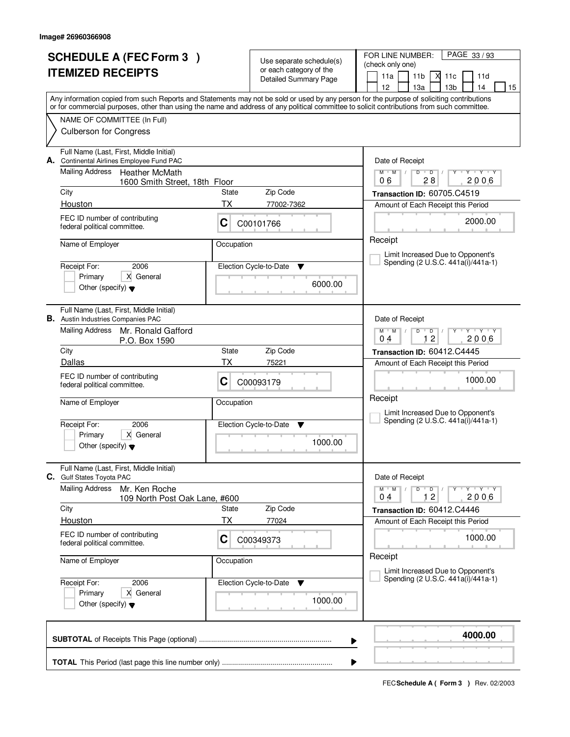Image# 26960366908

# SCHEDULE A (FEC Form 3 )
## ITEMIZED RECEIPTS

Use separate schedule(s) or each category of the Detailed Summary Page

FOR LINE NUMBER: (check only one)

11a [ ] 11b [ ] 11c [X] 11d [ ] 12 [ ] 13a [ ] 13b [ ] 14 [ ] 15 [ ]

Any information copied from such Reports and Statements may not be sold or used by any person for the purpose of soliciting contributions or for commercial purposes, other than using the name and address of any political committee to solicit contributions from such committee.

NAME OF COMMITTEE (In Full)

Culberson for Congress

---

**A.** Full Name (Last, First, Middle Initial): Continental Airlines Employee Fund PAC

Mailing Address: Heather McMath, 1600 Smith Street, 18th Floor

City: Houston | State: TX | Zip Code: 77002-7362

FEC ID number of contributing federal political committee: C C00101766

Name of Employer: | Occupation:

Receipt For: 2006 — Primary [ ] General [X] Other (specify) [ ]

Election Cycle-to-Date: 6000.00

Date of Receipt: 06/28/2006

Transaction ID: 60705.C4519

Amount of Each Receipt this Period: 2000.00

Receipt

[ ] Limit Increased Due to Opponent's Spending (2 U.S.C. 441a(i)/441a-1)

---

**B.** Full Name (Last, First, Middle Initial): Austin Industries Companies PAC

Mailing Address: Mr. Ronald Gafford, P.O. Box 1590

City: Dallas | State: TX | Zip Code: 75221

FEC ID number of contributing federal political committee: C C00093179

Name of Employer: | Occupation:

Receipt For: 2006 — Primary [ ] General [X] Other (specify) [ ]

Election Cycle-to-Date: 1000.00

Date of Receipt: 04/12/2006

Transaction ID: 60412.C4445

Amount of Each Receipt this Period: 1000.00

Receipt

[ ] Limit Increased Due to Opponent's Spending (2 U.S.C. 441a(i)/441a-1)

---

**C.** Full Name (Last, First, Middle Initial): Gulf States Toyota PAC

Mailing Address: Mr. Ken Roche, 109 North Post Oak Lane, #600

City: Houston | State: TX | Zip Code: 77024

FEC ID number of contributing federal political committee: C C00349373

Name of Employer: | Occupation:

Receipt For: 2006 — Primary [ ] General [X] Other (specify) [ ]

Election Cycle-to-Date: 1000.00

Date of Receipt: 04/12/2006

Transaction ID: 60412.C4446

Amount of Each Receipt this Period: 1000.00

Receipt

[ ] Limit Increased Due to Opponent's Spending (2 U.S.C. 441a(i)/441a-1)

---

**SUBTOTAL** of Receipts This Page (optional) ........ **4000.00**

**TOTAL** This Period (last page this line number only) ........

FEC **Schedule A ( Form 3 )** Rev. 02/2003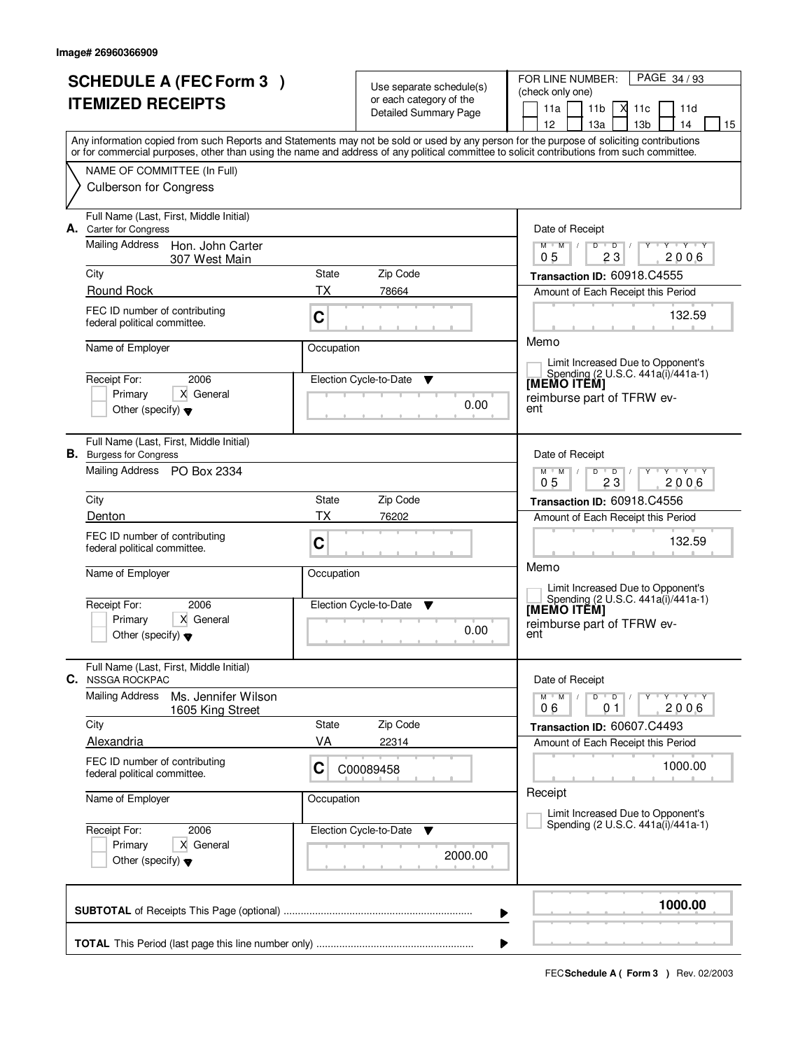Image# 26960366909

# SCHEDULE A (FEC Form 3 )
# ITEMIZED RECEIPTS

Use separate schedule(s) or each category of the Detailed Summary Page

FOR LINE NUMBER: (check only one)

PAGE 34 / 93

11a | 11b | X 11c | 11d | 12 | 13a | 13b | 14 | 15

Any information copied from such Reports and Statements may not be sold or used by any person for the purpose of soliciting contributions or for commercial purposes, other than using the name and address of any political committee to solicit contributions from such committee.

NAME OF COMMITTEE (In Full)
Culberson for Congress

---

**A.** Full Name (Last, First, Middle Initial): Carter for Congress

Mailing Address: Hon. John Carter, 307 West Main

City: Round Rock | State: TX | Zip Code: 78664

FEC ID number of contributing federal political committee: C

Name of Employer: | Occupation:

Receipt For: 2006 — Primary [ ] General [X] Other (specify)

Election Cycle-to-Date: 0.00

Date of Receipt: 05/23/2006

Transaction ID: 60918.C4555

Amount of Each Receipt this Period: 132.59

Memo

[ ] Limit Increased Due to Opponent's Spending (2 U.S.C. 441a(i)/441a-1)

[MEMO ITEM]

reimburse part of TFRW event

---

**B.** Full Name (Last, First, Middle Initial): Burgess for Congress

Mailing Address: PO Box 2334

City: Denton | State: TX | Zip Code: 76202

FEC ID number of contributing federal political committee: C

Name of Employer: | Occupation:

Receipt For: 2006 — Primary [ ] General [X] Other (specify)

Election Cycle-to-Date: 0.00

Date of Receipt: 05/23/2006

Transaction ID: 60918.C4556

Amount of Each Receipt this Period: 132.59

Memo

[ ] Limit Increased Due to Opponent's Spending (2 U.S.C. 441a(i)/441a-1)

[MEMO ITEM]

reimburse part of TFRW event

---

**C.** Full Name (Last, First, Middle Initial): NSSGA ROCKPAC

Mailing Address: Ms. Jennifer Wilson, 1605 King Street

City: Alexandria | State: VA | Zip Code: 22314

FEC ID number of contributing federal political committee: C C00089458

Name of Employer: | Occupation:

Receipt For: 2006 — Primary [ ] General [X] Other (specify)

Election Cycle-to-Date: 2000.00

Date of Receipt: 06/01/2006

Transaction ID: 60607.C4493

Amount of Each Receipt this Period: 1000.00

Receipt

[ ] Limit Increased Due to Opponent's Spending (2 U.S.C. 441a(i)/441a-1)

---

**SUBTOTAL** of Receipts This Page (optional): **1000.00**

**TOTAL** This Period (last page this line number only):

FEC **Schedule A ( Form 3 )** Rev. 02/2003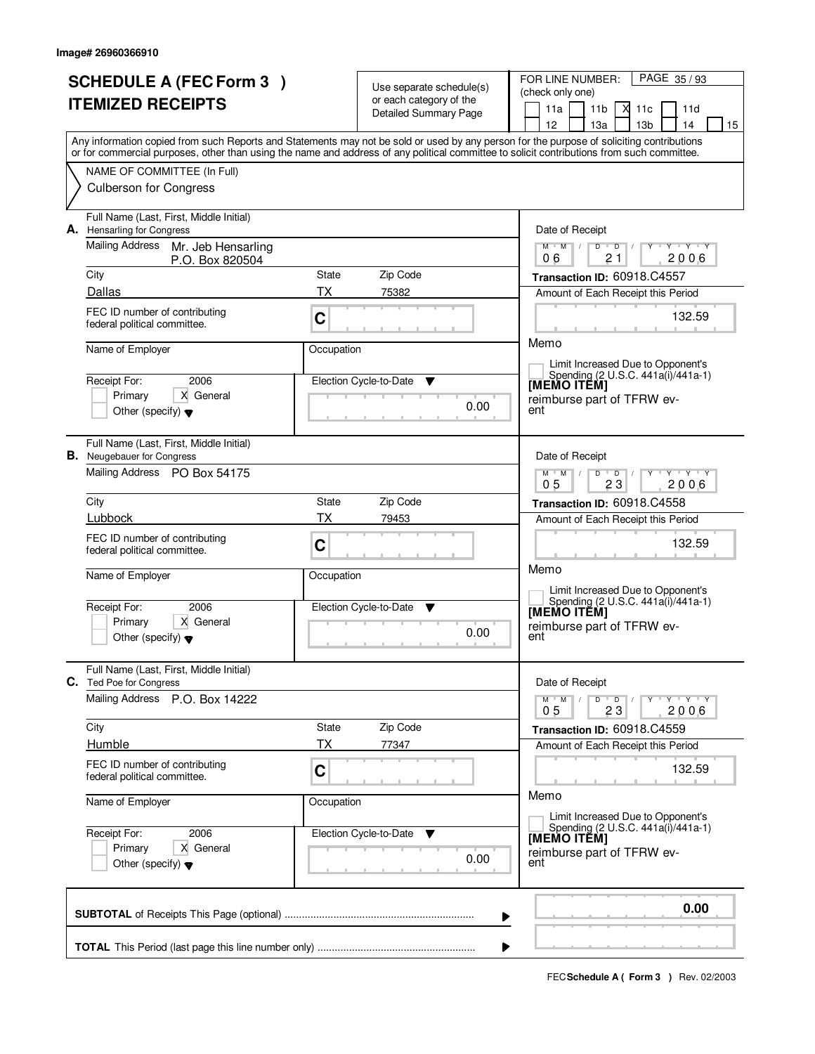Image# 26960366910

# SCHEDULE A (FEC Form 3 )
# ITEMIZED RECEIPTS

Use separate schedule(s) or each category of the Detailed Summary Page

FOR LINE NUMBER: (check only one)

11a | 11b | X 11c | 11d | 12 | 13a | 13b | 14 | 15

Any information copied from such Reports and Statements may not be sold or used by any person for the purpose of soliciting contributions or for commercial purposes, other than using the name and address of any political committee to solicit contributions from such committee.

NAME OF COMMITTEE (In Full)
Culberson for Congress

---

**A.** Full Name (Last, First, Middle Initial): Hensarling for Congress

Mailing Address: Mr. Jeb Hensarling, P.O. Box 820504

City: Dallas | State: TX | Zip Code: 75382

FEC ID number of contributing federal political committee: C

Name of Employer: | Occupation:

Receipt For: 2006 | Primary | X General | Other (specify)

Election Cycle-to-Date: 0.00

Date of Receipt: 06 / 21 / 2006

Transaction ID: 60918.C4557

Amount of Each Receipt this Period: 132.59

Memo: [MEMO ITEM] reimburse part of TFRW event

Limit Increased Due to Opponent's Spending (2 U.S.C. 441a(i)/441a-1)

---

**B.** Full Name (Last, First, Middle Initial): Neugebauer for Congress

Mailing Address: PO Box 54175

City: Lubbock | State: TX | Zip Code: 79453

FEC ID number of contributing federal political committee: C

Name of Employer: | Occupation:

Receipt For: 2006 | Primary | X General | Other (specify)

Election Cycle-to-Date: 0.00

Date of Receipt: 05 / 23 / 2006

Transaction ID: 60918.C4558

Amount of Each Receipt this Period: 132.59

Memo: [MEMO ITEM] reimburse part of TFRW event

Limit Increased Due to Opponent's Spending (2 U.S.C. 441a(i)/441a-1)

---

**C.** Full Name (Last, First, Middle Initial): Ted Poe for Congress

Mailing Address: P.O. Box 14222

City: Humble | State: TX | Zip Code: 77347

FEC ID number of contributing federal political committee: C

Name of Employer: | Occupation:

Receipt For: 2006 | Primary | X General | Other (specify)

Election Cycle-to-Date: 0.00

Date of Receipt: 05 / 23 / 2006

Transaction ID: 60918.C4559

Amount of Each Receipt this Period: 132.59

Memo: [MEMO ITEM] reimburse part of TFRW event

Limit Increased Due to Opponent's Spending (2 U.S.C. 441a(i)/441a-1)

---

**SUBTOTAL** of Receipts This Page (optional): 0.00

**TOTAL** This Period (last page this line number only):

FEC **Schedule A ( Form 3 )** Rev. 02/2003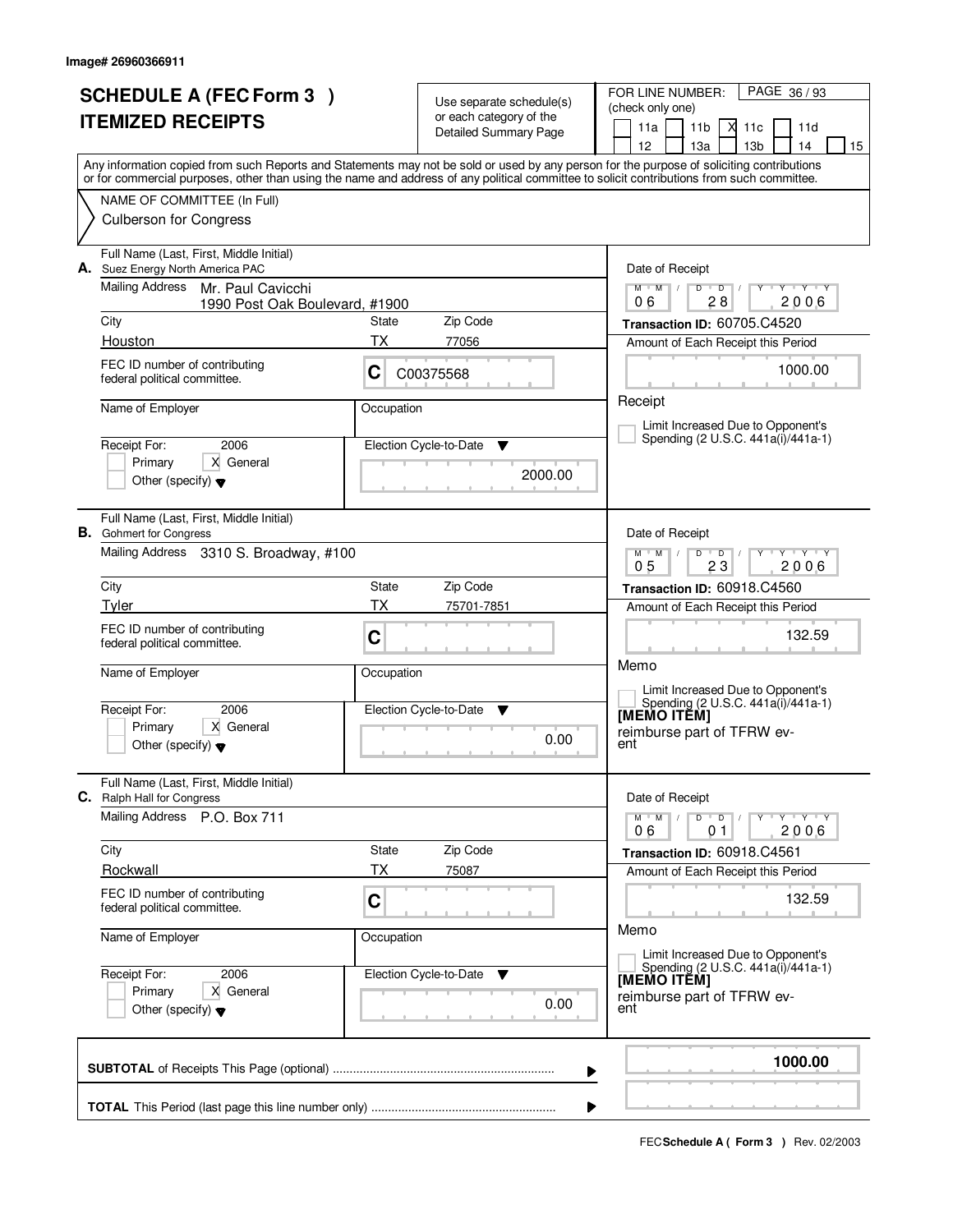Image# 26960366911

# SCHEDULE A (FEC Form 3 )
# ITEMIZED RECEIPTS

Use separate schedule(s) or each category of the Detailed Summary Page

FOR LINE NUMBER: (check only one)

11a ☐ 11b ☐ 11c ☒ 11d ☐ 12 ☐ 13a ☐ 13b ☐ 14 ☐ 15 ☐

PAGE 36 / 93

Any information copied from such Reports and Statements may not be sold or used by any person for the purpose of soliciting contributions or for commercial purposes, other than using the name and address of any political committee to solicit contributions from such committee.

NAME OF COMMITTEE (In Full)

Culberson for Congress

---

**A.** Full Name (Last, First, Middle Initial): Suez Energy North America PAC

Mailing Address: Mr. Paul Cavicchi, 1990 Post Oak Boulevard, #1900

City: Houston | State: TX | Zip Code: 77056

FEC ID number of contributing federal political committee: C C00375568

Name of Employer: | Occupation:

Receipt For: 2006 ☐ Primary ☒ General ☐ Other (specify)

Election Cycle-to-Date: 2000.00

Date of Receipt: 06 / 28 / 2006

Transaction ID: 60705.C4520

Amount of Each Receipt this Period: 1000.00

Receipt

☐ Limit Increased Due to Opponent's Spending (2 U.S.C. 441a(i)/441a-1)

---

**B.** Full Name (Last, First, Middle Initial): Gohmert for Congress

Mailing Address: 3310 S. Broadway, #100

City: Tyler | State: TX | Zip Code: 75701-7851

FEC ID number of contributing federal political committee: C

Name of Employer: | Occupation:

Receipt For: 2006 ☐ Primary ☒ General ☐ Other (specify)

Election Cycle-to-Date: 0.00

Date of Receipt: 05 / 23 / 2006

Transaction ID: 60918.C4560

Amount of Each Receipt this Period: 132.59

Memo

☐ Limit Increased Due to Opponent's Spending (2 U.S.C. 441a(i)/441a-1)

[MEMO ITEM]

reimburse part of TFRW event

---

**C.** Full Name (Last, First, Middle Initial): Ralph Hall for Congress

Mailing Address: P.O. Box 711

City: Rockwall | State: TX | Zip Code: 75087

FEC ID number of contributing federal political committee: C

Name of Employer: | Occupation:

Receipt For: 2006 ☐ Primary ☒ General ☐ Other (specify)

Election Cycle-to-Date: 0.00

Date of Receipt: 06 / 01 / 2006

Transaction ID: 60918.C4561

Amount of Each Receipt this Period: 132.59

Memo

☐ Limit Increased Due to Opponent's Spending (2 U.S.C. 441a(i)/441a-1)

[MEMO ITEM]

reimburse part of TFRW event

---

**SUBTOTAL** of Receipts This Page (optional) ........ **1000.00**

**TOTAL** This Period (last page this line number only) ........

FEC **Schedule A ( Form 3 )** Rev. 02/2003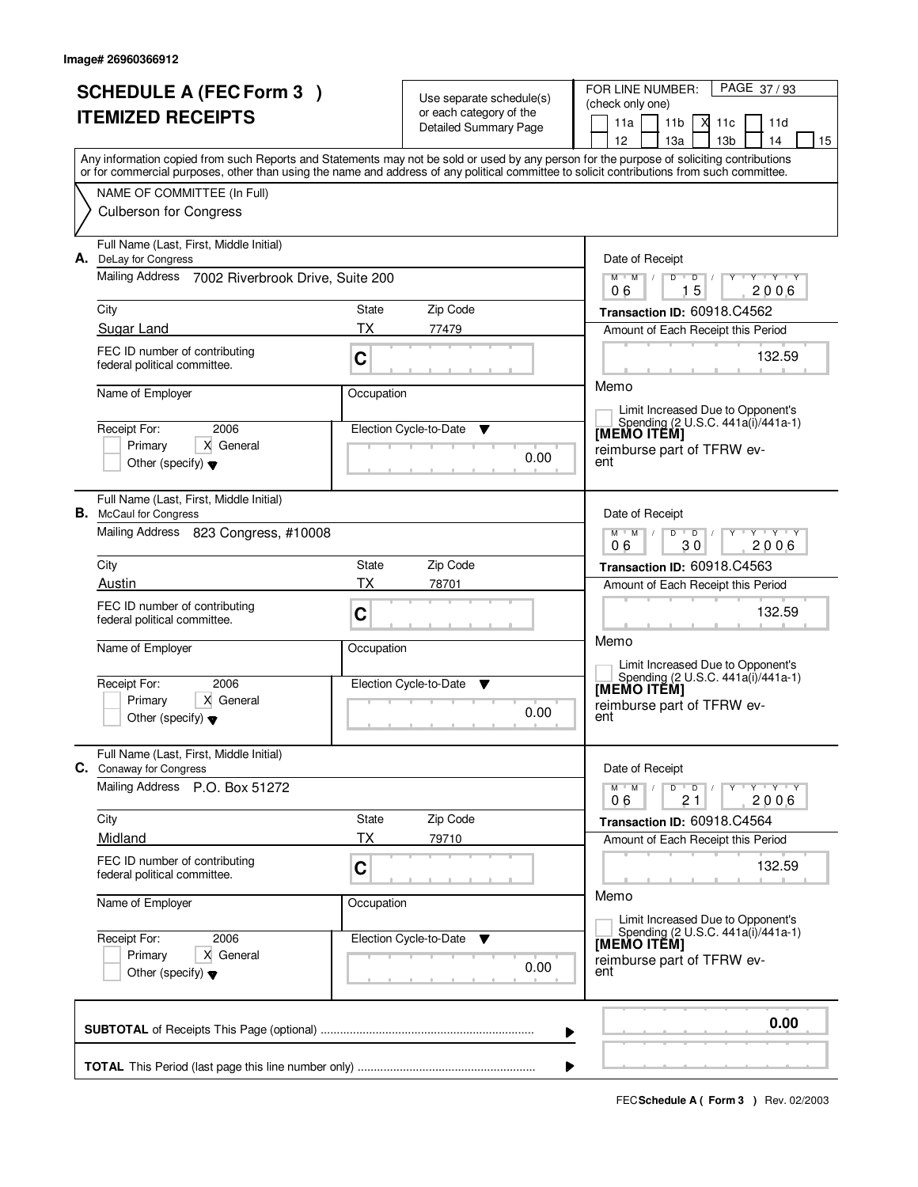Image# 26960366912

# SCHEDULE A (FEC Form 3 )
# ITEMIZED RECEIPTS

Use separate schedule(s) or each category of the Detailed Summary Page

FOR LINE NUMBER: (check only one)

11a | 11b | [X] 11c | 11d | 12 | 13a | 13b | 14 | 15

Any information copied from such Reports and Statements may not be sold or used by any person for the purpose of soliciting contributions or for commercial purposes, other than using the name and address of any political committee to solicit contributions from such committee.

NAME OF COMMITTEE (In Full)
Culberson for Congress

---

**A.** Full Name (Last, First, Middle Initial): DeLay for Congress

Mailing Address: 7002 Riverbrook Drive, Suite 200

City: Sugar Land | State: TX | Zip Code: 77479

FEC ID number of contributing federal political committee: C

Name of Employer: | Occupation:

Receipt For: 2006 — [ ] Primary [X] General [ ] Other (specify)

Election Cycle-to-Date: 0.00

Date of Receipt: 06 / 15 / 2006

Transaction ID: 60918.C4562

Amount of Each Receipt this Period: 132.59

Memo: [ ] Limit Increased Due to Opponent's Spending (2 U.S.C. 441a(i)/441a-1)

[MEMO ITEM]
reimburse part of TFRW event

---

**B.** Full Name (Last, First, Middle Initial): McCaul for Congress

Mailing Address: 823 Congress, #10008

City: Austin | State: TX | Zip Code: 78701

FEC ID number of contributing federal political committee: C

Name of Employer: | Occupation:

Receipt For: 2006 — [ ] Primary [X] General [ ] Other (specify)

Election Cycle-to-Date: 0.00

Date of Receipt: 06 / 30 / 2006

Transaction ID: 60918.C4563

Amount of Each Receipt this Period: 132.59

Memo: [ ] Limit Increased Due to Opponent's Spending (2 U.S.C. 441a(i)/441a-1)

[MEMO ITEM]
reimburse part of TFRW event

---

**C.** Full Name (Last, First, Middle Initial): Conaway for Congress

Mailing Address: P.O. Box 51272

City: Midland | State: TX | Zip Code: 79710

FEC ID number of contributing federal political committee: C

Name of Employer: | Occupation:

Receipt For: 2006 — [ ] Primary [X] General [ ] Other (specify)

Election Cycle-to-Date: 0.00

Date of Receipt: 06 / 21 / 2006

Transaction ID: 60918.C4564

Amount of Each Receipt this Period: 132.59

Memo: [ ] Limit Increased Due to Opponent's Spending (2 U.S.C. 441a(i)/441a-1)

[MEMO ITEM]
reimburse part of TFRW event

---

**SUBTOTAL** of Receipts This Page (optional): 0.00

**TOTAL** This Period (last page this line number only):

FEC **Schedule A ( Form 3 )** Rev. 02/2003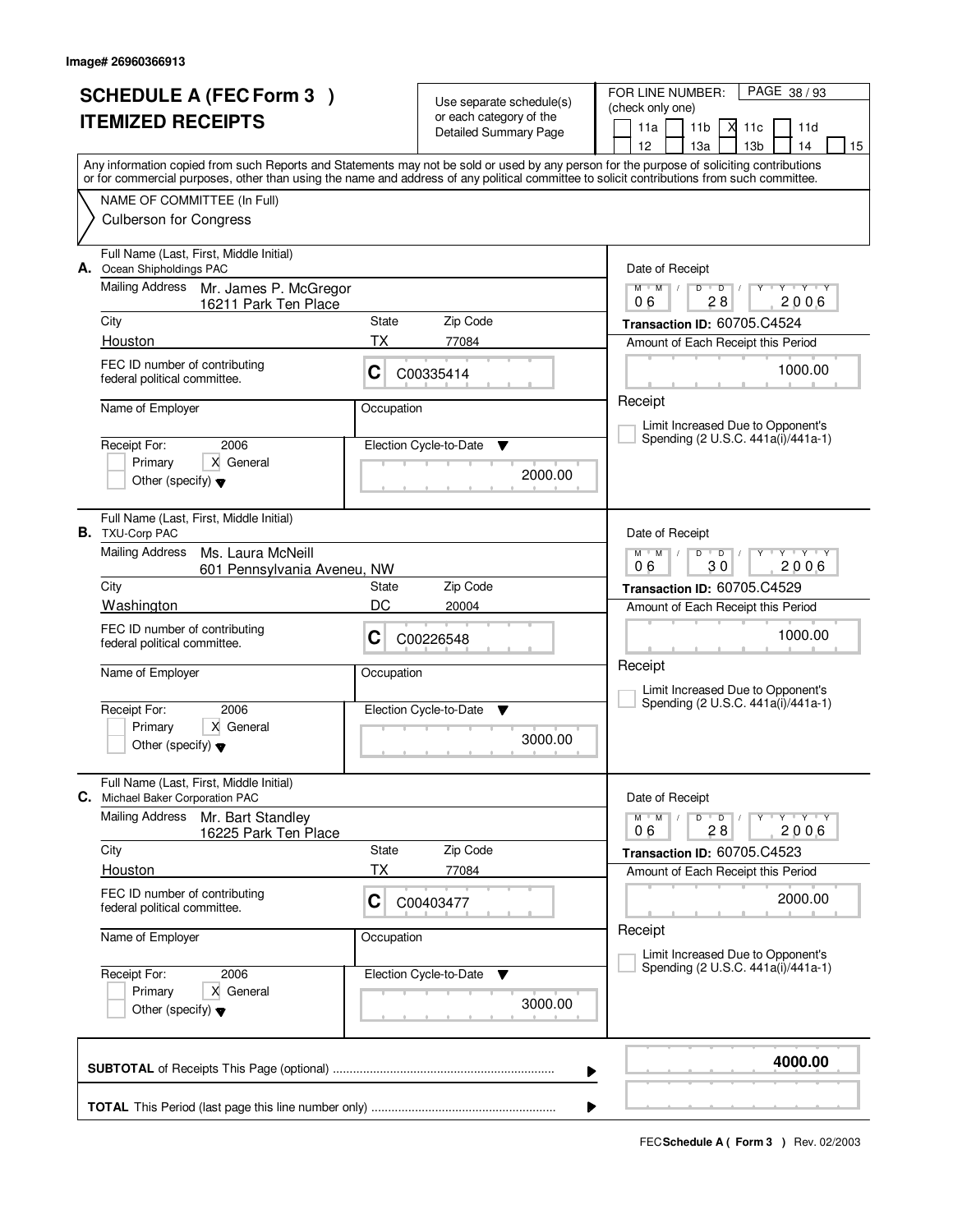Image# 26960366913

# SCHEDULE A (FEC Form 3 ) ITEMIZED RECEIPTS

Use separate schedule(s) or each category of the Detailed Summary Page

FOR LINE NUMBER: (check only one)

11a | 11b | X 11c | 11d | 12 | 13a | 13b | 14 | 15

PAGE 38 / 93

Any information copied from such Reports and Statements may not be sold or used by any person for the purpose of soliciting contributions or for commercial purposes, other than using the name and address of any political committee to solicit contributions from such committee.

NAME OF COMMITTEE (In Full)

Culberson for Congress

---

**A.** Full Name (Last, First, Middle Initial): Ocean Shipholdings PAC

Mailing Address: Mr. James P. McGregor, 16211 Park Ten Place

City: Houston | State: TX | Zip Code: 77084

FEC ID number of contributing federal political committee: C C00335414

Name of Employer: | Occupation:

Receipt For: 2006 — Primary [ ] General [X] Other (specify)

Election Cycle-to-Date: 2000.00

Date of Receipt: 06 / 28 / 2006

Transaction ID: 60705.C4524

Amount of Each Receipt this Period: 1000.00

Receipt

[ ] Limit Increased Due to Opponent's Spending (2 U.S.C. 441a(i)/441a-1)

---

**B.** Full Name (Last, First, Middle Initial): TXU-Corp PAC

Mailing Address: Ms. Laura McNeill, 601 Pennsylvania Aveneu, NW

City: Washington | State: DC | Zip Code: 20004

FEC ID number of contributing federal political committee: C C00226548

Name of Employer: | Occupation:

Receipt For: 2006 — Primary [ ] General [X] Other (specify)

Election Cycle-to-Date: 3000.00

Date of Receipt: 06 / 30 / 2006

Transaction ID: 60705.C4529

Amount of Each Receipt this Period: 1000.00

Receipt

[ ] Limit Increased Due to Opponent's Spending (2 U.S.C. 441a(i)/441a-1)

---

**C.** Full Name (Last, First, Middle Initial): Michael Baker Corporation PAC

Mailing Address: Mr. Bart Standley, 16225 Park Ten Place

City: Houston | State: TX | Zip Code: 77084

FEC ID number of contributing federal political committee: C C00403477

Name of Employer: | Occupation:

Receipt For: 2006 — Primary [ ] General [X] Other (specify)

Election Cycle-to-Date: 3000.00

Date of Receipt: 06 / 28 / 2006

Transaction ID: 60705.C4523

Amount of Each Receipt this Period: 2000.00

Receipt

[ ] Limit Increased Due to Opponent's Spending (2 U.S.C. 441a(i)/441a-1)

---

**SUBTOTAL** of Receipts This Page (optional) ........ **4000.00**

**TOTAL** This Period (last page this line number only) ........

FEC **Schedule A ( Form 3 )** Rev. 02/2003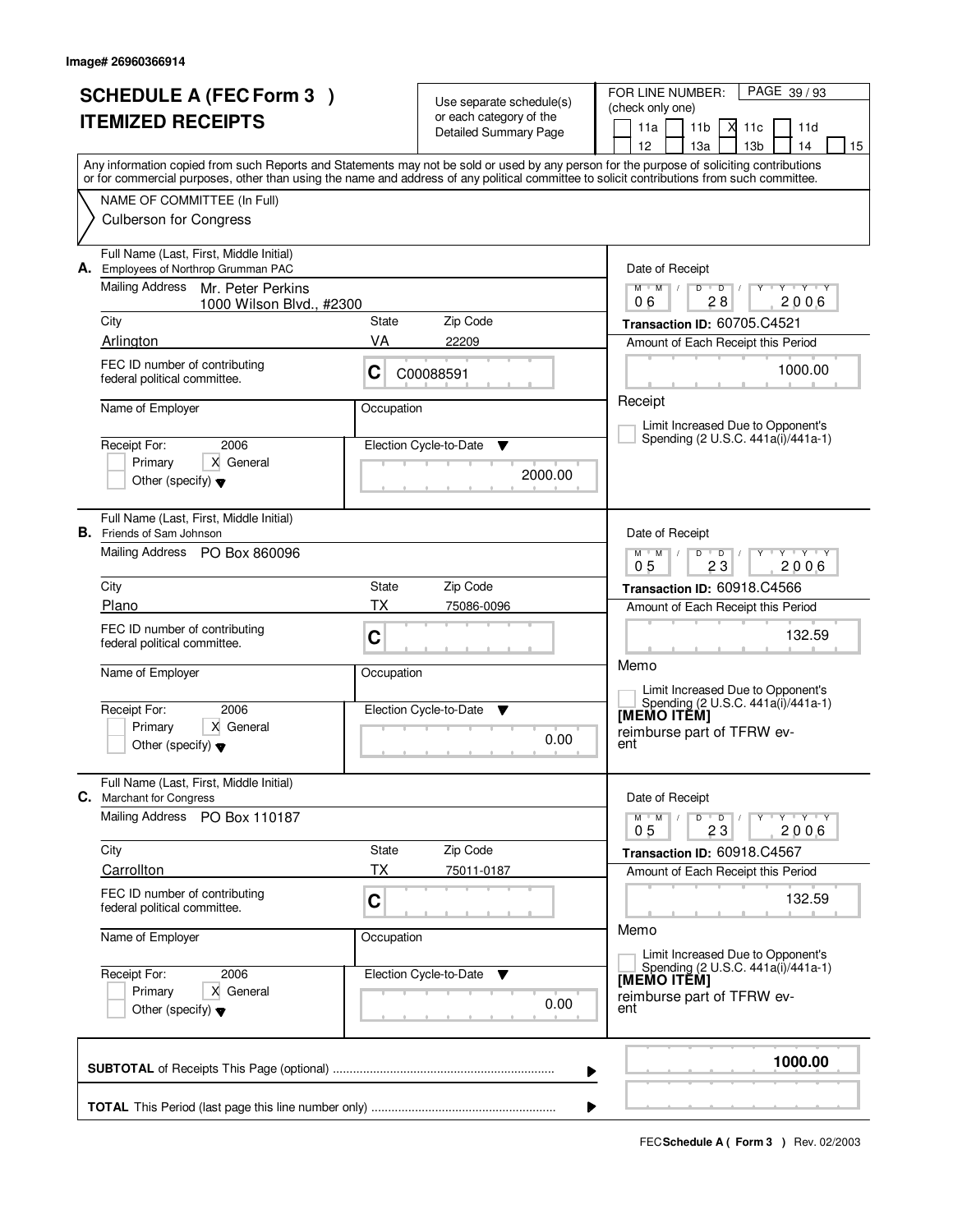Image# 26960366914

# SCHEDULE A (FEC Form 3 )
## ITEMIZED RECEIPTS

Use separate schedule(s) or each category of the Detailed Summary Page

FOR LINE NUMBER: (check only one)

11a | 11b | X 11c | 11d | 12 | 13a | 13b | 14 | 15

Any information copied from such Reports and Statements may not be sold or used by any person for the purpose of soliciting contributions or for commercial purposes, other than using the name and address of any political committee to solicit contributions from such committee.

NAME OF COMMITTEE (In Full)
Culberson for Congress

---

**A.** Full Name (Last, First, Middle Initial)
Employees of Northrop Grumman PAC

Mailing Address: Mr. Peter Perkins
1000 Wilson Blvd., #2300

City: Arlington | State: VA | Zip Code: 22209

FEC ID number of contributing federal political committee: C C00088591

Name of Employer: | Occupation:

Receipt For: 2006 — [ ] Primary [X] General — Other (specify)

Election Cycle-to-Date: 2000.00

Date of Receipt: 06 / 28 / 2006

Transaction ID: 60705.C4521

Amount of Each Receipt this Period: 1000.00

Receipt

[ ] Limit Increased Due to Opponent's Spending (2 U.S.C. 441a(i)/441a-1)

---

**B.** Full Name (Last, First, Middle Initial)
Friends of Sam Johnson

Mailing Address: PO Box 860096

City: Plano | State: TX | Zip Code: 75086-0096

FEC ID number of contributing federal political committee: C

Name of Employer: | Occupation:

Receipt For: 2006 — [ ] Primary [X] General — Other (specify)

Election Cycle-to-Date: 0.00

Date of Receipt: 05 / 23 / 2006

Transaction ID: 60918.C4566

Amount of Each Receipt this Period: 132.59

Memo

[ ] Limit Increased Due to Opponent's Spending (2 U.S.C. 441a(i)/441a-1)

[MEMO ITEM]
reimburse part of TFRW event

---

**C.** Full Name (Last, First, Middle Initial)
Marchant for Congress

Mailing Address: PO Box 110187

City: Carrollton | State: TX | Zip Code: 75011-0187

FEC ID number of contributing federal political committee: C

Name of Employer: | Occupation:

Receipt For: 2006 — [ ] Primary [X] General — Other (specify)

Election Cycle-to-Date: 0.00

Date of Receipt: 05 / 23 / 2006

Transaction ID: 60918.C4567

Amount of Each Receipt this Period: 132.59

Memo

[ ] Limit Increased Due to Opponent's Spending (2 U.S.C. 441a(i)/441a-1)

[MEMO ITEM]
reimburse part of TFRW event

---

**SUBTOTAL** of Receipts This Page (optional): **1000.00**

**TOTAL** This Period (last page this line number only):

FEC **Schedule A ( Form 3 )** Rev. 02/2003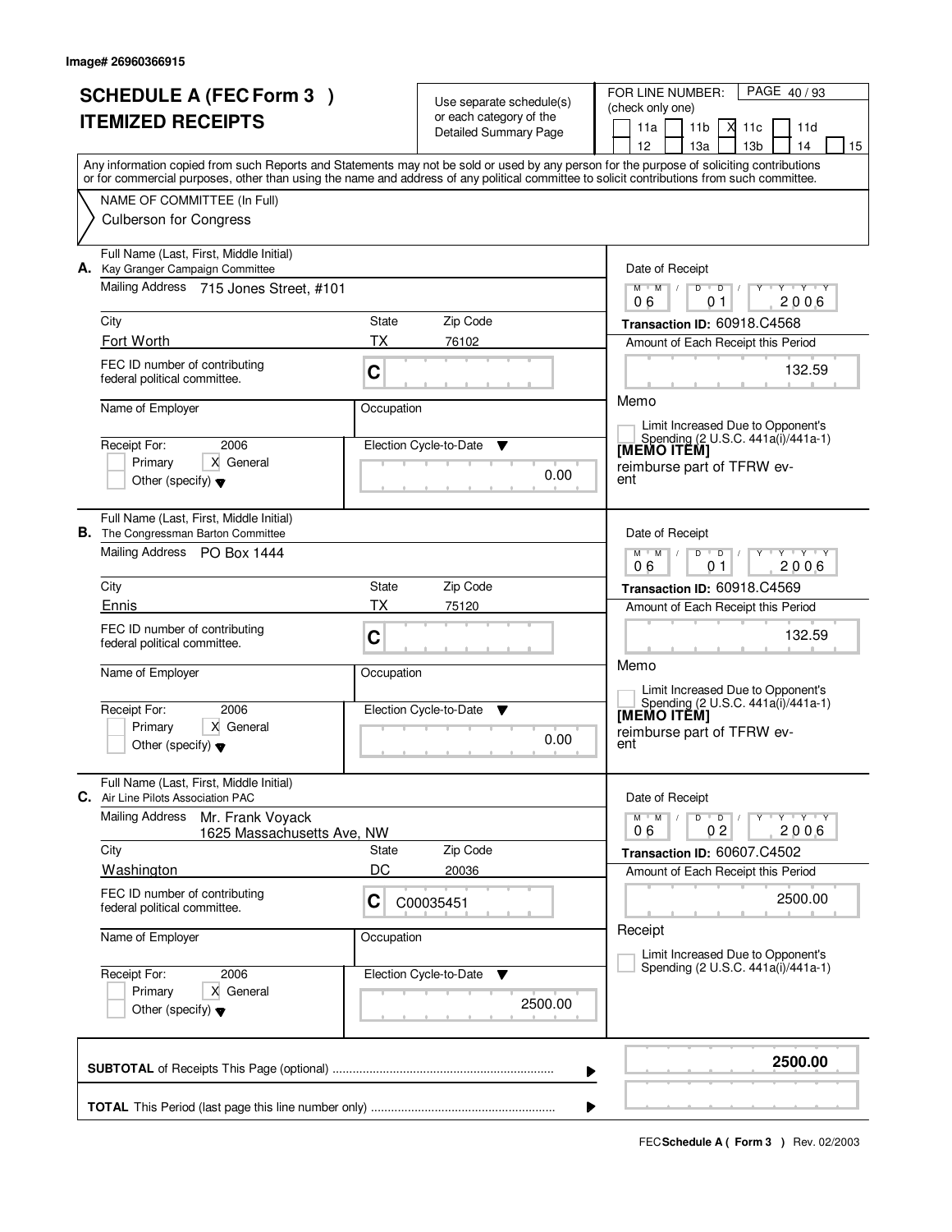Image# 26960366915

# SCHEDULE A (FEC Form 3 )
# ITEMIZED RECEIPTS

Use separate schedule(s) or each category of the Detailed Summary Page

FOR LINE NUMBER: (check only one)

11a | 11b | X 11c | 11d | 12 | 13a | 13b | 14 | 15

PAGE 40 / 93

Any information copied from such Reports and Statements may not be sold or used by any person for the purpose of soliciting contributions or for commercial purposes, other than using the name and address of any political committee to solicit contributions from such committee.

NAME OF COMMITTEE (In Full)
Culberson for Congress

---

**A.** Full Name (Last, First, Middle Initial): Kay Granger Campaign Committee

Mailing Address: 715 Jones Street, #101

City: Fort Worth | State: TX | Zip Code: 76102

FEC ID number of contributing federal political committee: C

Name of Employer: | Occupation:

Receipt For: 2006 — Primary / X General / Other (specify)

Election Cycle-to-Date: 0.00

Date of Receipt: 06 / 01 / 2006

Transaction ID: 60918.C4568

Amount of Each Receipt this Period: 132.59

Memo

Limit Increased Due to Opponent's Spending (2 U.S.C. 441a(i)/441a-1)

[MEMO ITEM]
reimburse part of TFRW event

---

**B.** Full Name (Last, First, Middle Initial): The Congressman Barton Committee

Mailing Address: PO Box 1444

City: Ennis | State: TX | Zip Code: 75120

FEC ID number of contributing federal political committee: C

Name of Employer: | Occupation:

Receipt For: 2006 — Primary / X General / Other (specify)

Election Cycle-to-Date: 0.00

Date of Receipt: 06 / 01 / 2006

Transaction ID: 60918.C4569

Amount of Each Receipt this Period: 132.59

Memo

Limit Increased Due to Opponent's Spending (2 U.S.C. 441a(i)/441a-1)

[MEMO ITEM]
reimburse part of TFRW event

---

**C.** Full Name (Last, First, Middle Initial): Air Line Pilots Association PAC

Mailing Address: Mr. Frank Voyack, 1625 Massachusetts Ave, NW

City: Washington | State: DC | Zip Code: 20036

FEC ID number of contributing federal political committee: C C00035451

Name of Employer: | Occupation:

Receipt For: 2006 — Primary / X General / Other (specify)

Election Cycle-to-Date: 2500.00

Date of Receipt: 06 / 02 / 2006

Transaction ID: 60607.C4502

Amount of Each Receipt this Period: 2500.00

Receipt

Limit Increased Due to Opponent's Spending (2 U.S.C. 441a(i)/441a-1)

---

**SUBTOTAL** of Receipts This Page (optional): **2500.00**

**TOTAL** This Period (last page this line number only):

FEC **Schedule A ( Form 3 )** Rev. 02/2003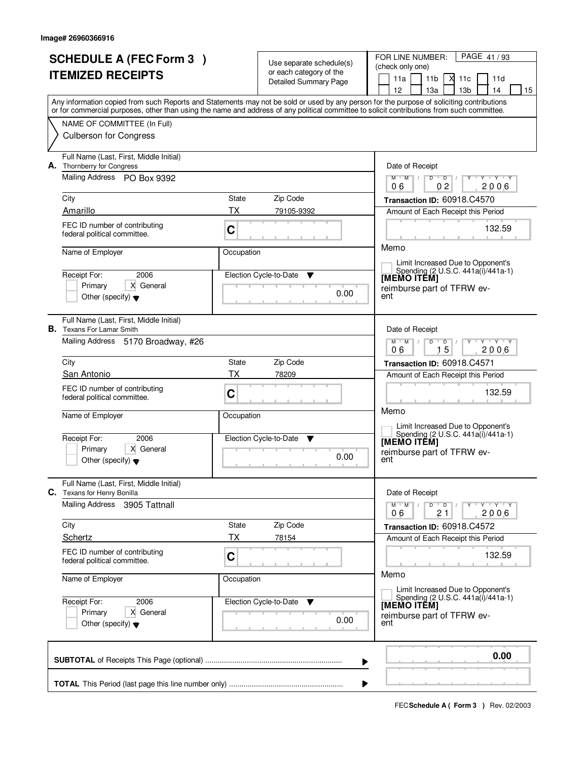Image# 26960366916

# SCHEDULE A (FEC Form 3 )
# ITEMIZED RECEIPTS

Use separate schedule(s) or each category of the Detailed Summary Page

FOR LINE NUMBER: (check only one)

11a | 11b | X 11c | 11d | 12 | 13a | 13b | 14 | 15

Any information copied from such Reports and Statements may not be sold or used by any person for the purpose of soliciting contributions or for commercial purposes, other than using the name and address of any political committee to solicit contributions from such committee.

NAME OF COMMITTEE (In Full)
Culberson for Congress

**A.** Full Name (Last, First, Middle Initial): Thornberry for Congress
Mailing Address: PO Box 9392
City: Amarillo | State: TX | Zip Code: 79105-9392
FEC ID number of contributing federal political committee: C
Name of Employer: | Occupation:
Receipt For: 2006 | Primary | X General | Other (specify)
Election Cycle-to-Date: 0.00
Date of Receipt: 06 02 2006
Transaction ID: 60918.C4570
Amount of Each Receipt this Period: 132.59
Memo: Limit Increased Due to Opponent's Spending (2 U.S.C. 441a(i)/441a-1)
[MEMO ITEM]
reimburse part of TFRW event

**B.** Full Name (Last, First, Middle Initial): Texans For Lamar Smith
Mailing Address: 5170 Broadway, #26
City: San Antonio | State: TX | Zip Code: 78209
FEC ID number of contributing federal political committee: C
Name of Employer: | Occupation:
Receipt For: 2006 | Primary | X General | Other (specify)
Election Cycle-to-Date: 0.00
Date of Receipt: 06 15 2006
Transaction ID: 60918.C4571
Amount of Each Receipt this Period: 132.59
Memo: Limit Increased Due to Opponent's Spending (2 U.S.C. 441a(i)/441a-1)
[MEMO ITEM]
reimburse part of TFRW event

**C.** Full Name (Last, First, Middle Initial): Texans for Henry Bonilla
Mailing Address: 3905 Tattnall
City: Schertz | State: TX | Zip Code: 78154
FEC ID number of contributing federal political committee: C
Name of Employer: | Occupation:
Receipt For: 2006 | Primary | X General | Other (specify)
Election Cycle-to-Date: 0.00
Date of Receipt: 06 21 2006
Transaction ID: 60918.C4572
Amount of Each Receipt this Period: 132.59
Memo: Limit Increased Due to Opponent's Spending (2 U.S.C. 441a(i)/441a-1)
[MEMO ITEM]
reimburse part of TFRW event

**SUBTOTAL** of Receipts This Page (optional) ........ 0.00

**TOTAL** This Period (last page this line number only) ........

FEC **Schedule A ( Form 3 )** Rev. 02/2003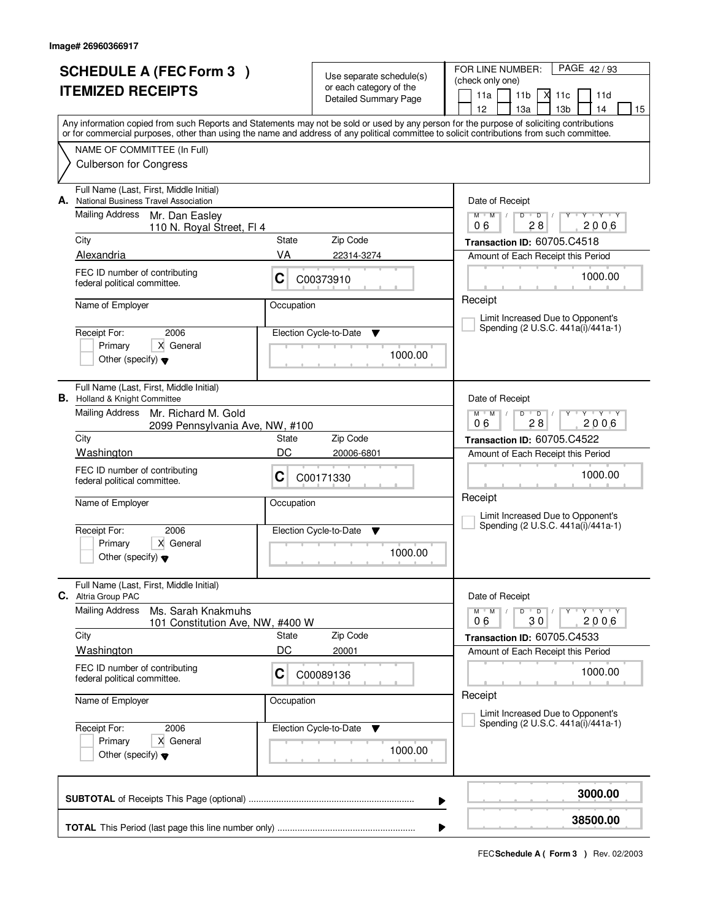Image# 26960366917

# SCHEDULE A (FEC Form 3 )
# ITEMIZED RECEIPTS

Use separate schedule(s) or each category of the Detailed Summary Page

FOR LINE NUMBER: (check only one)

11a [ ] 11b [ ] 11c [X] 11d [ ] 12 [ ] 13a [ ] 13b [ ] 14 [ ] 15 [ ]

Any information copied from such Reports and Statements may not be sold or used by any person for the purpose of soliciting contributions or for commercial purposes, other than using the name and address of any political committee to solicit contributions from such committee.

NAME OF COMMITTEE (In Full)
Culberson for Congress

---

**A.** Full Name (Last, First, Middle Initial): National Business Travel Association

Mailing Address: Mr. Dan Easley, 110 N. Royal Street, Fl 4

City: Alexandria | State: VA | Zip Code: 22314-3274

FEC ID number of contributing federal political committee: C C00373910

Name of Employer: | Occupation:

Receipt For: 2006 [ ] Primary [X] General [ ] Other (specify)

Election Cycle-to-Date: 1000.00

Date of Receipt: 06 28 2006

Transaction ID: 60705.C4518

Amount of Each Receipt this Period: 1000.00

Receipt [ ] Limit Increased Due to Opponent's Spending (2 U.S.C. 441a(i)/441a-1)

---

**B.** Full Name (Last, First, Middle Initial): Holland & Knight Committee

Mailing Address: Mr. Richard M. Gold, 2099 Pennsylvania Ave, NW, #100

City: Washington | State: DC | Zip Code: 20006-6801

FEC ID number of contributing federal political committee: C C00171330

Name of Employer: | Occupation:

Receipt For: 2006 [ ] Primary [X] General [ ] Other (specify)

Election Cycle-to-Date: 1000.00

Date of Receipt: 06 28 2006

Transaction ID: 60705.C4522

Amount of Each Receipt this Period: 1000.00

Receipt [ ] Limit Increased Due to Opponent's Spending (2 U.S.C. 441a(i)/441a-1)

---

**C.** Full Name (Last, First, Middle Initial): Altria Group PAC

Mailing Address: Ms. Sarah Knakmuhs, 101 Constitution Ave, NW, #400 W

City: Washington | State: DC | Zip Code: 20001

FEC ID number of contributing federal political committee: C C00089136

Name of Employer: | Occupation:

Receipt For: 2006 [ ] Primary [X] General [ ] Other (specify)

Election Cycle-to-Date: 1000.00

Date of Receipt: 06 30 2006

Transaction ID: 60705.C4533

Amount of Each Receipt this Period: 1000.00

Receipt [ ] Limit Increased Due to Opponent's Spending (2 U.S.C. 441a(i)/441a-1)

---

**SUBTOTAL** of Receipts This Page (optional): 3000.00

**TOTAL** This Period (last page this line number only): 38500.00

FEC **Schedule A ( Form 3 )** Rev. 02/2003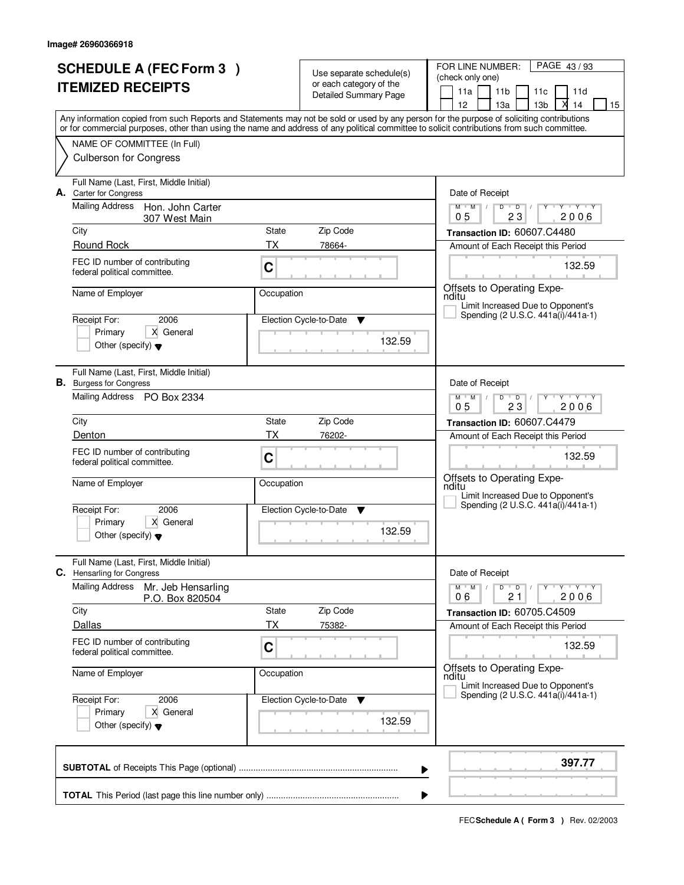Image# 26960366918

# SCHEDULE A (FEC Form 3 ) ITEMIZED RECEIPTS

Use separate schedule(s) or each category of the Detailed Summary Page

FOR LINE NUMBER: (check only one)

11a | 11b | 11c | 11d | 12 | 13a | 13b | X 14 | 15

PAGE 43 / 93

Any information copied from such Reports and Statements may not be sold or used by any person for the purpose of soliciting contributions or for commercial purposes, other than using the name and address of any political committee to solicit contributions from such committee.

NAME OF COMMITTEE (In Full)
Culberson for Congress

---

**A.** Full Name (Last, First, Middle Initial)
Carter for Congress

Mailing Address: Hon. John Carter
307 West Main

City: Round Rock | State: TX | Zip Code: 78664-

FEC ID number of contributing federal political committee: C

Name of Employer: | Occupation:

Receipt For: 2006 — Primary [ ] General [X] Other (specify)

Election Cycle-to-Date: 132.59

Date of Receipt: 05 / 23 / 2006

Transaction ID: 60607.C4480

Amount of Each Receipt this Period: 132.59

Offsets to Operating Expenditu

[ ] Limit Increased Due to Opponent's Spending (2 U.S.C. 441a(i)/441a-1)

---

**B.** Full Name (Last, First, Middle Initial)
Burgess for Congress

Mailing Address: PO Box 2334

City: Denton | State: TX | Zip Code: 76202-

FEC ID number of contributing federal political committee: C

Name of Employer: | Occupation:

Receipt For: 2006 — Primary [ ] General [X] Other (specify)

Election Cycle-to-Date: 132.59

Date of Receipt: 05 / 23 / 2006

Transaction ID: 60607.C4479

Amount of Each Receipt this Period: 132.59

Offsets to Operating Expenditu

[ ] Limit Increased Due to Opponent's Spending (2 U.S.C. 441a(i)/441a-1)

---

**C.** Full Name (Last, First, Middle Initial)
Hensarling for Congress

Mailing Address: Mr. Jeb Hensarling
P.O. Box 820504

City: Dallas | State: TX | Zip Code: 75382-

FEC ID number of contributing federal political committee: C

Name of Employer: | Occupation:

Receipt For: 2006 — Primary [ ] General [X] Other (specify)

Election Cycle-to-Date: 132.59

Date of Receipt: 06 / 21 / 2006

Transaction ID: 60705.C4509

Amount of Each Receipt this Period: 132.59

Offsets to Operating Expenditu

[ ] Limit Increased Due to Opponent's Spending (2 U.S.C. 441a(i)/441a-1)

---

**SUBTOTAL** of Receipts This Page (optional) ........ **397.77**

**TOTAL** This Period (last page this line number only) ........

FEC **Schedule A ( Form 3 )** Rev. 02/2003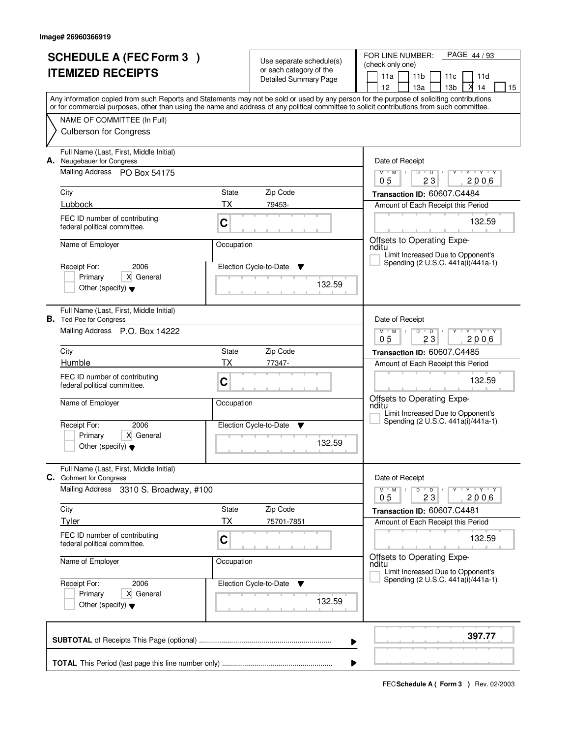Image# 26960366919

# SCHEDULE A (FEC Form 3 )
# ITEMIZED RECEIPTS

Use separate schedule(s) or each category of the Detailed Summary Page

FOR LINE NUMBER: (check only one)
11a | 11b | 11c | 11d | 12 | 13a | 13b | X 14 | 15

PAGE 44 / 93

Any information copied from such Reports and Statements may not be sold or used by any person for the purpose of soliciting contributions or for commercial purposes, other than using the name and address of any political committee to solicit contributions from such committee.

NAME OF COMMITTEE (In Full)
Culberson for Congress

---

**A.** Full Name (Last, First, Middle Initial): Neugebauer for Congress
Mailing Address: PO Box 54175
City: Lubbock | State: TX | Zip Code: 79453-
FEC ID number of contributing federal political committee: C
Name of Employer:
Occupation:
Receipt For: 2006 — [ ] Primary [X] General [ ] Other (specify)
Election Cycle-to-Date: 132.59

Date of Receipt: 05 / 23 / 2006
Transaction ID: 60607.C4484
Amount of Each Receipt this Period: 132.59
Offsets to Operating Expenditu
[ ] Limit Increased Due to Opponent's Spending (2 U.S.C. 441a(i)/441a-1)

---

**B.** Full Name (Last, First, Middle Initial): Ted Poe for Congress
Mailing Address: P.O. Box 14222
City: Humble | State: TX | Zip Code: 77347-
FEC ID number of contributing federal political committee: C
Name of Employer:
Occupation:
Receipt For: 2006 — [ ] Primary [X] General [ ] Other (specify)
Election Cycle-to-Date: 132.59

Date of Receipt: 05 / 23 / 2006
Transaction ID: 60607.C4485
Amount of Each Receipt this Period: 132.59
Offsets to Operating Expenditu
[ ] Limit Increased Due to Opponent's Spending (2 U.S.C. 441a(i)/441a-1)

---

**C.** Full Name (Last, First, Middle Initial): Gohmert for Congress
Mailing Address: 3310 S. Broadway, #100
City: Tyler | State: TX | Zip Code: 75701-7851
FEC ID number of contributing federal political committee: C
Name of Employer:
Occupation:
Receipt For: 2006 — [ ] Primary [X] General [ ] Other (specify)
Election Cycle-to-Date: 132.59

Date of Receipt: 05 / 23 / 2006
Transaction ID: 60607.C4481
Amount of Each Receipt this Period: 132.59
Offsets to Operating Expenditu
[ ] Limit Increased Due to Opponent's Spending (2 U.S.C. 441a(i)/441a-1)

---

**SUBTOTAL** of Receipts This Page (optional) ........ **397.77**

**TOTAL** This Period (last page this line number only) ........

FEC **Schedule A ( Form 3 )** Rev. 02/2003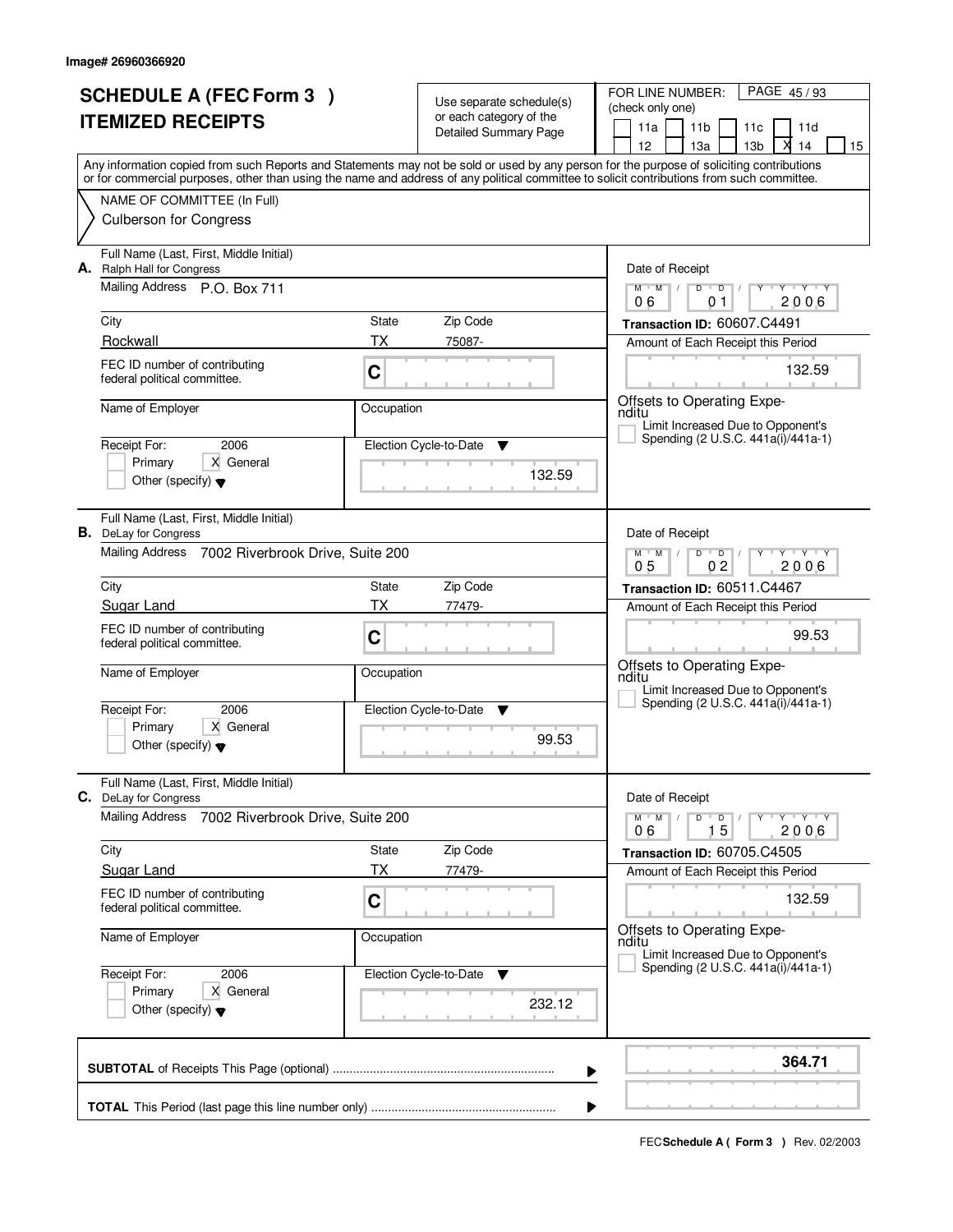Image# 26960366920

# SCHEDULE A (FEC Form 3 )
# ITEMIZED RECEIPTS

Use separate schedule(s) or each category of the Detailed Summary Page

FOR LINE NUMBER: (check only one)

11a | 11b | 11c | 11d | 12 | 13a | 13b | X 14 | 15

Any information copied from such Reports and Statements may not be sold or used by any person for the purpose of soliciting contributions or for commercial purposes, other than using the name and address of any political committee to solicit contributions from such committee.

NAME OF COMMITTEE (In Full)

Culberson for Congress

---

**A.** Full Name (Last, First, Middle Initial): Ralph Hall for Congress

Mailing Address: P.O. Box 711

City: Rockwall | State: TX | Zip Code: 75087-

FEC ID number of contributing federal political committee: C

Name of Employer: | Occupation:

Receipt For: 2006 — Primary [ ] General [X] Other (specify)

Election Cycle-to-Date: 132.59

Date of Receipt: 06 01 2006

Transaction ID: 60607.C4491

Amount of Each Receipt this Period: 132.59

Offsets to Operating Expenditu

Limit Increased Due to Opponent's Spending (2 U.S.C. 441a(i)/441a-1)

---

**B.** Full Name (Last, First, Middle Initial): DeLay for Congress

Mailing Address: 7002 Riverbrook Drive, Suite 200

City: Sugar Land | State: TX | Zip Code: 77479-

FEC ID number of contributing federal political committee: C

Name of Employer: | Occupation:

Receipt For: 2006 — Primary [ ] General [X] Other (specify)

Election Cycle-to-Date: 99.53

Date of Receipt: 05 02 2006

Transaction ID: 60511.C4467

Amount of Each Receipt this Period: 99.53

Offsets to Operating Expenditu

Limit Increased Due to Opponent's Spending (2 U.S.C. 441a(i)/441a-1)

---

**C.** Full Name (Last, First, Middle Initial): DeLay for Congress

Mailing Address: 7002 Riverbrook Drive, Suite 200

City: Sugar Land | State: TX | Zip Code: 77479-

FEC ID number of contributing federal political committee: C

Name of Employer: | Occupation:

Receipt For: 2006 — Primary [ ] General [X] Other (specify)

Election Cycle-to-Date: 232.12

Date of Receipt: 06 15 2006

Transaction ID: 60705.C4505

Amount of Each Receipt this Period: 132.59

Offsets to Operating Expenditu

Limit Increased Due to Opponent's Spending (2 U.S.C. 441a(i)/441a-1)

---

**SUBTOTAL** of Receipts This Page (optional) ..... **364.71**

**TOTAL** This Period (last page this line number only) .....

FEC **Schedule A ( Form 3 )** Rev. 02/2003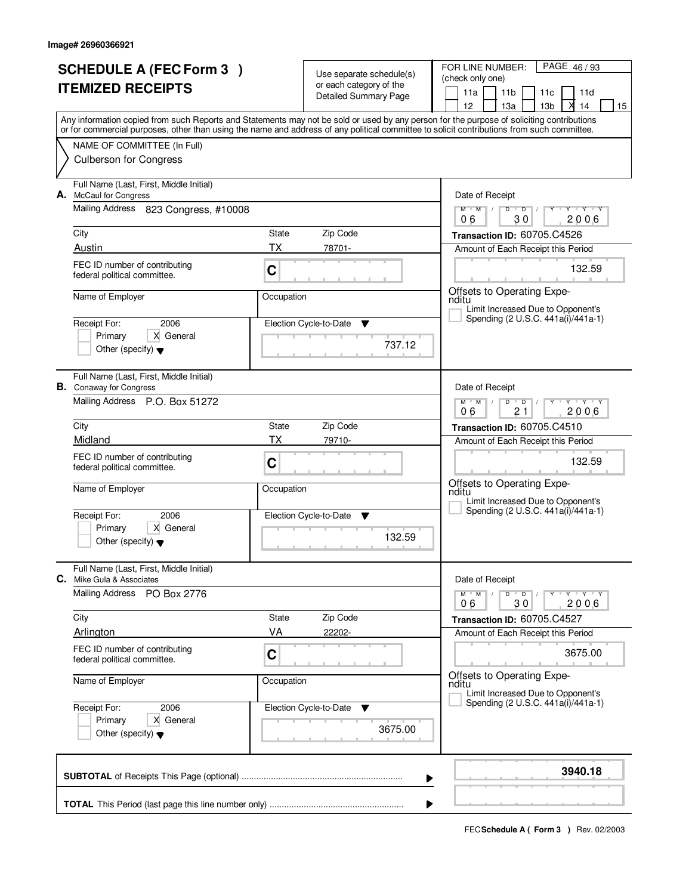Image# 26960366921

# SCHEDULE A (FEC Form 3 )
# ITEMIZED RECEIPTS

Use separate schedule(s) or each category of the Detailed Summary Page

FOR LINE NUMBER: (check only one)

11a | 11b | 11c | 11d | 12 | 13a | 13b | X 14 | 15

Any information copied from such Reports and Statements may not be sold or used by any person for the purpose of soliciting contributions or for commercial purposes, other than using the name and address of any political committee to solicit contributions from such committee.

NAME OF COMMITTEE (In Full)
Culberson for Congress

---

**A.** Full Name (Last, First, Middle Initial): McCaul for Congress

Mailing Address: 823 Congress, #10008

City: Austin | State: TX | Zip Code: 78701-

FEC ID number of contributing federal political committee: C

Name of Employer: | Occupation:

Receipt For: 2006 — Primary [ ] General [X] Other (specify)

Election Cycle-to-Date: 737.12

Date of Receipt: 06 / 30 / 2006

Transaction ID: 60705.C4526

Amount of Each Receipt this Period: 132.59

Offsets to Operating Expenditu

Limit Increased Due to Opponent's Spending (2 U.S.C. 441a(i)/441a-1)

---

**B.** Full Name (Last, First, Middle Initial): Conaway for Congress

Mailing Address: P.O. Box 51272

City: Midland | State: TX | Zip Code: 79710-

FEC ID number of contributing federal political committee: C

Name of Employer: | Occupation:

Receipt For: 2006 — Primary [ ] General [X] Other (specify)

Election Cycle-to-Date: 132.59

Date of Receipt: 06 / 21 / 2006

Transaction ID: 60705.C4510

Amount of Each Receipt this Period: 132.59

Offsets to Operating Expenditu

Limit Increased Due to Opponent's Spending (2 U.S.C. 441a(i)/441a-1)

---

**C.** Full Name (Last, First, Middle Initial): Mike Gula & Associates

Mailing Address: PO Box 2776

City: Arlington | State: VA | Zip Code: 22202-

FEC ID number of contributing federal political committee: C

Name of Employer: | Occupation:

Receipt For: 2006 — Primary [ ] General [X] Other (specify)

Election Cycle-to-Date: 3675.00

Date of Receipt: 06 / 30 / 2006

Transaction ID: 60705.C4527

Amount of Each Receipt this Period: 3675.00

Offsets to Operating Expenditu

Limit Increased Due to Opponent's Spending (2 U.S.C. 441a(i)/441a-1)

---

**SUBTOTAL** of Receipts This Page (optional): **3940.18**

**TOTAL** This Period (last page this line number only):

FEC **Schedule A ( Form 3 )** Rev. 02/2003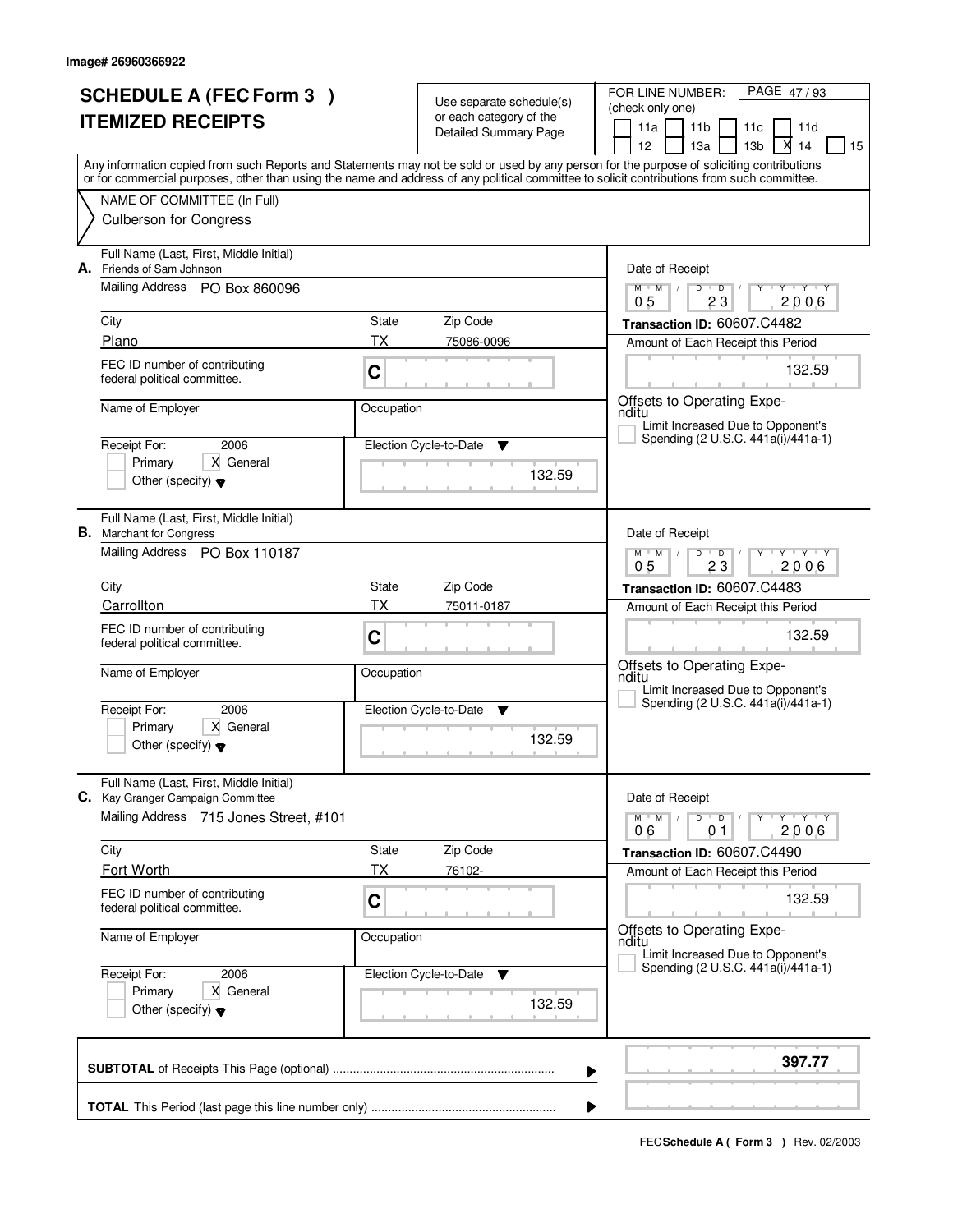Image# 26960366922

# SCHEDULE A (FEC Form 3 )
# ITEMIZED RECEIPTS

Use separate schedule(s) or each category of the Detailed Summary Page

FOR LINE NUMBER: (check only one)

11a | 11b | 11c | 11d | 12 | 13a | 13b | X 14 | 15

PAGE 47 / 93

Any information copied from such Reports and Statements may not be sold or used by any person for the purpose of soliciting contributions or for commercial purposes, other than using the name and address of any political committee to solicit contributions from such committee.

NAME OF COMMITTEE (In Full)

Culberson for Congress

---

**A.** Full Name (Last, First, Middle Initial): Friends of Sam Johnson

Mailing Address: PO Box 860096

City: Plano | State: TX | Zip Code: 75086-0096

FEC ID number of contributing federal political committee: C

Name of Employer: | Occupation:

Receipt For: 2006 — Primary [ ] General [X] Other (specify)

Election Cycle-to-Date: 132.59

Date of Receipt: 05 / 23 / 2006

Transaction ID: 60607.C4482

Amount of Each Receipt this Period: 132.59

Offsets to Operating Expenditu

Limit Increased Due to Opponent's Spending (2 U.S.C. 441a(i)/441a-1)

---

**B.** Full Name (Last, First, Middle Initial): Marchant for Congress

Mailing Address: PO Box 110187

City: Carrollton | State: TX | Zip Code: 75011-0187

FEC ID number of contributing federal political committee: C

Name of Employer: | Occupation:

Receipt For: 2006 — Primary [ ] General [X] Other (specify)

Election Cycle-to-Date: 132.59

Date of Receipt: 05 / 23 / 2006

Transaction ID: 60607.C4483

Amount of Each Receipt this Period: 132.59

Offsets to Operating Expenditu

Limit Increased Due to Opponent's Spending (2 U.S.C. 441a(i)/441a-1)

---

**C.** Full Name (Last, First, Middle Initial): Kay Granger Campaign Committee

Mailing Address: 715 Jones Street, #101

City: Fort Worth | State: TX | Zip Code: 76102-

FEC ID number of contributing federal political committee: C

Name of Employer: | Occupation:

Receipt For: 2006 — Primary [ ] General [X] Other (specify)

Election Cycle-to-Date: 132.59

Date of Receipt: 06 / 01 / 2006

Transaction ID: 60607.C4490

Amount of Each Receipt this Period: 132.59

Offsets to Operating Expenditu

Limit Increased Due to Opponent's Spending (2 U.S.C. 441a(i)/441a-1)

---

**SUBTOTAL** of Receipts This Page (optional): **397.77**

**TOTAL** This Period (last page this line number only):

FEC **Schedule A ( Form 3 )** Rev. 02/2003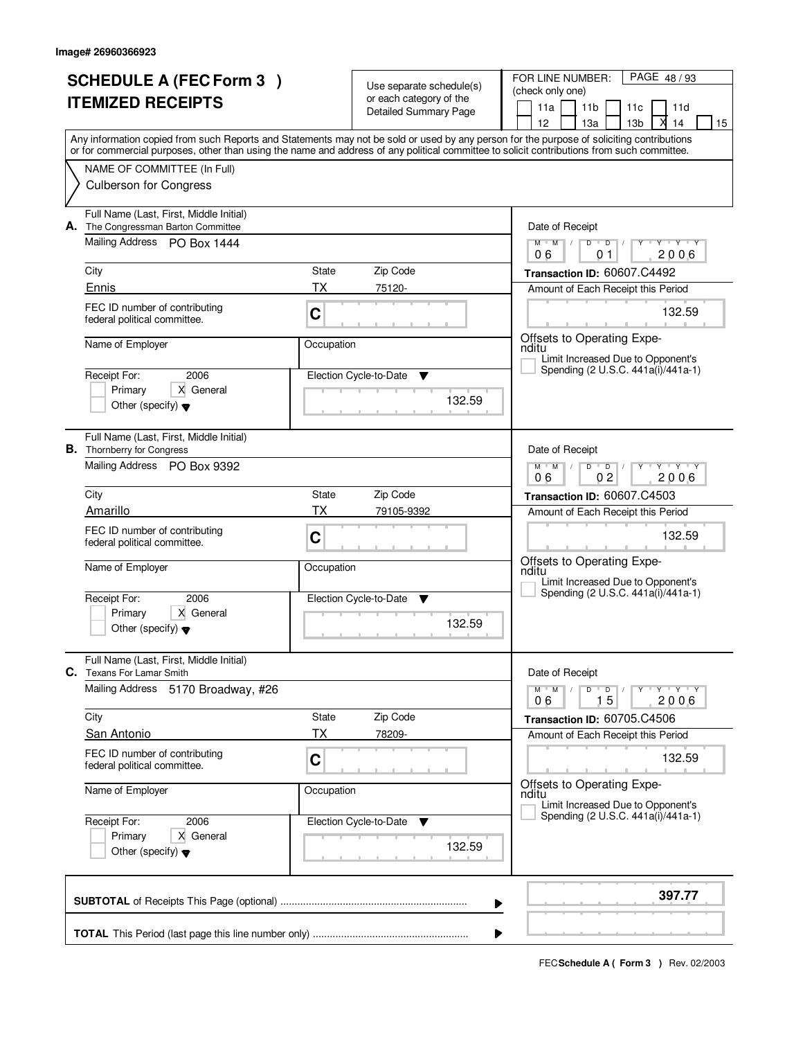Image# 26960366923

# SCHEDULE A (FEC Form 3 ) ITEMIZED RECEIPTS

Use separate schedule(s) or each category of the Detailed Summary Page

FOR LINE NUMBER: (check only one)

11a | 11b | 11c | 11d | 12 | 13a | 13b | X 14 | 15

Any information copied from such Reports and Statements may not be sold or used by any person for the purpose of soliciting contributions or for commercial purposes, other than using the name and address of any political committee to solicit contributions from such committee.

NAME OF COMMITTEE (In Full)
Culberson for Congress

---

**A.** Full Name (Last, First, Middle Initial): The Congressman Barton Committee
Mailing Address: PO Box 1444
City: Ennis | State: TX | Zip Code: 75120-
FEC ID number of contributing federal political committee: C
Name of Employer: | Occupation:
Receipt For: 2006 — Primary / X General / Other (specify)
Election Cycle-to-Date: 132.59

Date of Receipt: 06 01 2006
Transaction ID: 60607.C4492
Amount of Each Receipt this Period: 132.59
Offsets to Operating Expenditu
Limit Increased Due to Opponent's Spending (2 U.S.C. 441a(i)/441a-1)

---

**B.** Full Name (Last, First, Middle Initial): Thornberry for Congress
Mailing Address: PO Box 9392
City: Amarillo | State: TX | Zip Code: 79105-9392
FEC ID number of contributing federal political committee: C
Name of Employer: | Occupation:
Receipt For: 2006 — Primary / X General / Other (specify)
Election Cycle-to-Date: 132.59

Date of Receipt: 06 02 2006
Transaction ID: 60607.C4503
Amount of Each Receipt this Period: 132.59
Offsets to Operating Expenditu
Limit Increased Due to Opponent's Spending (2 U.S.C. 441a(i)/441a-1)

---

**C.** Full Name (Last, First, Middle Initial): Texans For Lamar Smith
Mailing Address: 5170 Broadway, #26
City: San Antonio | State: TX | Zip Code: 78209-
FEC ID number of contributing federal political committee: C
Name of Employer: | Occupation:
Receipt For: 2006 — Primary / X General / Other (specify)
Election Cycle-to-Date: 132.59

Date of Receipt: 06 15 2006
Transaction ID: 60705.C4506
Amount of Each Receipt this Period: 132.59
Offsets to Operating Expenditu
Limit Increased Due to Opponent's Spending (2 U.S.C. 441a(i)/441a-1)

---

**SUBTOTAL** of Receipts This Page (optional): **397.77**

**TOTAL** This Period (last page this line number only):

FEC **Schedule A ( Form 3 )** Rev. 02/2003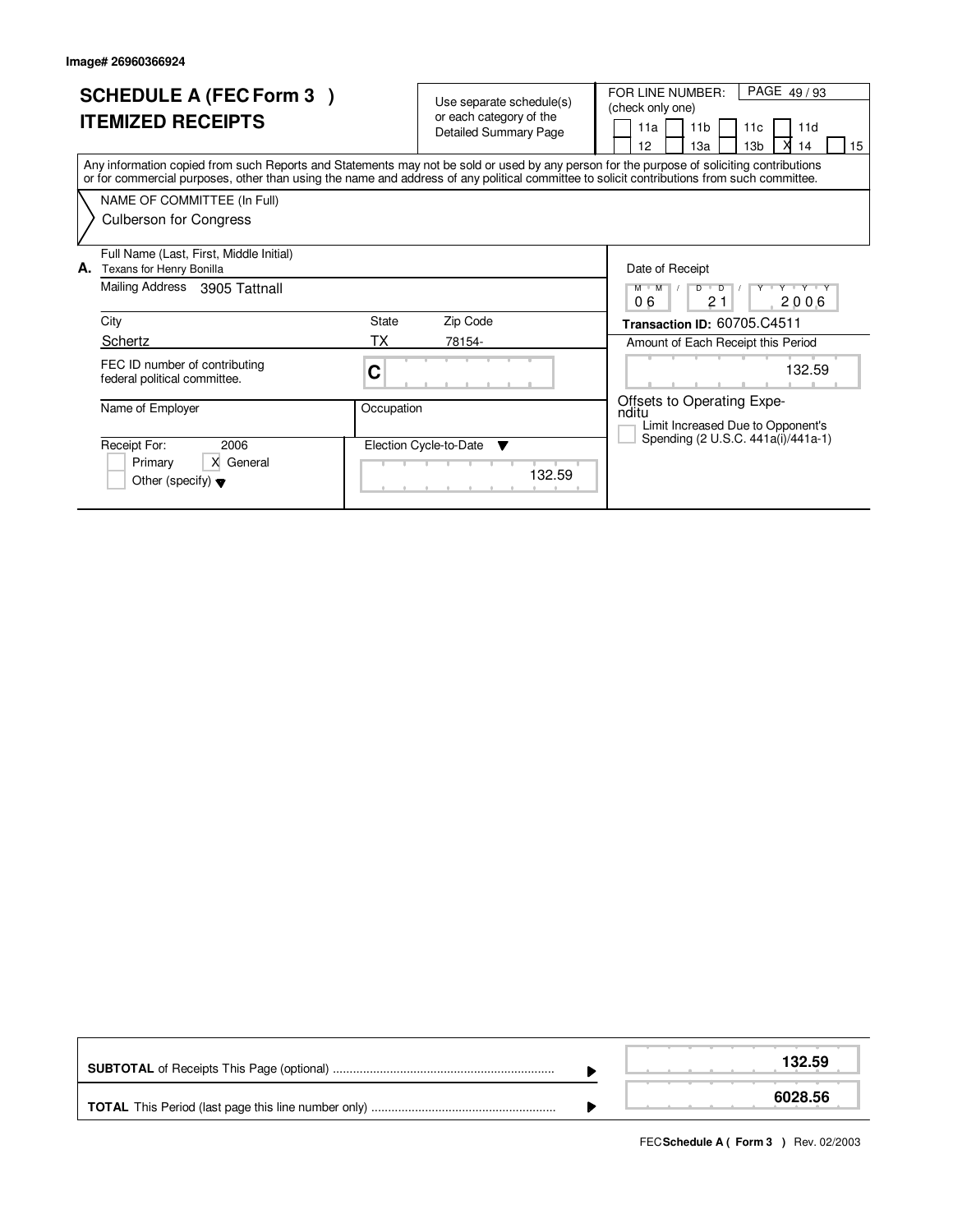Image# 26960366924

# SCHEDULE A (FEC Form 3 )
# ITEMIZED RECEIPTS

Use separate schedule(s) or each category of the Detailed Summary Page

FOR LINE NUMBER: (check only one)

- [ ] 11a
- [ ] 11b
- [ ] 11c
- [ ] 11d
- [ ] 12
- [ ] 13a
- [ ] 13b
- [X] 14
- [ ] 15

Any information copied from such Reports and Statements may not be sold or used by any person for the purpose of soliciting contributions or for commercial purposes, other than using the name and address of any political committee to solicit contributions from such committee.

NAME OF COMMITTEE (In Full)
Culberson for Congress

**A.** Full Name (Last, First, Middle Initial): Texans for Henry Bonilla

Mailing Address: 3905 Tattnall

| City | State | Zip Code |
|---|---|---|
| Schertz | TX | 78154- |

FEC ID number of contributing federal political committee: C

Name of Employer:

Occupation:

Receipt For: 2006
- [ ] Primary
- [X] General
- [ ] Other (specify)

Election Cycle-to-Date: 132.59

Date of Receipt: 06 / 21 / 2006

**Transaction ID:** 60705.C4511

Amount of Each Receipt this Period: 132.59

Offsets to Operating Expenditu

- [ ] Limit Increased Due to Opponent's Spending (2 U.S.C. 441a(i)/441a-1)

| | |
|---|---|
| **SUBTOTAL** of Receipts This Page (optional) | **132.59** |
| **TOTAL** This Period (last page this line number only) | **6028.56** |

FEC **Schedule A ( Form 3 )** Rev. 02/2003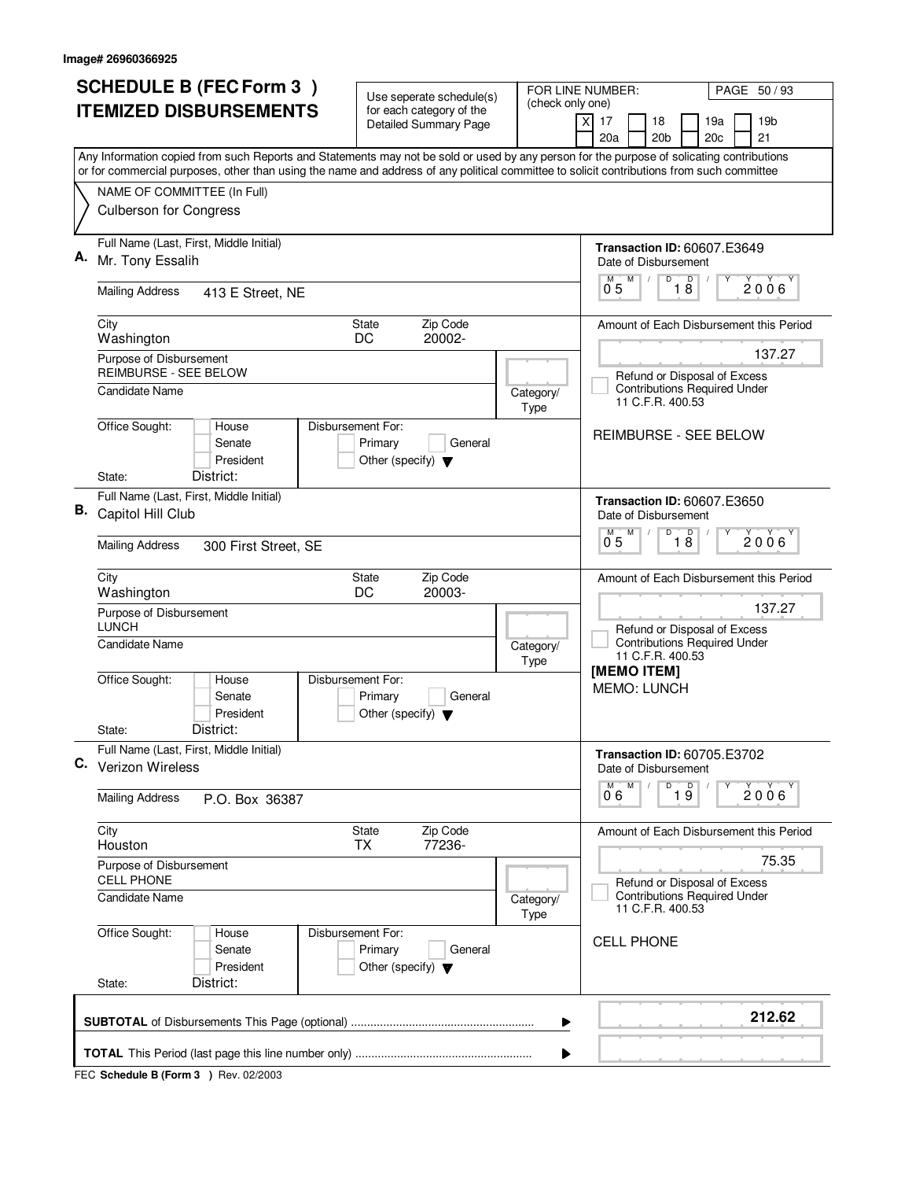Image# 26960366925

# SCHEDULE B (FEC Form 3 ) ITEMIZED DISBURSEMENTS

Use seperate schedule(s) for each category of the Detailed Summary Page

FOR LINE NUMBER: (check only one)

- [X] 17
- [ ] 18
- [ ] 19a
- [ ] 19b
- [ ] 20a
- [ ] 20b
- [ ] 20c
- [ ] 21

Any Information copied from such Reports and Statements may not be sold or used by any person for the purpose of solicating contributions or for commercial purposes, other than using the name and address of any political committee to solicit contributions from such committee

NAME OF COMMITTEE (In Full)
Culberson for Congress

---

**A.** Full Name (Last, First, Middle Initial): Mr. Tony Essalih

Mailing Address: 413 E Street, NE

City: Washington | State: DC | Zip Code: 20002-

Purpose of Disbursement: REIMBURSE - SEE BELOW

Candidate Name:

Category/Type:

Office Sought: House / Senate / President — State: — District:

Disbursement For: Primary / General / Other (specify)

Transaction ID: 60607.E3649

Date of Disbursement: 05 / 18 / 2006

Amount of Each Disbursement this Period: 137.27

Refund or Disposal of Excess Contributions Required Under 11 C.F.R. 400.53

REIMBURSE - SEE BELOW

---

**B.** Full Name (Last, First, Middle Initial): Capitol Hill Club

Mailing Address: 300 First Street, SE

City: Washington | State: DC | Zip Code: 20003-

Purpose of Disbursement: LUNCH

Candidate Name:

Category/Type:

Office Sought: House / Senate / President — State: — District:

Disbursement For: Primary / General / Other (specify)

Transaction ID: 60607.E3650

Date of Disbursement: 05 / 18 / 2006

Amount of Each Disbursement this Period: 137.27

Refund or Disposal of Excess Contributions Required Under 11 C.F.R. 400.53

[MEMO ITEM]
MEMO: LUNCH

---

**C.** Full Name (Last, First, Middle Initial): Verizon Wireless

Mailing Address: P.O. Box 36387

City: Houston | State: TX | Zip Code: 77236-

Purpose of Disbursement: CELL PHONE

Candidate Name:

Category/Type:

Office Sought: House / Senate / President — State: — District:

Disbursement For: Primary / General / Other (specify)

Transaction ID: 60705.E3702

Date of Disbursement: 06 / 19 / 2006

Amount of Each Disbursement this Period: 75.35

Refund or Disposal of Excess Contributions Required Under 11 C.F.R. 400.53

CELL PHONE

---

**SUBTOTAL** of Disbursements This Page (optional): **212.62**

**TOTAL** This Period (last page this line number only):

FEC **Schedule B (Form 3 )** Rev. 02/2003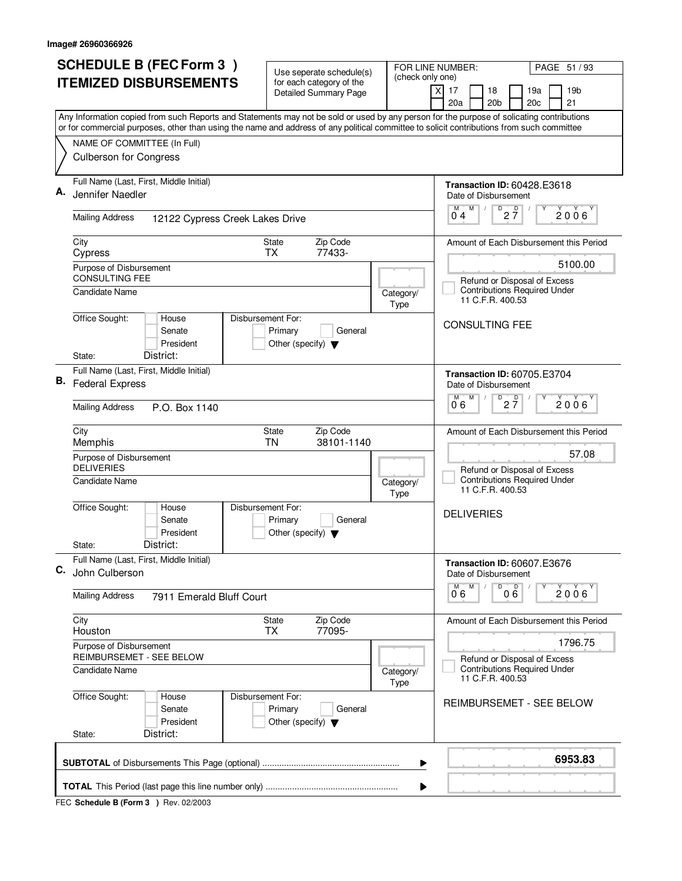Image# 26960366926

# SCHEDULE B (FEC Form 3 ) ITEMIZED DISBURSEMENTS

Use seperate schedule(s) for each category of the Detailed Summary Page

FOR LINE NUMBER: (check only one)

- [X] 17
- [ ] 18
- [ ] 19a
- [ ] 19b
- [ ] 20a
- [ ] 20b
- [ ] 20c
- [ ] 21

PAGE 51 / 93

Any Information copied from such Reports and Statements may not be sold or used by any person for the purpose of solicating contributions or for commercial purposes, other than using the name and address of any political committee to solicit contributions from such committee

NAME OF COMMITTEE (In Full)
Culberson for Congress

---

**A.** Full Name (Last, First, Middle Initial): Jennifer Naedler

Mailing Address: 12122 Cypress Creek Lakes Drive

City: Cypress | State: TX | Zip Code: 77433-

Purpose of Disbursement: CONSULTING FEE

Candidate Name: | Category/Type:

Office Sought: House / Senate / President | State: | District:

Disbursement For: Primary / General / Other (specify)

Transaction ID: 60428.E3618

Date of Disbursement: 04/27/2006

Amount of Each Disbursement this Period: 5100.00

Refund or Disposal of Excess Contributions Required Under 11 C.F.R. 400.53

CONSULTING FEE

---

**B.** Full Name (Last, First, Middle Initial): Federal Express

Mailing Address: P.O. Box 1140

City: Memphis | State: TN | Zip Code: 38101-1140

Purpose of Disbursement: DELIVERIES

Candidate Name: | Category/Type:

Office Sought: House / Senate / President | State: | District:

Disbursement For: Primary / General / Other (specify)

Transaction ID: 60705.E3704

Date of Disbursement: 06/27/2006

Amount of Each Disbursement this Period: 57.08

Refund or Disposal of Excess Contributions Required Under 11 C.F.R. 400.53

DELIVERIES

---

**C.** Full Name (Last, First, Middle Initial): John Culberson

Mailing Address: 7911 Emerald Bluff Court

City: Houston | State: TX | Zip Code: 77095-

Purpose of Disbursement: REIMBURSEMET - SEE BELOW

Candidate Name: | Category/Type:

Office Sought: House / Senate / President | State: | District:

Disbursement For: Primary / General / Other (specify)

Transaction ID: 60607.E3676

Date of Disbursement: 06/06/2006

Amount of Each Disbursement this Period: 1796.75

Refund or Disposal of Excess Contributions Required Under 11 C.F.R. 400.53

REIMBURSEMET - SEE BELOW

---

**SUBTOTAL** of Disbursements This Page (optional): **6953.83**

**TOTAL** This Period (last page this line number only):

FEC **Schedule B (Form 3 )** Rev. 02/2003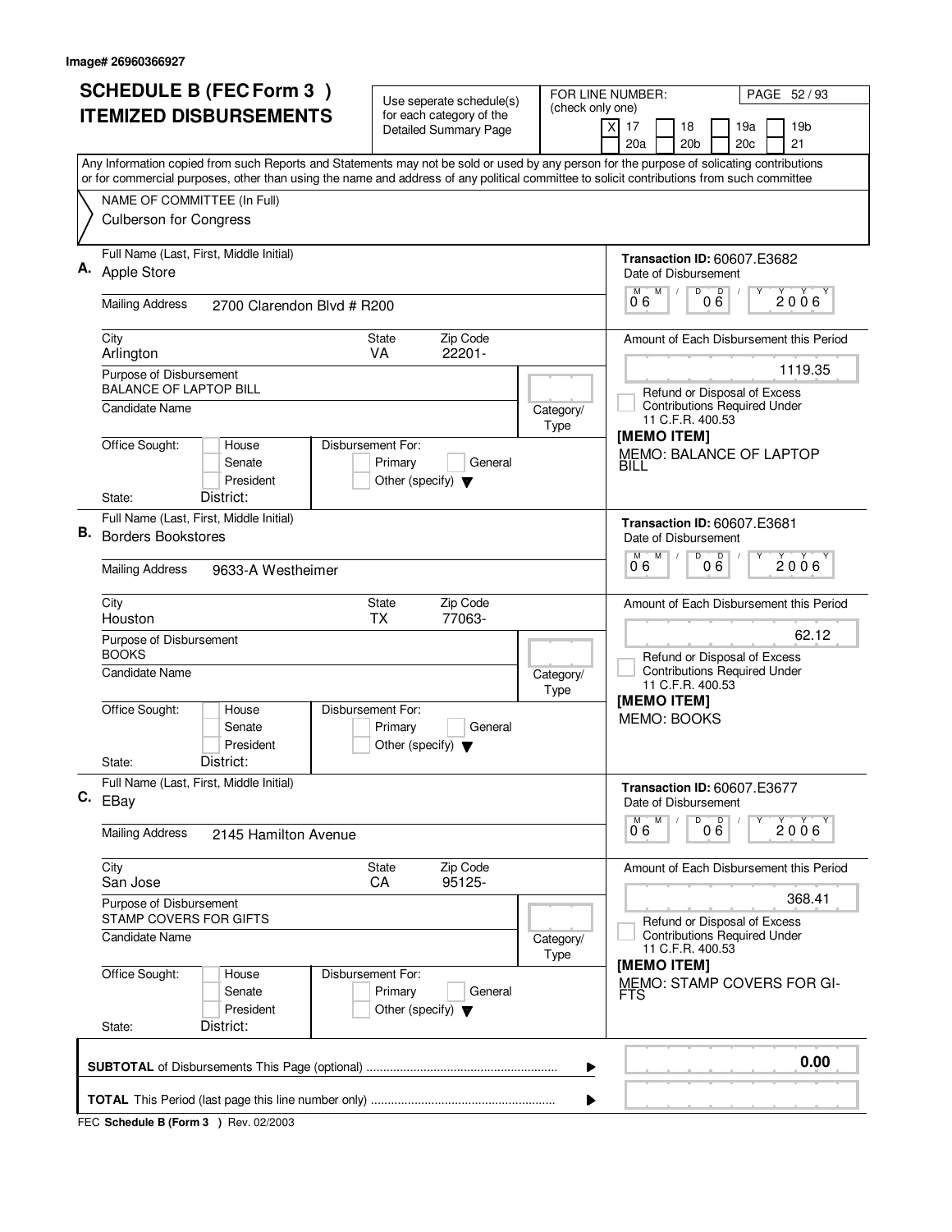Image# 26960366927

# SCHEDULE B (FEC Form 3 )
## ITEMIZED DISBURSEMENTS

Use seperate schedule(s) for each category of the Detailed Summary Page

FOR LINE NUMBER: (check only one)
[X] 17 [ ] 18 [ ] 19a [ ] 19b [ ] 20a [ ] 20b [ ] 20c [ ] 21

PAGE 52 / 93

Any Information copied from such Reports and Statements may not be sold or used by any person for the purpose of solicating contributions or for commercial purposes, other than using the name and address of any political committee to solicit contributions from such committee

NAME OF COMMITTEE (In Full)
Culberson for Congress

---

**A.** Full Name (Last, First, Middle Initial): Apple Store

Mailing Address: 2700 Clarendon Blvd # R200

City: Arlington | State: VA | Zip Code: 22201-

Purpose of Disbursement: BALANCE OF LAPTOP BILL

Candidate Name:

Category/Type:

Office Sought: [ ] House [ ] Senate [ ] President
State: District:

Disbursement For: [ ] Primary [ ] General [ ] Other (specify)

**Transaction ID:** 60607.E3682

Date of Disbursement: 06 / 06 / 2006

Amount of Each Disbursement this Period: 1119.35

[ ] Refund or Disposal of Excess Contributions Required Under 11 C.F.R. 400.53

**[MEMO ITEM]**
MEMO: BALANCE OF LAPTOP BILL

---

**B.** Full Name (Last, First, Middle Initial): Borders Bookstores

Mailing Address: 9633-A Westheimer

City: Houston | State: TX | Zip Code: 77063-

Purpose of Disbursement: BOOKS

Candidate Name:

Category/Type:

Office Sought: [ ] House [ ] Senate [ ] President
State: District:

Disbursement For: [ ] Primary [ ] General [ ] Other (specify)

**Transaction ID:** 60607.E3681

Date of Disbursement: 06 / 06 / 2006

Amount of Each Disbursement this Period: 62.12

[ ] Refund or Disposal of Excess Contributions Required Under 11 C.F.R. 400.53

**[MEMO ITEM]**
MEMO: BOOKS

---

**C.** Full Name (Last, First, Middle Initial): EBay

Mailing Address: 2145 Hamilton Avenue

City: San Jose | State: CA | Zip Code: 95125-

Purpose of Disbursement: STAMP COVERS FOR GIFTS

Candidate Name:

Category/Type:

Office Sought: [ ] House [ ] Senate [ ] President
State: District:

Disbursement For: [ ] Primary [ ] General [ ] Other (specify)

**Transaction ID:** 60607.E3677

Date of Disbursement: 06 / 06 / 2006

Amount of Each Disbursement this Period: 368.41

[ ] Refund or Disposal of Excess Contributions Required Under 11 C.F.R. 400.53

**[MEMO ITEM]**
MEMO: STAMP COVERS FOR GI-FTS

---

**SUBTOTAL** of Disbursements This Page (optional) ........ **0.00**

**TOTAL** This Period (last page this line number only) ........

FEC **Schedule B (Form 3 )** Rev. 02/2003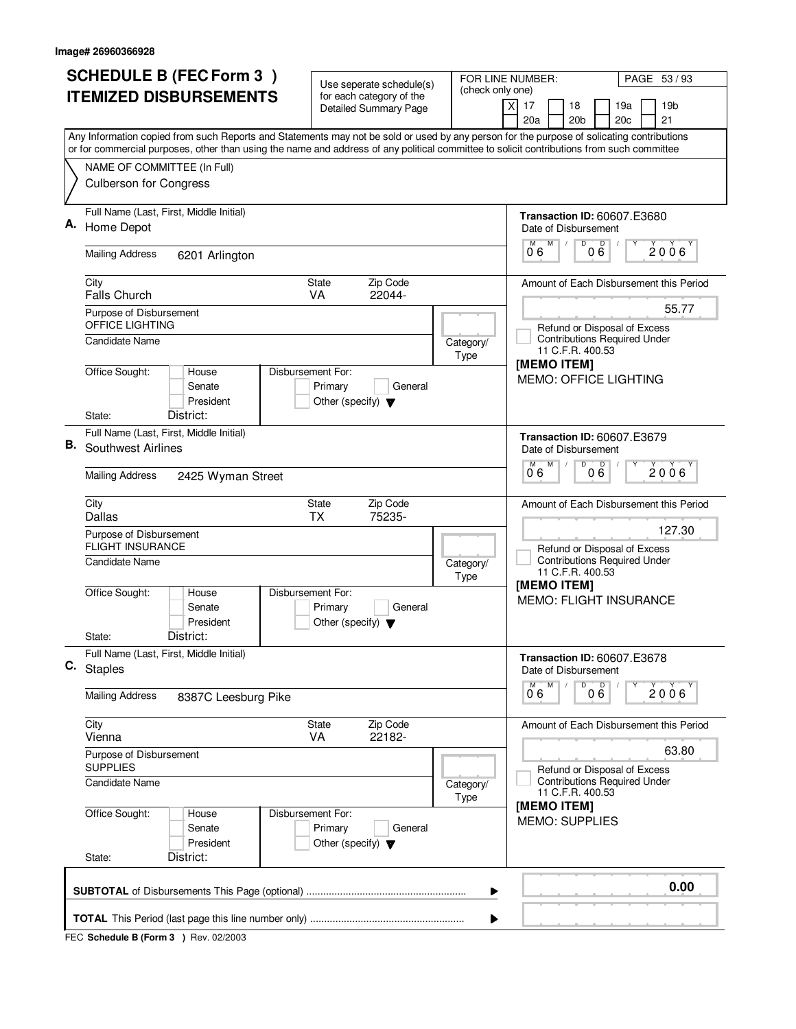Image# 26960366928

# SCHEDULE B (FEC Form 3 )
# ITEMIZED DISBURSEMENTS

Use seperate schedule(s) for each category of the Detailed Summary Page

FOR LINE NUMBER: (check only one)

[X] 17 [ ] 18 [ ] 19a [ ] 19b [ ] 20a [ ] 20b [ ] 20c [ ] 21

PAGE 53 / 93

Any Information copied from such Reports and Statements may not be sold or used by any person for the purpose of solicating contributions or for commercial purposes, other than using the name and address of any political committee to solicit contributions from such committee

NAME OF COMMITTEE (In Full)
Culberson for Congress

---

**A.** Full Name (Last, First, Middle Initial): Home Depot

Mailing Address: 6201 Arlington

City: Falls Church | State: VA | Zip Code: 22044-

Purpose of Disbursement: OFFICE LIGHTING

Candidate Name:

Category/Type:

Office Sought: [ ] House [ ] Senate [ ] President

State: District:

Disbursement For: [ ] Primary [ ] General [ ] Other (specify)

**Transaction ID:** 60607.E3680

Date of Disbursement: 06 / 06 / 2006

Amount of Each Disbursement this Period: 55.77

[ ] Refund or Disposal of Excess Contributions Required Under 11 C.F.R. 400.53

**[MEMO ITEM]**

MEMO: OFFICE LIGHTING

---

**B.** Full Name (Last, First, Middle Initial): Southwest Airlines

Mailing Address: 2425 Wyman Street

City: Dallas | State: TX | Zip Code: 75235-

Purpose of Disbursement: FLIGHT INSURANCE

Candidate Name:

Category/Type:

Office Sought: [ ] House [ ] Senate [ ] President

State: District:

Disbursement For: [ ] Primary [ ] General [ ] Other (specify)

**Transaction ID:** 60607.E3679

Date of Disbursement: 06 / 06 / 2006

Amount of Each Disbursement this Period: 127.30

[ ] Refund or Disposal of Excess Contributions Required Under 11 C.F.R. 400.53

**[MEMO ITEM]**

MEMO: FLIGHT INSURANCE

---

**C.** Full Name (Last, First, Middle Initial): Staples

Mailing Address: 8387C Leesburg Pike

City: Vienna | State: VA | Zip Code: 22182-

Purpose of Disbursement: SUPPLIES

Candidate Name:

Category/Type:

Office Sought: [ ] House [ ] Senate [ ] President

State: District:

Disbursement For: [ ] Primary [ ] General [ ] Other (specify)

**Transaction ID:** 60607.E3678

Date of Disbursement: 06 / 06 / 2006

Amount of Each Disbursement this Period: 63.80

[ ] Refund or Disposal of Excess Contributions Required Under 11 C.F.R. 400.53

**[MEMO ITEM]**

MEMO: SUPPLIES

---

**SUBTOTAL** of Disbursements This Page (optional): **0.00**

**TOTAL** This Period (last page this line number only):

FEC **Schedule B (Form 3 )** Rev. 02/2003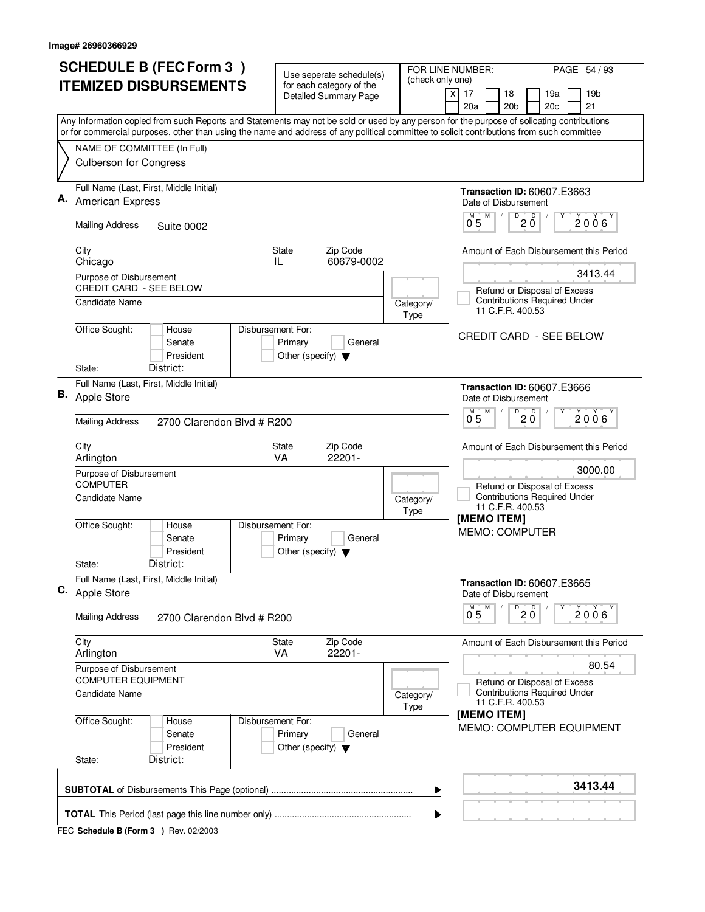Image# 26960366929

# SCHEDULE B (FEC Form 3 )
# ITEMIZED DISBURSEMENTS

Use seperate schedule(s) for each category of the Detailed Summary Page

FOR LINE NUMBER: (check only one)

- [X] 17
- [ ] 18
- [ ] 19a
- [ ] 19b
- [ ] 20a
- [ ] 20b
- [ ] 20c
- [ ] 21

PAGE 54 / 93

Any Information copied from such Reports and Statements may not be sold or used by any person for the purpose of solicating contributions or for commercial purposes, other than using the name and address of any political committee to solicit contributions from such committee

NAME OF COMMITTEE (In Full)
Culberson for Congress

---

**A.** Full Name (Last, First, Middle Initial): American Express

Mailing Address: Suite 0002

City: Chicago | State: IL | Zip Code: 60679-0002

Purpose of Disbursement: CREDIT CARD - SEE BELOW

Candidate Name:

Category/Type:

Office Sought: House / Senate / President
State: District:

Disbursement For: Primary / General / Other (specify)

Transaction ID: 60607.E3663

Date of Disbursement: 05 / 20 / 2006

Amount of Each Disbursement this Period: 3413.44

Refund or Disposal of Excess Contributions Required Under 11 C.F.R. 400.53

CREDIT CARD - SEE BELOW

---

**B.** Full Name (Last, First, Middle Initial): Apple Store

Mailing Address: 2700 Clarendon Blvd # R200

City: Arlington | State: VA | Zip Code: 22201-

Purpose of Disbursement: COMPUTER

Candidate Name:

Category/Type:

Office Sought: House / Senate / President
State: District:

Disbursement For: Primary / General / Other (specify)

Transaction ID: 60607.E3666

Date of Disbursement: 05 / 20 / 2006

Amount of Each Disbursement this Period: 3000.00

Refund or Disposal of Excess Contributions Required Under 11 C.F.R. 400.53

[MEMO ITEM]
MEMO: COMPUTER

---

**C.** Full Name (Last, First, Middle Initial): Apple Store

Mailing Address: 2700 Clarendon Blvd # R200

City: Arlington | State: VA | Zip Code: 22201-

Purpose of Disbursement: COMPUTER EQUIPMENT

Candidate Name:

Category/Type:

Office Sought: House / Senate / President
State: District:

Disbursement For: Primary / General / Other (specify)

Transaction ID: 60607.E3665

Date of Disbursement: 05 / 20 / 2006

Amount of Each Disbursement this Period: 80.54

Refund or Disposal of Excess Contributions Required Under 11 C.F.R. 400.53

[MEMO ITEM]
MEMO: COMPUTER EQUIPMENT

---

**SUBTOTAL** of Disbursements This Page (optional): **3413.44**

**TOTAL** This Period (last page this line number only):

FEC **Schedule B (Form 3 )** Rev. 02/2003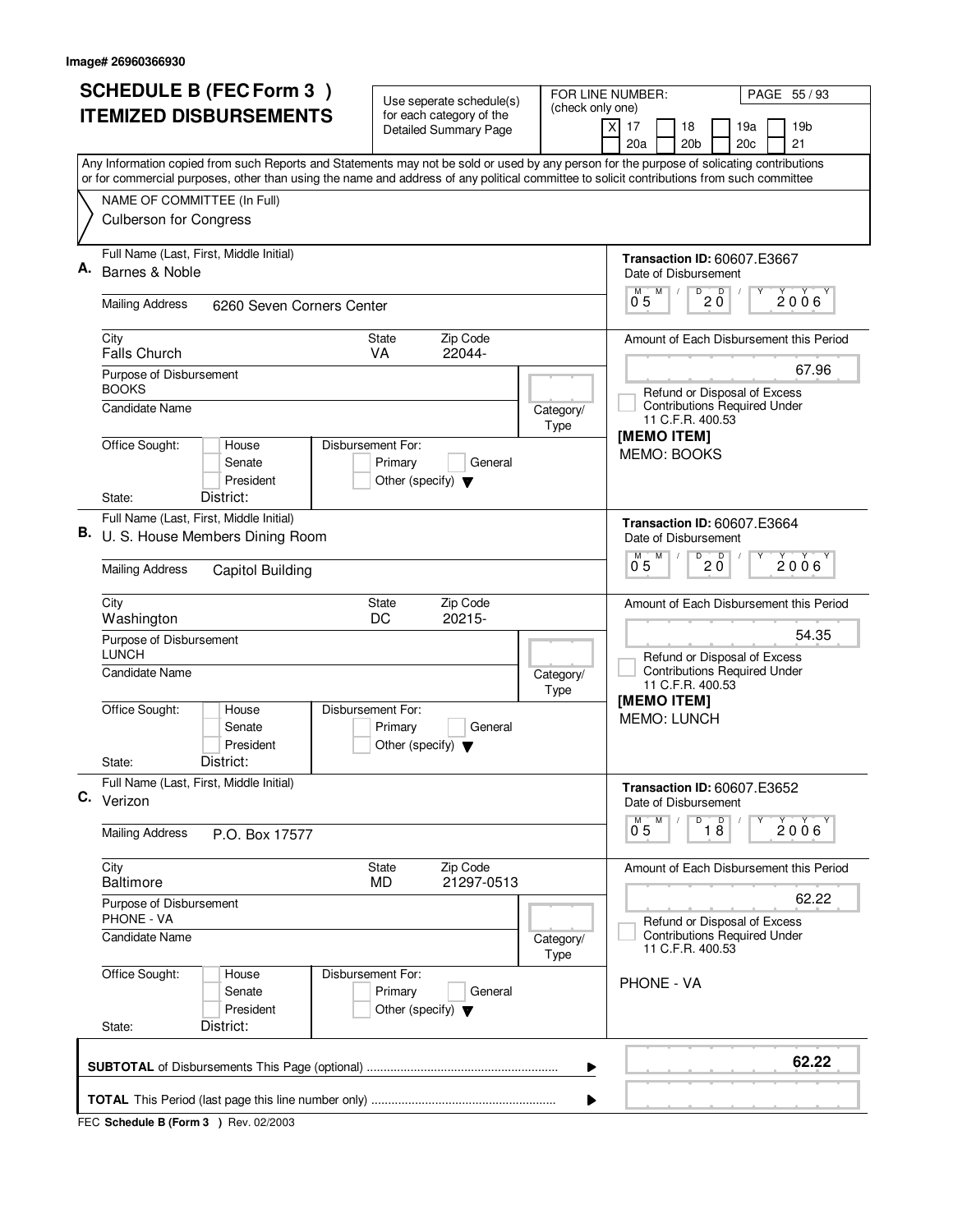Image# 26960366930

# SCHEDULE B (FEC Form 3 )
# ITEMIZED DISBURSEMENTS

Use seperate schedule(s) for each category of the Detailed Summary Page

FOR LINE NUMBER: (check only one)

[X] 17 [ ] 18 [ ] 19a [ ] 19b [ ] 20a [ ] 20b [ ] 20c [ ] 21

Any Information copied from such Reports and Statements may not be sold or used by any person for the purpose of solicating contributions or for commercial purposes, other than using the name and address of any political committee to solicit contributions from such committee

NAME OF COMMITTEE (In Full)
Culberson for Congress

---

**A.** Full Name (Last, First, Middle Initial): Barnes & Noble

Mailing Address: 6260 Seven Corners Center

City: Falls Church | State: VA | Zip Code: 22044-

Purpose of Disbursement: BOOKS

Candidate Name:

Category/Type:

Office Sought: [ ] House [ ] Senate [ ] President

State: District:

Disbursement For: [ ] Primary [ ] General [ ] Other (specify)

Transaction ID: 60607.E3667

Date of Disbursement: 05/20/2006

Amount of Each Disbursement this Period: 67.96

[ ] Refund or Disposal of Excess Contributions Required Under 11 C.F.R. 400.53

[MEMO ITEM]

MEMO: BOOKS

---

**B.** Full Name (Last, First, Middle Initial): U. S. House Members Dining Room

Mailing Address: Capitol Building

City: Washington | State: DC | Zip Code: 20215-

Purpose of Disbursement: LUNCH

Candidate Name:

Category/Type:

Office Sought: [ ] House [ ] Senate [ ] President

State: District:

Disbursement For: [ ] Primary [ ] General [ ] Other (specify)

Transaction ID: 60607.E3664

Date of Disbursement: 05/20/2006

Amount of Each Disbursement this Period: 54.35

[ ] Refund or Disposal of Excess Contributions Required Under 11 C.F.R. 400.53

[MEMO ITEM]

MEMO: LUNCH

---

**C.** Full Name (Last, First, Middle Initial): Verizon

Mailing Address: P.O. Box 17577

City: Baltimore | State: MD | Zip Code: 21297-0513

Purpose of Disbursement: PHONE - VA

Candidate Name:

Category/Type:

Office Sought: [ ] House [ ] Senate [ ] President

State: District:

Disbursement For: [ ] Primary [ ] General [ ] Other (specify)

Transaction ID: 60607.E3652

Date of Disbursement: 05/18/2006

Amount of Each Disbursement this Period: 62.22

[ ] Refund or Disposal of Excess Contributions Required Under 11 C.F.R. 400.53

PHONE - VA

---

**SUBTOTAL** of Disbursements This Page (optional) ........ **62.22**

**TOTAL** This Period (last page this line number only) ........

FEC **Schedule B (Form 3 )** Rev. 02/2003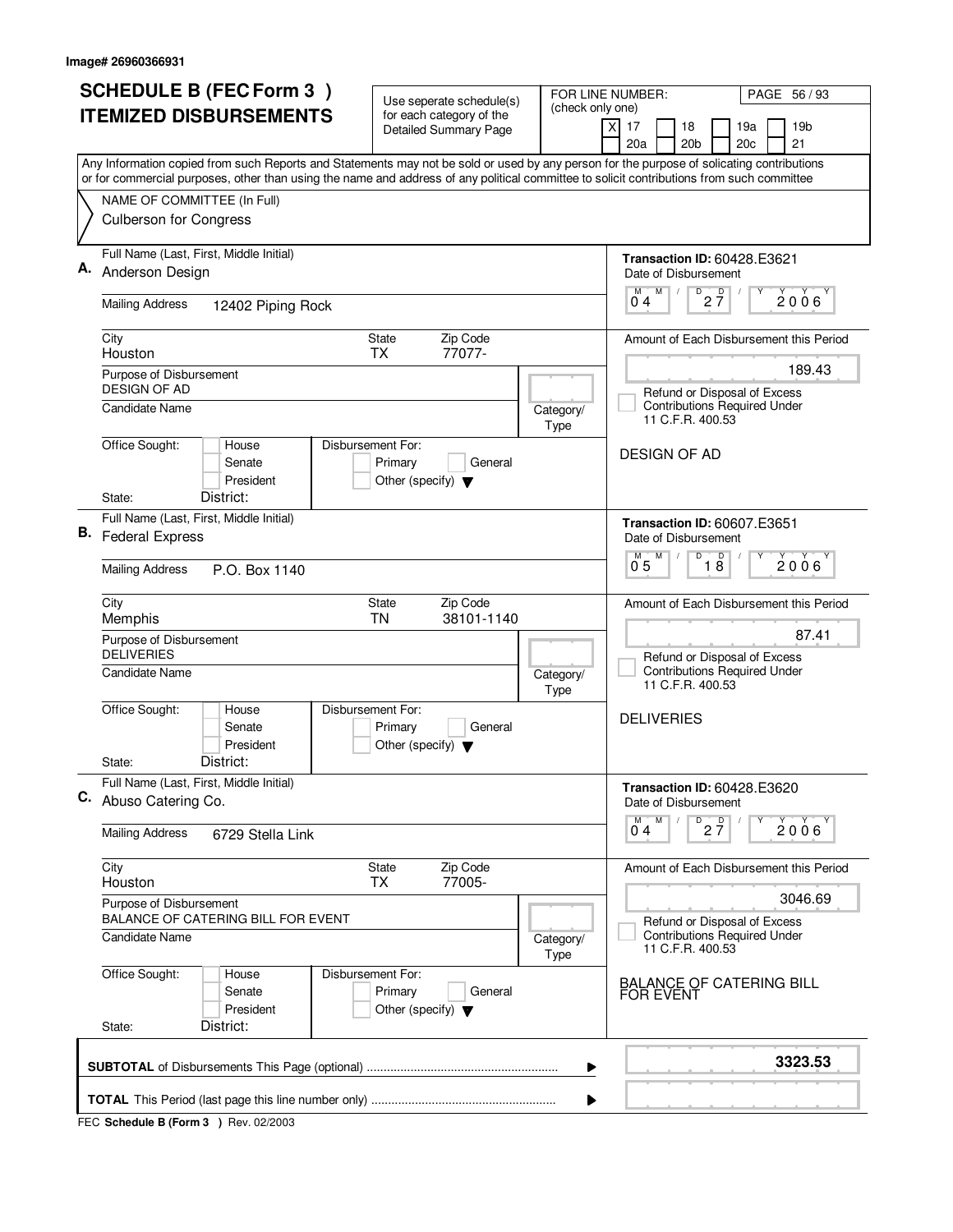Image# 26960366931

# SCHEDULE B (FEC Form 3 )
# ITEMIZED DISBURSEMENTS

Use seperate schedule(s) for each category of the Detailed Summary Page

FOR LINE NUMBER: (check only one)

- [X] 17
- [ ] 18
- [ ] 19a
- [ ] 19b
- [ ] 20a
- [ ] 20b
- [ ] 20c
- [ ] 21

PAGE 56 / 93

Any Information copied from such Reports and Statements may not be sold or used by any person for the purpose of solicating contributions or for commercial purposes, other than using the name and address of any political committee to solicit contributions from such committee

NAME OF COMMITTEE (In Full)
Culberson for Congress

---

**A.** Full Name (Last, First, Middle Initial): Anderson Design

Transaction ID: 60428.E3621

Date of Disbursement: 04 / 27 / 2006

Mailing Address: 12402 Piping Rock

City: Houston | State: TX | Zip Code: 77077-

Amount of Each Disbursement this Period: 189.43

Purpose of Disbursement: DESIGN OF AD

Candidate Name:

Category/Type:

[ ] Refund or Disposal of Excess Contributions Required Under 11 C.F.R. 400.53

Office Sought: [ ] House [ ] Senate [ ] President

State: District:

Disbursement For: [ ] Primary [ ] General [ ] Other (specify)

DESIGN OF AD

---

**B.** Full Name (Last, First, Middle Initial): Federal Express

Transaction ID: 60607.E3651

Date of Disbursement: 05 / 18 / 2006

Mailing Address: P.O. Box 1140

City: Memphis | State: TN | Zip Code: 38101-1140

Amount of Each Disbursement this Period: 87.41

Purpose of Disbursement: DELIVERIES

Candidate Name:

Category/Type:

[ ] Refund or Disposal of Excess Contributions Required Under 11 C.F.R. 400.53

Office Sought: [ ] House [ ] Senate [ ] President

State: District:

Disbursement For: [ ] Primary [ ] General [ ] Other (specify)

DELIVERIES

---

**C.** Full Name (Last, First, Middle Initial): Abuso Catering Co.

Transaction ID: 60428.E3620

Date of Disbursement: 04 / 27 / 2006

Mailing Address: 6729 Stella Link

City: Houston | State: TX | Zip Code: 77005-

Amount of Each Disbursement this Period: 3046.69

Purpose of Disbursement: BALANCE OF CATERING BILL FOR EVENT

Candidate Name:

Category/Type:

[ ] Refund or Disposal of Excess Contributions Required Under 11 C.F.R. 400.53

Office Sought: [ ] House [ ] Senate [ ] President

State: District:

Disbursement For: [ ] Primary [ ] General [ ] Other (specify)

BALANCE OF CATERING BILL FOR EVENT

---

**SUBTOTAL** of Disbursements This Page (optional) ........ **3323.53**

**TOTAL** This Period (last page this line number only) ........

FEC **Schedule B (Form 3 )** Rev. 02/2003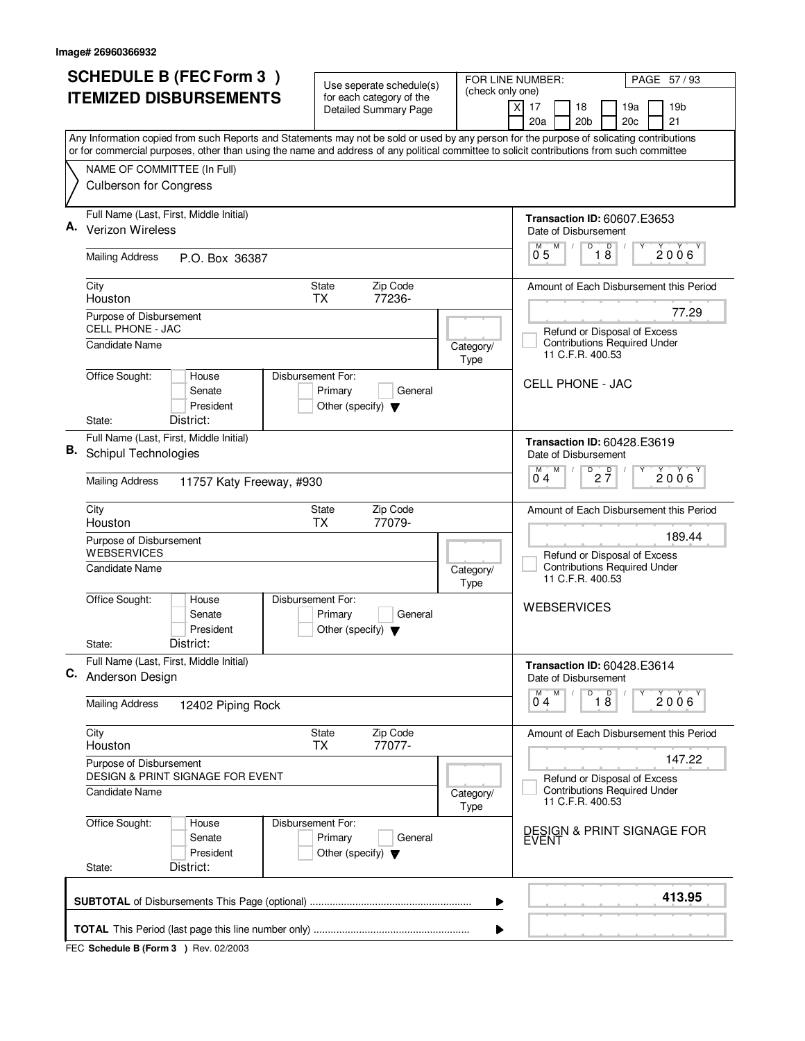Image# 26960366932

# SCHEDULE B (FEC Form 3 ) ITEMIZED DISBURSEMENTS

Use seperate schedule(s) for each category of the Detailed Summary Page

FOR LINE NUMBER: (check only one)

[X] 17 [ ] 18 [ ] 19a [ ] 19b [ ] 20a [ ] 20b [ ] 20c [ ] 21

PAGE 57 / 93

Any Information copied from such Reports and Statements may not be sold or used by any person for the purpose of solicating contributions or for commercial purposes, other than using the name and address of any political committee to solicit contributions from such committee

NAME OF COMMITTEE (In Full)

Culberson for Congress

---

**A.** Full Name (Last, First, Middle Initial): Verizon Wireless

Mailing Address: P.O. Box 36387

City: Houston | State: TX | Zip Code: 77236-

Purpose of Disbursement: CELL PHONE - JAC

Candidate Name:

Category/Type:

Office Sought: [ ] House [ ] Senate [ ] President

State: District:

Disbursement For: [ ] Primary [ ] General [ ] Other (specify)

**Transaction ID:** 60607.E3653

Date of Disbursement: 05 / 18 / 2006

Amount of Each Disbursement this Period: 77.29

[ ] Refund or Disposal of Excess Contributions Required Under 11 C.F.R. 400.53

CELL PHONE - JAC

---

**B.** Full Name (Last, First, Middle Initial): Schipul Technologies

Mailing Address: 11757 Katy Freeway, #930

City: Houston | State: TX | Zip Code: 77079-

Purpose of Disbursement: WEBSERVICES

Candidate Name:

Category/Type:

Office Sought: [ ] House [ ] Senate [ ] President

State: District:

Disbursement For: [ ] Primary [ ] General [ ] Other (specify)

**Transaction ID:** 60428.E3619

Date of Disbursement: 04 / 27 / 2006

Amount of Each Disbursement this Period: 189.44

[ ] Refund or Disposal of Excess Contributions Required Under 11 C.F.R. 400.53

WEBSERVICES

---

**C.** Full Name (Last, First, Middle Initial): Anderson Design

Mailing Address: 12402 Piping Rock

City: Houston | State: TX | Zip Code: 77077-

Purpose of Disbursement: DESIGN & PRINT SIGNAGE FOR EVENT

Candidate Name:

Category/Type:

Office Sought: [ ] House [ ] Senate [ ] President

State: District:

Disbursement For: [ ] Primary [ ] General [ ] Other (specify)

**Transaction ID:** 60428.E3614

Date of Disbursement: 04 / 18 / 2006

Amount of Each Disbursement this Period: 147.22

[ ] Refund or Disposal of Excess Contributions Required Under 11 C.F.R. 400.53

DESIGN & PRINT SIGNAGE FOR EVENT

---

**SUBTOTAL** of Disbursements This Page (optional): **413.95**

**TOTAL** This Period (last page this line number only):

FEC **Schedule B (Form 3 )** Rev. 02/2003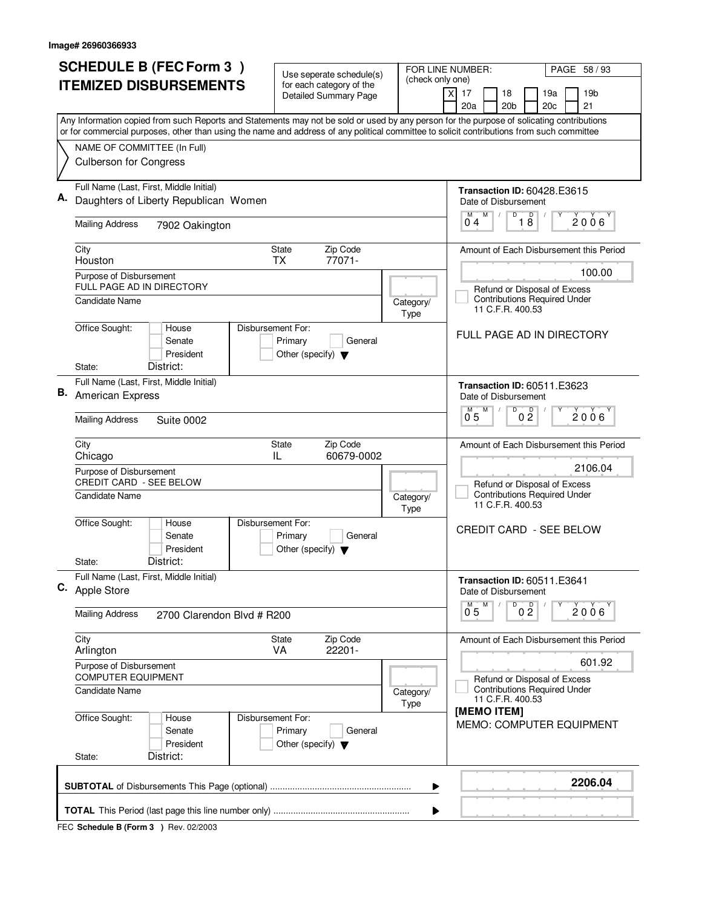Image# 26960366933

# SCHEDULE B (FEC Form 3 ) ITEMIZED DISBURSEMENTS

Use seperate schedule(s) for each category of the Detailed Summary Page

FOR LINE NUMBER: (check only one)

[X] 17 [ ] 18 [ ] 19a [ ] 19b [ ] 20a [ ] 20b [ ] 20c [ ] 21

PAGE 58 / 93

Any Information copied from such Reports and Statements may not be sold or used by any person for the purpose of solicating contributions or for commercial purposes, other than using the name and address of any political committee to solicit contributions from such committee

NAME OF COMMITTEE (In Full)
Culberson for Congress

---

**A.** Full Name (Last, First, Middle Initial): Daughters of Liberty Republican Women

Mailing Address: 7902 Oakington

City: Houston | State: TX | Zip Code: 77071-

Purpose of Disbursement: FULL PAGE AD IN DIRECTORY

Candidate Name: | Category/Type:

Office Sought: [ ] House [ ] Senate [ ] President | State: | District:

Disbursement For: [ ] Primary [ ] General [ ] Other (specify)

Transaction ID: 60428.E3615

Date of Disbursement: 04 / 18 / 2006

Amount of Each Disbursement this Period: 100.00

[ ] Refund or Disposal of Excess Contributions Required Under 11 C.F.R. 400.53

FULL PAGE AD IN DIRECTORY

---

**B.** Full Name (Last, First, Middle Initial): American Express

Mailing Address: Suite 0002

City: Chicago | State: IL | Zip Code: 60679-0002

Purpose of Disbursement: CREDIT CARD - SEE BELOW

Candidate Name: | Category/Type:

Office Sought: [ ] House [ ] Senate [ ] President | State: | District:

Disbursement For: [ ] Primary [ ] General [ ] Other (specify)

Transaction ID: 60511.E3623

Date of Disbursement: 05 / 02 / 2006

Amount of Each Disbursement this Period: 2106.04

[ ] Refund or Disposal of Excess Contributions Required Under 11 C.F.R. 400.53

CREDIT CARD - SEE BELOW

---

**C.** Full Name (Last, First, Middle Initial): Apple Store

Mailing Address: 2700 Clarendon Blvd # R200

City: Arlington | State: VA | Zip Code: 22201-

Purpose of Disbursement: COMPUTER EQUIPMENT

Candidate Name: | Category/Type:

Office Sought: [ ] House [ ] Senate [ ] President | State: | District:

Disbursement For: [ ] Primary [ ] General [ ] Other (specify)

Transaction ID: 60511.E3641

Date of Disbursement: 05 / 02 / 2006

Amount of Each Disbursement this Period: 601.92

[ ] Refund or Disposal of Excess Contributions Required Under 11 C.F.R. 400.53

[MEMO ITEM]
MEMO: COMPUTER EQUIPMENT

---

**SUBTOTAL** of Disbursements This Page (optional) ▶ **2206.04**

**TOTAL** This Period (last page this line number only) ▶

FEC **Schedule B (Form 3 )** Rev. 02/2003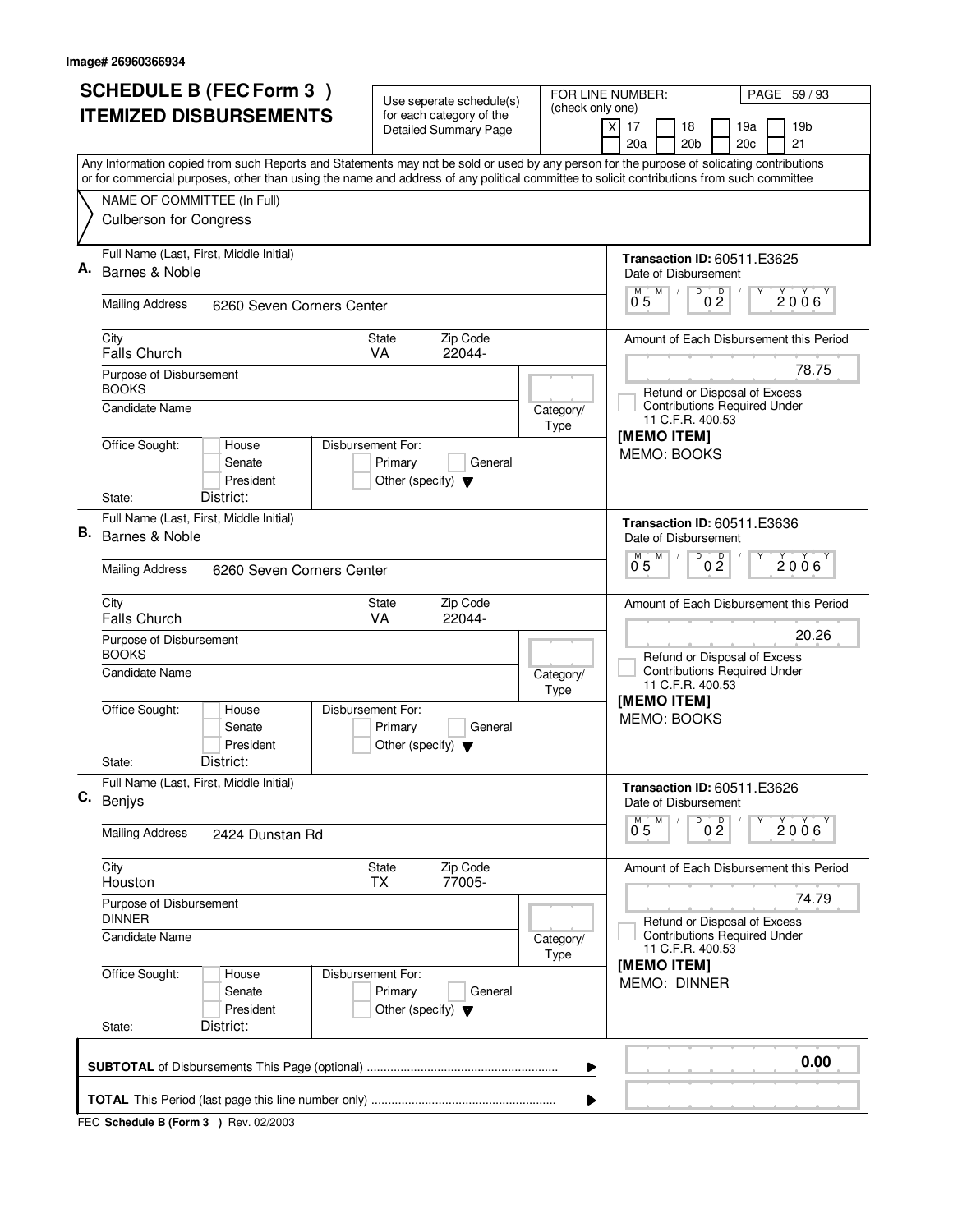Image# 26960366934

# SCHEDULE B (FEC Form 3 ) ITEMIZED DISBURSEMENTS

Use seperate schedule(s) for each category of the Detailed Summary Page

FOR LINE NUMBER: (check only one)

[X] 17 [ ] 18 [ ] 19a [ ] 19b
[ ] 20a [ ] 20b [ ] 20c [ ] 21

Any Information copied from such Reports and Statements may not be sold or used by any person for the purpose of solicating contributions or for commercial purposes, other than using the name and address of any political committee to solicit contributions from such committee

NAME OF COMMITTEE (In Full)
Culberson for Congress

---

**A.** Full Name (Last, First, Middle Initial): Barnes & Noble

Mailing Address: 6260 Seven Corners Center

City: Falls Church | State: VA | Zip Code: 22044-

Purpose of Disbursement: BOOKS

Candidate Name:

Category/Type:

Office Sought: [ ] House [ ] Senate [ ] President
State: District:

Disbursement For: [ ] Primary [ ] General [ ] Other (specify)

Transaction ID: 60511.E3625
Date of Disbursement: 05 / 02 / 2006

Amount of Each Disbursement this Period: 78.75

[ ] Refund or Disposal of Excess Contributions Required Under 11 C.F.R. 400.53

[MEMO ITEM]
MEMO: BOOKS

---

**B.** Full Name (Last, First, Middle Initial): Barnes & Noble

Mailing Address: 6260 Seven Corners Center

City: Falls Church | State: VA | Zip Code: 22044-

Purpose of Disbursement: BOOKS

Candidate Name:

Category/Type:

Office Sought: [ ] House [ ] Senate [ ] President
State: District:

Disbursement For: [ ] Primary [ ] General [ ] Other (specify)

Transaction ID: 60511.E3636
Date of Disbursement: 05 / 02 / 2006

Amount of Each Disbursement this Period: 20.26

[ ] Refund or Disposal of Excess Contributions Required Under 11 C.F.R. 400.53

[MEMO ITEM]
MEMO: BOOKS

---

**C.** Full Name (Last, First, Middle Initial): Benjys

Mailing Address: 2424 Dunstan Rd

City: Houston | State: TX | Zip Code: 77005-

Purpose of Disbursement: DINNER

Candidate Name:

Category/Type:

Office Sought: [ ] House [ ] Senate [ ] President
State: District:

Disbursement For: [ ] Primary [ ] General [ ] Other (specify)

Transaction ID: 60511.E3626
Date of Disbursement: 05 / 02 / 2006

Amount of Each Disbursement this Period: 74.79

[ ] Refund or Disposal of Excess Contributions Required Under 11 C.F.R. 400.53

[MEMO ITEM]
MEMO: DINNER

---

**SUBTOTAL** of Disbursements This Page (optional) ........................................................ 0.00

**TOTAL** This Period (last page this line number only) ......................................................

FEC **Schedule B (Form 3 )** Rev. 02/2003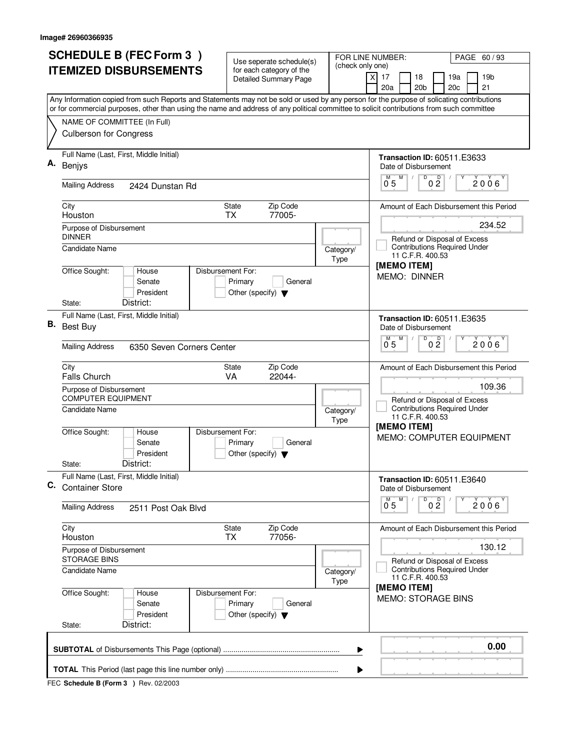Image# 26960366935

# SCHEDULE B (FEC Form 3 ) ITEMIZED DISBURSEMENTS

Use seperate schedule(s) for each category of the Detailed Summary Page

FOR LINE NUMBER: (check only one)

- [X] 17
- [ ] 18
- [ ] 19a
- [ ] 19b
- [ ] 20a
- [ ] 20b
- [ ] 20c
- [ ] 21

Any Information copied from such Reports and Statements may not be sold or used by any person for the purpose of solicating contributions or for commercial purposes, other than using the name and address of any political committee to solicit contributions from such committee

NAME OF COMMITTEE (In Full)
Culberson for Congress

---

**A.** Full Name (Last, First, Middle Initial): Benjys

Mailing Address: 2424 Dunstan Rd

City: Houston | State: TX | Zip Code: 77005-

Purpose of Disbursement: DINNER

Candidate Name:

Category/Type:

Office Sought: House / Senate / President
State: District:

Disbursement For: Primary / General / Other (specify)

Transaction ID: 60511.E3633

Date of Disbursement: 05/02/2006

Amount of Each Disbursement this Period: 234.52

Refund or Disposal of Excess Contributions Required Under 11 C.F.R. 400.53

[MEMO ITEM]
MEMO: DINNER

---

**B.** Full Name (Last, First, Middle Initial): Best Buy

Mailing Address: 6350 Seven Corners Center

City: Falls Church | State: VA | Zip Code: 22044-

Purpose of Disbursement: COMPUTER EQUIPMENT

Candidate Name:

Category/Type:

Office Sought: House / Senate / President
State: District:

Disbursement For: Primary / General / Other (specify)

Transaction ID: 60511.E3635

Date of Disbursement: 05/02/2006

Amount of Each Disbursement this Period: 109.36

Refund or Disposal of Excess Contributions Required Under 11 C.F.R. 400.53

[MEMO ITEM]
MEMO: COMPUTER EQUIPMENT

---

**C.** Full Name (Last, First, Middle Initial): Container Store

Mailing Address: 2511 Post Oak Blvd

City: Houston | State: TX | Zip Code: 77056-

Purpose of Disbursement: STORAGE BINS

Candidate Name:

Category/Type:

Office Sought: House / Senate / President
State: District:

Disbursement For: Primary / General / Other (specify)

Transaction ID: 60511.E3640

Date of Disbursement: 05/02/2006

Amount of Each Disbursement this Period: 130.12

Refund or Disposal of Excess Contributions Required Under 11 C.F.R. 400.53

[MEMO ITEM]
MEMO: STORAGE BINS

---

**SUBTOTAL** of Disbursements This Page (optional): 0.00

**TOTAL** This Period (last page this line number only):

FEC **Schedule B (Form 3 )** Rev. 02/2003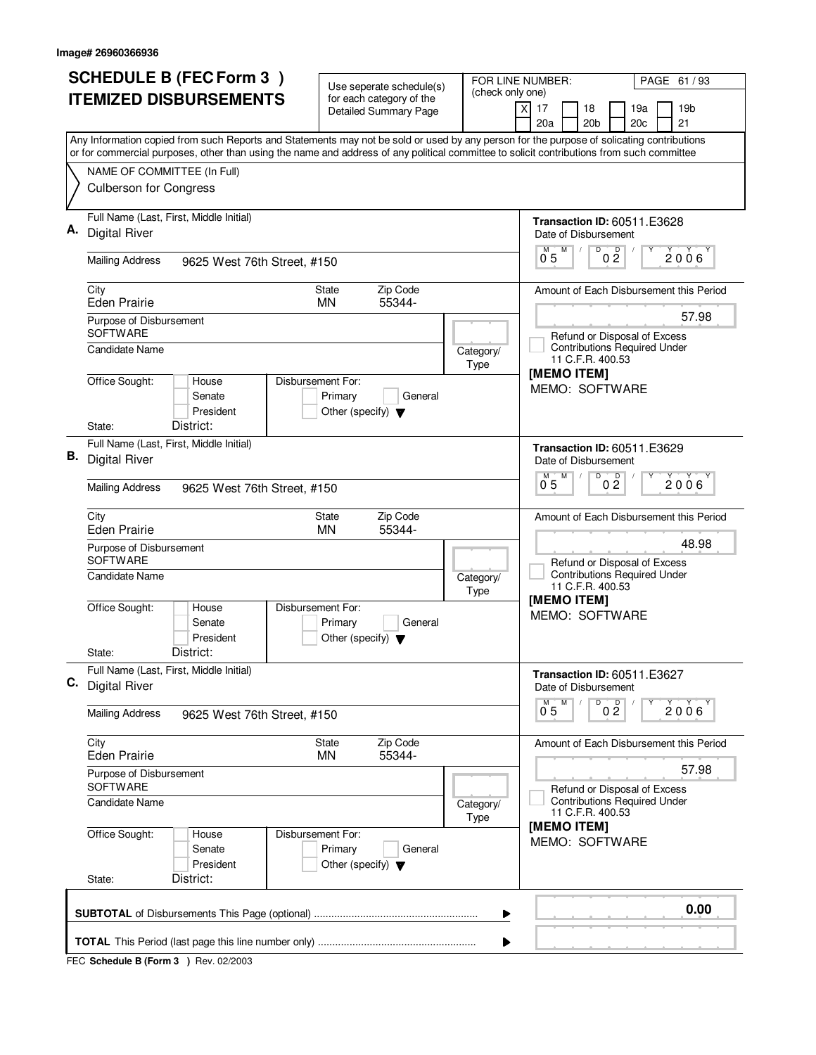Image# 26960366936

# SCHEDULE B (FEC Form 3 ) ITEMIZED DISBURSEMENTS

Use seperate schedule(s) for each category of the Detailed Summary Page

FOR LINE NUMBER: (check only one)

- [X] 17
- [ ] 18
- [ ] 19a
- [ ] 19b
- [ ] 20a
- [ ] 20b
- [ ] 20c
- [ ] 21

Any Information copied from such Reports and Statements may not be sold or used by any person for the purpose of solicating contributions or for commercial purposes, other than using the name and address of any political committee to solicit contributions from such committee

NAME OF COMMITTEE (In Full)
Culberson for Congress

---

**A.** Full Name (Last, First, Middle Initial): Digital River

Mailing Address: 9625 West 76th Street, #150

City: Eden Prairie | State: MN | Zip Code: 55344-

Purpose of Disbursement: SOFTWARE

Candidate Name:

Category/Type:

Office Sought: House / Senate / President

Disbursement For: Primary / General / Other (specify)

State: District:

Transaction ID: 60511.E3628

Date of Disbursement: 05/02/2006

Amount of Each Disbursement this Period: 57.98

Refund or Disposal of Excess Contributions Required Under 11 C.F.R. 400.53

[MEMO ITEM]
MEMO: SOFTWARE

---

**B.** Full Name (Last, First, Middle Initial): Digital River

Mailing Address: 9625 West 76th Street, #150

City: Eden Prairie | State: MN | Zip Code: 55344-

Purpose of Disbursement: SOFTWARE

Candidate Name:

Category/Type:

Office Sought: House / Senate / President

Disbursement For: Primary / General / Other (specify)

State: District:

Transaction ID: 60511.E3629

Date of Disbursement: 05/02/2006

Amount of Each Disbursement this Period: 48.98

Refund or Disposal of Excess Contributions Required Under 11 C.F.R. 400.53

[MEMO ITEM]
MEMO: SOFTWARE

---

**C.** Full Name (Last, First, Middle Initial): Digital River

Mailing Address: 9625 West 76th Street, #150

City: Eden Prairie | State: MN | Zip Code: 55344-

Purpose of Disbursement: SOFTWARE

Candidate Name:

Category/Type:

Office Sought: House / Senate / President

Disbursement For: Primary / General / Other (specify)

State: District:

Transaction ID: 60511.E3627

Date of Disbursement: 05/02/2006

Amount of Each Disbursement this Period: 57.98

Refund or Disposal of Excess Contributions Required Under 11 C.F.R. 400.53

[MEMO ITEM]
MEMO: SOFTWARE

---

**SUBTOTAL** of Disbursements This Page (optional) ........ 0.00

**TOTAL** This Period (last page this line number only) ........

FEC **Schedule B (Form 3 )** Rev. 02/2003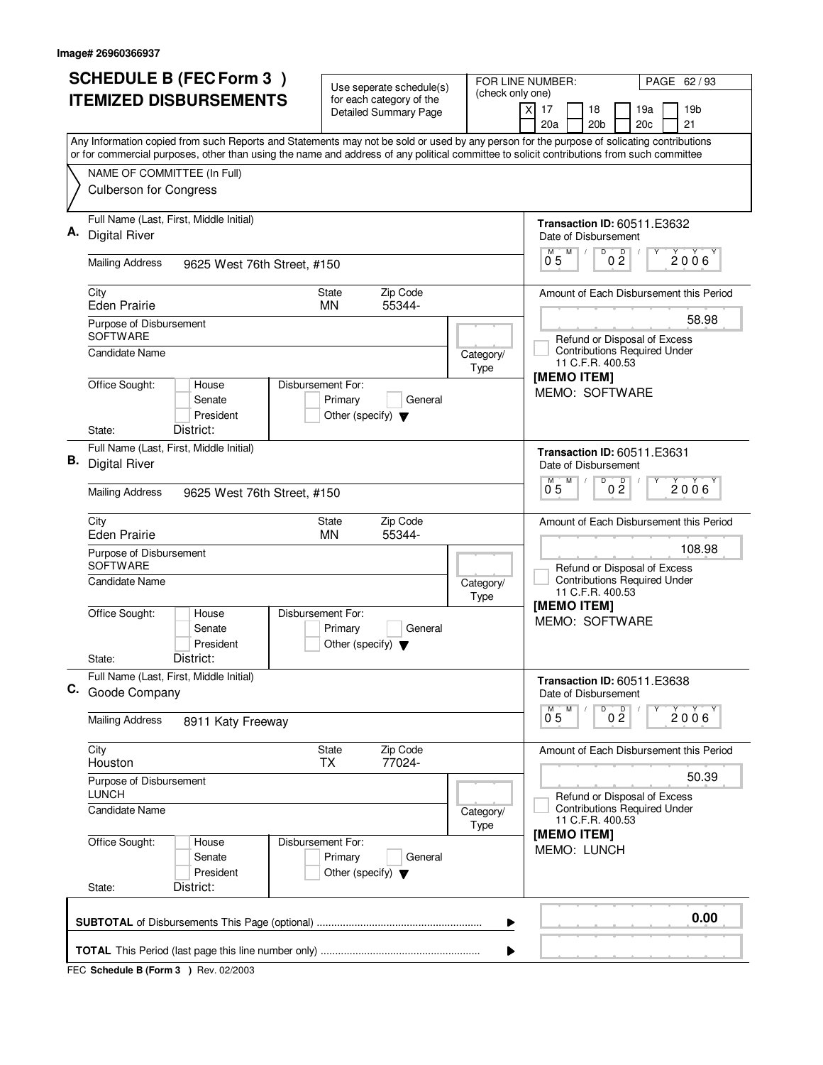Image# 26960366937

# SCHEDULE B (FEC Form 3 ) ITEMIZED DISBURSEMENTS

Use seperate schedule(s) for each category of the Detailed Summary Page

FOR LINE NUMBER: (check only one)

[X] 17 [ ] 18 [ ] 19a [ ] 19b
[ ] 20a [ ] 20b [ ] 20c [ ] 21

PAGE 62 / 93

Any Information copied from such Reports and Statements may not be sold or used by any person for the purpose of solicating contributions or for commercial purposes, other than using the name and address of any political committee to solicit contributions from such committee

NAME OF COMMITTEE (In Full)
Culberson for Congress

---

**A.** Full Name (Last, First, Middle Initial): Digital River

Mailing Address: 9625 West 76th Street, #150

City: Eden Prairie | State: MN | Zip Code: 55344-

Purpose of Disbursement: SOFTWARE

Candidate Name:

Category/Type:

Office Sought: [ ] House [ ] Senate [ ] President

State: District:

Disbursement For: [ ] Primary [ ] General [ ] Other (specify)

Transaction ID: 60511.E3632

Date of Disbursement: 05 / 02 / 2006

Amount of Each Disbursement this Period: 58.98

[ ] Refund or Disposal of Excess Contributions Required Under 11 C.F.R. 400.53

[MEMO ITEM]
MEMO: SOFTWARE

---

**B.** Full Name (Last, First, Middle Initial): Digital River

Mailing Address: 9625 West 76th Street, #150

City: Eden Prairie | State: MN | Zip Code: 55344-

Purpose of Disbursement: SOFTWARE

Candidate Name:

Category/Type:

Office Sought: [ ] House [ ] Senate [ ] President

State: District:

Disbursement For: [ ] Primary [ ] General [ ] Other (specify)

Transaction ID: 60511.E3631

Date of Disbursement: 05 / 02 / 2006

Amount of Each Disbursement this Period: 108.98

[ ] Refund or Disposal of Excess Contributions Required Under 11 C.F.R. 400.53

[MEMO ITEM]
MEMO: SOFTWARE

---

**C.** Full Name (Last, First, Middle Initial): Goode Company

Mailing Address: 8911 Katy Freeway

City: Houston | State: TX | Zip Code: 77024-

Purpose of Disbursement: LUNCH

Candidate Name:

Category/Type:

Office Sought: [ ] House [ ] Senate [ ] President

State: District:

Disbursement For: [ ] Primary [ ] General [ ] Other (specify)

Transaction ID: 60511.E3638

Date of Disbursement: 05 / 02 / 2006

Amount of Each Disbursement this Period: 50.39

[ ] Refund or Disposal of Excess Contributions Required Under 11 C.F.R. 400.53

[MEMO ITEM]
MEMO: LUNCH

---

**SUBTOTAL** of Disbursements This Page (optional) ........ 0.00

**TOTAL** This Period (last page this line number only) ........

FEC **Schedule B (Form 3 )** Rev. 02/2003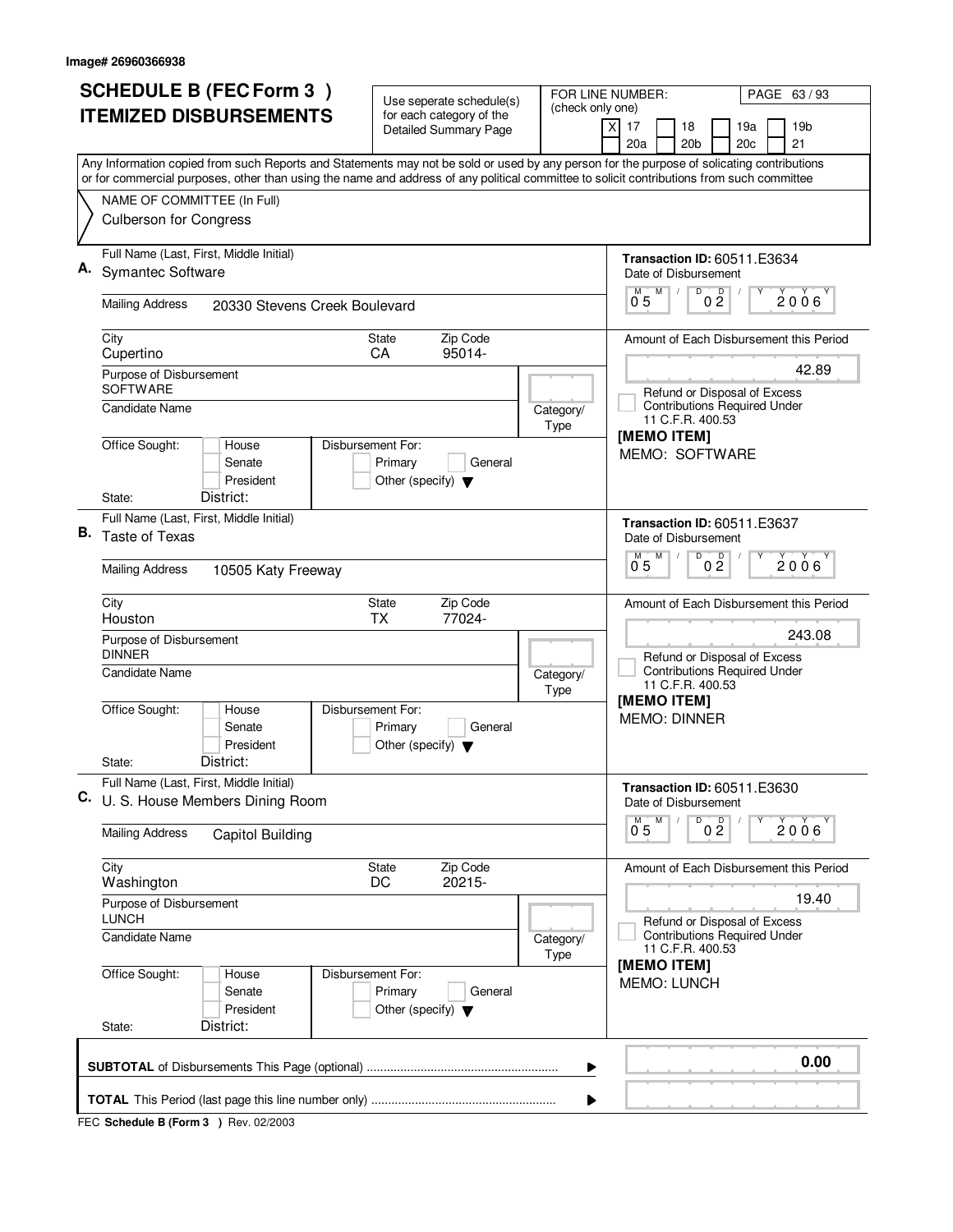Image# 26960366938

# SCHEDULE B (FEC Form 3 ) ITEMIZED DISBURSEMENTS

Use seperate schedule(s) for each category of the Detailed Summary Page

FOR LINE NUMBER: (check only one)

- [X] 17
- [ ] 18
- [ ] 19a
- [ ] 19b
- [ ] 20a
- [ ] 20b
- [ ] 20c
- [ ] 21

Any Information copied from such Reports and Statements may not be sold or used by any person for the purpose of solicating contributions or for commercial purposes, other than using the name and address of any political committee to solicit contributions from such committee

NAME OF COMMITTEE (In Full)
Culberson for Congress

---

**A.** Full Name (Last, First, Middle Initial): Symantec Software

Mailing Address: 20330 Stevens Creek Boulevard

City: Cupertino | State: CA | Zip Code: 95014-

Purpose of Disbursement: SOFTWARE

Candidate Name:

Category/Type:

Office Sought: House / Senate / President
State: District:

Disbursement For: Primary / General / Other (specify)

Transaction ID: 60511.E3634
Date of Disbursement: 05/02/2006

Amount of Each Disbursement this Period: 42.89

Refund or Disposal of Excess Contributions Required Under 11 C.F.R. 400.53

[MEMO ITEM]
MEMO: SOFTWARE

---

**B.** Full Name (Last, First, Middle Initial): Taste of Texas

Mailing Address: 10505 Katy Freeway

City: Houston | State: TX | Zip Code: 77024-

Purpose of Disbursement: DINNER

Candidate Name:

Category/Type:

Office Sought: House / Senate / President
State: District:

Disbursement For: Primary / General / Other (specify)

Transaction ID: 60511.E3637
Date of Disbursement: 05/02/2006

Amount of Each Disbursement this Period: 243.08

Refund or Disposal of Excess Contributions Required Under 11 C.F.R. 400.53

[MEMO ITEM]
MEMO: DINNER

---

**C.** Full Name (Last, First, Middle Initial): U. S. House Members Dining Room

Mailing Address: Capitol Building

City: Washington | State: DC | Zip Code: 20215-

Purpose of Disbursement: LUNCH

Candidate Name:

Category/Type:

Office Sought: House / Senate / President
State: District:

Disbursement For: Primary / General / Other (specify)

Transaction ID: 60511.E3630
Date of Disbursement: 05/02/2006

Amount of Each Disbursement this Period: 19.40

Refund or Disposal of Excess Contributions Required Under 11 C.F.R. 400.53

[MEMO ITEM]
MEMO: LUNCH

---

**SUBTOTAL** of Disbursements This Page (optional) ........ 0.00

**TOTAL** This Period (last page this line number only) ........

FEC **Schedule B (Form 3 )** Rev. 02/2003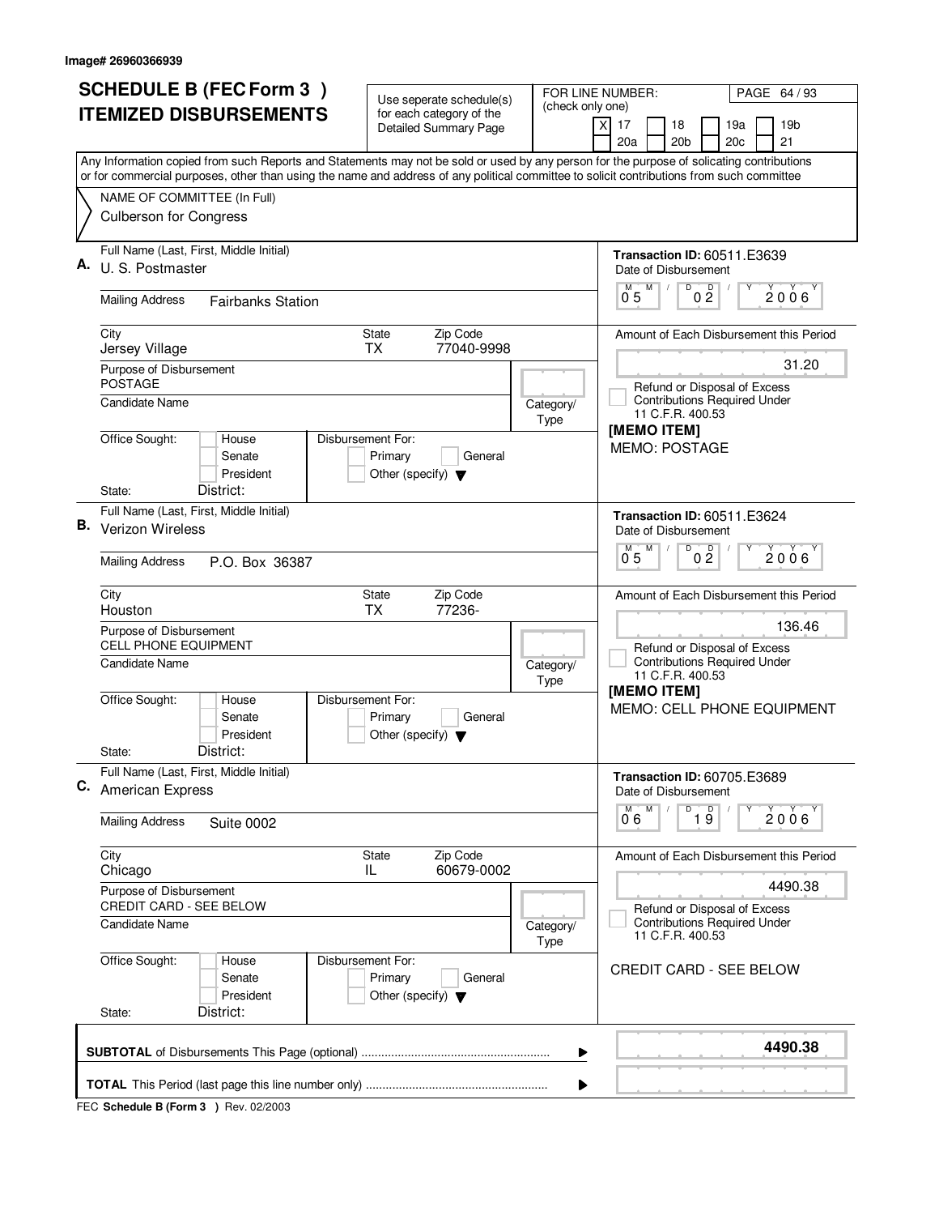Image# 26960366939

# SCHEDULE B (FEC Form 3 )
# ITEMIZED DISBURSEMENTS

Use seperate schedule(s) for each category of the Detailed Summary Page

FOR LINE NUMBER: (check only one)

- [X] 17
- [ ] 18
- [ ] 19a
- [ ] 19b
- [ ] 20a
- [ ] 20b
- [ ] 20c
- [ ] 21

Any Information copied from such Reports and Statements may not be sold or used by any person for the purpose of solicating contributions or for commercial purposes, other than using the name and address of any political committee to solicit contributions from such committee

NAME OF COMMITTEE (In Full)
Culberson for Congress

---

**A.** Full Name (Last, First, Middle Initial): U. S. Postmaster

Mailing Address: Fairbanks Station

City: Jersey Village | State: TX | Zip Code: 77040-9998

Purpose of Disbursement: POSTAGE

Candidate Name:

Category/Type:

Office Sought: House / Senate / President

State: District:

Disbursement For: Primary / General / Other (specify)

Transaction ID: 60511.E3639

Date of Disbursement: 05 / 02 / 2006

Amount of Each Disbursement this Period: 31.20

Refund or Disposal of Excess Contributions Required Under 11 C.F.R. 400.53

[MEMO ITEM]
MEMO: POSTAGE

---

**B.** Full Name (Last, First, Middle Initial): Verizon Wireless

Mailing Address: P.O. Box 36387

City: Houston | State: TX | Zip Code: 77236-

Purpose of Disbursement: CELL PHONE EQUIPMENT

Candidate Name:

Category/Type:

Office Sought: House / Senate / President

State: District:

Disbursement For: Primary / General / Other (specify)

Transaction ID: 60511.E3624

Date of Disbursement: 05 / 02 / 2006

Amount of Each Disbursement this Period: 136.46

Refund or Disposal of Excess Contributions Required Under 11 C.F.R. 400.53

[MEMO ITEM]
MEMO: CELL PHONE EQUIPMENT

---

**C.** Full Name (Last, First, Middle Initial): American Express

Mailing Address: Suite 0002

City: Chicago | State: IL | Zip Code: 60679-0002

Purpose of Disbursement: CREDIT CARD - SEE BELOW

Candidate Name:

Category/Type:

Office Sought: House / Senate / President

State: District:

Disbursement For: Primary / General / Other (specify)

Transaction ID: 60705.E3689

Date of Disbursement: 06 / 19 / 2006

Amount of Each Disbursement this Period: 4490.38

Refund or Disposal of Excess Contributions Required Under 11 C.F.R. 400.53

CREDIT CARD - SEE BELOW

---

**SUBTOTAL** of Disbursements This Page (optional): **4490.38**

**TOTAL** This Period (last page this line number only):

FEC **Schedule B (Form 3 )** Rev. 02/2003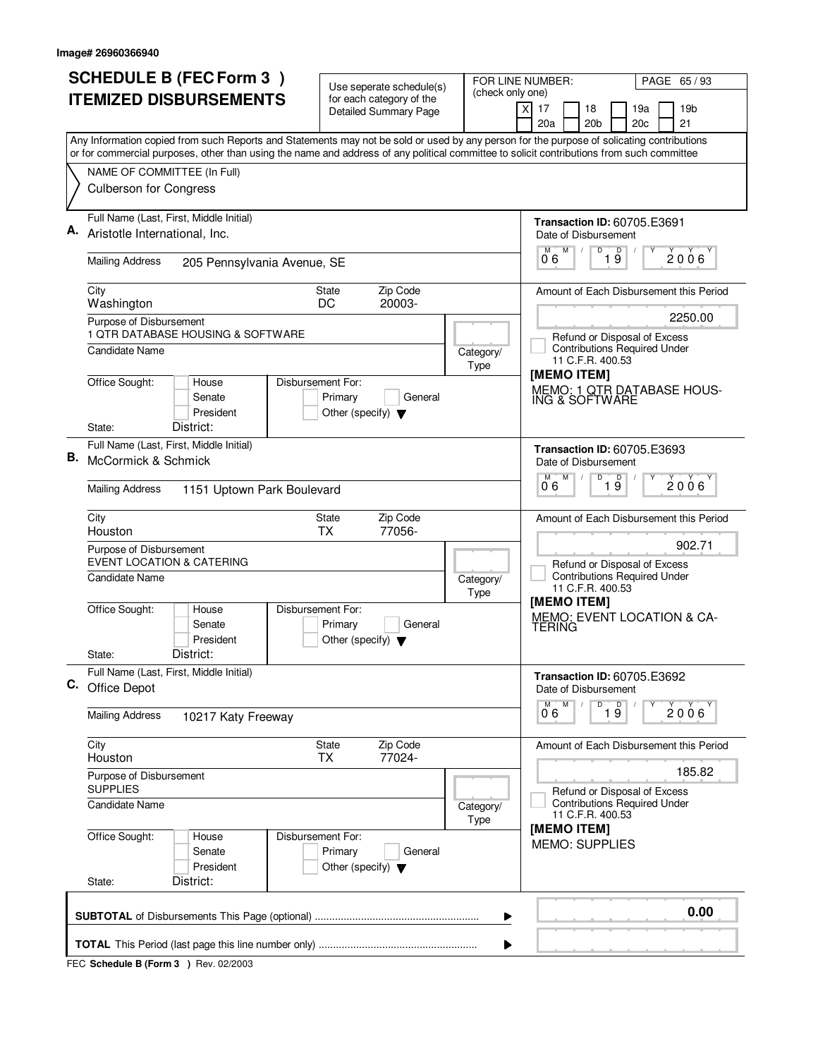Image# 26960366940

# SCHEDULE B (FEC Form 3 ) ITEMIZED DISBURSEMENTS

Use seperate schedule(s) for each category of the Detailed Summary Page

FOR LINE NUMBER: (check only one)

- [X] 17
- [ ] 18
- [ ] 19a
- [ ] 19b
- [ ] 20a
- [ ] 20b
- [ ] 20c
- [ ] 21

Any Information copied from such Reports and Statements may not be sold or used by any person for the purpose of solicating contributions or for commercial purposes, other than using the name and address of any political committee to solicit contributions from such committee

NAME OF COMMITTEE (In Full)
Culberson for Congress

---

**A.** Full Name (Last, First, Middle Initial): Aristotle International, Inc.

Mailing Address: 205 Pennsylvania Avenue, SE

City: Washington | State: DC | Zip Code: 20003-

Purpose of Disbursement: 1 QTR DATABASE HOUSING & SOFTWARE

Candidate Name:

Category/Type:

Office Sought: House / Senate / President
State: District:

Disbursement For: Primary / General / Other (specify)

Transaction ID: 60705.E3691
Date of Disbursement: 06 / 19 / 2006

Amount of Each Disbursement this Period: 2250.00

Refund or Disposal of Excess Contributions Required Under 11 C.F.R. 400.53

[MEMO ITEM]
MEMO: 1 QTR DATABASE HOUSING & SOFTWARE

---

**B.** Full Name (Last, First, Middle Initial): McCormick & Schmick

Mailing Address: 1151 Uptown Park Boulevard

City: Houston | State: TX | Zip Code: 77056-

Purpose of Disbursement: EVENT LOCATION & CATERING

Candidate Name:

Category/Type:

Office Sought: House / Senate / President
State: District:

Disbursement For: Primary / General / Other (specify)

Transaction ID: 60705.E3693
Date of Disbursement: 06 / 19 / 2006

Amount of Each Disbursement this Period: 902.71

Refund or Disposal of Excess Contributions Required Under 11 C.F.R. 400.53

[MEMO ITEM]
MEMO: EVENT LOCATION & CATERING

---

**C.** Full Name (Last, First, Middle Initial): Office Depot

Mailing Address: 10217 Katy Freeway

City: Houston | State: TX | Zip Code: 77024-

Purpose of Disbursement: SUPPLIES

Candidate Name:

Category/Type:

Office Sought: House / Senate / President
State: District:

Disbursement For: Primary / General / Other (specify)

Transaction ID: 60705.E3692
Date of Disbursement: 06 / 19 / 2006

Amount of Each Disbursement this Period: 185.82

Refund or Disposal of Excess Contributions Required Under 11 C.F.R. 400.53

[MEMO ITEM]
MEMO: SUPPLIES

---

**SUBTOTAL** of Disbursements This Page (optional): 0.00

**TOTAL** This Period (last page this line number only):

FEC **Schedule B (Form 3 )** Rev. 02/2003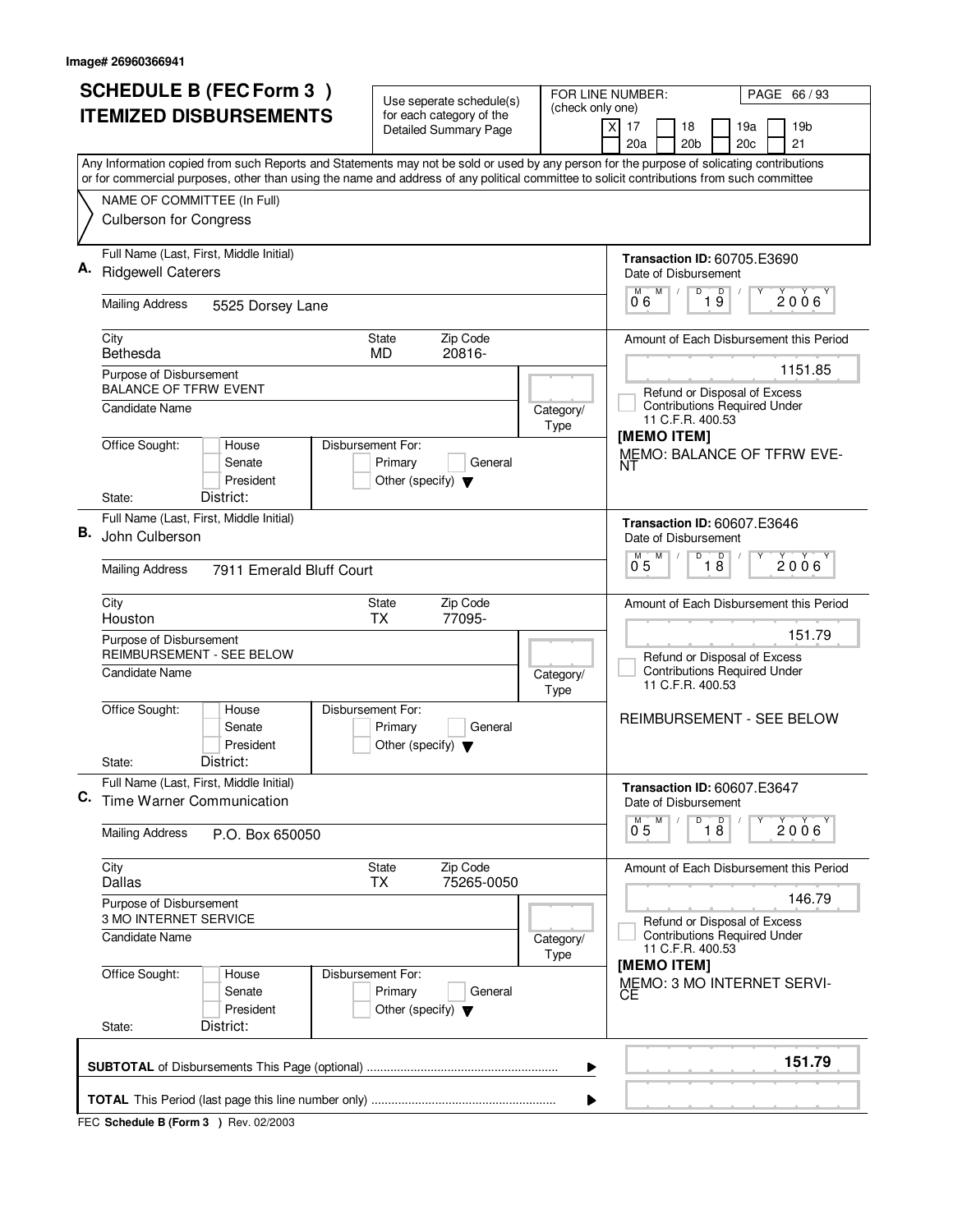Image# 26960366941

# SCHEDULE B (FEC Form 3 )
# ITEMIZED DISBURSEMENTS

Use seperate schedule(s) for each category of the Detailed Summary Page

FOR LINE NUMBER: (check only one)

- [X] 17
- [ ] 18
- [ ] 19a
- [ ] 19b
- [ ] 20a
- [ ] 20b
- [ ] 20c
- [ ] 21

Any Information copied from such Reports and Statements may not be sold or used by any person for the purpose of solicating contributions or for commercial purposes, other than using the name and address of any political committee to solicit contributions from such committee

NAME OF COMMITTEE (In Full)
Culberson for Congress

---

**A.** Full Name (Last, First, Middle Initial): Ridgewell Caterers

Mailing Address: 5525 Dorsey Lane

City: Bethesda | State: MD | Zip Code: 20816-

Purpose of Disbursement: BALANCE OF TFRW EVENT

Candidate Name:

Category/Type:

Office Sought: House / Senate / President

State: District:

Disbursement For: Primary / General / Other (specify)

Transaction ID: 60705.E3690

Date of Disbursement: 06 / 19 / 2006

Amount of Each Disbursement this Period: 1151.85

Refund or Disposal of Excess Contributions Required Under 11 C.F.R. 400.53

[MEMO ITEM]

MEMO: BALANCE OF TFRW EVENT

---

**B.** Full Name (Last, First, Middle Initial): John Culberson

Mailing Address: 7911 Emerald Bluff Court

City: Houston | State: TX | Zip Code: 77095-

Purpose of Disbursement: REIMBURSEMENT - SEE BELOW

Candidate Name:

Category/Type:

Office Sought: House / Senate / President

State: District:

Disbursement For: Primary / General / Other (specify)

Transaction ID: 60607.E3646

Date of Disbursement: 05 / 18 / 2006

Amount of Each Disbursement this Period: 151.79

Refund or Disposal of Excess Contributions Required Under 11 C.F.R. 400.53

REIMBURSEMENT - SEE BELOW

---

**C.** Full Name (Last, First, Middle Initial): Time Warner Communication

Mailing Address: P.O. Box 650050

City: Dallas | State: TX | Zip Code: 75265-0050

Purpose of Disbursement: 3 MO INTERNET SERVICE

Candidate Name:

Category/Type:

Office Sought: House / Senate / President

State: District:

Disbursement For: Primary / General / Other (specify)

Transaction ID: 60607.E3647

Date of Disbursement: 05 / 18 / 2006

Amount of Each Disbursement this Period: 146.79

Refund or Disposal of Excess Contributions Required Under 11 C.F.R. 400.53

[MEMO ITEM]

MEMO: 3 MO INTERNET SERVICE

---

**SUBTOTAL** of Disbursements This Page (optional): **151.79**

**TOTAL** This Period (last page this line number only):

FEC **Schedule B (Form 3 )** Rev. 02/2003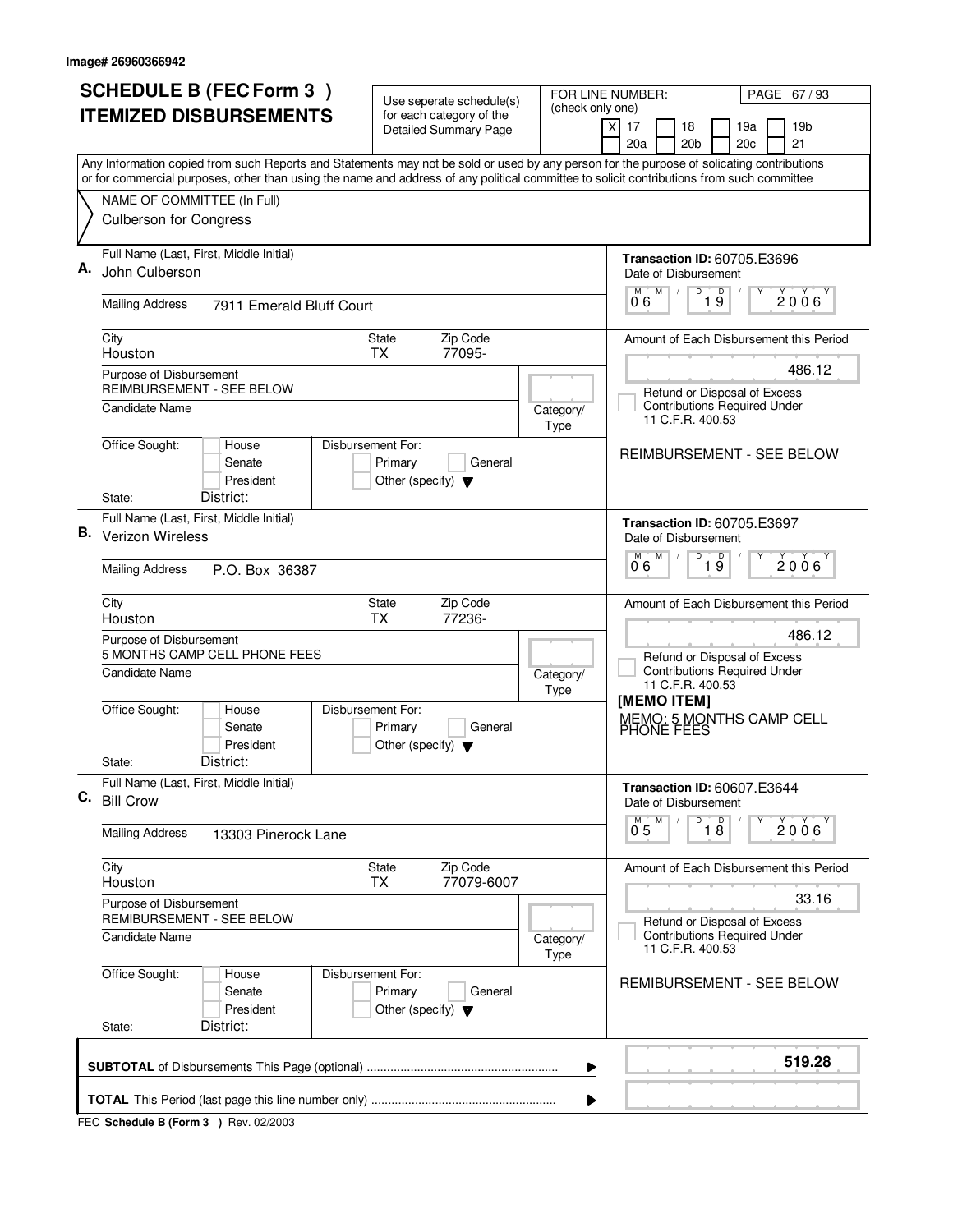Image# 26960366942

# SCHEDULE B (FEC Form 3 )
# ITEMIZED DISBURSEMENTS

Use seperate schedule(s) for each category of the Detailed Summary Page

FOR LINE NUMBER: (check only one)
[X] 17 [ ] 18 [ ] 19a [ ] 19b [ ] 20a [ ] 20b [ ] 20c [ ] 21

PAGE 67 / 93

Any Information copied from such Reports and Statements may not be sold or used by any person for the purpose of solicating contributions or for commercial purposes, other than using the name and address of any political committee to solicit contributions from such committee

NAME OF COMMITTEE (In Full)
Culberson for Congress

---

**A.** Full Name (Last, First, Middle Initial): John Culberson

Mailing Address: 7911 Emerald Bluff Court

City: Houston | State: TX | Zip Code: 77095-

Purpose of Disbursement: REIMBURSEMENT - SEE BELOW

Candidate Name:

Category/Type:

Office Sought: [ ] House [ ] Senate [ ] President
State: District:

Disbursement For: [ ] Primary [ ] General [ ] Other (specify)

Transaction ID: 60705.E3696
Date of Disbursement: 06 / 19 / 2006

Amount of Each Disbursement this Period: 486.12

[ ] Refund or Disposal of Excess Contributions Required Under 11 C.F.R. 400.53

REIMBURSEMENT - SEE BELOW

---

**B.** Full Name (Last, First, Middle Initial): Verizon Wireless

Mailing Address: P.O. Box 36387

City: Houston | State: TX | Zip Code: 77236-

Purpose of Disbursement: 5 MONTHS CAMP CELL PHONE FEES

Candidate Name:

Category/Type:

Office Sought: [ ] House [ ] Senate [ ] President
State: District:

Disbursement For: [ ] Primary [ ] General [ ] Other (specify)

Transaction ID: 60705.E3697
Date of Disbursement: 06 / 19 / 2006

Amount of Each Disbursement this Period: 486.12

[ ] Refund or Disposal of Excess Contributions Required Under 11 C.F.R. 400.53

[MEMO ITEM]
MEMO: 5 MONTHS CAMP CELL PHONE FEES

---

**C.** Full Name (Last, First, Middle Initial): Bill Crow

Mailing Address: 13303 Pinerock Lane

City: Houston | State: TX | Zip Code: 77079-6007

Purpose of Disbursement: REMIBURSEMENT - SEE BELOW

Candidate Name:

Category/Type:

Office Sought: [ ] House [ ] Senate [ ] President
State: District:

Disbursement For: [ ] Primary [ ] General [ ] Other (specify)

Transaction ID: 60607.E3644
Date of Disbursement: 05 / 18 / 2006

Amount of Each Disbursement this Period: 33.16

[ ] Refund or Disposal of Excess Contributions Required Under 11 C.F.R. 400.53

REMIBURSEMENT - SEE BELOW

---

**SUBTOTAL** of Disbursements This Page (optional): **519.28**

**TOTAL** This Period (last page this line number only):

FEC **Schedule B (Form 3 )** Rev. 02/2003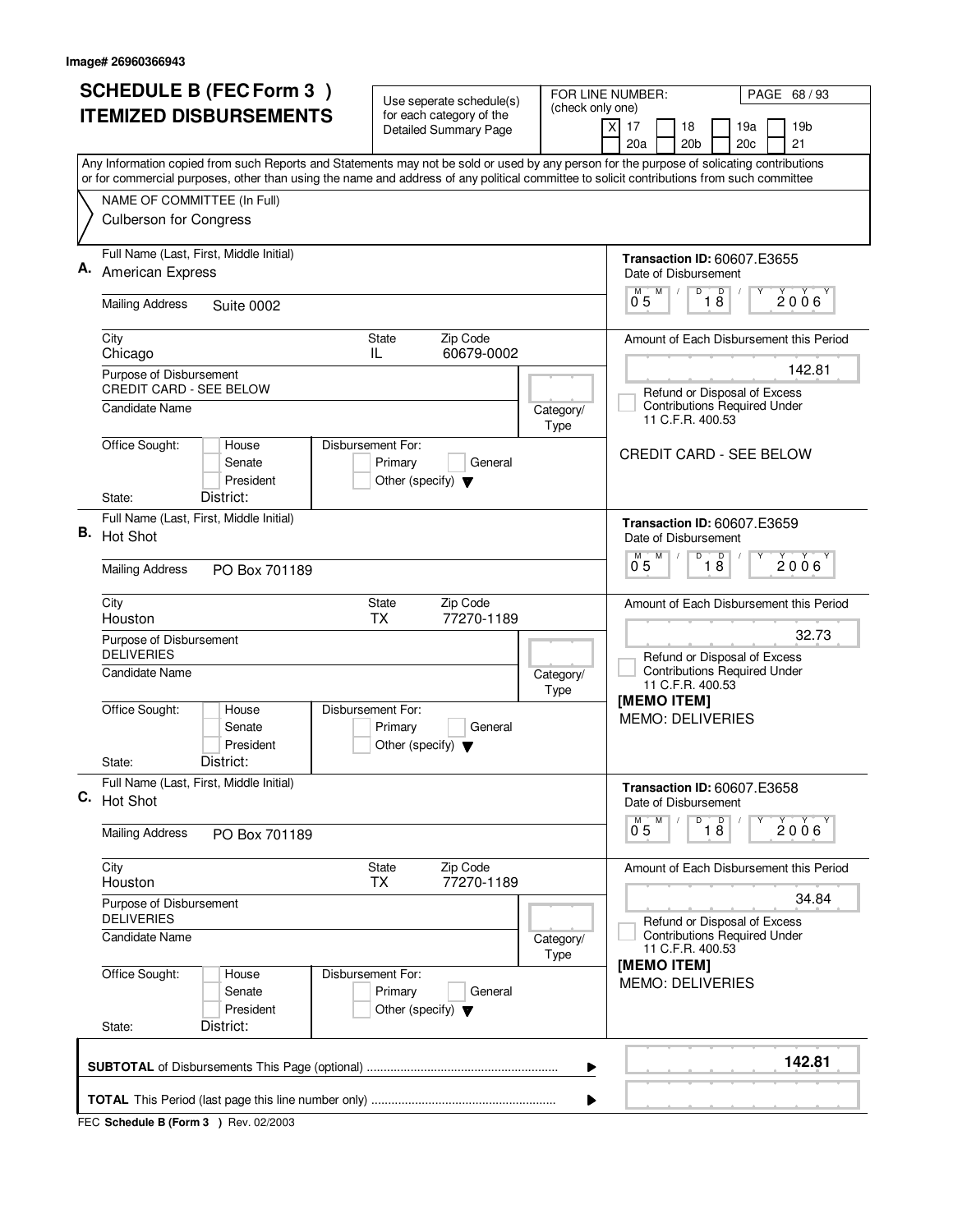Image# 26960366943

# SCHEDULE B (FEC Form 3 ) ITEMIZED DISBURSEMENTS

Use seperate schedule(s) for each category of the Detailed Summary Page

FOR LINE NUMBER: (check only one)

- [X] 17
- [ ] 18
- [ ] 19a
- [ ] 19b
- [ ] 20a
- [ ] 20b
- [ ] 20c
- [ ] 21

PAGE 68 / 93

Any Information copied from such Reports and Statements may not be sold or used by any person for the purpose of solicating contributions or for commercial purposes, other than using the name and address of any political committee to solicit contributions from such committee

NAME OF COMMITTEE (In Full)
Culberson for Congress

---

**A.** Full Name (Last, First, Middle Initial): American Express

Mailing Address: Suite 0002

City: Chicago | State: IL | Zip Code: 60679-0002

Purpose of Disbursement: CREDIT CARD - SEE BELOW

Candidate Name:

Category/Type:

Office Sought: House / Senate / President
State: District:

Disbursement For: Primary / General / Other (specify)

Transaction ID: 60607.E3655

Date of Disbursement: 05 / 18 / 2006

Amount of Each Disbursement this Period: 142.81

Refund or Disposal of Excess Contributions Required Under 11 C.F.R. 400.53

CREDIT CARD - SEE BELOW

---

**B.** Full Name (Last, First, Middle Initial): Hot Shot

Mailing Address: PO Box 701189

City: Houston | State: TX | Zip Code: 77270-1189

Purpose of Disbursement: DELIVERIES

Candidate Name:

Category/Type:

Office Sought: House / Senate / President
State: District:

Disbursement For: Primary / General / Other (specify)

Transaction ID: 60607.E3659

Date of Disbursement: 05 / 18 / 2006

Amount of Each Disbursement this Period: 32.73

Refund or Disposal of Excess Contributions Required Under 11 C.F.R. 400.53

[MEMO ITEM]
MEMO: DELIVERIES

---

**C.** Full Name (Last, First, Middle Initial): Hot Shot

Mailing Address: PO Box 701189

City: Houston | State: TX | Zip Code: 77270-1189

Purpose of Disbursement: DELIVERIES

Candidate Name:

Category/Type:

Office Sought: House / Senate / President
State: District:

Disbursement For: Primary / General / Other (specify)

Transaction ID: 60607.E3658

Date of Disbursement: 05 / 18 / 2006

Amount of Each Disbursement this Period: 34.84

Refund or Disposal of Excess Contributions Required Under 11 C.F.R. 400.53

[MEMO ITEM]
MEMO: DELIVERIES

---

**SUBTOTAL** of Disbursements This Page (optional) ........ **142.81**

**TOTAL** This Period (last page this line number only) ........

FEC **Schedule B (Form 3 )** Rev. 02/2003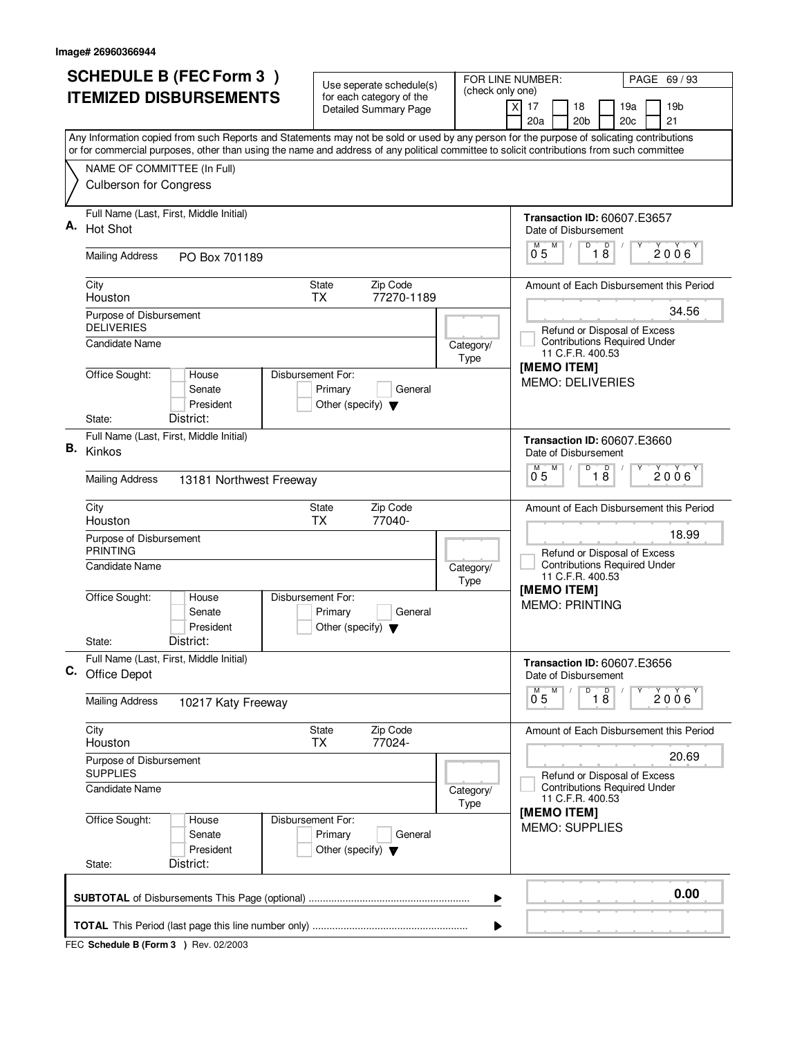Image# 26960366944

# SCHEDULE B (FEC Form 3 ) ITEMIZED DISBURSEMENTS

Use seperate schedule(s) for each category of the Detailed Summary Page

FOR LINE NUMBER: (check only one)

- [X] 17
- [ ] 18
- [ ] 19a
- [ ] 19b
- [ ] 20a
- [ ] 20b
- [ ] 20c
- [ ] 21

Any Information copied from such Reports and Statements may not be sold or used by any person for the purpose of solicating contributions or for commercial purposes, other than using the name and address of any political committee to solicit contributions from such committee

NAME OF COMMITTEE (In Full)
Culberson for Congress

---

**A.** Full Name (Last, First, Middle Initial): Hot Shot

Mailing Address: PO Box 701189

City: Houston | State: TX | Zip Code: 77270-1189

Purpose of Disbursement: DELIVERIES

Candidate Name:

Category/Type:

Office Sought: House / Senate / President
State: District:

Disbursement For: Primary / General / Other (specify)

Transaction ID: 60607.E3657

Date of Disbursement: 05 / 18 / 2006

Amount of Each Disbursement this Period: 34.56

Refund or Disposal of Excess Contributions Required Under 11 C.F.R. 400.53

[MEMO ITEM]
MEMO: DELIVERIES

---

**B.** Full Name (Last, First, Middle Initial): Kinkos

Mailing Address: 13181 Northwest Freeway

City: Houston | State: TX | Zip Code: 77040-

Purpose of Disbursement: PRINTING

Candidate Name:

Category/Type:

Office Sought: House / Senate / President
State: District:

Disbursement For: Primary / General / Other (specify)

Transaction ID: 60607.E3660

Date of Disbursement: 05 / 18 / 2006

Amount of Each Disbursement this Period: 18.99

Refund or Disposal of Excess Contributions Required Under 11 C.F.R. 400.53

[MEMO ITEM]
MEMO: PRINTING

---

**C.** Full Name (Last, First, Middle Initial): Office Depot

Mailing Address: 10217 Katy Freeway

City: Houston | State: TX | Zip Code: 77024-

Purpose of Disbursement: SUPPLIES

Candidate Name:

Category/Type:

Office Sought: House / Senate / President
State: District:

Disbursement For: Primary / General / Other (specify)

Transaction ID: 60607.E3656

Date of Disbursement: 05 / 18 / 2006

Amount of Each Disbursement this Period: 20.69

Refund or Disposal of Excess Contributions Required Under 11 C.F.R. 400.53

[MEMO ITEM]
MEMO: SUPPLIES

---

**SUBTOTAL** of Disbursements This Page (optional) ........ 0.00

**TOTAL** This Period (last page this line number only) ........

FEC **Schedule B (Form 3 )** Rev. 02/2003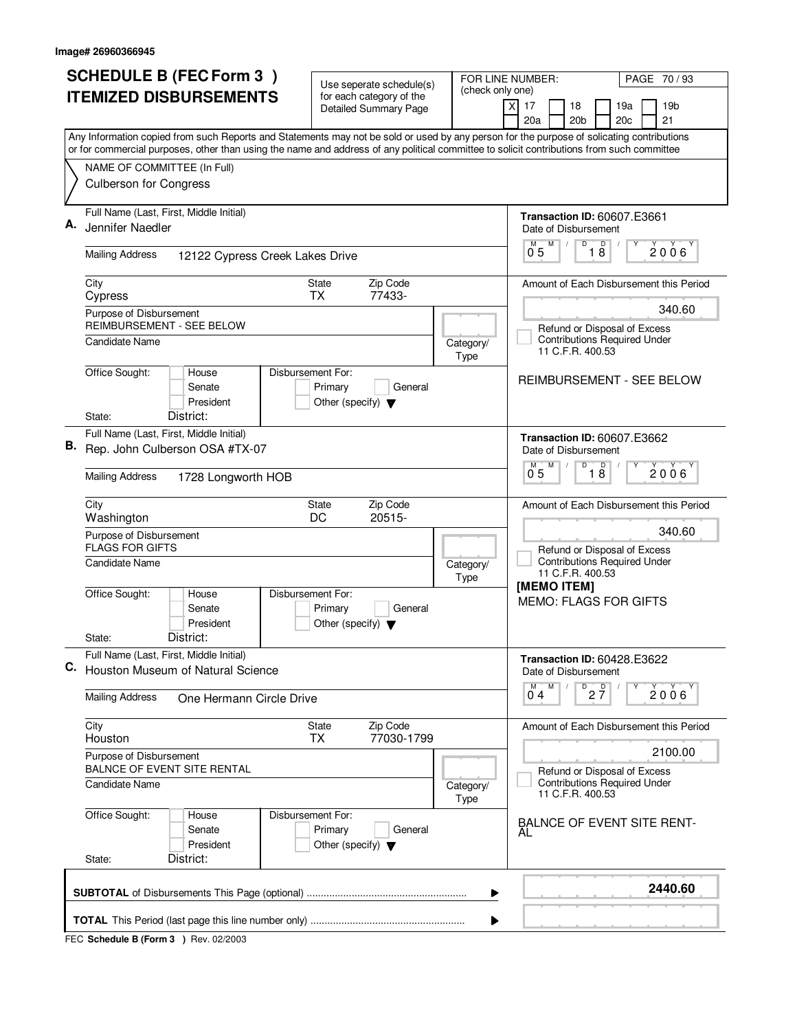Image# 26960366945

# SCHEDULE B (FEC Form 3 ) ITEMIZED DISBURSEMENTS

Use seperate schedule(s) for each category of the Detailed Summary Page

FOR LINE NUMBER: (check only one)

- [X] 17
- [ ] 18
- [ ] 19a
- [ ] 19b
- [ ] 20a
- [ ] 20b
- [ ] 20c
- [ ] 21

Any Information copied from such Reports and Statements may not be sold or used by any person for the purpose of solicating contributions or for commercial purposes, other than using the name and address of any political committee to solicit contributions from such committee

NAME OF COMMITTEE (In Full)
Culberson for Congress

---

**A.** Full Name (Last, First, Middle Initial): Jennifer Naedler

Mailing Address: 12122 Cypress Creek Lakes Drive

City: Cypress | State: TX | Zip Code: 77433-

Purpose of Disbursement: REIMBURSEMENT - SEE BELOW

Candidate Name:

Category/Type:

Office Sought: [ ] House [ ] Senate [ ] President
State: District:

Disbursement For: [ ] Primary [ ] General [ ] Other (specify)

Transaction ID: 60607.E3661

Date of Disbursement: 05 / 18 / 2006

Amount of Each Disbursement this Period: 340.60

[ ] Refund or Disposal of Excess Contributions Required Under 11 C.F.R. 400.53

REIMBURSEMENT - SEE BELOW

---

**B.** Full Name (Last, First, Middle Initial): Rep. John Culberson OSA #TX-07

Mailing Address: 1728 Longworth HOB

City: Washington | State: DC | Zip Code: 20515-

Purpose of Disbursement: FLAGS FOR GIFTS

Candidate Name:

Category/Type:

Office Sought: [ ] House [ ] Senate [ ] President
State: District:

Disbursement For: [ ] Primary [ ] General [ ] Other (specify)

Transaction ID: 60607.E3662

Date of Disbursement: 05 / 18 / 2006

Amount of Each Disbursement this Period: 340.60

[ ] Refund or Disposal of Excess Contributions Required Under 11 C.F.R. 400.53

[MEMO ITEM]
MEMO: FLAGS FOR GIFTS

---

**C.** Full Name (Last, First, Middle Initial): Houston Museum of Natural Science

Mailing Address: One Hermann Circle Drive

City: Houston | State: TX | Zip Code: 77030-1799

Purpose of Disbursement: BALNCE OF EVENT SITE RENTAL

Candidate Name:

Category/Type:

Office Sought: [ ] House [ ] Senate [ ] President
State: District:

Disbursement For: [ ] Primary [ ] General [ ] Other (specify)

Transaction ID: 60428.E3622

Date of Disbursement: 04 / 27 / 2006

Amount of Each Disbursement this Period: 2100.00

[ ] Refund or Disposal of Excess Contributions Required Under 11 C.F.R. 400.53

BALNCE OF EVENT SITE RENT-AL

---

**SUBTOTAL** of Disbursements This Page (optional): **2440.60**

**TOTAL** This Period (last page this line number only):

FEC **Schedule B (Form 3 )** Rev. 02/2003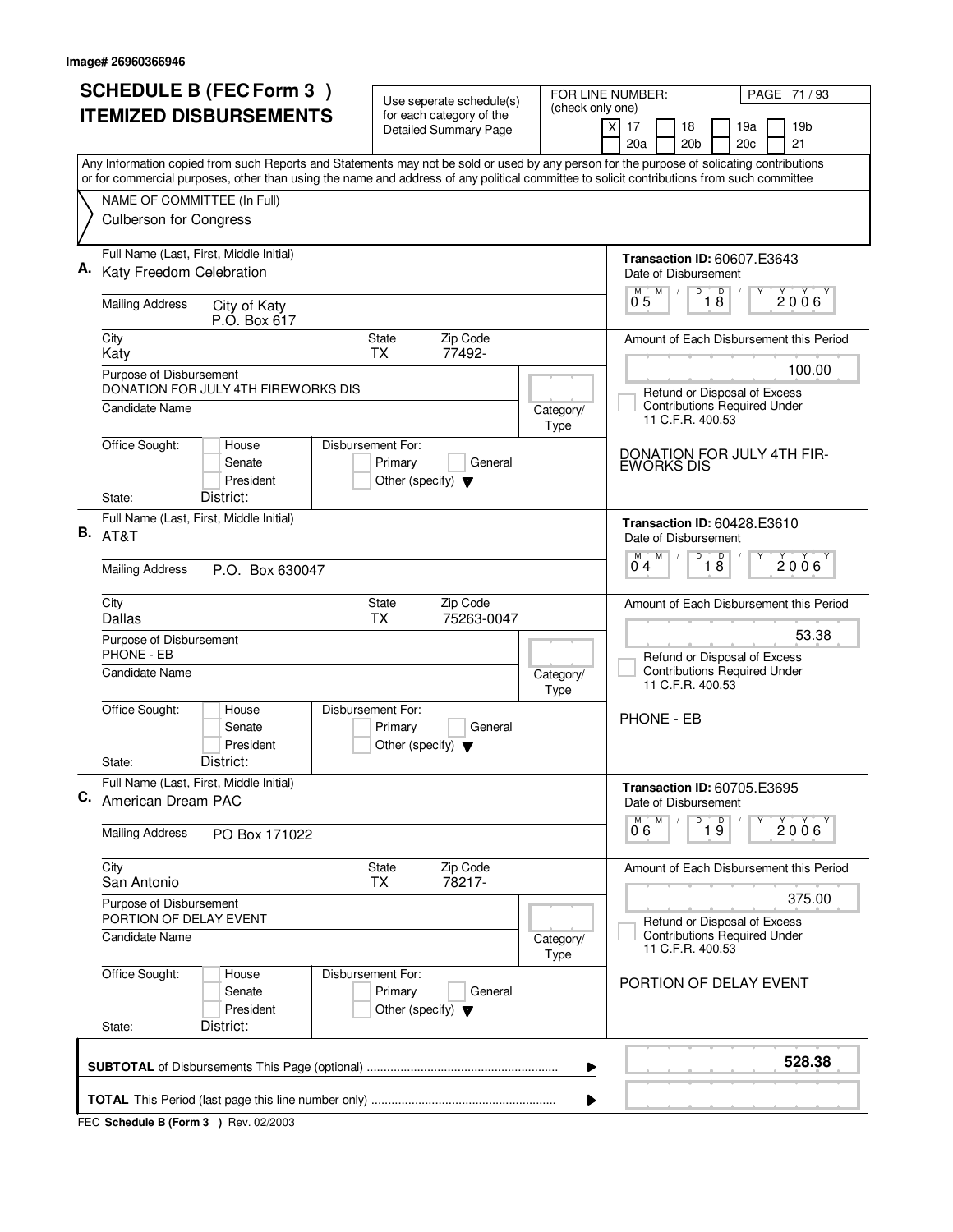Image# 26960366946

# SCHEDULE B (FEC Form 3 )
# ITEMIZED DISBURSEMENTS

Use seperate schedule(s) for each category of the Detailed Summary Page

FOR LINE NUMBER: (check only one)

[X] 17 [ ] 18 [ ] 19a [ ] 19b [ ] 20a [ ] 20b [ ] 20c [ ] 21

PAGE 71 / 93

Any Information copied from such Reports and Statements may not be sold or used by any person for the purpose of solicating contributions or for commercial purposes, other than using the name and address of any political committee to solicit contributions from such committee

NAME OF COMMITTEE (In Full)
Culberson for Congress

---

**A.** Full Name (Last, First, Middle Initial): Katy Freedom Celebration

Mailing Address: City of Katy, P.O. Box 617

City: Katy | State: TX | Zip Code: 77492-

Purpose of Disbursement: DONATION FOR JULY 4TH FIREWORKS DIS

Candidate Name:

Category/Type:

Office Sought: [ ] House [ ] Senate [ ] President

State: District:

Disbursement For: [ ] Primary [ ] General [ ] Other (specify)

Transaction ID: 60607.E3643

Date of Disbursement: 05/18/2006

Amount of Each Disbursement this Period: 100.00

[ ] Refund or Disposal of Excess Contributions Required Under 11 C.F.R. 400.53

DONATION FOR JULY 4TH FIR-EWORKS DIS

---

**B.** Full Name (Last, First, Middle Initial): AT&T

Mailing Address: P.O. Box 630047

City: Dallas | State: TX | Zip Code: 75263-0047

Purpose of Disbursement: PHONE - EB

Candidate Name:

Category/Type:

Office Sought: [ ] House [ ] Senate [ ] President

State: District:

Disbursement For: [ ] Primary [ ] General [ ] Other (specify)

Transaction ID: 60428.E3610

Date of Disbursement: 04/18/2006

Amount of Each Disbursement this Period: 53.38

[ ] Refund or Disposal of Excess Contributions Required Under 11 C.F.R. 400.53

PHONE - EB

---

**C.** Full Name (Last, First, Middle Initial): American Dream PAC

Mailing Address: PO Box 171022

City: San Antonio | State: TX | Zip Code: 78217-

Purpose of Disbursement: PORTION OF DELAY EVENT

Candidate Name:

Category/Type:

Office Sought: [ ] House [ ] Senate [ ] President

State: District:

Disbursement For: [ ] Primary [ ] General [ ] Other (specify)

Transaction ID: 60705.E3695

Date of Disbursement: 06/19/2006

Amount of Each Disbursement this Period: 375.00

[ ] Refund or Disposal of Excess Contributions Required Under 11 C.F.R. 400.53

PORTION OF DELAY EVENT

---

**SUBTOTAL** of Disbursements This Page (optional): **528.38**

**TOTAL** This Period (last page this line number only):

FEC **Schedule B (Form 3 )** Rev. 02/2003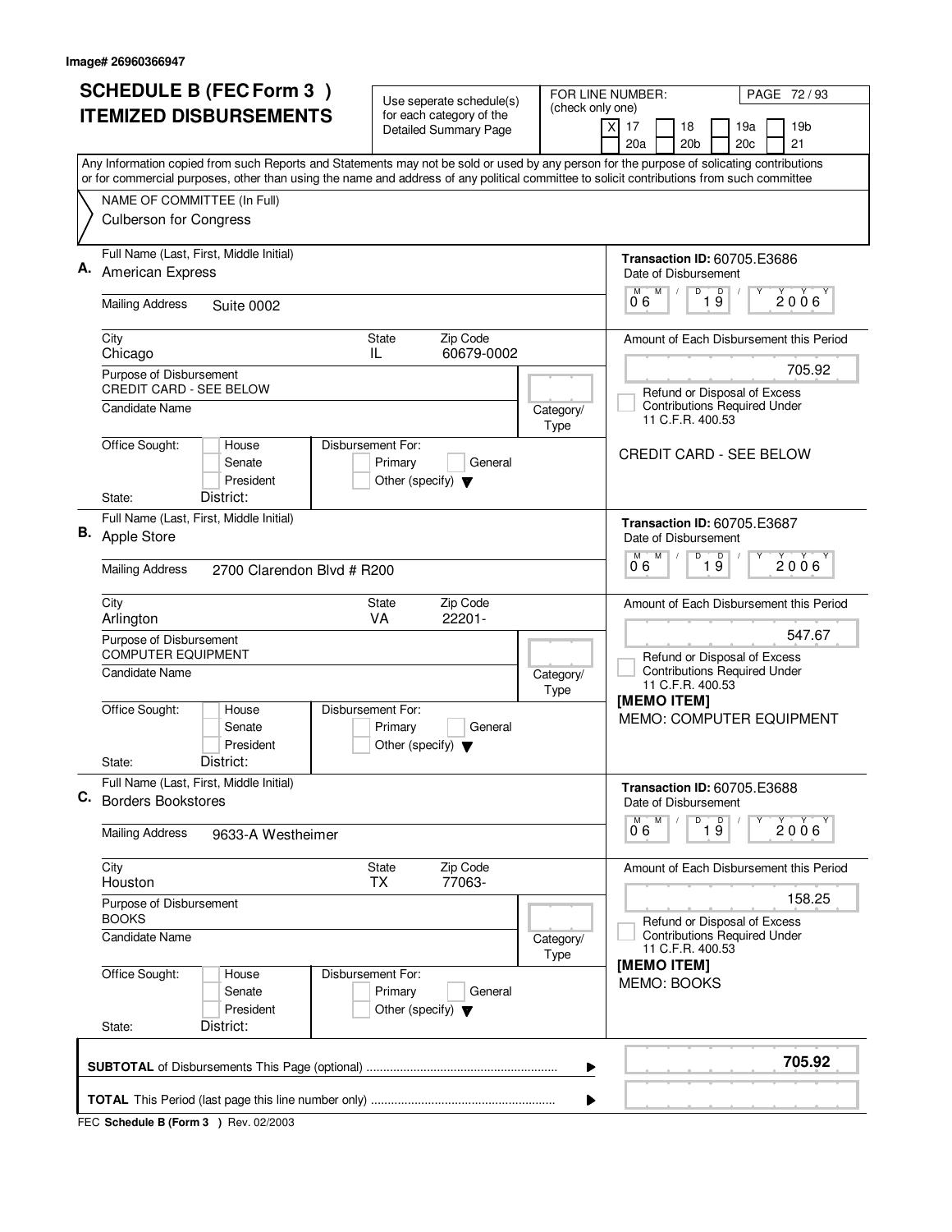Image# 26960366947

# SCHEDULE B (FEC Form 3 )
# ITEMIZED DISBURSEMENTS

Use seperate schedule(s) for each category of the Detailed Summary Page

FOR LINE NUMBER: (check only one)

[X] 17 [ ] 18 [ ] 19a [ ] 19b
[ ] 20a [ ] 20b [ ] 20c [ ] 21

PAGE 72 / 93

Any Information copied from such Reports and Statements may not be sold or used by any person for the purpose of solicating contributions or for commercial purposes, other than using the name and address of any political committee to solicit contributions from such committee

NAME OF COMMITTEE (In Full)
Culberson for Congress

---

**A.** Full Name (Last, First, Middle Initial): American Express

Mailing Address: Suite 0002

City: Chicago | State: IL | Zip Code: 60679-0002

Purpose of Disbursement: CREDIT CARD - SEE BELOW

Candidate Name:

Category/Type:

Office Sought: House / Senate / President

State: District:

Disbursement For: Primary / General / Other (specify)

Transaction ID: 60705.E3686

Date of Disbursement: 06 / 19 / 2006

Amount of Each Disbursement this Period: 705.92

Refund or Disposal of Excess Contributions Required Under 11 C.F.R. 400.53

CREDIT CARD - SEE BELOW

---

**B.** Full Name (Last, First, Middle Initial): Apple Store

Mailing Address: 2700 Clarendon Blvd # R200

City: Arlington | State: VA | Zip Code: 22201-

Purpose of Disbursement: COMPUTER EQUIPMENT

Candidate Name:

Category/Type:

Office Sought: House / Senate / President

State: District:

Disbursement For: Primary / General / Other (specify)

Transaction ID: 60705.E3687

Date of Disbursement: 06 / 19 / 2006

Amount of Each Disbursement this Period: 547.67

Refund or Disposal of Excess Contributions Required Under 11 C.F.R. 400.53

[MEMO ITEM]
MEMO: COMPUTER EQUIPMENT

---

**C.** Full Name (Last, First, Middle Initial): Borders Bookstores

Mailing Address: 9633-A Westheimer

City: Houston | State: TX | Zip Code: 77063-

Purpose of Disbursement: BOOKS

Candidate Name:

Category/Type:

Office Sought: House / Senate / President

State: District:

Disbursement For: Primary / General / Other (specify)

Transaction ID: 60705.E3688

Date of Disbursement: 06 / 19 / 2006

Amount of Each Disbursement this Period: 158.25

Refund or Disposal of Excess Contributions Required Under 11 C.F.R. 400.53

[MEMO ITEM]
MEMO: BOOKS

---

**SUBTOTAL** of Disbursements This Page (optional) ........ **705.92**

**TOTAL** This Period (last page this line number only) ........

FEC **Schedule B (Form 3 )** Rev. 02/2003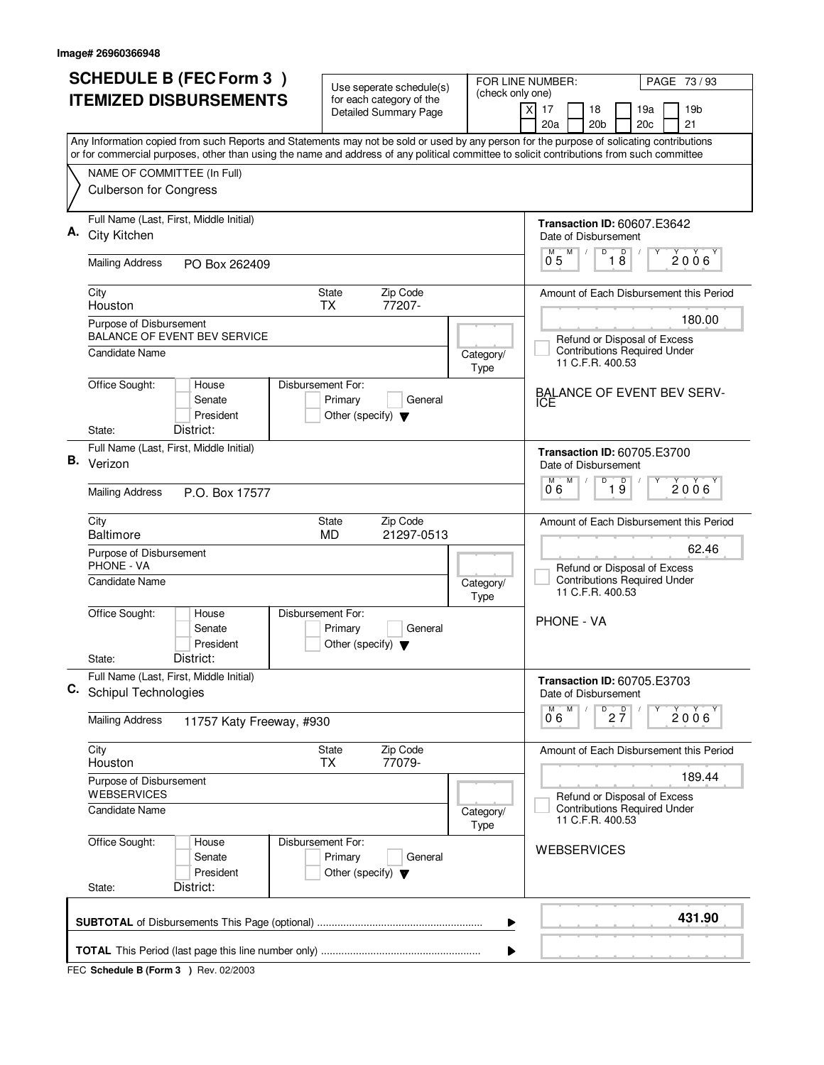Image# 26960366948

# SCHEDULE B (FEC Form 3)
# ITEMIZED DISBURSEMENTS

Use seperate schedule(s) for each category of the Detailed Summary Page

FOR LINE NUMBER: (check only one)

[X] 17 [ ] 18 [ ] 19a [ ] 19b [ ] 20a [ ] 20b [ ] 20c [ ] 21

Any Information copied from such Reports and Statements may not be sold or used by any person for the purpose of solicating contributions or for commercial purposes, other than using the name and address of any political committee to solicit contributions from such committee

NAME OF COMMITTEE (In Full)
Culberson for Congress

---

**A.** Full Name (Last, First, Middle Initial): City Kitchen

Mailing Address: PO Box 262409

City: Houston | State: TX | Zip Code: 77207-

Purpose of Disbursement: BALANCE OF EVENT BEV SERVICE

Candidate Name:

Category/Type:

Office Sought: [ ] House [ ] Senate [ ] President

State: District:

Disbursement For: [ ] Primary [ ] General [ ] Other (specify)

**Transaction ID:** 60607.E3642

Date of Disbursement: 05/18/2006

Amount of Each Disbursement this Period: 180.00

[ ] Refund or Disposal of Excess Contributions Required Under 11 C.F.R. 400.53

BALANCE OF EVENT BEV SERVICE

---

**B.** Full Name (Last, First, Middle Initial): Verizon

Mailing Address: P.O. Box 17577

City: Baltimore | State: MD | Zip Code: 21297-0513

Purpose of Disbursement: PHONE - VA

Candidate Name:

Category/Type:

Office Sought: [ ] House [ ] Senate [ ] President

State: District:

Disbursement For: [ ] Primary [ ] General [ ] Other (specify)

**Transaction ID:** 60705.E3700

Date of Disbursement: 06/19/2006

Amount of Each Disbursement this Period: 62.46

[ ] Refund or Disposal of Excess Contributions Required Under 11 C.F.R. 400.53

PHONE - VA

---

**C.** Full Name (Last, First, Middle Initial): Schipul Technologies

Mailing Address: 11757 Katy Freeway, #930

City: Houston | State: TX | Zip Code: 77079-

Purpose of Disbursement: WEBSERVICES

Candidate Name:

Category/Type:

Office Sought: [ ] House [ ] Senate [ ] President

State: District:

Disbursement For: [ ] Primary [ ] General [ ] Other (specify)

**Transaction ID:** 60705.E3703

Date of Disbursement: 06/27/2006

Amount of Each Disbursement this Period: 189.44

[ ] Refund or Disposal of Excess Contributions Required Under 11 C.F.R. 400.53

WEBSERVICES

---

**SUBTOTAL** of Disbursements This Page (optional): **431.90**

**TOTAL** This Period (last page this line number only):

FEC **Schedule B (Form 3)** Rev. 02/2003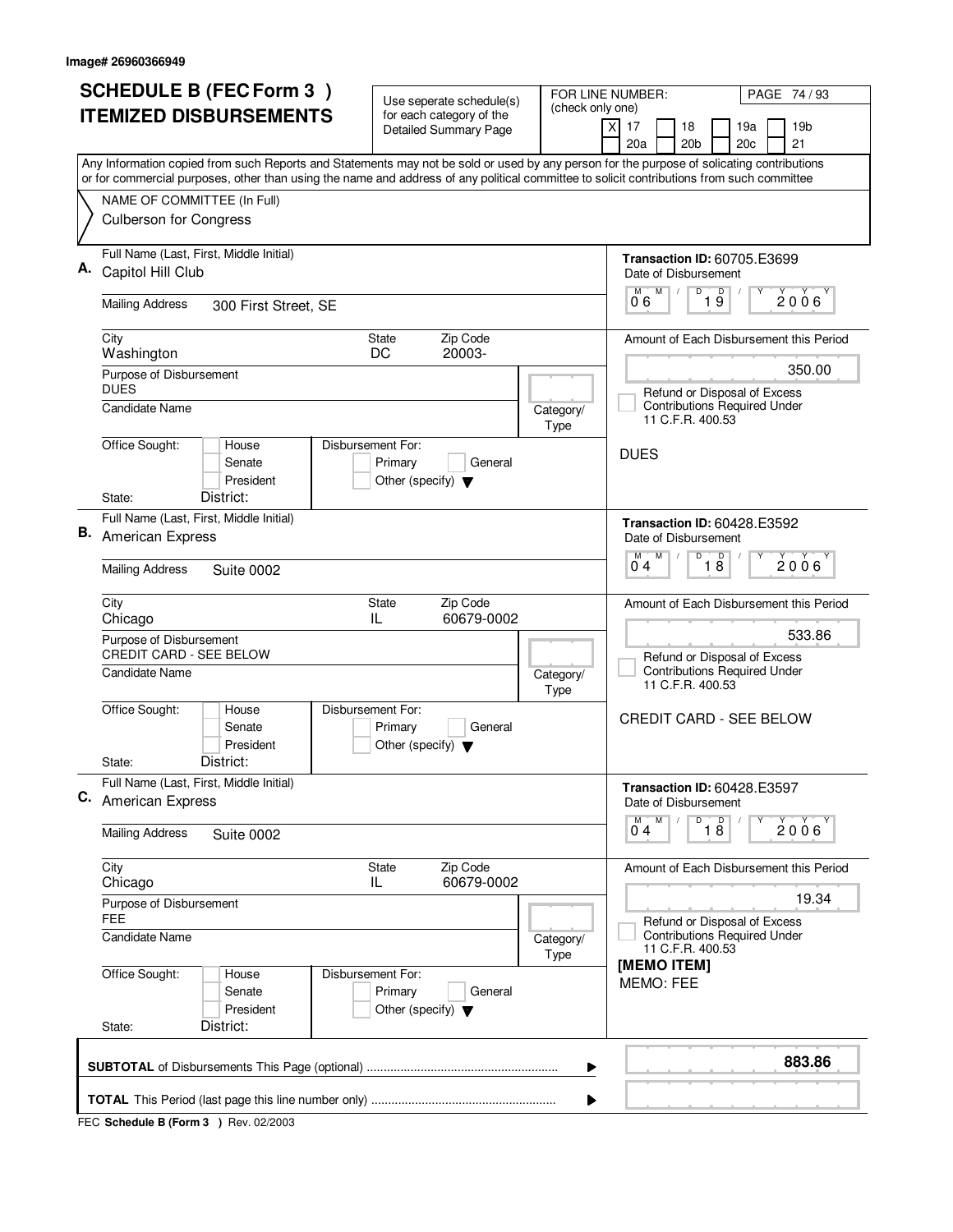Image# 26960366949

# SCHEDULE B (FEC Form 3 ) ITEMIZED DISBURSEMENTS

Use seperate schedule(s) for each category of the Detailed Summary Page

FOR LINE NUMBER: (check only one)

[X] 17 [ ] 18 [ ] 19a [ ] 19b [ ] 20a [ ] 20b [ ] 20c [ ] 21

PAGE 74 / 93

Any Information copied from such Reports and Statements may not be sold or used by any person for the purpose of solicating contributions or for commercial purposes, other than using the name and address of any political committee to solicit contributions from such committee

NAME OF COMMITTEE (In Full)
Culberson for Congress

---

**A.** Full Name (Last, First, Middle Initial): Capitol Hill Club

Mailing Address: 300 First Street, SE

City: Washington | State: DC | Zip Code: 20003-

Purpose of Disbursement: DUES

Candidate Name:

Category/Type:

Office Sought: [ ] House [ ] Senate [ ] President

State: District:

Disbursement For: [ ] Primary [ ] General [ ] Other (specify)

Transaction ID: 60705.E3699

Date of Disbursement: 06 / 19 / 2006

Amount of Each Disbursement this Period: 350.00

[ ] Refund or Disposal of Excess Contributions Required Under 11 C.F.R. 400.53

DUES

---

**B.** Full Name (Last, First, Middle Initial): American Express

Mailing Address: Suite 0002

City: Chicago | State: IL | Zip Code: 60679-0002

Purpose of Disbursement: CREDIT CARD - SEE BELOW

Candidate Name:

Category/Type:

Office Sought: [ ] House [ ] Senate [ ] President

State: District:

Disbursement For: [ ] Primary [ ] General [ ] Other (specify)

Transaction ID: 60428.E3592

Date of Disbursement: 04 / 18 / 2006

Amount of Each Disbursement this Period: 533.86

[ ] Refund or Disposal of Excess Contributions Required Under 11 C.F.R. 400.53

CREDIT CARD - SEE BELOW

---

**C.** Full Name (Last, First, Middle Initial): American Express

Mailing Address: Suite 0002

City: Chicago | State: IL | Zip Code: 60679-0002

Purpose of Disbursement: FEE

Candidate Name:

Category/Type:

Office Sought: [ ] House [ ] Senate [ ] President

State: District:

Disbursement For: [ ] Primary [ ] General [ ] Other (specify)

Transaction ID: 60428.E3597

Date of Disbursement: 04 / 18 / 2006

Amount of Each Disbursement this Period: 19.34

[ ] Refund or Disposal of Excess Contributions Required Under 11 C.F.R. 400.53

[MEMO ITEM]
MEMO: FEE

---

**SUBTOTAL** of Disbursements This Page (optional): **883.86**

**TOTAL** This Period (last page this line number only):

FEC **Schedule B (Form 3 )** Rev. 02/2003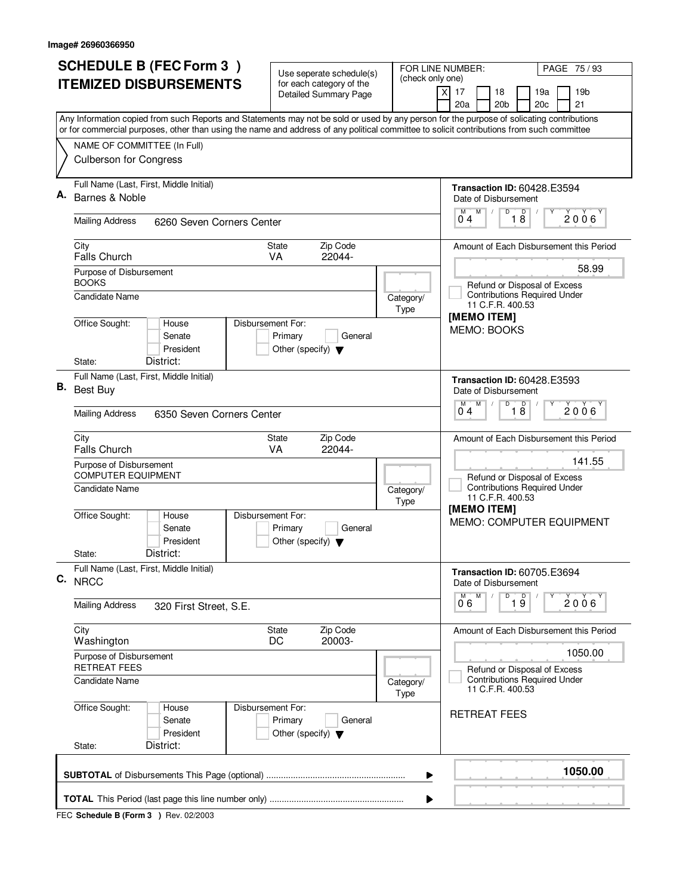Image# 26960366950

# SCHEDULE B (FEC Form 3 )
# ITEMIZED DISBURSEMENTS

Use seperate schedule(s) for each category of the Detailed Summary Page

FOR LINE NUMBER: (check only one)

[X] 17 [ ] 18 [ ] 19a [ ] 19b
[ ] 20a [ ] 20b [ ] 20c [ ] 21

Any Information copied from such Reports and Statements may not be sold or used by any person for the purpose of solicating contributions or for commercial purposes, other than using the name and address of any political committee to solicit contributions from such committee

NAME OF COMMITTEE (In Full)
Culberson for Congress

---

**A.** Full Name (Last, First, Middle Initial): Barnes & Noble

Mailing Address: 6260 Seven Corners Center

City: Falls Church | State: VA | Zip Code: 22044-

Purpose of Disbursement: BOOKS

Candidate Name:

Category/Type:

Office Sought: [ ] House [ ] Senate [ ] President

State: District:

Disbursement For: [ ] Primary [ ] General [ ] Other (specify)

Transaction ID: 60428.E3594

Date of Disbursement: 04/18/2006

Amount of Each Disbursement this Period: 58.99

[ ] Refund or Disposal of Excess Contributions Required Under 11 C.F.R. 400.53

[MEMO ITEM]
MEMO: BOOKS

---

**B.** Full Name (Last, First, Middle Initial): Best Buy

Mailing Address: 6350 Seven Corners Center

City: Falls Church | State: VA | Zip Code: 22044-

Purpose of Disbursement: COMPUTER EQUIPMENT

Candidate Name:

Category/Type:

Office Sought: [ ] House [ ] Senate [ ] President

State: District:

Disbursement For: [ ] Primary [ ] General [ ] Other (specify)

Transaction ID: 60428.E3593

Date of Disbursement: 04/18/2006

Amount of Each Disbursement this Period: 141.55

[ ] Refund or Disposal of Excess Contributions Required Under 11 C.F.R. 400.53

[MEMO ITEM]
MEMO: COMPUTER EQUIPMENT

---

**C.** Full Name (Last, First, Middle Initial): NRCC

Mailing Address: 320 First Street, S.E.

City: Washington | State: DC | Zip Code: 20003-

Purpose of Disbursement: RETREAT FEES

Candidate Name:

Category/Type:

Office Sought: [ ] House [ ] Senate [ ] President

State: District:

Disbursement For: [ ] Primary [ ] General [ ] Other (specify)

Transaction ID: 60705.E3694

Date of Disbursement: 06/19/2006

Amount of Each Disbursement this Period: 1050.00

[ ] Refund or Disposal of Excess Contributions Required Under 11 C.F.R. 400.53

RETREAT FEES

---

**SUBTOTAL** of Disbursements This Page (optional): **1050.00**

**TOTAL** This Period (last page this line number only):

FEC **Schedule B (Form 3 )** Rev. 02/2003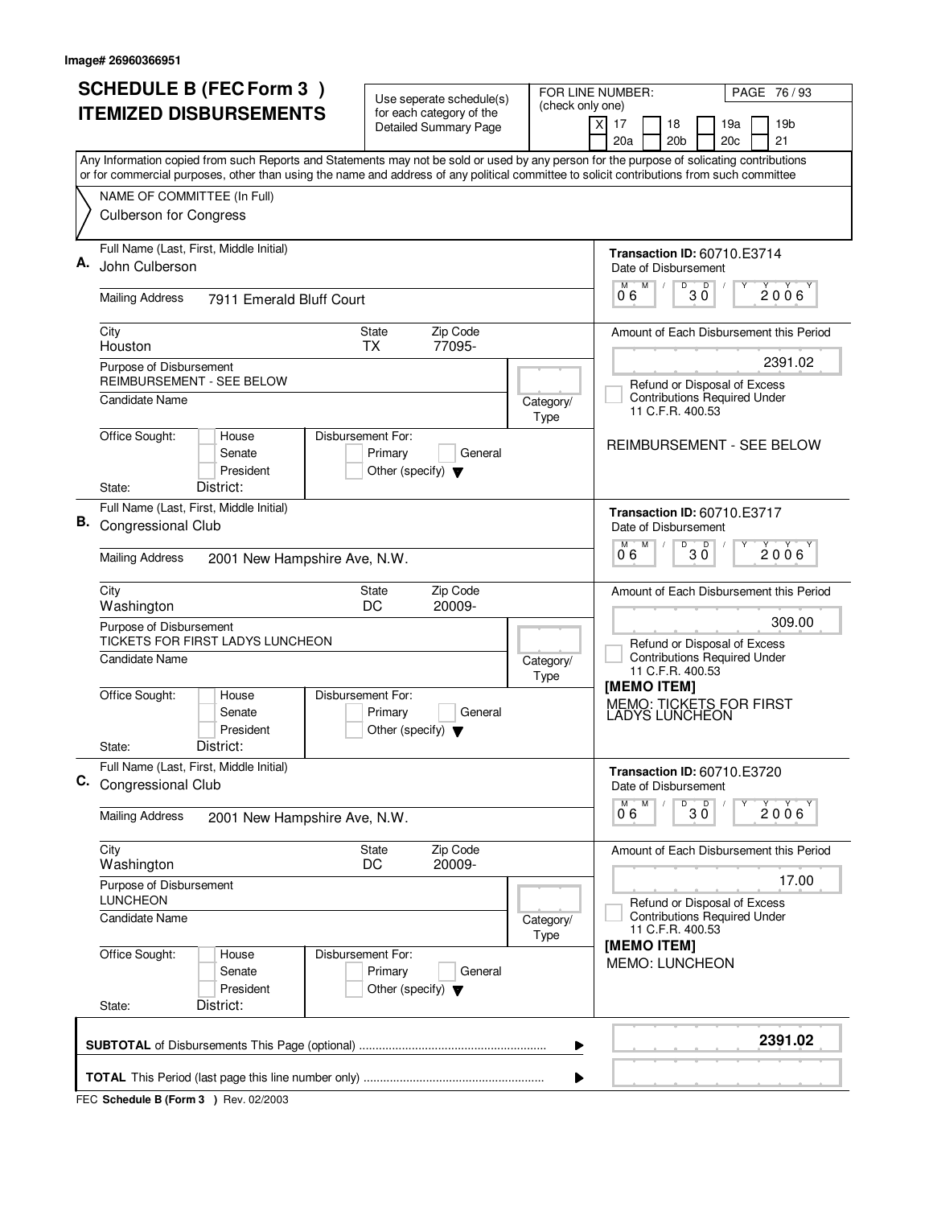Image# 26960366951

# SCHEDULE B (FEC Form 3 )
# ITEMIZED DISBURSEMENTS

Use seperate schedule(s) for each category of the Detailed Summary Page

FOR LINE NUMBER: (check only one)
[X] 17 [ ] 18 [ ] 19a [ ] 19b
[ ] 20a [ ] 20b [ ] 20c [ ] 21

PAGE 76 / 93

Any Information copied from such Reports and Statements may not be sold or used by any person for the purpose of solicating contributions or for commercial purposes, other than using the name and address of any political committee to solicit contributions from such committee

NAME OF COMMITTEE (In Full)
Culberson for Congress

---

**A.** Full Name (Last, First, Middle Initial): John Culberson

Mailing Address: 7911 Emerald Bluff Court

City: Houston | State: TX | Zip Code: 77095-

Purpose of Disbursement: REIMBURSEMENT - SEE BELOW

Candidate Name:

Category/Type:

Office Sought: [ ] House [ ] Senate [ ] President
State: District:

Disbursement For: [ ] Primary [ ] General [ ] Other (specify)

Transaction ID: 60710.E3714
Date of Disbursement: 06 / 30 / 2006

Amount of Each Disbursement this Period: 2391.02

[ ] Refund or Disposal of Excess Contributions Required Under 11 C.F.R. 400.53

REIMBURSEMENT - SEE BELOW

---

**B.** Full Name (Last, First, Middle Initial): Congressional Club

Mailing Address: 2001 New Hampshire Ave, N.W.

City: Washington | State: DC | Zip Code: 20009-

Purpose of Disbursement: TICKETS FOR FIRST LADYS LUNCHEON

Candidate Name:

Category/Type:

Office Sought: [ ] House [ ] Senate [ ] President
State: District:

Disbursement For: [ ] Primary [ ] General [ ] Other (specify)

Transaction ID: 60710.E3717
Date of Disbursement: 06 / 30 / 2006

Amount of Each Disbursement this Period: 309.00

[ ] Refund or Disposal of Excess Contributions Required Under 11 C.F.R. 400.53

[MEMO ITEM]
MEMO: TICKETS FOR FIRST LADYS LUNCHEON

---

**C.** Full Name (Last, First, Middle Initial): Congressional Club

Mailing Address: 2001 New Hampshire Ave, N.W.

City: Washington | State: DC | Zip Code: 20009-

Purpose of Disbursement: LUNCHEON

Candidate Name:

Category/Type:

Office Sought: [ ] House [ ] Senate [ ] President
State: District:

Disbursement For: [ ] Primary [ ] General [ ] Other (specify)

Transaction ID: 60710.E3720
Date of Disbursement: 06 / 30 / 2006

Amount of Each Disbursement this Period: 17.00

[ ] Refund or Disposal of Excess Contributions Required Under 11 C.F.R. 400.53

[MEMO ITEM]
MEMO: LUNCHEON

---

**SUBTOTAL** of Disbursements This Page (optional) ........ **2391.02**

**TOTAL** This Period (last page this line number only) ........

FEC **Schedule B (Form 3 )** Rev. 02/2003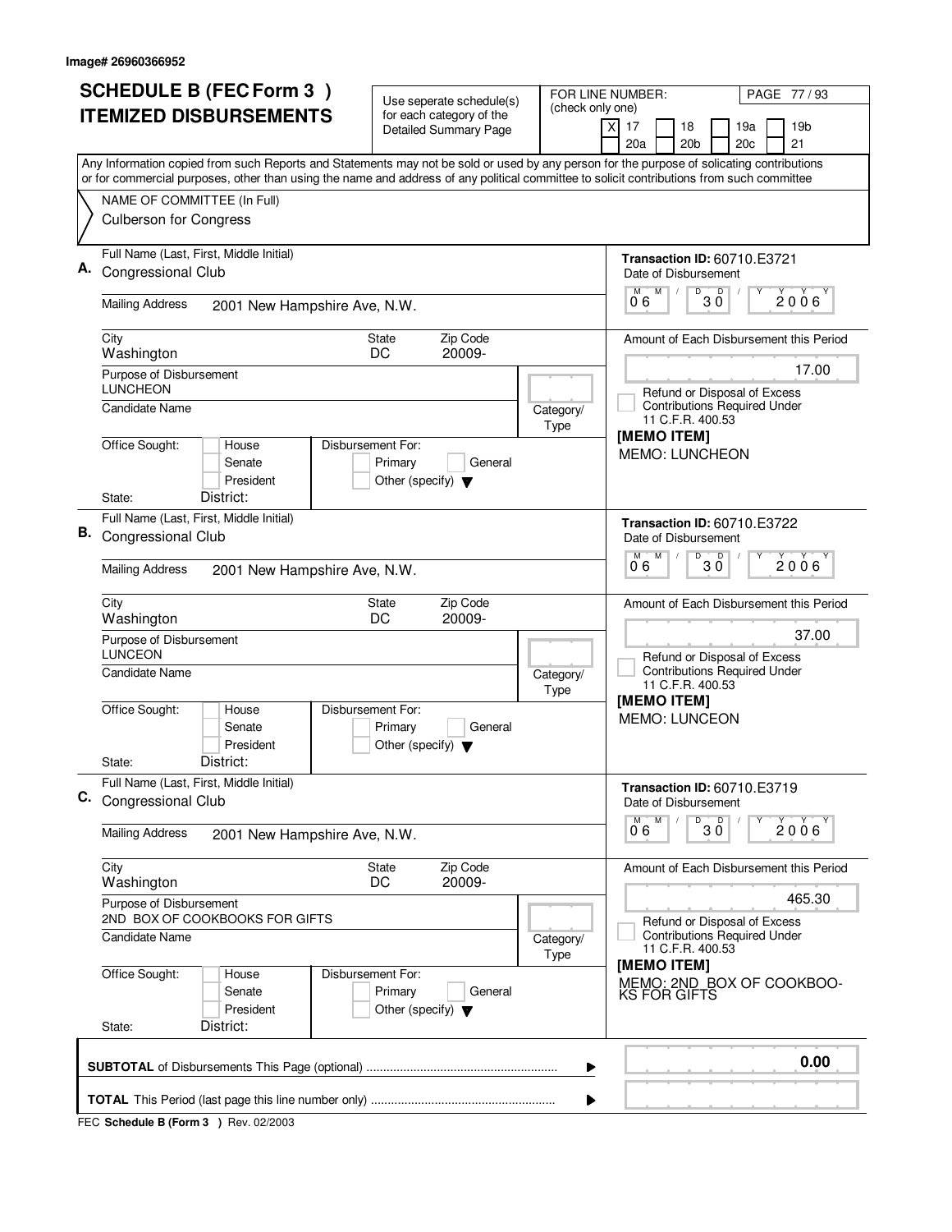Image# 26960366952

# SCHEDULE B (FEC Form 3 ) ITEMIZED DISBURSEMENTS

Use seperate schedule(s) for each category of the Detailed Summary Page

FOR LINE NUMBER: (check only one)

[X] 17 [ ] 18 [ ] 19a [ ] 19b [ ] 20a [ ] 20b [ ] 20c [ ] 21

PAGE 77 / 93

Any Information copied from such Reports and Statements may not be sold or used by any person for the purpose of solicating contributions or for commercial purposes, other than using the name and address of any political committee to solicit contributions from such committee

NAME OF COMMITTEE (In Full)
Culberson for Congress

---

**A.** Full Name (Last, First, Middle Initial): Congressional Club

Mailing Address: 2001 New Hampshire Ave, N.W.

City: Washington | State: DC | Zip Code: 20009-

Purpose of Disbursement: LUNCHEON

Candidate Name:

Category/Type:

Office Sought: [ ] House [ ] Senate [ ] President

State: District:

Disbursement For: [ ] Primary [ ] General [ ] Other (specify)

Transaction ID: 60710.E3721

Date of Disbursement: 06 / 30 / 2006

Amount of Each Disbursement this Period: 17.00

[ ] Refund or Disposal of Excess Contributions Required Under 11 C.F.R. 400.53

[MEMO ITEM]
MEMO: LUNCHEON

---

**B.** Full Name (Last, First, Middle Initial): Congressional Club

Mailing Address: 2001 New Hampshire Ave, N.W.

City: Washington | State: DC | Zip Code: 20009-

Purpose of Disbursement: LUNCEON

Candidate Name:

Category/Type:

Office Sought: [ ] House [ ] Senate [ ] President

State: District:

Disbursement For: [ ] Primary [ ] General [ ] Other (specify)

Transaction ID: 60710.E3722

Date of Disbursement: 06 / 30 / 2006

Amount of Each Disbursement this Period: 37.00

[ ] Refund or Disposal of Excess Contributions Required Under 11 C.F.R. 400.53

[MEMO ITEM]
MEMO: LUNCEON

---

**C.** Full Name (Last, First, Middle Initial): Congressional Club

Mailing Address: 2001 New Hampshire Ave, N.W.

City: Washington | State: DC | Zip Code: 20009-

Purpose of Disbursement: 2ND BOX OF COOKBOOKS FOR GIFTS

Candidate Name:

Category/Type:

Office Sought: [ ] House [ ] Senate [ ] President

State: District:

Disbursement For: [ ] Primary [ ] General [ ] Other (specify)

Transaction ID: 60710.E3719

Date of Disbursement: 06 / 30 / 2006

Amount of Each Disbursement this Period: 465.30

[ ] Refund or Disposal of Excess Contributions Required Under 11 C.F.R. 400.53

[MEMO ITEM]
MEMO: 2ND BOX OF COOKBOO-KS FOR GIFTS

---

**SUBTOTAL** of Disbursements This Page (optional) ........................................................ 0.00

**TOTAL** This Period (last page this line number only) ......................................................

FEC **Schedule B (Form 3 )** Rev. 02/2003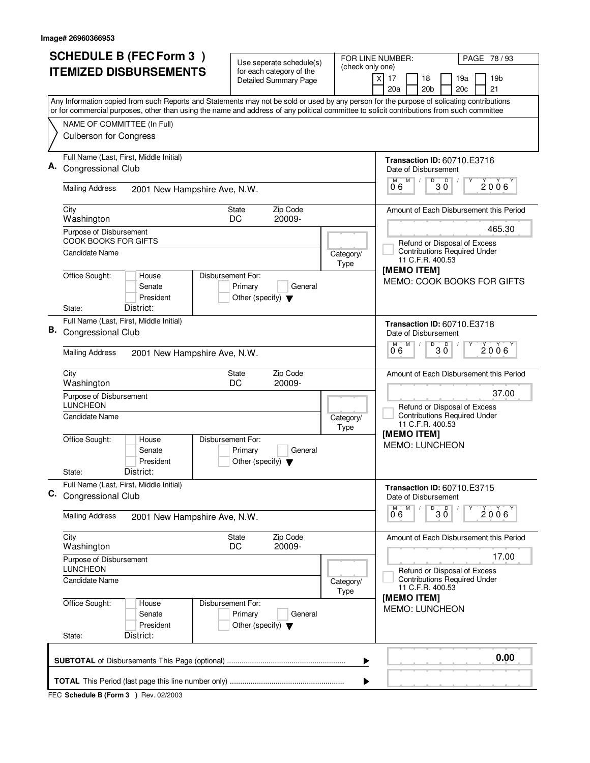Image# 26960366953

# SCHEDULE B (FEC Form 3 ) ITEMIZED DISBURSEMENTS

Use seperate schedule(s) for each category of the Detailed Summary Page

FOR LINE NUMBER: (check only one)

- [X] 17
- [ ] 18
- [ ] 19a
- [ ] 19b
- [ ] 20a
- [ ] 20b
- [ ] 20c
- [ ] 21

PAGE 78 / 93

Any Information copied from such Reports and Statements may not be sold or used by any person for the purpose of solicating contributions or for commercial purposes, other than using the name and address of any political committee to solicit contributions from such committee

NAME OF COMMITTEE (In Full)
Culberson for Congress

---

**A.** Full Name (Last, First, Middle Initial): Congressional Club

Mailing Address: 2001 New Hampshire Ave, N.W.

City: Washington | State: DC | Zip Code: 20009-

Purpose of Disbursement: COOK BOOKS FOR GIFTS

Candidate Name:

Category/Type:

Office Sought: House / Senate / President

State: District:

Disbursement For: Primary / General / Other (specify)

Transaction ID: 60710.E3716

Date of Disbursement: 06 / 30 / 2006

Amount of Each Disbursement this Period: 465.30

Refund or Disposal of Excess Contributions Required Under 11 C.F.R. 400.53

[MEMO ITEM]
MEMO: COOK BOOKS FOR GIFTS

---

**B.** Full Name (Last, First, Middle Initial): Congressional Club

Mailing Address: 2001 New Hampshire Ave, N.W.

City: Washington | State: DC | Zip Code: 20009-

Purpose of Disbursement: LUNCHEON

Candidate Name:

Category/Type:

Office Sought: House / Senate / President

State: District:

Disbursement For: Primary / General / Other (specify)

Transaction ID: 60710.E3718

Date of Disbursement: 06 / 30 / 2006

Amount of Each Disbursement this Period: 37.00

Refund or Disposal of Excess Contributions Required Under 11 C.F.R. 400.53

[MEMO ITEM]
MEMO: LUNCHEON

---

**C.** Full Name (Last, First, Middle Initial): Congressional Club

Mailing Address: 2001 New Hampshire Ave, N.W.

City: Washington | State: DC | Zip Code: 20009-

Purpose of Disbursement: LUNCHEON

Candidate Name:

Category/Type:

Office Sought: House / Senate / President

State: District:

Disbursement For: Primary / General / Other (specify)

Transaction ID: 60710.E3715

Date of Disbursement: 06 / 30 / 2006

Amount of Each Disbursement this Period: 17.00

Refund or Disposal of Excess Contributions Required Under 11 C.F.R. 400.53

[MEMO ITEM]
MEMO: LUNCHEON

---

**SUBTOTAL** of Disbursements This Page (optional): 0.00

**TOTAL** This Period (last page this line number only):

FEC **Schedule B (Form 3 )** Rev. 02/2003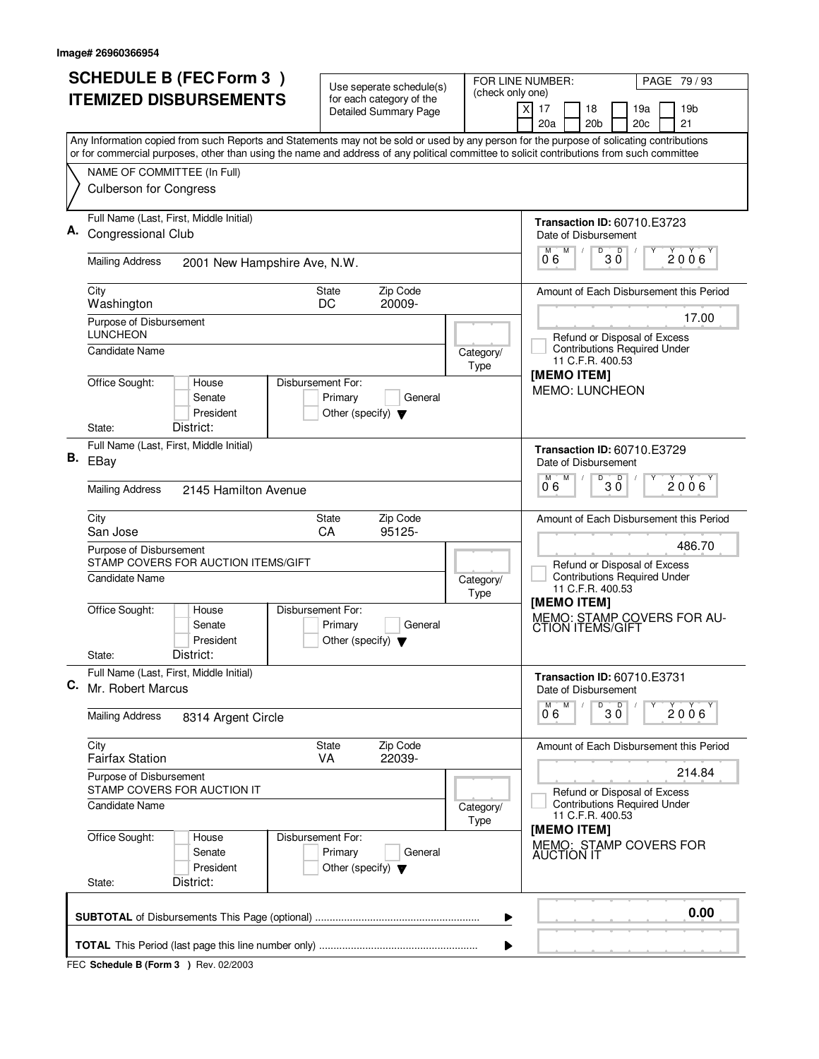Image# 26960366954

# SCHEDULE B (FEC Form 3 ) ITEMIZED DISBURSEMENTS

Use seperate schedule(s) for each category of the Detailed Summary Page

FOR LINE NUMBER: (check only one)

- [X] 17
- [ ] 18
- [ ] 19a
- [ ] 19b
- [ ] 20a
- [ ] 20b
- [ ] 20c
- [ ] 21

Any Information copied from such Reports and Statements may not be sold or used by any person for the purpose of solicating contributions or for commercial purposes, other than using the name and address of any political committee to solicit contributions from such committee

NAME OF COMMITTEE (In Full)
Culberson for Congress

---

**A.** Full Name (Last, First, Middle Initial): Congressional Club

Mailing Address: 2001 New Hampshire Ave, N.W.

City: Washington | State: DC | Zip Code: 20009-

Purpose of Disbursement: LUNCHEON

Candidate Name:

Category/Type:

Office Sought: [ ] House [ ] Senate [ ] President

State: District:

Disbursement For: [ ] Primary [ ] General [ ] Other (specify)

Transaction ID: 60710.E3723

Date of Disbursement: 06/30/2006

Amount of Each Disbursement this Period: 17.00

[ ] Refund or Disposal of Excess Contributions Required Under 11 C.F.R. 400.53

[MEMO ITEM]
MEMO: LUNCHEON

---

**B.** Full Name (Last, First, Middle Initial): EBay

Mailing Address: 2145 Hamilton Avenue

City: San Jose | State: CA | Zip Code: 95125-

Purpose of Disbursement: STAMP COVERS FOR AUCTION ITEMS/GIFT

Candidate Name:

Category/Type:

Office Sought: [ ] House [ ] Senate [ ] President

State: District:

Disbursement For: [ ] Primary [ ] General [ ] Other (specify)

Transaction ID: 60710.E3729

Date of Disbursement: 06/30/2006

Amount of Each Disbursement this Period: 486.70

[ ] Refund or Disposal of Excess Contributions Required Under 11 C.F.R. 400.53

[MEMO ITEM]
MEMO: STAMP COVERS FOR AUCTION ITEMS/GIFT

---

**C.** Full Name (Last, First, Middle Initial): Mr. Robert Marcus

Mailing Address: 8314 Argent Circle

City: Fairfax Station | State: VA | Zip Code: 22039-

Purpose of Disbursement: STAMP COVERS FOR AUCTION IT

Candidate Name:

Category/Type:

Office Sought: [ ] House [ ] Senate [ ] President

State: District:

Disbursement For: [ ] Primary [ ] General [ ] Other (specify)

Transaction ID: 60710.E3731

Date of Disbursement: 06/30/2006

Amount of Each Disbursement this Period: 214.84

[ ] Refund or Disposal of Excess Contributions Required Under 11 C.F.R. 400.53

[MEMO ITEM]
MEMO: STAMP COVERS FOR AUCTION IT

---

**SUBTOTAL** of Disbursements This Page (optional) ........ 0.00

**TOTAL** This Period (last page this line number only) ........

FEC **Schedule B (Form 3 )** Rev. 02/2003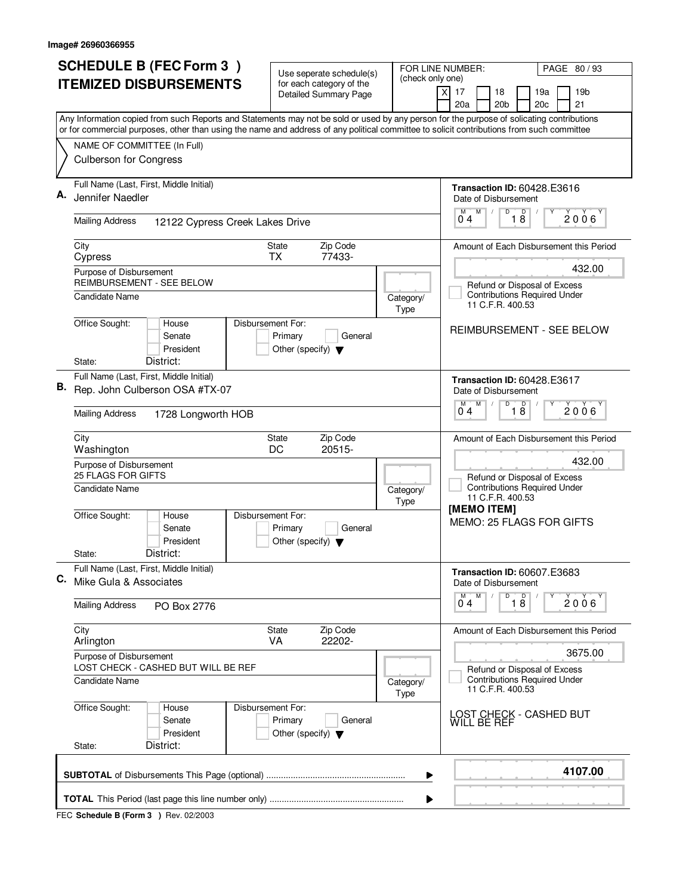Image# 26960366955

# SCHEDULE B (FEC Form 3 )
# ITEMIZED DISBURSEMENTS

Use seperate schedule(s) for each category of the Detailed Summary Page

FOR LINE NUMBER: (check only one)

[X] 17 [ ] 18 [ ] 19a [ ] 19b [ ] 20a [ ] 20b [ ] 20c [ ] 21

PAGE 80 / 93

Any Information copied from such Reports and Statements may not be sold or used by any person for the purpose of solicating contributions or for commercial purposes, other than using the name and address of any political committee to solicit contributions from such committee

NAME OF COMMITTEE (In Full)
Culberson for Congress

---

**A.** Full Name (Last, First, Middle Initial): Jennifer Naedler

Mailing Address: 12122 Cypress Creek Lakes Drive

City: Cypress | State: TX | Zip Code: 77433-

Purpose of Disbursement: REIMBURSEMENT - SEE BELOW

Candidate Name:

Category/Type:

Office Sought: [ ] House [ ] Senate [ ] President — State: District:

Disbursement For: [ ] Primary [ ] General [ ] Other (specify)

Transaction ID: 60428.E3616

Date of Disbursement: 04/18/2006

Amount of Each Disbursement this Period: 432.00

[ ] Refund or Disposal of Excess Contributions Required Under 11 C.F.R. 400.53

REIMBURSEMENT - SEE BELOW

---

**B.** Full Name (Last, First, Middle Initial): Rep. John Culberson OSA #TX-07

Mailing Address: 1728 Longworth HOB

City: Washington | State: DC | Zip Code: 20515-

Purpose of Disbursement: 25 FLAGS FOR GIFTS

Candidate Name:

Category/Type:

Office Sought: [ ] House [ ] Senate [ ] President — State: District:

Disbursement For: [ ] Primary [ ] General [ ] Other (specify)

Transaction ID: 60428.E3617

Date of Disbursement: 04/18/2006

Amount of Each Disbursement this Period: 432.00

[ ] Refund or Disposal of Excess Contributions Required Under 11 C.F.R. 400.53

[MEMO ITEM]
MEMO: 25 FLAGS FOR GIFTS

---

**C.** Full Name (Last, First, Middle Initial): Mike Gula & Associates

Mailing Address: PO Box 2776

City: Arlington | State: VA | Zip Code: 22202-

Purpose of Disbursement: LOST CHECK - CASHED BUT WILL BE REF

Candidate Name:

Category/Type:

Office Sought: [ ] House [ ] Senate [ ] President — State: District:

Disbursement For: [ ] Primary [ ] General [ ] Other (specify)

Transaction ID: 60607.E3683

Date of Disbursement: 04/18/2006

Amount of Each Disbursement this Period: 3675.00

[ ] Refund or Disposal of Excess Contributions Required Under 11 C.F.R. 400.53

LOST CHECK - CASHED BUT WILL BE REF

---

**SUBTOTAL** of Disbursements This Page (optional): **4107.00**

**TOTAL** This Period (last page this line number only):

FEC **Schedule B (Form 3 )** Rev. 02/2003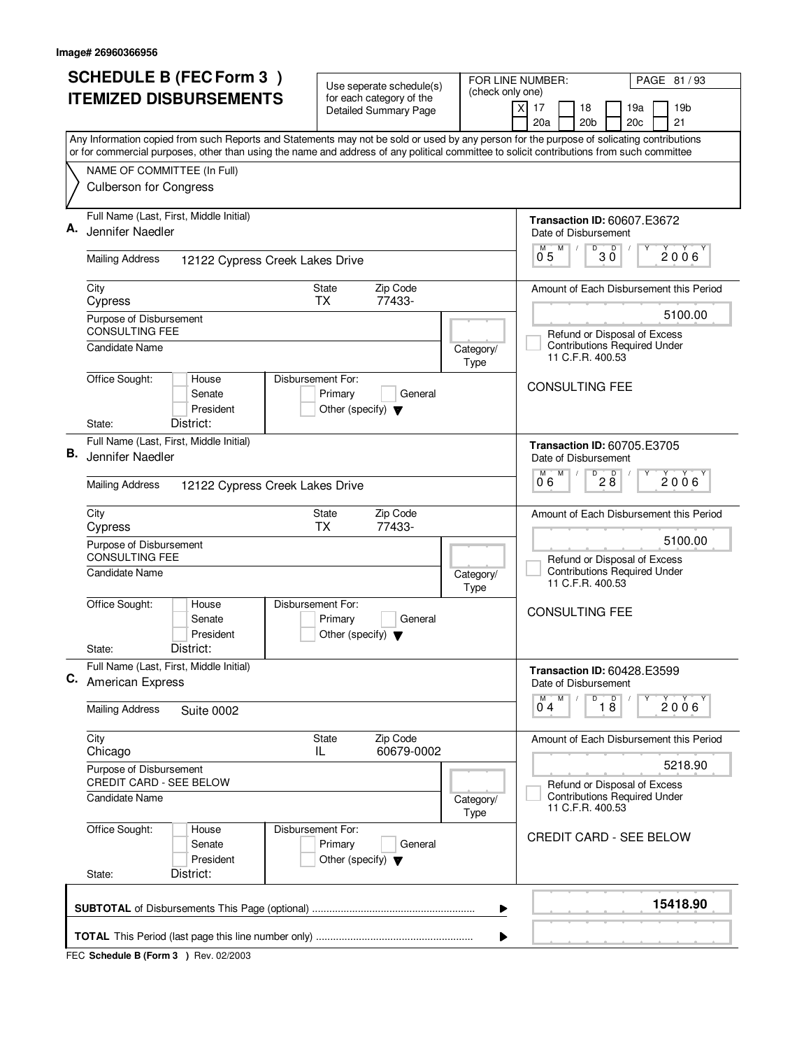Image# 26960366956

# SCHEDULE B (FEC Form 3 ) ITEMIZED DISBURSEMENTS

Use seperate schedule(s) for each category of the Detailed Summary Page

FOR LINE NUMBER: (check only one)

[X] 17 [ ] 18 [ ] 19a [ ] 19b [ ] 20a [ ] 20b [ ] 20c [ ] 21

PAGE 81 / 93

Any Information copied from such Reports and Statements may not be sold or used by any person for the purpose of solicating contributions or for commercial purposes, other than using the name and address of any political committee to solicit contributions from such committee

NAME OF COMMITTEE (In Full)
Culberson for Congress

## A.

Full Name (Last, First, Middle Initial): Jennifer Naedler

Mailing Address: 12122 Cypress Creek Lakes Drive

City: Cypress | State: TX | Zip Code: 77433-

Purpose of Disbursement: CONSULTING FEE

Candidate Name:

Category/Type:

Office Sought: [ ] House [ ] Senate [ ] President

State: District:

Disbursement For: [ ] Primary [ ] General [ ] Other (specify)

Transaction ID: 60607.E3672

Date of Disbursement: 05 / 30 / 2006

Amount of Each Disbursement this Period: 5100.00

[ ] Refund or Disposal of Excess Contributions Required Under 11 C.F.R. 400.53

CONSULTING FEE

## B.

Full Name (Last, First, Middle Initial): Jennifer Naedler

Mailing Address: 12122 Cypress Creek Lakes Drive

City: Cypress | State: TX | Zip Code: 77433-

Purpose of Disbursement: CONSULTING FEE

Candidate Name:

Category/Type:

Office Sought: [ ] House [ ] Senate [ ] President

State: District:

Disbursement For: [ ] Primary [ ] General [ ] Other (specify)

Transaction ID: 60705.E3705

Date of Disbursement: 06 / 28 / 2006

Amount of Each Disbursement this Period: 5100.00

[ ] Refund or Disposal of Excess Contributions Required Under 11 C.F.R. 400.53

CONSULTING FEE

## C.

Full Name (Last, First, Middle Initial): American Express

Mailing Address: Suite 0002

City: Chicago | State: IL | Zip Code: 60679-0002

Purpose of Disbursement: CREDIT CARD - SEE BELOW

Candidate Name:

Category/Type:

Office Sought: [ ] House [ ] Senate [ ] President

State: District:

Disbursement For: [ ] Primary [ ] General [ ] Other (specify)

Transaction ID: 60428.E3599

Date of Disbursement: 04 / 18 / 2006

Amount of Each Disbursement this Period: 5218.90

[ ] Refund or Disposal of Excess Contributions Required Under 11 C.F.R. 400.53

CREDIT CARD - SEE BELOW

**SUBTOTAL** of Disbursements This Page (optional): **15418.90**

**TOTAL** This Period (last page this line number only):

FEC **Schedule B (Form 3 )** Rev. 02/2003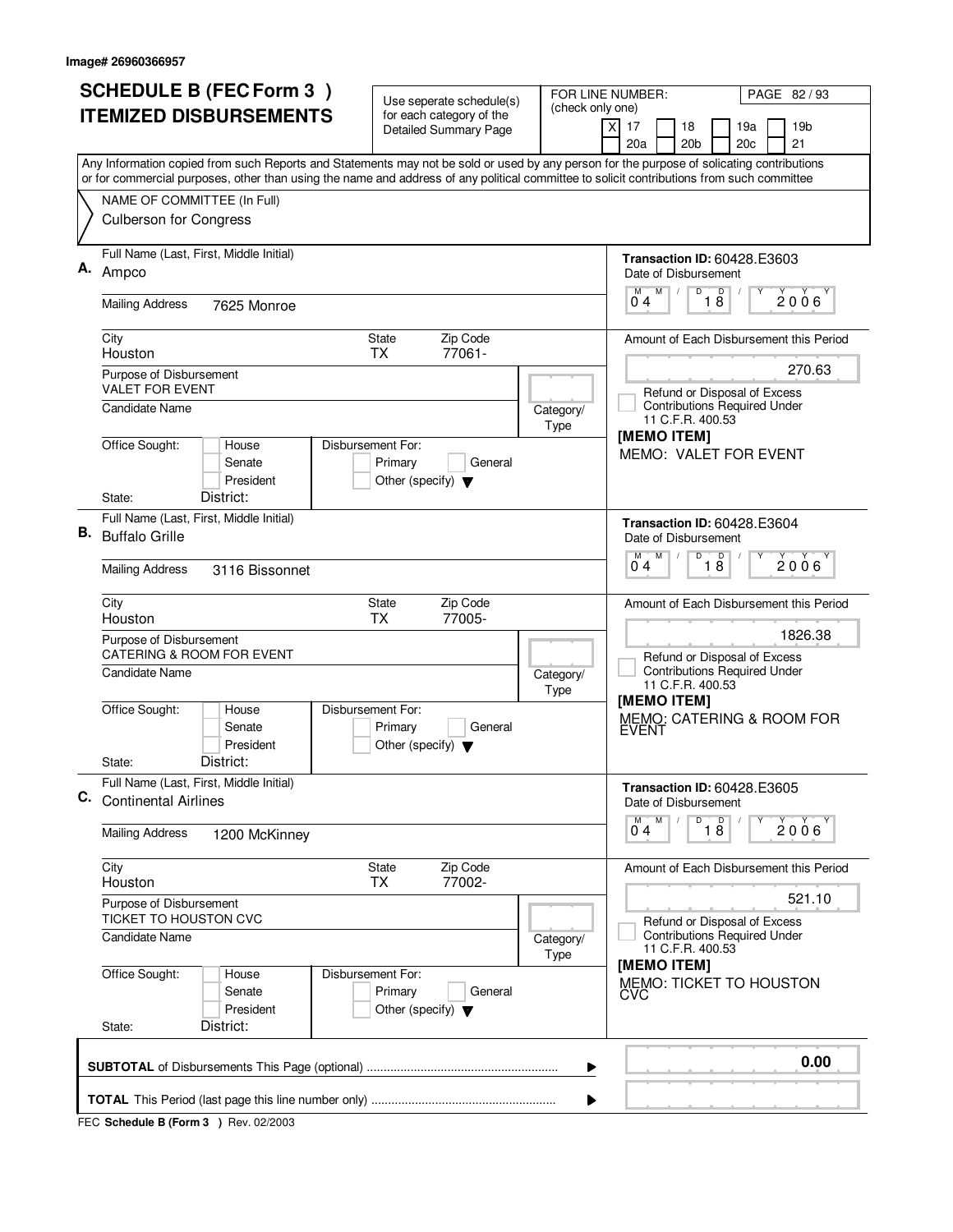Image# 26960366957

# SCHEDULE B (FEC Form 3 ) ITEMIZED DISBURSEMENTS

Use seperate schedule(s) for each category of the Detailed Summary Page

FOR LINE NUMBER: (check only one)

[X] 17 [ ] 18 [ ] 19a [ ] 19b [ ] 20a [ ] 20b [ ] 20c [ ] 21

PAGE 82 / 93

Any Information copied from such Reports and Statements may not be sold or used by any person for the purpose of solicating contributions or for commercial purposes, other than using the name and address of any political committee to solicit contributions from such committee

NAME OF COMMITTEE (In Full)
Culberson for Congress

---

**A.** Full Name (Last, First, Middle Initial): Ampco

Mailing Address: 7625 Monroe

City: Houston | State: TX | Zip Code: 77061-

Purpose of Disbursement: VALET FOR EVENT

Candidate Name:

Category/Type:

Office Sought: [ ] House [ ] Senate [ ] President

State: District:

Disbursement For: [ ] Primary [ ] General [ ] Other (specify)

Transaction ID: 60428.E3603

Date of Disbursement: 04 / 18 / 2006

Amount of Each Disbursement this Period: 270.63

[ ] Refund or Disposal of Excess Contributions Required Under 11 C.F.R. 400.53

[MEMO ITEM]
MEMO: VALET FOR EVENT

---

**B.** Full Name (Last, First, Middle Initial): Buffalo Grille

Mailing Address: 3116 Bissonnet

City: Houston | State: TX | Zip Code: 77005-

Purpose of Disbursement: CATERING & ROOM FOR EVENT

Candidate Name:

Category/Type:

Office Sought: [ ] House [ ] Senate [ ] President

State: District:

Disbursement For: [ ] Primary [ ] General [ ] Other (specify)

Transaction ID: 60428.E3604

Date of Disbursement: 04 / 18 / 2006

Amount of Each Disbursement this Period: 1826.38

[ ] Refund or Disposal of Excess Contributions Required Under 11 C.F.R. 400.53

[MEMO ITEM]
MEMO: CATERING & ROOM FOR EVENT

---

**C.** Full Name (Last, First, Middle Initial): Continental Airlines

Mailing Address: 1200 McKinney

City: Houston | State: TX | Zip Code: 77002-

Purpose of Disbursement: TICKET TO HOUSTON CVC

Candidate Name:

Category/Type:

Office Sought: [ ] House [ ] Senate [ ] President

State: District:

Disbursement For: [ ] Primary [ ] General [ ] Other (specify)

Transaction ID: 60428.E3605

Date of Disbursement: 04 / 18 / 2006

Amount of Each Disbursement this Period: 521.10

[ ] Refund or Disposal of Excess Contributions Required Under 11 C.F.R. 400.53

[MEMO ITEM]
MEMO: TICKET TO HOUSTON CVC

---

**SUBTOTAL** of Disbursements This Page (optional): 0.00

**TOTAL** This Period (last page this line number only):

FEC **Schedule B (Form 3 )** Rev. 02/2003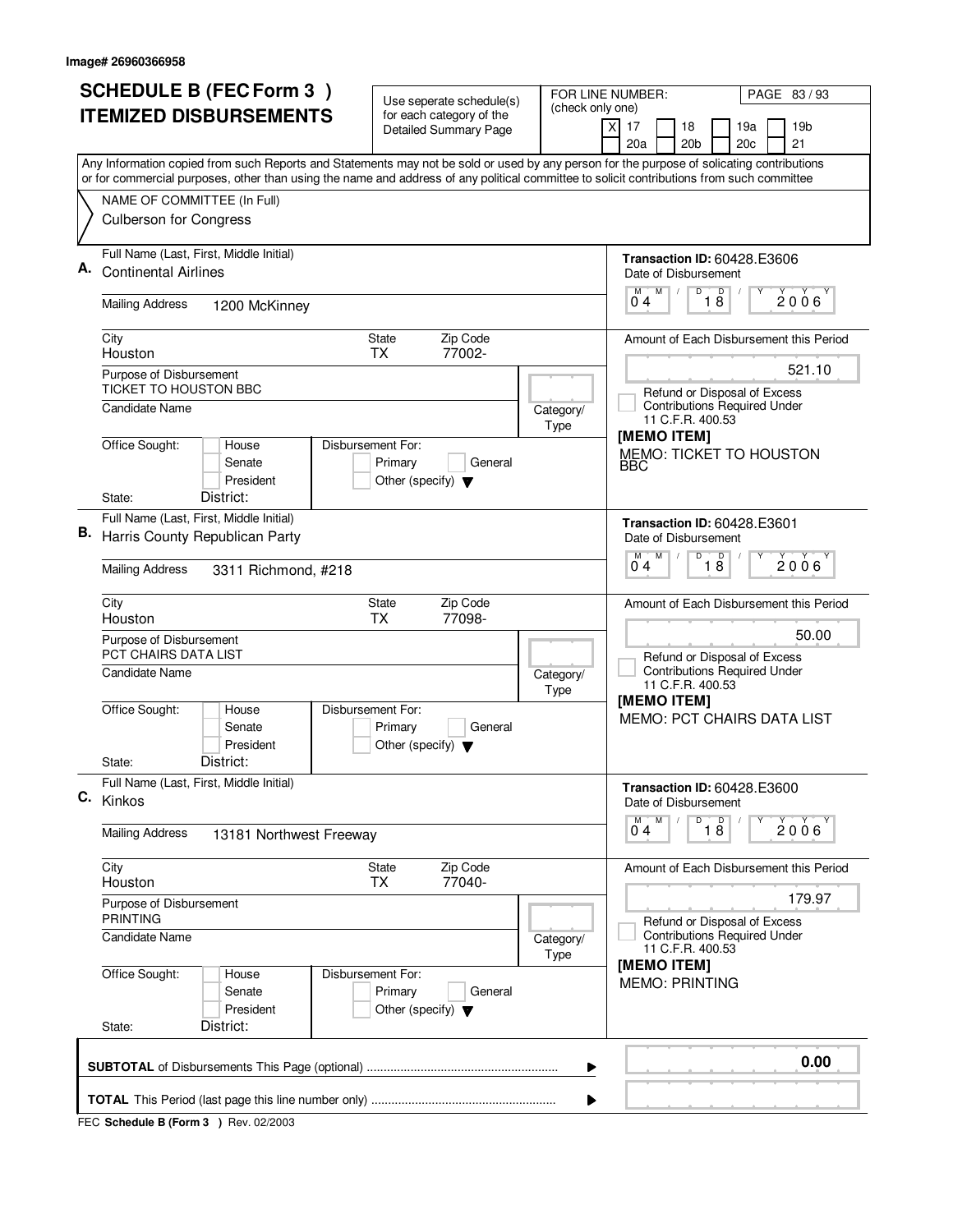Image# 26960366958

# SCHEDULE B (FEC Form 3 ) ITEMIZED DISBURSEMENTS

Use seperate schedule(s) for each category of the Detailed Summary Page

FOR LINE NUMBER: (check only one)

[X] 17 [ ] 18 [ ] 19a [ ] 19b [ ] 20a [ ] 20b [ ] 20c [ ] 21

Any Information copied from such Reports and Statements may not be sold or used by any person for the purpose of solicating contributions or for commercial purposes, other than using the name and address of any political committee to solicit contributions from such committee

NAME OF COMMITTEE (In Full)
Culberson for Congress

---

**A.** Full Name (Last, First, Middle Initial): Continental Airlines

Mailing Address: 1200 McKinney

City: Houston | State: TX | Zip Code: 77002-

Purpose of Disbursement: TICKET TO HOUSTON BBC

Candidate Name:

Category/Type:

Office Sought: House / Senate / President

State: | District:

Disbursement For: Primary / General / Other (specify)

Transaction ID: 60428.E3606

Date of Disbursement: 04/18/2006

Amount of Each Disbursement this Period: 521.10

Refund or Disposal of Excess Contributions Required Under 11 C.F.R. 400.53

[MEMO ITEM]

MEMO: TICKET TO HOUSTON BBC

---

**B.** Full Name (Last, First, Middle Initial): Harris County Republican Party

Mailing Address: 3311 Richmond, #218

City: Houston | State: TX | Zip Code: 77098-

Purpose of Disbursement: PCT CHAIRS DATA LIST

Candidate Name:

Category/Type:

Office Sought: House / Senate / President

State: | District:

Disbursement For: Primary / General / Other (specify)

Transaction ID: 60428.E3601

Date of Disbursement: 04/18/2006

Amount of Each Disbursement this Period: 50.00

Refund or Disposal of Excess Contributions Required Under 11 C.F.R. 400.53

[MEMO ITEM]

MEMO: PCT CHAIRS DATA LIST

---

**C.** Full Name (Last, First, Middle Initial): Kinkos

Mailing Address: 13181 Northwest Freeway

City: Houston | State: TX | Zip Code: 77040-

Purpose of Disbursement: PRINTING

Candidate Name:

Category/Type:

Office Sought: House / Senate / President

State: | District:

Disbursement For: Primary / General / Other (specify)

Transaction ID: 60428.E3600

Date of Disbursement: 04/18/2006

Amount of Each Disbursement this Period: 179.97

Refund or Disposal of Excess Contributions Required Under 11 C.F.R. 400.53

[MEMO ITEM]

MEMO: PRINTING

---

**SUBTOTAL** of Disbursements This Page (optional) ........ 0.00

**TOTAL** This Period (last page this line number only) ........

FEC **Schedule B (Form 3 )** Rev. 02/2003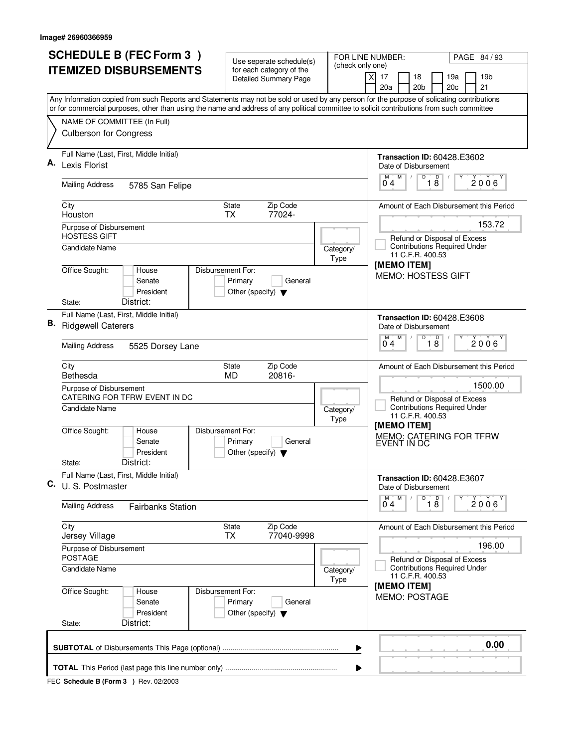Image# 26960366959

# SCHEDULE B (FEC Form 3 ) ITEMIZED DISBURSEMENTS

Use seperate schedule(s) for each category of the Detailed Summary Page

FOR LINE NUMBER: (check only one)

[X] 17 [ ] 18 [ ] 19a [ ] 19b [ ] 20a [ ] 20b [ ] 20c [ ] 21

PAGE 84 / 93

Any Information copied from such Reports and Statements may not be sold or used by any person for the purpose of solicating contributions or for commercial purposes, other than using the name and address of any political committee to solicit contributions from such committee

NAME OF COMMITTEE (In Full)
Culberson for Congress

---

**A.** Full Name (Last, First, Middle Initial): Lexis Florist

Mailing Address: 5785 San Felipe

City: Houston | State: TX | Zip Code: 77024-

Purpose of Disbursement: HOSTESS GIFT

Candidate Name:

Category/Type:

Office Sought: [ ] House [ ] Senate [ ] President

State: District:

Disbursement For: [ ] Primary [ ] General [ ] Other (specify)

Transaction ID: 60428.E3602

Date of Disbursement: 04/18/2006

Amount of Each Disbursement this Period: 153.72

[ ] Refund or Disposal of Excess Contributions Required Under 11 C.F.R. 400.53

[MEMO ITEM]
MEMO: HOSTESS GIFT

---

**B.** Full Name (Last, First, Middle Initial): Ridgewell Caterers

Mailing Address: 5525 Dorsey Lane

City: Bethesda | State: MD | Zip Code: 20816-

Purpose of Disbursement: CATERING FOR TFRW EVENT IN DC

Candidate Name:

Category/Type:

Office Sought: [ ] House [ ] Senate [ ] President

State: District:

Disbursement For: [ ] Primary [ ] General [ ] Other (specify)

Transaction ID: 60428.E3608

Date of Disbursement: 04/18/2006

Amount of Each Disbursement this Period: 1500.00

[ ] Refund or Disposal of Excess Contributions Required Under 11 C.F.R. 400.53

[MEMO ITEM]
MEMO: CATERING FOR TFRW EVENT IN DC

---

**C.** Full Name (Last, First, Middle Initial): U. S. Postmaster

Mailing Address: Fairbanks Station

City: Jersey Village | State: TX | Zip Code: 77040-9998

Purpose of Disbursement: POSTAGE

Candidate Name:

Category/Type:

Office Sought: [ ] House [ ] Senate [ ] President

State: District:

Disbursement For: [ ] Primary [ ] General [ ] Other (specify)

Transaction ID: 60428.E3607

Date of Disbursement: 04/18/2006

Amount of Each Disbursement this Period: 196.00

[ ] Refund or Disposal of Excess Contributions Required Under 11 C.F.R. 400.53

[MEMO ITEM]
MEMO: POSTAGE

---

**SUBTOTAL** of Disbursements This Page (optional) ..... 0.00

**TOTAL** This Period (last page this line number only) .....

FEC **Schedule B (Form 3 )** Rev. 02/2003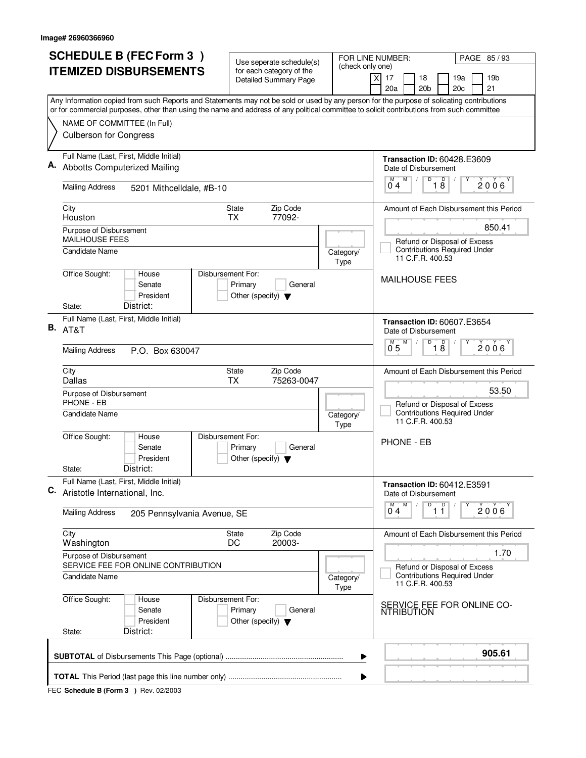Image# 26960366960

# SCHEDULE B (FEC Form 3 )
# ITEMIZED DISBURSEMENTS

Use seperate schedule(s) for each category of the Detailed Summary Page

FOR LINE NUMBER: (check only one)
[X] 17 [ ] 18 [ ] 19a [ ] 19b [ ] 20a [ ] 20b [ ] 20c [ ] 21

PAGE 85 / 93

Any Information copied from such Reports and Statements may not be sold or used by any person for the purpose of solicating contributions or for commercial purposes, other than using the name and address of any political committee to solicit contributions from such committee

NAME OF COMMITTEE (In Full)
Culberson for Congress

---

**A.** Full Name (Last, First, Middle Initial): Abbotts Computerized Mailing

Mailing Address: 5201 Mithcelldale, #B-10

City: Houston | State: TX | Zip Code: 77092-

Purpose of Disbursement: MAILHOUSE FEES

Candidate Name:

Category/Type:

Office Sought: [ ] House [ ] Senate [ ] President
State: District:

Disbursement For: [ ] Primary [ ] General [ ] Other (specify)

Transaction ID: 60428.E3609

Date of Disbursement: 04 / 18 / 2006

Amount of Each Disbursement this Period: 850.41

[ ] Refund or Disposal of Excess Contributions Required Under 11 C.F.R. 400.53

MAILHOUSE FEES

---

**B.** Full Name (Last, First, Middle Initial): AT&T

Mailing Address: P.O. Box 630047

City: Dallas | State: TX | Zip Code: 75263-0047

Purpose of Disbursement: PHONE - EB

Candidate Name:

Category/Type:

Office Sought: [ ] House [ ] Senate [ ] President
State: District:

Disbursement For: [ ] Primary [ ] General [ ] Other (specify)

Transaction ID: 60607.E3654

Date of Disbursement: 05 / 18 / 2006

Amount of Each Disbursement this Period: 53.50

[ ] Refund or Disposal of Excess Contributions Required Under 11 C.F.R. 400.53

PHONE - EB

---

**C.** Full Name (Last, First, Middle Initial): Aristotle International, Inc.

Mailing Address: 205 Pennsylvania Avenue, SE

City: Washington | State: DC | Zip Code: 20003-

Purpose of Disbursement: SERVICE FEE FOR ONLINE CONTRIBUTION

Candidate Name:

Category/Type:

Office Sought: [ ] House [ ] Senate [ ] President
State: District:

Disbursement For: [ ] Primary [ ] General [ ] Other (specify)

Transaction ID: 60412.E3591

Date of Disbursement: 04 / 11 / 2006

Amount of Each Disbursement this Period: 1.70

[ ] Refund or Disposal of Excess Contributions Required Under 11 C.F.R. 400.53

SERVICE FEE FOR ONLINE CO-NTRIBUTION

---

**SUBTOTAL** of Disbursements This Page (optional) ........ **905.61**

**TOTAL** This Period (last page this line number only) ........

FEC **Schedule B (Form 3 )** Rev. 02/2003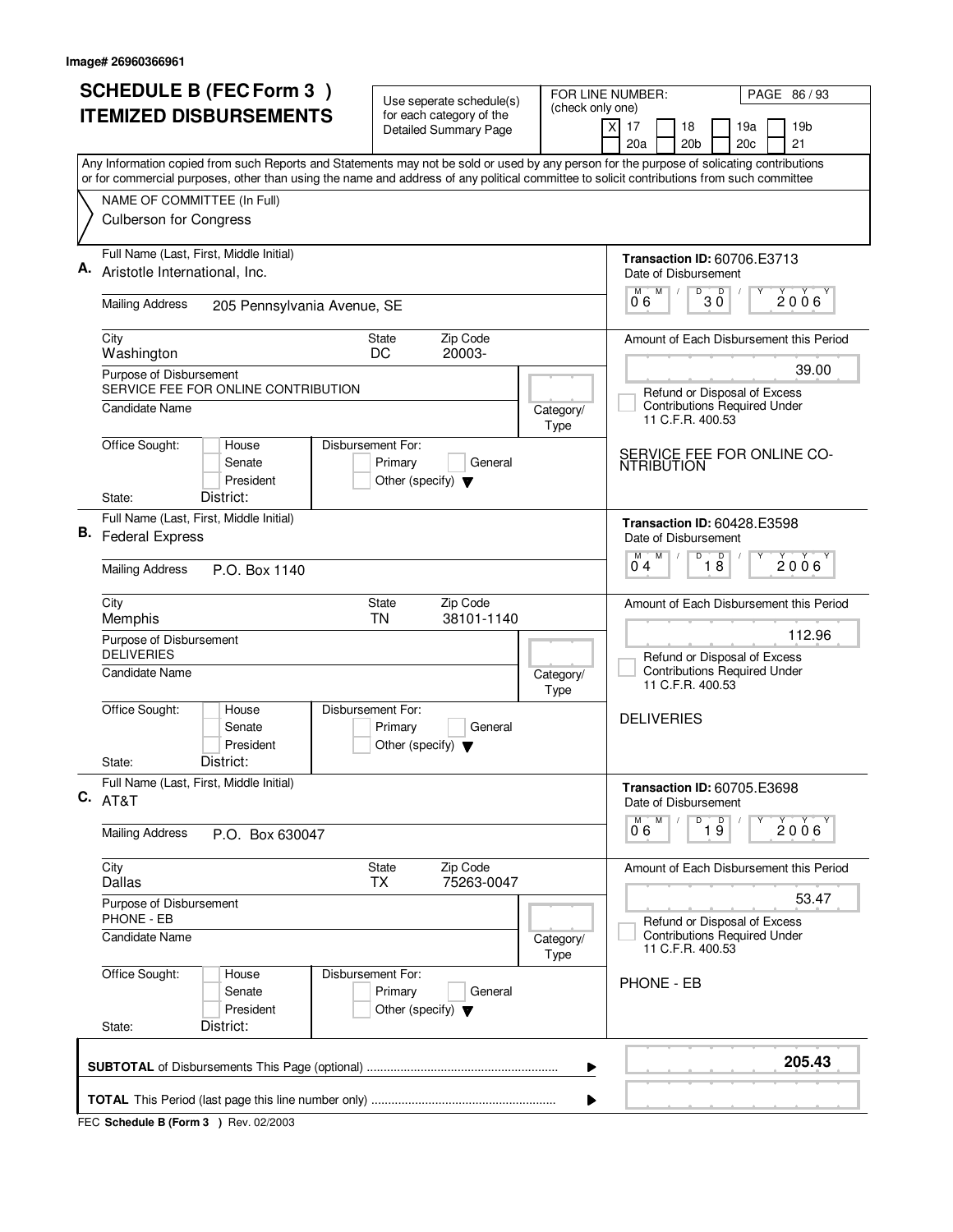Image# 26960366961

# SCHEDULE B (FEC Form 3 )
# ITEMIZED DISBURSEMENTS

Use seperate schedule(s) for each category of the Detailed Summary Page

FOR LINE NUMBER: (check only one)

[X] 17 [ ] 18 [ ] 19a [ ] 19b [ ] 20a [ ] 20b [ ] 20c [ ] 21

PAGE 86 / 93

Any Information copied from such Reports and Statements may not be sold or used by any person for the purpose of solicating contributions or for commercial purposes, other than using the name and address of any political committee to solicit contributions from such committee

NAME OF COMMITTEE (In Full)
Culberson for Congress

---

**A.** Full Name (Last, First, Middle Initial)
Aristotle International, Inc.

Mailing Address: 205 Pennsylvania Avenue, SE

City: Washington | State: DC | Zip Code: 20003-

Purpose of Disbursement: SERVICE FEE FOR ONLINE CONTRIBUTION

Candidate Name | Category/Type

Office Sought: [ ] House [ ] Senate [ ] President
State: District:

Disbursement For: [ ] Primary [ ] General [ ] Other (specify)

Transaction ID: 60706.E3713
Date of Disbursement: 06 / 30 / 2006

Amount of Each Disbursement this Period: 39.00

[ ] Refund or Disposal of Excess Contributions Required Under 11 C.F.R. 400.53

SERVICE FEE FOR ONLINE CO-NTRIBUTION

---

**B.** Full Name (Last, First, Middle Initial)
Federal Express

Mailing Address: P.O. Box 1140

City: Memphis | State: TN | Zip Code: 38101-1140

Purpose of Disbursement: DELIVERIES

Candidate Name | Category/Type

Office Sought: [ ] House [ ] Senate [ ] President
State: District:

Disbursement For: [ ] Primary [ ] General [ ] Other (specify)

Transaction ID: 60428.E3598
Date of Disbursement: 04 / 18 / 2006

Amount of Each Disbursement this Period: 112.96

[ ] Refund or Disposal of Excess Contributions Required Under 11 C.F.R. 400.53

DELIVERIES

---

**C.** Full Name (Last, First, Middle Initial)
AT&T

Mailing Address: P.O. Box 630047

City: Dallas | State: TX | Zip Code: 75263-0047

Purpose of Disbursement: PHONE - EB

Candidate Name | Category/Type

Office Sought: [ ] House [ ] Senate [ ] President
State: District:

Disbursement For: [ ] Primary [ ] General [ ] Other (specify)

Transaction ID: 60705.E3698
Date of Disbursement: 06 / 19 / 2006

Amount of Each Disbursement this Period: 53.47

[ ] Refund or Disposal of Excess Contributions Required Under 11 C.F.R. 400.53

PHONE - EB

---

**SUBTOTAL** of Disbursements This Page (optional) ........ **205.43**

**TOTAL** This Period (last page this line number only) ........

FEC **Schedule B (Form 3 )** Rev. 02/2003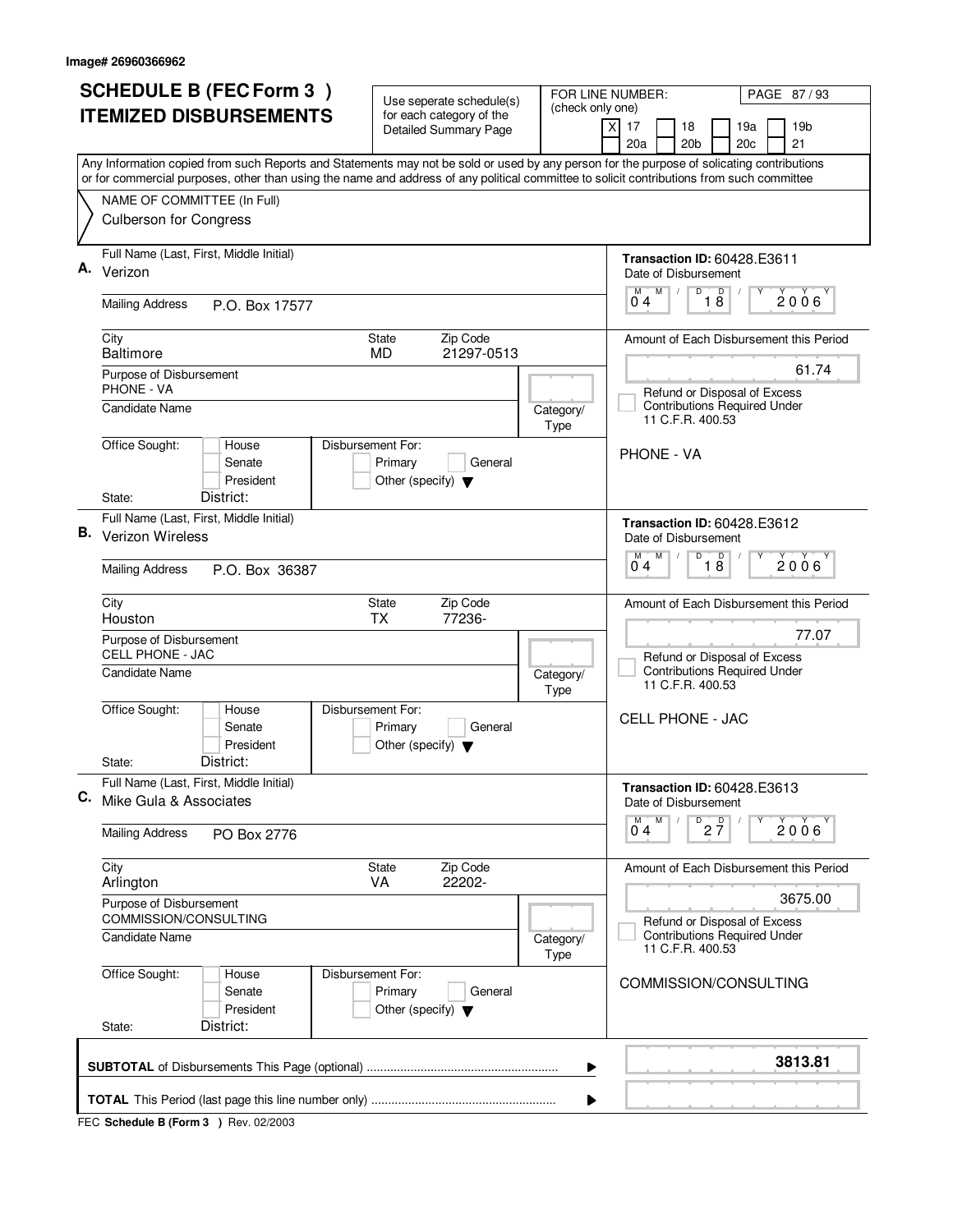Image# 26960366962

# SCHEDULE B (FEC Form 3 )
# ITEMIZED DISBURSEMENTS

Use seperate schedule(s) for each category of the Detailed Summary Page

FOR LINE NUMBER: (check only one)
[X] 17 [ ] 18 [ ] 19a [ ] 19b [ ] 20a [ ] 20b [ ] 20c [ ] 21

PAGE 87 / 93

Any Information copied from such Reports and Statements may not be sold or used by any person for the purpose of solicating contributions or for commercial purposes, other than using the name and address of any political committee to solicit contributions from such committee

NAME OF COMMITTEE (In Full)
Culberson for Congress

---

**A.** Full Name (Last, First, Middle Initial): Verizon

Transaction ID: 60428.E3611

Mailing Address: P.O. Box 17577

Date of Disbursement: 04 / 18 / 2006

City: Baltimore | State: MD | Zip Code: 21297-0513

Amount of Each Disbursement this Period: 61.74

Purpose of Disbursement: PHONE - VA

Category/Type:

Candidate Name:

Refund or Disposal of Excess Contributions Required Under 11 C.F.R. 400.53

Office Sought: House / Senate / President
Disbursement For: Primary / General / Other (specify)

PHONE - VA

State: District:

---

**B.** Full Name (Last, First, Middle Initial): Verizon Wireless

Transaction ID: 60428.E3612

Mailing Address: P.O. Box 36387

Date of Disbursement: 04 / 18 / 2006

City: Houston | State: TX | Zip Code: 77236-

Amount of Each Disbursement this Period: 77.07

Purpose of Disbursement: CELL PHONE - JAC

Category/Type:

Candidate Name:

Refund or Disposal of Excess Contributions Required Under 11 C.F.R. 400.53

Office Sought: House / Senate / President
Disbursement For: Primary / General / Other (specify)

CELL PHONE - JAC

State: District:

---

**C.** Full Name (Last, First, Middle Initial): Mike Gula & Associates

Transaction ID: 60428.E3613

Mailing Address: PO Box 2776

Date of Disbursement: 04 / 27 / 2006

City: Arlington | State: VA | Zip Code: 22202-

Amount of Each Disbursement this Period: 3675.00

Purpose of Disbursement: COMMISSION/CONSULTING

Category/Type:

Candidate Name:

Refund or Disposal of Excess Contributions Required Under 11 C.F.R. 400.53

Office Sought: House / Senate / President
Disbursement For: Primary / General / Other (specify)

COMMISSION/CONSULTING

State: District:

---

**SUBTOTAL** of Disbursements This Page (optional) ........ **3813.81**

**TOTAL** This Period (last page this line number only) ........

FEC **Schedule B (Form 3 )** Rev. 02/2003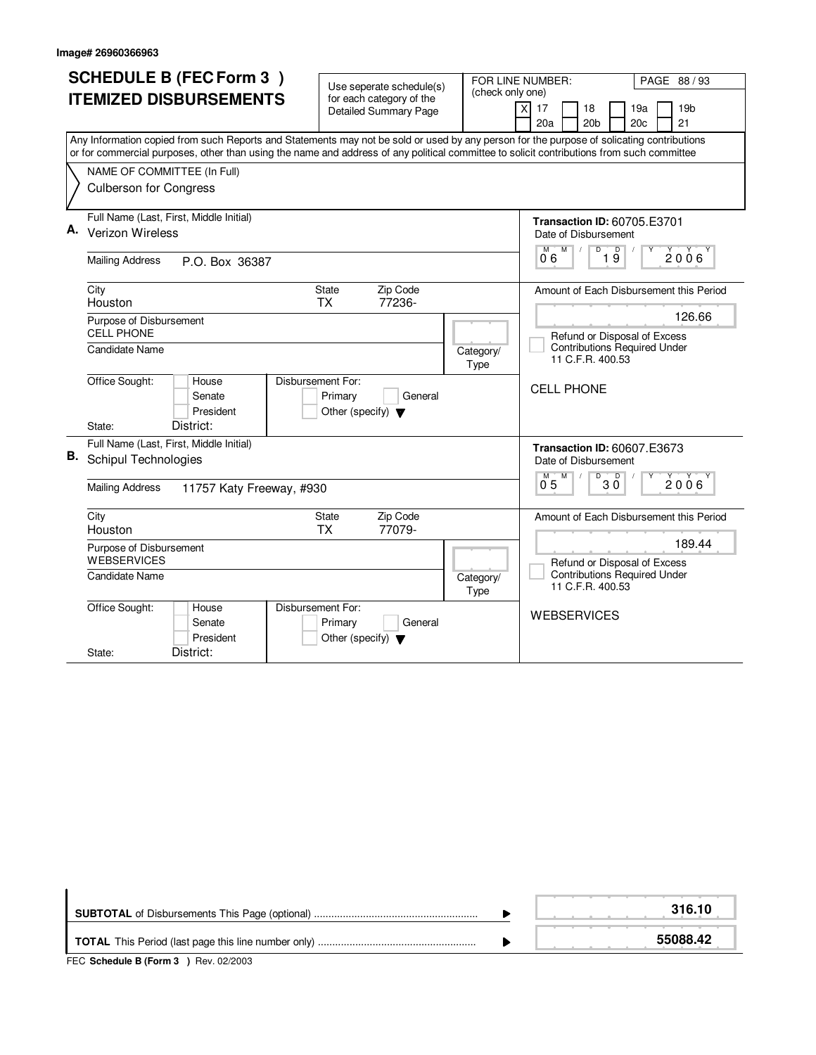Image# 26960366963

# SCHEDULE B (FEC Form 3 ) ITEMIZED DISBURSEMENTS

Use seperate schedule(s) for each category of the Detailed Summary Page

FOR LINE NUMBER: (check only one)

[X] 17 [ ] 18 [ ] 19a [ ] 19b [ ] 20a [ ] 20b [ ] 20c [ ] 21

PAGE 88 / 93

Any Information copied from such Reports and Statements may not be sold or used by any person for the purpose of solicating contributions or for commercial purposes, other than using the name and address of any political committee to solicit contributions from such committee

NAME OF COMMITTEE (In Full)

Culberson for Congress

---

**A.** Full Name (Last, First, Middle Initial): Verizon Wireless

Mailing Address: P.O. Box 36387

City: Houston | State: TX | Zip Code: 77236-

Purpose of Disbursement: CELL PHONE

Candidate Name:

Category/Type:

Office Sought: [ ] House [ ] Senate [ ] President

State: District:

Disbursement For: [ ] Primary [ ] General [ ] Other (specify)

**Transaction ID:** 60705.E3701

Date of Disbursement: 06/19/2006

Amount of Each Disbursement this Period: 126.66

[ ] Refund or Disposal of Excess Contributions Required Under 11 C.F.R. 400.53

CELL PHONE

---

**B.** Full Name (Last, First, Middle Initial): Schipul Technologies

Mailing Address: 11757 Katy Freeway, #930

City: Houston | State: TX | Zip Code: 77079-

Purpose of Disbursement: WEBSERVICES

Candidate Name:

Category/Type:

Office Sought: [ ] House [ ] Senate [ ] President

State: District:

Disbursement For: [ ] Primary [ ] General [ ] Other (specify)

**Transaction ID:** 60607.E3673

Date of Disbursement: 05/30/2006

Amount of Each Disbursement this Period: 189.44

[ ] Refund or Disposal of Excess Contributions Required Under 11 C.F.R. 400.53

WEBSERVICES

---

| | |
|---|---|
| **SUBTOTAL** of Disbursements This Page (optional) | **316.10** |
| **TOTAL** This Period (last page this line number only) | **55088.42** |

FEC **Schedule B (Form 3 )** Rev. 02/2003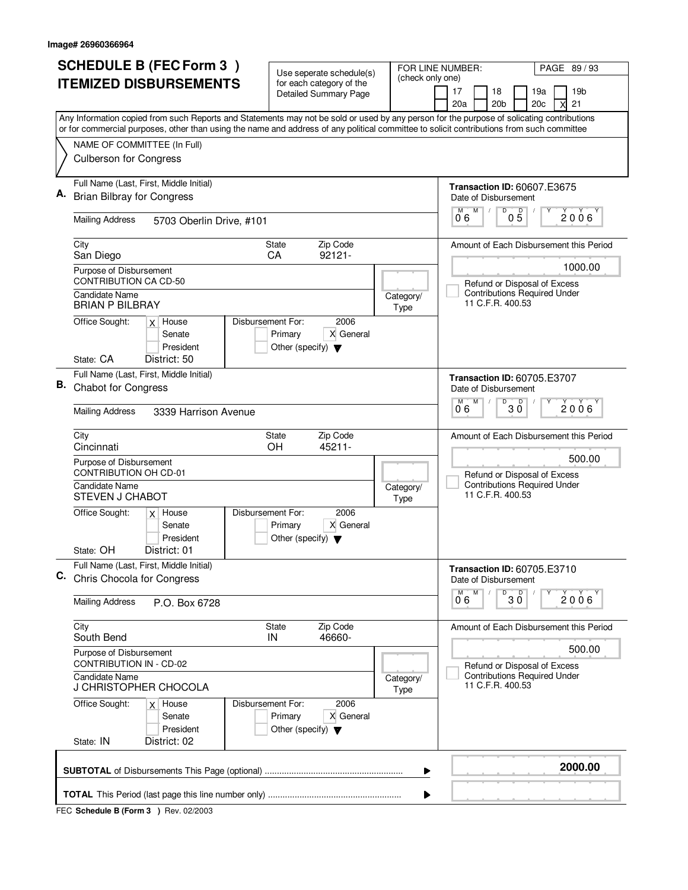Image# 26960366964

# SCHEDULE B (FEC Form 3 )
# ITEMIZED DISBURSEMENTS

Use seperate schedule(s) for each category of the Detailed Summary Page

FOR LINE NUMBER: (check only one)

17 | 18 | 19a | 19b | 20a | 20b | 20c | X 21

Any Information copied from such Reports and Statements may not be sold or used by any person for the purpose of solicating contributions or for commercial purposes, other than using the name and address of any political committee to solicit contributions from such committee

NAME OF COMMITTEE (In Full)
Culberson for Congress

---

**A.** Full Name (Last, First, Middle Initial): Brian Bilbray for Congress

Transaction ID: 60607.E3675

Mailing Address: 5703 Oberlin Drive, #101

Date of Disbursement: 06 / 05 / 2006

City: San Diego | State: CA | Zip Code: 92121-

Amount of Each Disbursement this Period: 1000.00

Purpose of Disbursement: CONTRIBUTION CA CD-50

Refund or Disposal of Excess Contributions Required Under 11 C.F.R. 400.53

Candidate Name: BRIAN P BILBRAY

Category/Type:

Office Sought: X House / Senate / President

Disbursement For: 2006 — Primary / X General / Other (specify)

State: CA District: 50

---

**B.** Full Name (Last, First, Middle Initial): Chabot for Congress

Transaction ID: 60705.E3707

Mailing Address: 3339 Harrison Avenue

Date of Disbursement: 06 / 30 / 2006

City: Cincinnati | State: OH | Zip Code: 45211-

Amount of Each Disbursement this Period: 500.00

Purpose of Disbursement: CONTRIBUTION OH CD-01

Refund or Disposal of Excess Contributions Required Under 11 C.F.R. 400.53

Candidate Name: STEVEN J CHABOT

Category/Type:

Office Sought: X House / Senate / President

Disbursement For: 2006 — Primary / X General / Other (specify)

State: OH District: 01

---

**C.** Full Name (Last, First, Middle Initial): Chris Chocola for Congress

Transaction ID: 60705.E3710

Mailing Address: P.O. Box 6728

Date of Disbursement: 06 / 30 / 2006

City: South Bend | State: IN | Zip Code: 46660-

Amount of Each Disbursement this Period: 500.00

Purpose of Disbursement: CONTRIBUTION IN - CD-02

Refund or Disposal of Excess Contributions Required Under 11 C.F.R. 400.53

Candidate Name: J CHRISTOPHER CHOCOLA

Category/Type:

Office Sought: X House / Senate / President

Disbursement For: 2006 — Primary / X General / Other (specify)

State: IN District: 02

---

**SUBTOTAL** of Disbursements This Page (optional): **2000.00**

**TOTAL** This Period (last page this line number only):

FEC **Schedule B (Form 3 )** Rev. 02/2003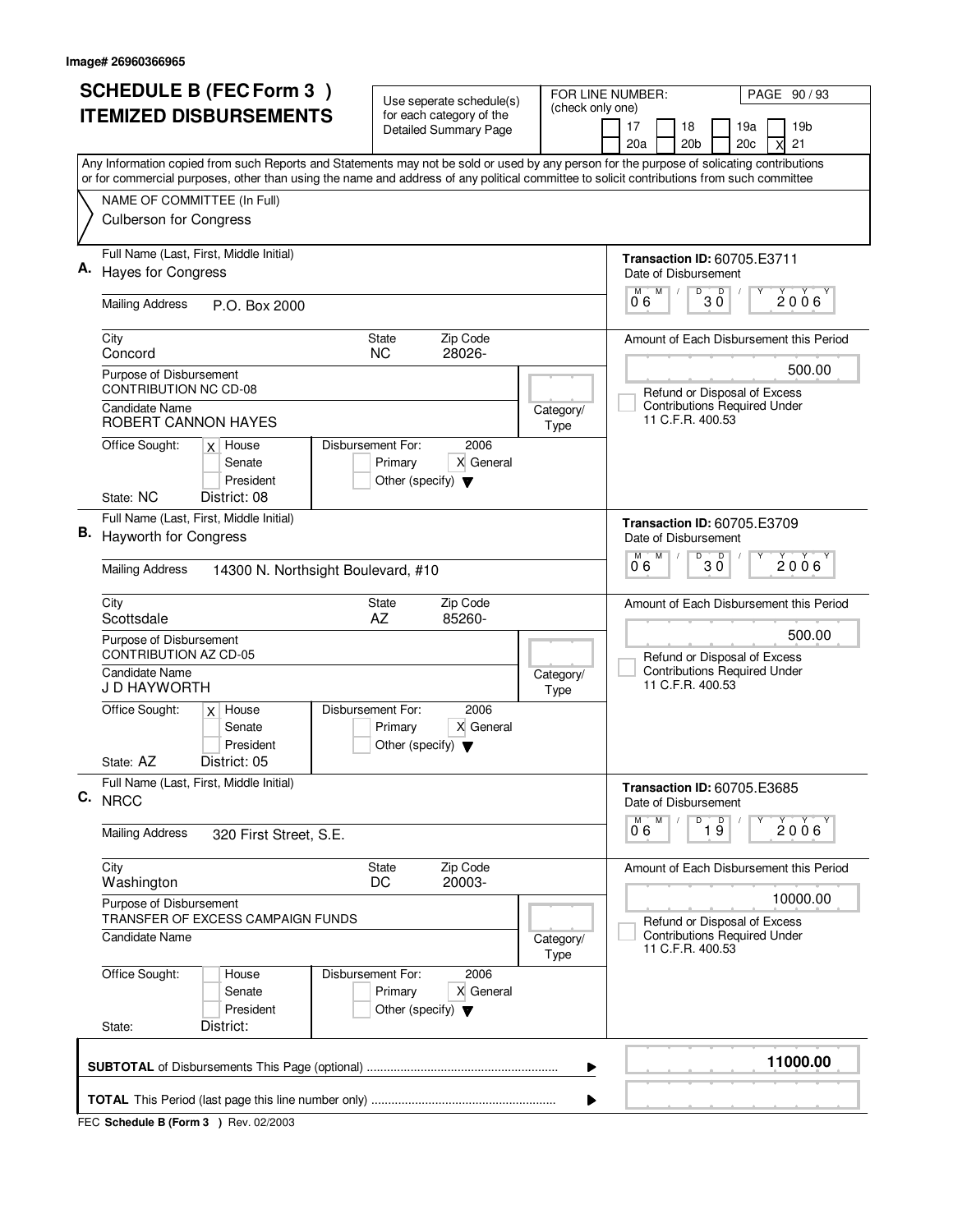Image# 26960366965

# SCHEDULE B (FEC Form 3) ITEMIZED DISBURSEMENTS

Use seperate schedule(s) for each category of the Detailed Summary Page

FOR LINE NUMBER: (check only one)

17 | 18 | 19a | 19b | 20a | 20b | 20c | X 21

Any Information copied from such Reports and Statements may not be sold or used by any person for the purpose of solicating contributions or for commercial purposes, other than using the name and address of any political committee to solicit contributions from such committee

NAME OF COMMITTEE (In Full)
Culberson for Congress

---

**A.** Full Name (Last, First, Middle Initial): Hayes for Congress

Mailing Address: P.O. Box 2000

City: Concord | State: NC | Zip Code: 28026-

Purpose of Disbursement: CONTRIBUTION NC CD-08

Candidate Name: ROBERT CANNON HAYES

Category/Type:

Office Sought: X House | Senate | President

State: NC | District: 08

Disbursement For: 2006 | Primary | X General | Other (specify)

Transaction ID: 60705.E3711

Date of Disbursement: 06/30/2006

Amount of Each Disbursement this Period: 500.00

Refund or Disposal of Excess Contributions Required Under 11 C.F.R. 400.53

---

**B.** Full Name (Last, First, Middle Initial): Hayworth for Congress

Mailing Address: 14300 N. Northsight Boulevard, #10

City: Scottsdale | State: AZ | Zip Code: 85260-

Purpose of Disbursement: CONTRIBUTION AZ CD-05

Candidate Name: J D HAYWORTH

Category/Type:

Office Sought: X House | Senate | President

State: AZ | District: 05

Disbursement For: 2006 | Primary | X General | Other (specify)

Transaction ID: 60705.E3709

Date of Disbursement: 06/30/2006

Amount of Each Disbursement this Period: 500.00

Refund or Disposal of Excess Contributions Required Under 11 C.F.R. 400.53

---

**C.** Full Name (Last, First, Middle Initial): NRCC

Mailing Address: 320 First Street, S.E.

City: Washington | State: DC | Zip Code: 20003-

Purpose of Disbursement: TRANSFER OF EXCESS CAMPAIGN FUNDS

Candidate Name:

Category/Type:

Office Sought: House | Senate | President

State: | District:

Disbursement For: 2006 | Primary | X General | Other (specify)

Transaction ID: 60705.E3685

Date of Disbursement: 06/19/2006

Amount of Each Disbursement this Period: 10000.00

Refund or Disposal of Excess Contributions Required Under 11 C.F.R. 400.53

---

**SUBTOTAL** of Disbursements This Page (optional): **11000.00**

**TOTAL** This Period (last page this line number only):

FEC **Schedule B (Form 3)** Rev. 02/2003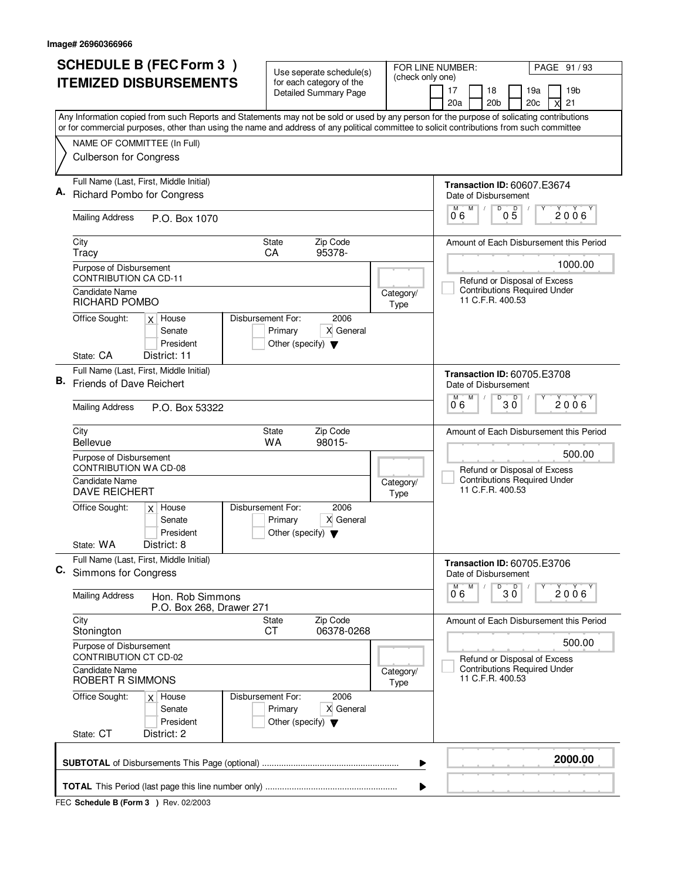Image# 26960366966

# SCHEDULE B (FEC Form 3 )
# ITEMIZED DISBURSEMENTS

Use seperate schedule(s) for each category of the Detailed Summary Page

FOR LINE NUMBER: (check only one)
17 | 18 | 19a | 19b | 20a | 20b | 20c | X 21

Any Information copied from such Reports and Statements may not be sold or used by any person for the purpose of solicating contributions or for commercial purposes, other than using the name and address of any political committee to solicit contributions from such committee

NAME OF COMMITTEE (In Full)
Culberson for Congress

---

**A.** Full Name (Last, First, Middle Initial): Richard Pombo for Congress

Mailing Address: P.O. Box 1070

City: Tracy | State: CA | Zip Code: 95378-

Purpose of Disbursement: CONTRIBUTION CA CD-11

Candidate Name: RICHARD POMBO

Category/Type:

Office Sought: [X] House [ ] Senate [ ] President
State: CA District: 11

Disbursement For: 2006 [ ] Primary [X] General [ ] Other (specify)

Transaction ID: 60607.E3674
Date of Disbursement: 06/05/2006

Amount of Each Disbursement this Period: 1000.00

[ ] Refund or Disposal of Excess Contributions Required Under 11 C.F.R. 400.53

---

**B.** Full Name (Last, First, Middle Initial): Friends of Dave Reichert

Mailing Address: P.O. Box 53322

City: Bellevue | State: WA | Zip Code: 98015-

Purpose of Disbursement: CONTRIBUTION WA CD-08

Candidate Name: DAVE REICHERT

Category/Type:

Office Sought: [X] House [ ] Senate [ ] President
State: WA District: 8

Disbursement For: 2006 [ ] Primary [X] General [ ] Other (specify)

Transaction ID: 60705.E3708
Date of Disbursement: 06/30/2006

Amount of Each Disbursement this Period: 500.00

[ ] Refund or Disposal of Excess Contributions Required Under 11 C.F.R. 400.53

---

**C.** Full Name (Last, First, Middle Initial): Simmons for Congress

Mailing Address: Hon. Rob Simmons
P.O. Box 268, Drawer 271

City: Stonington | State: CT | Zip Code: 06378-0268

Purpose of Disbursement: CONTRIBUTION CT CD-02

Candidate Name: ROBERT R SIMMONS

Category/Type:

Office Sought: [X] House [ ] Senate [ ] President
State: CT District: 2

Disbursement For: 2006 [ ] Primary [X] General [ ] Other (specify)

Transaction ID: 60705.E3706
Date of Disbursement: 06/30/2006

Amount of Each Disbursement this Period: 500.00

[ ] Refund or Disposal of Excess Contributions Required Under 11 C.F.R. 400.53

---

**SUBTOTAL** of Disbursements This Page (optional): **2000.00**

**TOTAL** This Period (last page this line number only):

FEC **Schedule B (Form 3 )** Rev. 02/2003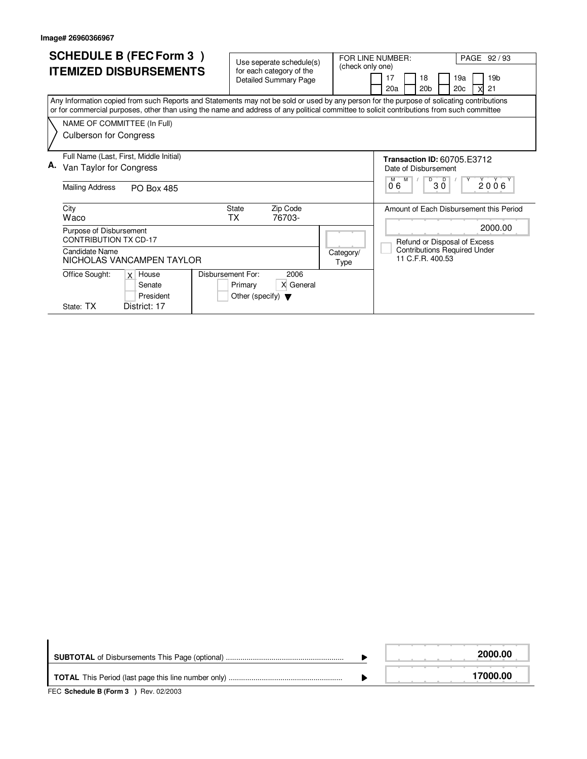Image# 26960366967

# SCHEDULE B (FEC Form 3 ) ITEMIZED DISBURSEMENTS

Use seperate schedule(s) for each category of the Detailed Summary Page

FOR LINE NUMBER: (check only one)

| | | | |
|---|---|---|---|
| 17 | 18 | 19a | 19b |
| 20a | 20b | 20c | X 21 |

Any Information copied from such Reports and Statements may not be sold or used by any person for the purpose of solicating contributions or for commercial purposes, other than using the name and address of any political committee to solicit contributions from such committee

NAME OF COMMITTEE (In Full)
Culberson for Congress

**A.** Full Name (Last, First, Middle Initial)
Van Taylor for Congress

Mailing Address: PO Box 485

City: Waco
State: TX
Zip Code: 76703-

Purpose of Disbursement: CONTRIBUTION TX CD-17

Candidate Name: NICHOLAS VANCAMPEN TAYLOR

Category/Type:

Office Sought: X House / Senate / President
State: TX District: 17

Disbursement For: 2006
Primary / X General / Other (specify)

**Transaction ID:** 60705.E3712

Date of Disbursement: 06 / 30 / 2006

Amount of Each Disbursement this Period: 2000.00

Refund or Disposal of Excess Contributions Required Under 11 C.F.R. 400.53

| | |
|---|---|
| **SUBTOTAL** of Disbursements This Page (optional) | **2000.00** |
| **TOTAL** This Period (last page this line number only) | **17000.00** |

FEC **Schedule B (Form 3 )** Rev. 02/2003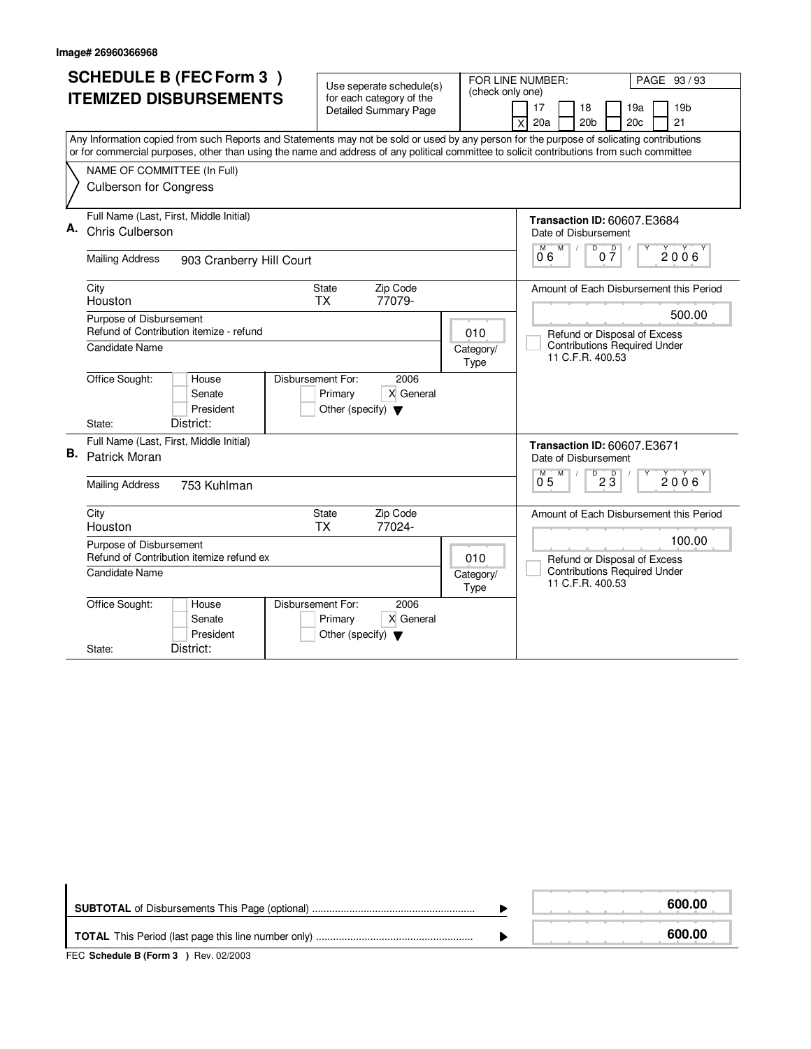Image# 26960366968

# SCHEDULE B (FEC Form 3 )
# ITEMIZED DISBURSEMENTS

Use seperate schedule(s) for each category of the Detailed Summary Page

FOR LINE NUMBER: (check only one)

| | | | |
|---|---|---|---|
| 17 | 18 | 19a | 19b |
| X 20a | 20b | 20c | 21 |

PAGE 93 / 93

Any Information copied from such Reports and Statements may not be sold or used by any person for the purpose of solicating contributions or for commercial purposes, other than using the name and address of any political committee to solicit contributions from such committee

NAME OF COMMITTEE (In Full)
Culberson for Congress

**A.** Full Name (Last, First, Middle Initial): Chris Culberson

Mailing Address: 903 Cranberry Hill Court

City: Houston | State: TX | Zip Code: 77079-

Purpose of Disbursement: Refund of Contribution itemize - refund

Category/Type: 010

Candidate Name:

Office Sought: House / Senate / President

State: | District:

Disbursement For: 2006 — Primary / X General / Other (specify)

**Transaction ID: 60607.E3684**

Date of Disbursement: 06 / 07 / 2006

Amount of Each Disbursement this Period: 500.00

Refund or Disposal of Excess Contributions Required Under 11 C.F.R. 400.53

**B.** Full Name (Last, First, Middle Initial): Patrick Moran

Mailing Address: 753 Kuhlman

City: Houston | State: TX | Zip Code: 77024-

Purpose of Disbursement: Refund of Contribution itemize refund ex

Category/Type: 010

Candidate Name:

Office Sought: House / Senate / President

State: | District:

Disbursement For: 2006 — Primary / X General / Other (specify)

**Transaction ID: 60607.E3671**

Date of Disbursement: 05 / 23 / 2006

Amount of Each Disbursement this Period: 100.00

Refund or Disposal of Excess Contributions Required Under 11 C.F.R. 400.53

| | |
|---|---|
| **SUBTOTAL** of Disbursements This Page (optional) | **600.00** |
| **TOTAL** This Period (last page this line number only) | **600.00** |

FEC **Schedule B (Form 3 )** Rev. 02/2003